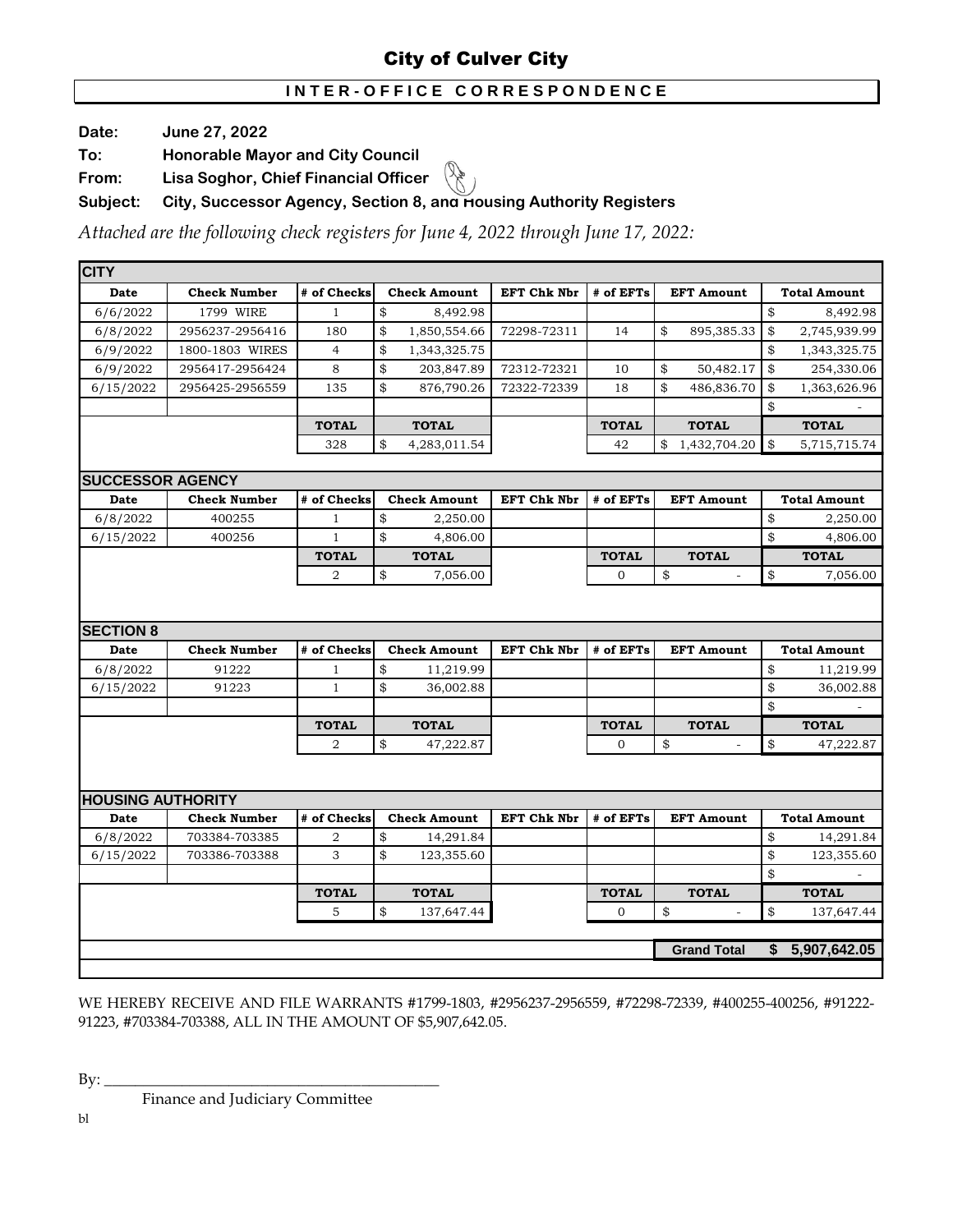# City of Culver City

## INTER-OFFICE CORRESPONDENCE

**Date:** June 27, 2022

**To:** Honorable Mayor and City Council

**From:** Lisa Soghor, Chief Financial Officer

**Subject:** City, Successor Agency, Section 8, and Housing Authority Registers

*Attached are the following check registers for June 4, 2022 through June 17, 2022:*

### CITY

| Date | Check Number | # of Checks | Check Amount | EFT Chk Nbr | # of EFTs | EFT Amount | Total Amount |
|---|---|---|---|---|---|---|---|
| 6/6/2022 | 1799 WIRE | 1 | $ 8,492.98 | | | | $ 8,492.98 |
| 6/8/2022 | 2956237-2956416 | 180 | $ 1,850,554.66 | 72298-72311 | 14 | $ 895,385.33 | $ 2,745,939.99 |
| 6/9/2022 | 1800-1803 WIRES | 4 | $ 1,343,325.75 | | | | $ 1,343,325.75 |
| 6/9/2022 | 2956417-2956424 | 8 | $ 203,847.89 | 72312-72321 | 10 | $ 50,482.17 | $ 254,330.06 |
| 6/15/2022 | 2956425-2956559 | 135 | $ 876,790.26 | 72322-72339 | 18 | $ 486,836.70 | $ 1,363,626.96 |
| | | | | | | | $ - |
| | | **TOTAL** | **TOTAL** | | **TOTAL** | **TOTAL** | **TOTAL** |
| | | 328 | $ 4,283,011.54 | | 42 | $ 1,432,704.20 | $ 5,715,715.74 |

### SUCCESSOR AGENCY

| Date | Check Number | # of Checks | Check Amount | EFT Chk Nbr | # of EFTs | EFT Amount | Total Amount |
|---|---|---|---|---|---|---|---|
| 6/8/2022 | 400255 | 1 | $ 2,250.00 | | | | $ 2,250.00 |
| 6/15/2022 | 400256 | 1 | $ 4,806.00 | | | | $ 4,806.00 |
| | | **TOTAL** | **TOTAL** | | **TOTAL** | **TOTAL** | **TOTAL** |
| | | 2 | $ 7,056.00 | | 0 | $ - | $ 7,056.00 |

### SECTION 8

| Date | Check Number | # of Checks | Check Amount | EFT Chk Nbr | # of EFTs | EFT Amount | Total Amount |
|---|---|---|---|---|---|---|---|
| 6/8/2022 | 91222 | 1 | $ 11,219.99 | | | | $ 11,219.99 |
| 6/15/2022 | 91223 | 1 | $ 36,002.88 | | | | $ 36,002.88 |
| | | | | | | | $ - |
| | | **TOTAL** | **TOTAL** | | **TOTAL** | **TOTAL** | **TOTAL** |
| | | 2 | $ 47,222.87 | | 0 | $ - | $ 47,222.87 |

### HOUSING AUTHORITY

| Date | Check Number | # of Checks | Check Amount | EFT Chk Nbr | # of EFTs | EFT Amount | Total Amount |
|---|---|---|---|---|---|---|---|
| 6/8/2022 | 703384-703385 | 2 | $ 14,291.84 | | | | $ 14,291.84 |
| 6/15/2022 | 703386-703388 | 3 | $ 123,355.60 | | | | $ 123,355.60 |
| | | | | | | | $ - |
| | | **TOTAL** | **TOTAL** | | **TOTAL** | **TOTAL** | **TOTAL** |
| | | 5 | $ 137,647.44 | | 0 | $ - | $ 137,647.44 |
| | | | | | | **Grand Total** | **$ 5,907,642.05** |

WE HEREBY RECEIVE AND FILE WARRANTS #1799-1803, #2956237-2956559, #72298-72339, #400255-400256, #91222-91223, #703384-703388, ALL IN THE AMOUNT OF $5,907,642.05.

By: ____________________________________________

Finance and Judiciary Committee

bl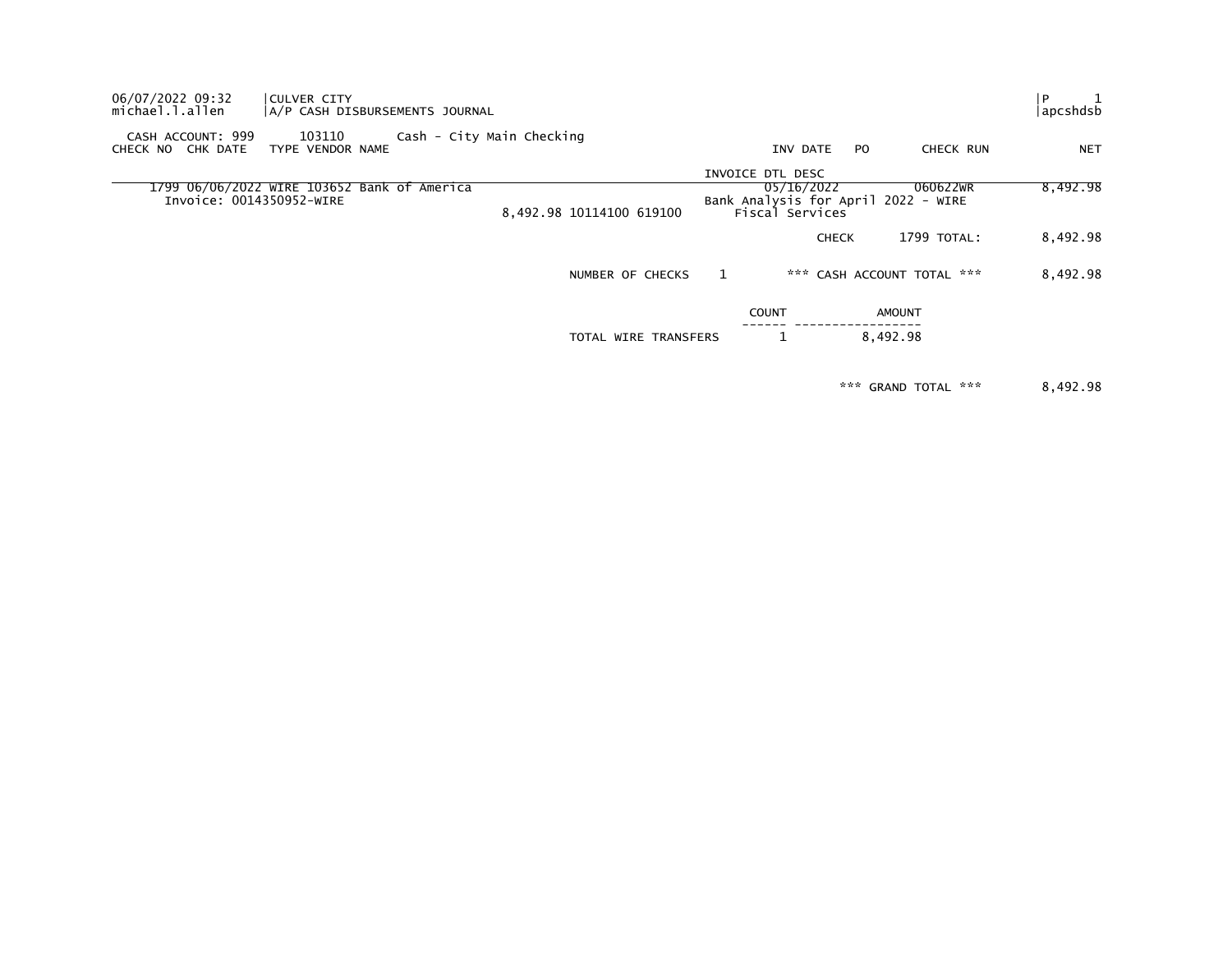06/07/2022 09:32 | CULVER CITY
michael.l.allen | A/P CASH DISBURSEMENTS JOURNAL

P 1
apcshdsb

CASH ACCOUNT: 999 103110 Cash - City Main Checking

| CHECK NO | CHK DATE | TYPE | VENDOR NAME | | INV DATE / INVOICE DTL DESC | PO | CHECK RUN | NET |
|---|---|---|---|---|---|---|---|---|
| 1799 | 06/06/2022 | WIRE | 103652 Bank of America | | 05/16/2022 | | 060622WR | 8,492.98 |
| | | | Invoice: 0014350952-WIRE | 8,492.98 10114100 619100 | Bank Analysis for April 2022 - WIRE Fiscal Services | | | |
| | | | | | | CHECK | 1799 TOTAL: | 8,492.98 |

NUMBER OF CHECKS 1 *** CASH ACCOUNT TOTAL *** 8,492.98

| | COUNT | AMOUNT |
|---|---|---|
| TOTAL WIRE TRANSFERS | 1 | 8,492.98 |

*** GRAND TOTAL *** 8,492.98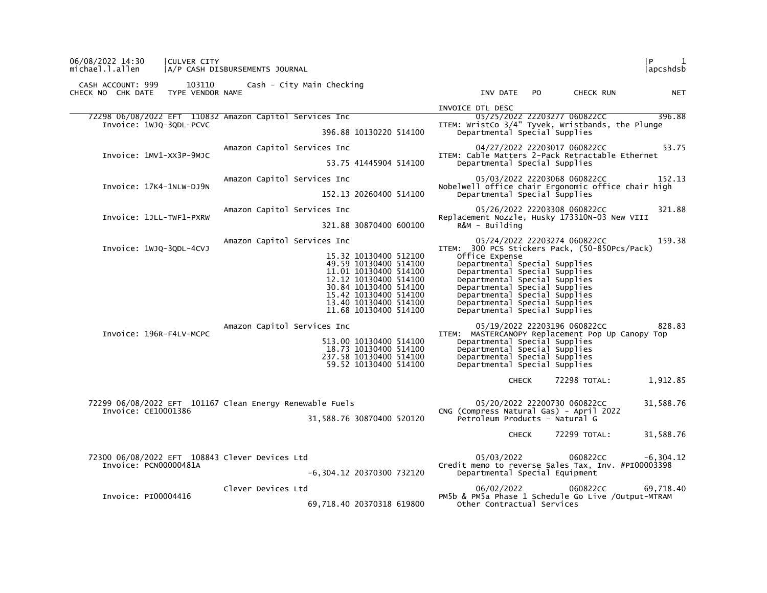06/08/2022 14:30 | CULVER CITY | P 1
michael.l.allen | A/P CASH DISBURSEMENTS JOURNAL | apcshdsb

CASH ACCOUNT: 999 103110 Cash - City Main Checking

| CHECK NO | CHK DATE | TYPE | VENDOR NAME | | INV DATE / INVOICE DTL DESC | PO | CHECK RUN | NET |
|---|---|---|---|---|---|---|---|---|
| 72298 | 06/08/2022 | EFT | 110832 Amazon Capitol Services Inc | | 05/25/2022 | 22203277 | 060822CC | 396.88 |
| | | | Invoice: 1WJQ-3QDL-PCVC | | ITEM: WristCo 3/4" Tyvek, Wristbands, the Plunge | | | |
| | | | | 396.88 10130220 514100 | Departmental Special Supplies | | | |
| | | | Amazon Capitol Services Inc | | 04/27/2022 | 22203017 | 060822CC | 53.75 |
| | | | Invoice: 1MV1-XX3P-9MJC | | ITEM: Cable Matters 2-Pack Retractable Ethernet | | | |
| | | | | 53.75 41445904 514100 | Departmental Special Supplies | | | |
| | | | Amazon Capitol Services Inc | | 05/03/2022 | 22203068 | 060822CC | 152.13 |
| | | | Invoice: 17K4-1NLW-DJ9N | | Nobelwell office chair Ergonomic office chair high | | | |
| | | | | 152.13 20260400 514100 | Departmental Special Supplies | | | |
| | | | Amazon Capitol Services Inc | | 05/26/2022 | 22203308 | 060822CC | 321.88 |
| | | | Invoice: 1JLL-TWF1-PXRW | | Replacement Nozzle, Husky 173310N-03 New VIII | | | |
| | | | | 321.88 30870400 600100 | R&M - Building | | | |
| | | | Amazon Capitol Services Inc | | 05/24/2022 | 22203274 | 060822CC | 159.38 |
| | | | Invoice: 1WJQ-3QDL-4CVJ | | ITEM: 300 PCS Stickers Pack, (50-850Pcs/Pack) | | | |
| | | | | 15.32 10130400 512100 | Office Expense | | | |
| | | | | 49.59 10130400 514100 | Departmental Special Supplies | | | |
| | | | | 11.01 10130400 514100 | Departmental Special Supplies | | | |
| | | | | 12.12 10130400 514100 | Departmental Special Supplies | | | |
| | | | | 30.84 10130400 514100 | Departmental Special Supplies | | | |
| | | | | 15.42 10130400 514100 | Departmental Special Supplies | | | |
| | | | | 13.40 10130400 514100 | Departmental Special Supplies | | | |
| | | | | 11.68 10130400 514100 | Departmental Special Supplies | | | |
| | | | Amazon Capitol Services Inc | | 05/19/2022 | 22203196 | 060822CC | 828.83 |
| | | | Invoice: 196R-F4LV-MCPC | | ITEM: MASTERCANOPY Replacement Pop Up Canopy Top | | | |
| | | | | 513.00 10130400 514100 | Departmental Special Supplies | | | |
| | | | | 18.73 10130400 514100 | Departmental Special Supplies | | | |
| | | | | 237.58 10130400 514100 | Departmental Special Supplies | | | |
| | | | | 59.52 10130400 514100 | Departmental Special Supplies | | | |
| | | | | | CHECK | 72298 | TOTAL: | 1,912.85 |
| 72299 | 06/08/2022 | EFT | 101167 Clean Energy Renewable Fuels | | 05/20/2022 | 22200730 | 060822CC | 31,588.76 |
| | | | Invoice: CE10001386 | | CNG (Compress Natural Gas) - April 2022 | | | |
| | | | | 31,588.76 30870400 520120 | Petroleum Products - Natural G | | | |
| | | | | | CHECK | 72299 | TOTAL: | 31,588.76 |
| 72300 | 06/08/2022 | EFT | 108843 Clever Devices Ltd | | 05/03/2022 | | 060822CC | -6,304.12 |
| | | | Invoice: PCN00000481A | | Credit memo to reverse Sales Tax, Inv. #PI00003398 | | | |
| | | | | -6,304.12 20370300 732120 | Departmental Special Equipment | | | |
| | | | Clever Devices Ltd | | 06/02/2022 | | 060822CC | 69,718.40 |
| | | | Invoice: PI00004416 | | PM5b & PM5a Phase 1 Schedule Go Live /Output-MTRAM | | | |
| | | | | 69,718.40 20370318 619800 | Other Contractual Services | | | |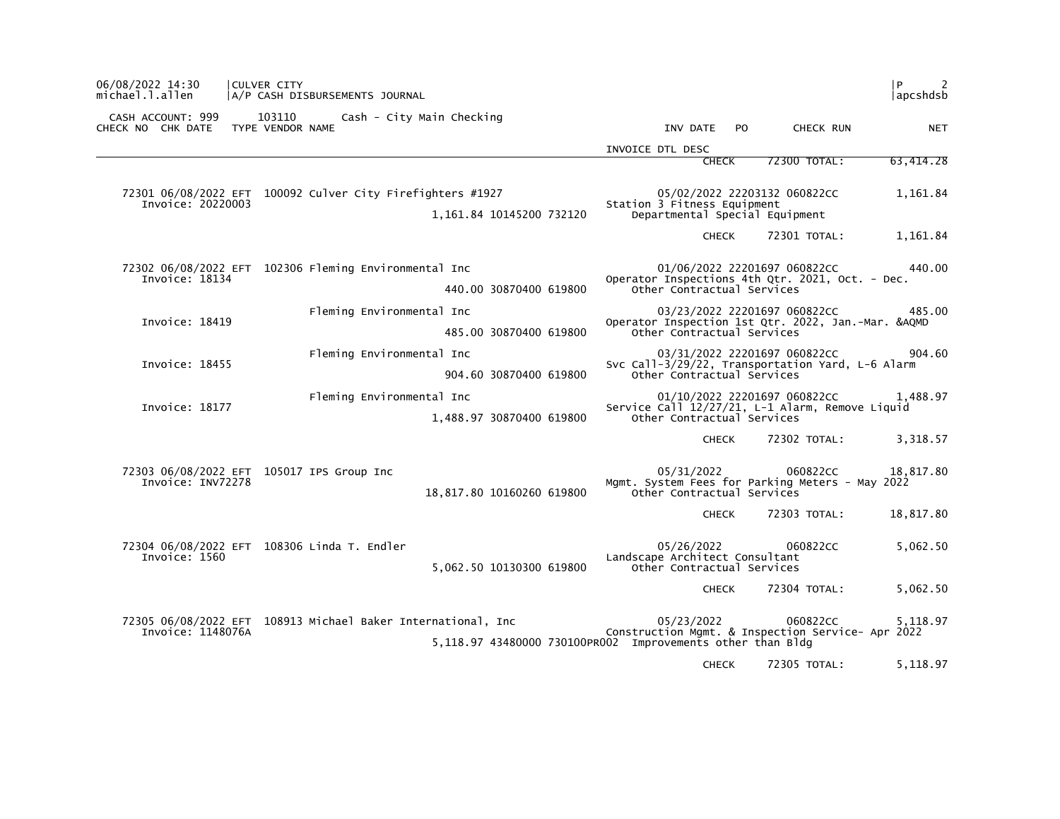CULVER CITY
A/P CASH DISBURSEMENTS JOURNAL

CASH ACCOUNT: 999 103110 Cash - City Main Checking

| CHECK NO | CHK DATE | TYPE | VENDOR NAME | | INV DATE | PO | CHECK RUN | NET |
|---|---|---|---|---|---|---|---|---|
| | | | | INVOICE DTL DESC | | | | |
| | | | | | CHECK | | 72300 TOTAL: | 63,414.28 |
| 72301 | 06/08/2022 | EFT | 100092 Culver City Firefighters #1927 | | 05/02/2022 | 22203132 | 060822CC | 1,161.84 |
| Invoice: 20220003 | | | 1,161.84 10145200 732120 | Station 3 Fitness Equipment / Departmental Special Equipment | | | | |
| | | | | | CHECK | | 72301 TOTAL: | 1,161.84 |
| 72302 | 06/08/2022 | EFT | 102306 Fleming Environmental Inc | | 01/06/2022 | 22201697 | 060822CC | 440.00 |
| Invoice: 18134 | | | 440.00 30870400 619800 | Operator Inspections 4th Qtr. 2021, Oct. - Dec. / Other Contractual Services | | | | |
| | | | Fleming Environmental Inc | | 03/23/2022 | 22201697 | 060822CC | 485.00 |
| Invoice: 18419 | | | 485.00 30870400 619800 | Operator Inspection 1st Qtr. 2022, Jan.-Mar. &AQMD / Other Contractual Services | | | | |
| | | | Fleming Environmental Inc | | 03/31/2022 | 22201697 | 060822CC | 904.60 |
| Invoice: 18455 | | | 904.60 30870400 619800 | Svc Call-3/29/22, Transportation Yard, L-6 Alarm / Other Contractual Services | | | | |
| | | | Fleming Environmental Inc | | 01/10/2022 | 22201697 | 060822CC | 1,488.97 |
| Invoice: 18177 | | | 1,488.97 30870400 619800 | Service Call 12/27/21, L-1 Alarm, Remove Liquid / Other Contractual Services | | | | |
| | | | | | CHECK | | 72302 TOTAL: | 3,318.57 |
| 72303 | 06/08/2022 | EFT | 105017 IPS Group Inc | | 05/31/2022 | | 060822CC | 18,817.80 |
| Invoice: INV72278 | | | 18,817.80 10160260 619800 | Mgmt. System Fees for Parking Meters - May 2022 / Other Contractual Services | | | | |
| | | | | | CHECK | | 72303 TOTAL: | 18,817.80 |
| 72304 | 06/08/2022 | EFT | 108306 Linda T. Endler | | 05/26/2022 | | 060822CC | 5,062.50 |
| Invoice: 1560 | | | 5,062.50 10130300 619800 | Landscape Architect Consultant / Other Contractual Services | | | | |
| | | | | | CHECK | | 72304 TOTAL: | 5,062.50 |
| 72305 | 06/08/2022 | EFT | 108913 Michael Baker International, Inc | | 05/23/2022 | | 060822CC | 5,118.97 |
| Invoice: 1148076A | | | 5,118.97 43480000 730100PR002 | Construction Mgmt. & Inspection Service- Apr 2022 / Improvements other than Bldg | | | | |
| | | | | | CHECK | | 72305 TOTAL: | 5,118.97 |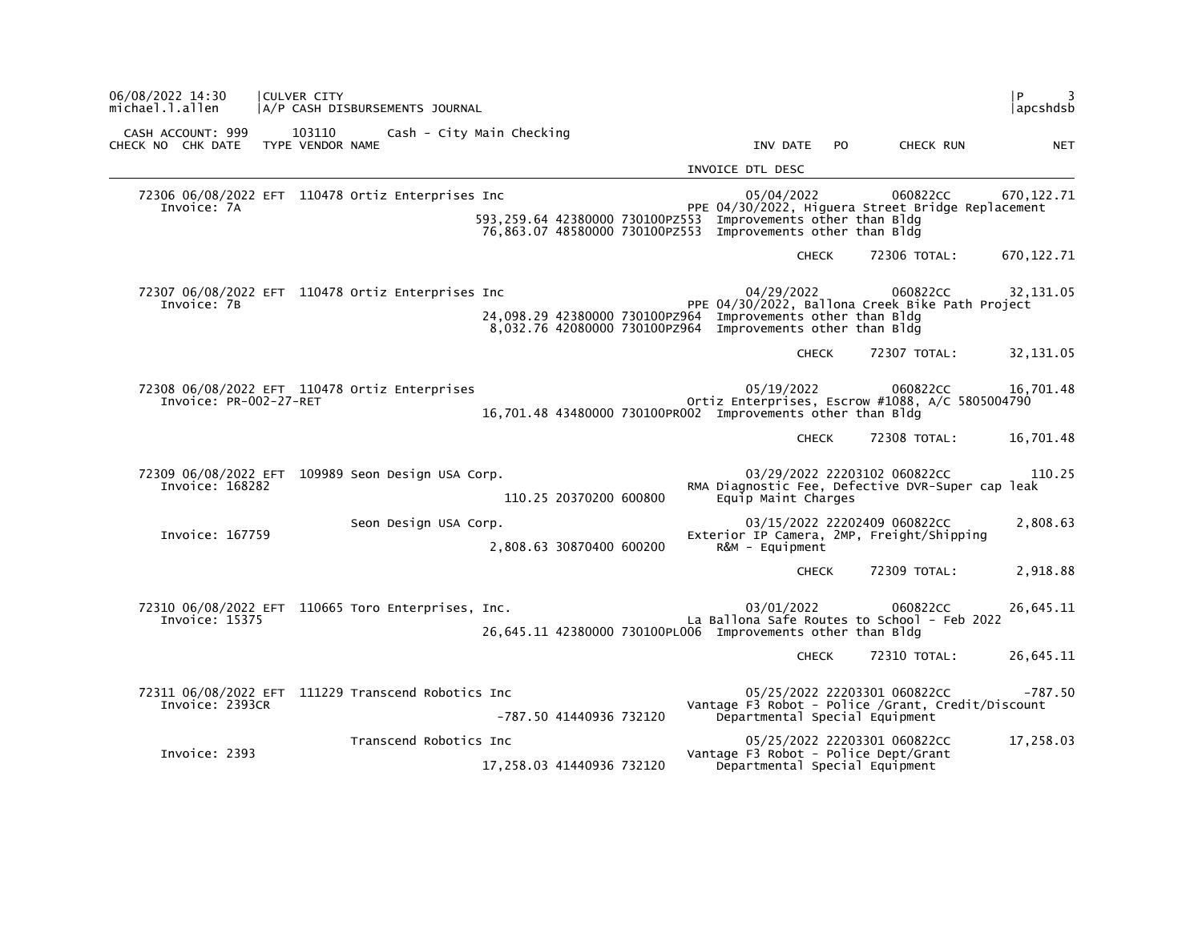CULVER CITY
A/P CASH DISBURSEMENTS JOURNAL

CASH ACCOUNT: 999 103110 Cash - City Main Checking

| CHECK NO | CHK DATE | TYPE | VENDOR NAME | | INV DATE | PO | CHECK RUN | NET |
|---|---|---|---|---|---|---|---|---|
| | | | | INVOICE DTL DESC | | | | |
| 72306 | 06/08/2022 | EFT | 110478 Ortiz Enterprises Inc | | 05/04/2022 | | 060822CC | 670,122.71 |
| Invoice: 7A | | | | PPE 04/30/2022, Higuera Street Bridge Replacement | | | | |
| | | | 593,259.64 42380000 730100PZ553 | Improvements other than Bldg | | | | |
| | | | 76,863.07 48580000 730100PZ553 | Improvements other than Bldg | | | | |
| | | | | | CHECK | | 72306 TOTAL: | 670,122.71 |
| 72307 | 06/08/2022 | EFT | 110478 Ortiz Enterprises Inc | | 04/29/2022 | | 060822CC | 32,131.05 |
| Invoice: 7B | | | | PPE 04/30/2022, Ballona Creek Bike Path Project | | | | |
| | | | 24,098.29 42380000 730100PZ964 | Improvements other than Bldg | | | | |
| | | | 8,032.76 42080000 730100PZ964 | Improvements other than Bldg | | | | |
| | | | | | CHECK | | 72307 TOTAL: | 32,131.05 |
| 72308 | 06/08/2022 | EFT | 110478 Ortiz Enterprises | | 05/19/2022 | | 060822CC | 16,701.48 |
| Invoice: PR-002-27-RET | | | | Ortiz Enterprises, Escrow #1088, A/C 5805004790 | | | | |
| | | | 16,701.48 43480000 730100PR002 | Improvements other than Bldg | | | | |
| | | | | | CHECK | | 72308 TOTAL: | 16,701.48 |
| 72309 | 06/08/2022 | EFT | 109989 Seon Design USA Corp. | | 03/29/2022 | 22203102 | 060822CC | 110.25 |
| Invoice: 168282 | | | | RMA Diagnostic Fee, Defective DVR-Super cap leak | | | | |
| | | | 110.25 20370200 600800 | Equip Maint Charges | | | | |
| | | | Seon Design USA Corp. | | 03/15/2022 | 22202409 | 060822CC | 2,808.63 |
| Invoice: 167759 | | | | Exterior IP Camera, 2MP, Freight/Shipping | | | | |
| | | | 2,808.63 30870400 600200 | R&M - Equipment | | | | |
| | | | | | CHECK | | 72309 TOTAL: | 2,918.88 |
| 72310 | 06/08/2022 | EFT | 110665 Toro Enterprises, Inc. | | 03/01/2022 | | 060822CC | 26,645.11 |
| Invoice: 15375 | | | | La Ballona Safe Routes to School - Feb 2022 | | | | |
| | | | 26,645.11 42380000 730100PL006 | Improvements other than Bldg | | | | |
| | | | | | CHECK | | 72310 TOTAL: | 26,645.11 |
| 72311 | 06/08/2022 | EFT | 111229 Transcend Robotics Inc | | 05/25/2022 | 22203301 | 060822CC | -787.50 |
| Invoice: 2393CR | | | | Vantage F3 Robot - Police /Grant, Credit/Discount | | | | |
| | | | -787.50 41440936 732120 | Departmental Special Equipment | | | | |
| | | | Transcend Robotics Inc | | 05/25/2022 | 22203301 | 060822CC | 17,258.03 |
| Invoice: 2393 | | | | Vantage F3 Robot - Police Dept/Grant | | | | |
| | | | 17,258.03 41440936 732120 | Departmental Special Equipment | | | | |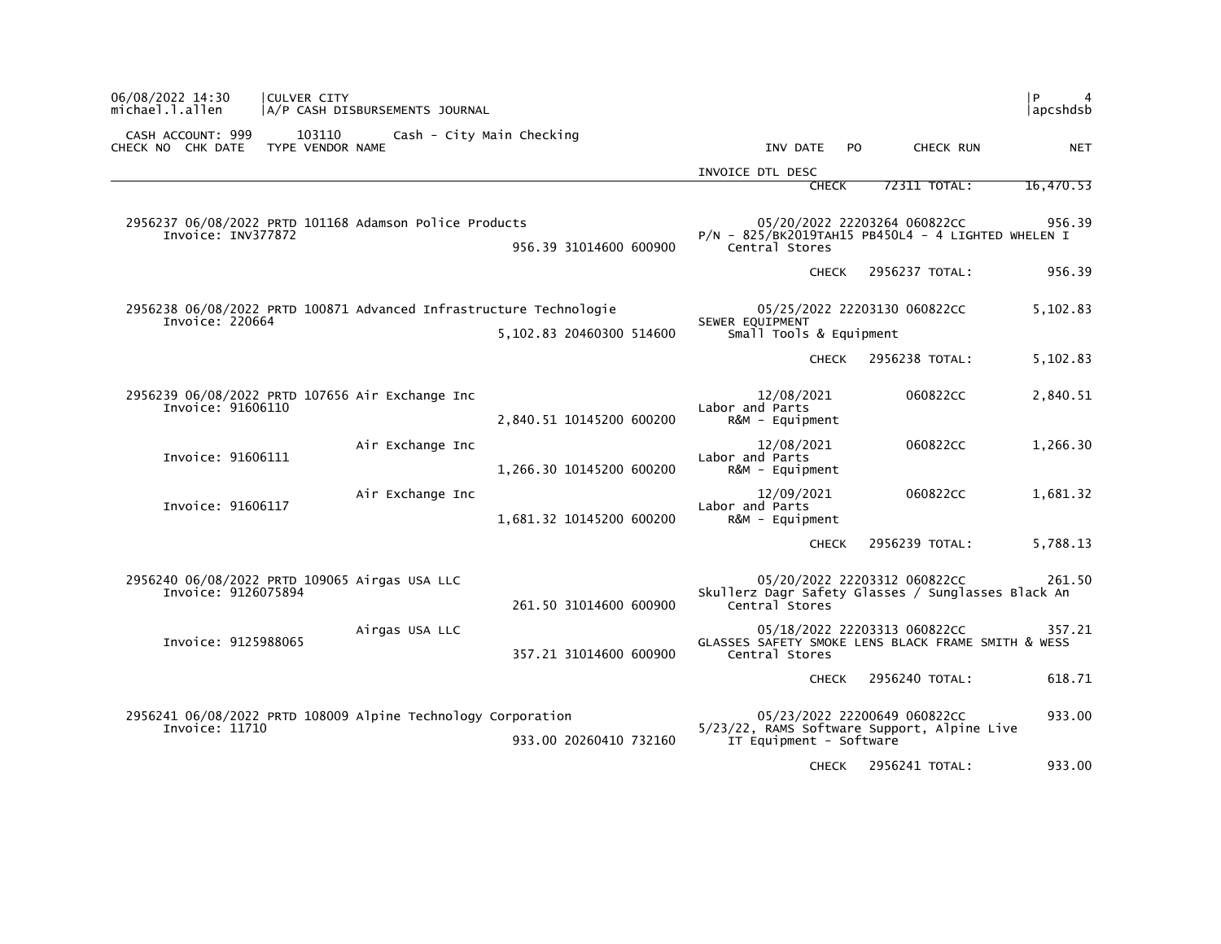06/08/2022 14:30 | CULVER CITY | P 4
michael.l.allen | A/P CASH DISBURSEMENTS JOURNAL | apcshdsb

CASH ACCOUNT: 999 103110 Cash - City Main Checking

| CHECK NO | CHK DATE | TYPE | VENDOR NAME | | INV DATE / INVOICE DTL DESC | PO | CHECK RUN | NET |
|---|---|---|---|---|---|---|---|---|
| | | | | | CHECK | | 72311 TOTAL: | 16,470.53 |
| 2956237 | 06/08/2022 | PRTD | 101168 Adamson Police Products | | 05/20/2022 | 22203264 | 060822CC | 956.39 |
| | Invoice: INV377872 | | | 956.39 31014600 600900 | P/N - 825/BK2019TAH15 PB450L4 - 4 LIGHTED WHELEN I<br>Central Stores | | | |
| | | | | | CHECK | | 2956237 TOTAL: | 956.39 |
| 2956238 | 06/08/2022 | PRTD | 100871 Advanced Infrastructure Technologie | | 05/25/2022 | 22203130 | 060822CC | 5,102.83 |
| | Invoice: 220664 | | | 5,102.83 20460300 514600 | SEWER EQUIPMENT<br>Small Tools & Equipment | | | |
| | | | | | CHECK | | 2956238 TOTAL: | 5,102.83 |
| 2956239 | 06/08/2022 | PRTD | 107656 Air Exchange Inc | | 12/08/2021 | | 060822CC | 2,840.51 |
| | Invoice: 91606110 | | | 2,840.51 10145200 600200 | Labor and Parts<br>R&M - Equipment | | | |
| | Invoice: 91606111 | | Air Exchange Inc | 1,266.30 10145200 600200 | 12/08/2021<br>Labor and Parts<br>R&M - Equipment | | 060822CC | 1,266.30 |
| | Invoice: 91606117 | | Air Exchange Inc | 1,681.32 10145200 600200 | 12/09/2021<br>Labor and Parts<br>R&M - Equipment | | 060822CC | 1,681.32 |
| | | | | | CHECK | | 2956239 TOTAL: | 5,788.13 |
| 2956240 | 06/08/2022 | PRTD | 109065 Airgas USA LLC | | 05/20/2022 | 22203312 | 060822CC | 261.50 |
| | Invoice: 9126075894 | | | 261.50 31014600 600900 | Skullerz Dagr Safety Glasses / Sunglasses Black An<br>Central Stores | | | |
| | Invoice: 9125988065 | | Airgas USA LLC | 357.21 31014600 600900 | 05/18/2022<br>GLASSES SAFETY SMOKE LENS BLACK FRAME SMITH & WESS<br>Central Stores | 22203313 | 060822CC | 357.21 |
| | | | | | CHECK | | 2956240 TOTAL: | 618.71 |
| 2956241 | 06/08/2022 | PRTD | 108009 Alpine Technology Corporation | | 05/23/2022 | 22200649 | 060822CC | 933.00 |
| | Invoice: 11710 | | | 933.00 20260410 732160 | 5/23/22, RAMS Software Support, Alpine Live<br>IT Equipment - Software | | | |
| | | | | | CHECK | | 2956241 TOTAL: | 933.00 |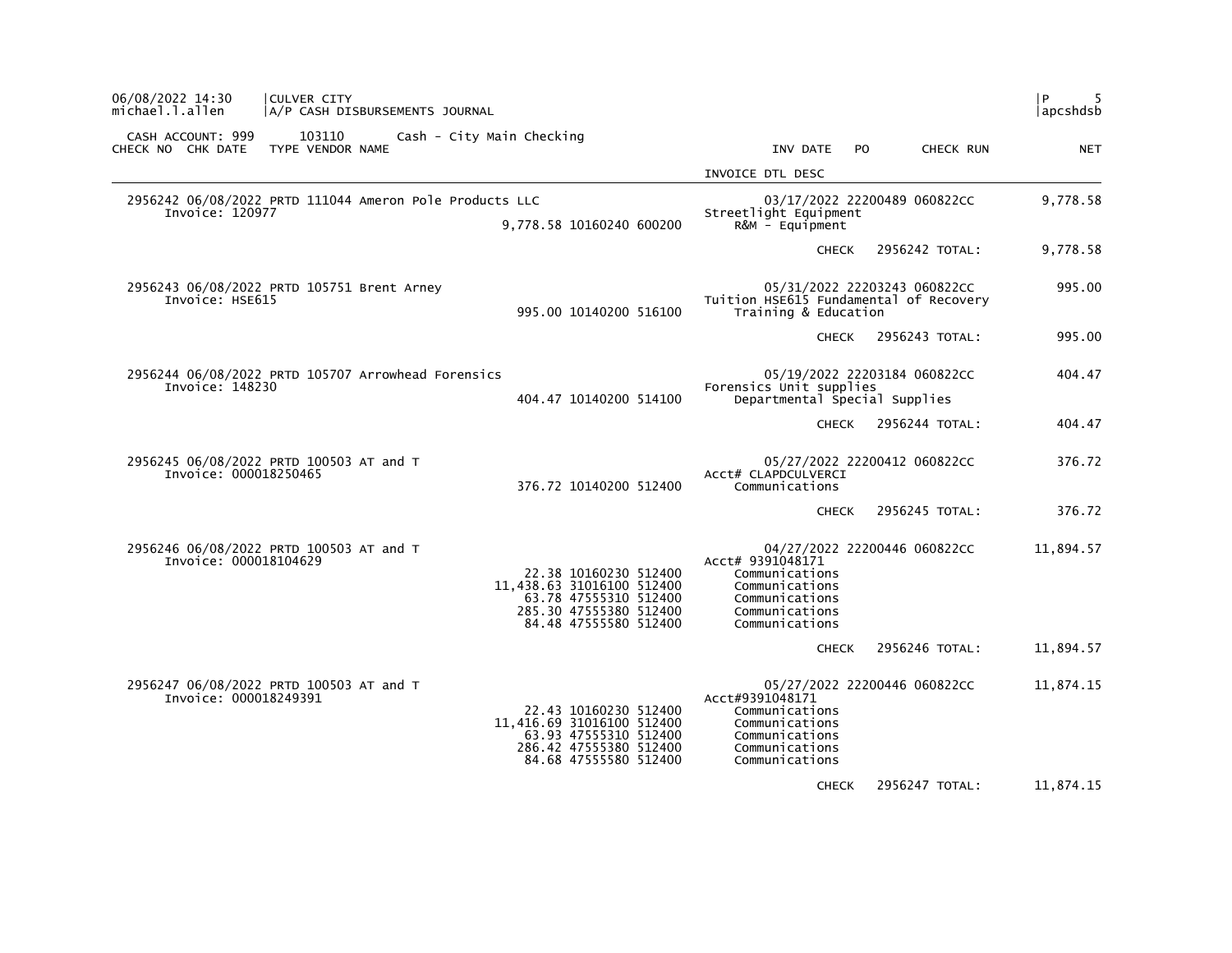06/08/2022 14:30 | CULVER CITY
michael.l.allen | A/P CASH DISBURSEMENTS JOURNAL

CASH ACCOUNT: 999 103110 Cash - City Main Checking

| CHECK NO | CHK DATE | TYPE | VENDOR NAME | | | INV DATE | PO | CHECK RUN | NET |
|---|---|---|---|---|---|---|---|---|---|
| | | | | | INVOICE DTL DESC | | | | |
| 2956242 | 06/08/2022 | PRTD | 111044 Ameron Pole Products LLC | | | 03/17/2022 | 22200489 | 060822CC | 9,778.58 |
| | | | Invoice: 120977 | | Streetlight Equipment | | | | |
| | | | | 9,778.58 10160240 600200 | R&M - Equipment | | | | |
| | | | | | | CHECK | | 2956242 TOTAL: | 9,778.58 |
| 2956243 | 06/08/2022 | PRTD | 105751 Brent Arney | | | 05/31/2022 | 22203243 | 060822CC | 995.00 |
| | | | Invoice: HSE615 | | Tuition HSE615 Fundamental of Recovery | | | | |
| | | | | 995.00 10140200 516100 | Training & Education | | | | |
| | | | | | | CHECK | | 2956243 TOTAL: | 995.00 |
| 2956244 | 06/08/2022 | PRTD | 105707 Arrowhead Forensics | | | 05/19/2022 | 22203184 | 060822CC | 404.47 |
| | | | Invoice: 148230 | | Forensics Unit supplies | | | | |
| | | | | 404.47 10140200 514100 | Departmental Special Supplies | | | | |
| | | | | | | CHECK | | 2956244 TOTAL: | 404.47 |
| 2956245 | 06/08/2022 | PRTD | 100503 AT and T | | | 05/27/2022 | 22200412 | 060822CC | 376.72 |
| | | | Invoice: 000018250465 | | Acct# CLAPDCULVERCI | | | | |
| | | | | 376.72 10140200 512400 | Communications | | | | |
| | | | | | | CHECK | | 2956245 TOTAL: | 376.72 |
| 2956246 | 06/08/2022 | PRTD | 100503 AT and T | | | 04/27/2022 | 22200446 | 060822CC | 11,894.57 |
| | | | Invoice: 000018104629 | | Acct# 9391048171 | | | | |
| | | | | 22.38 10160230 512400 | Communications | | | | |
| | | | | 11,438.63 31016100 512400 | Communications | | | | |
| | | | | 63.78 47555310 512400 | Communications | | | | |
| | | | | 285.30 47555380 512400 | Communications | | | | |
| | | | | 84.48 47555580 512400 | Communications | | | | |
| | | | | | | CHECK | | 2956246 TOTAL: | 11,894.57 |
| 2956247 | 06/08/2022 | PRTD | 100503 AT and T | | | 05/27/2022 | 22200446 | 060822CC | 11,874.15 |
| | | | Invoice: 000018249391 | | Acct#9391048171 | | | | |
| | | | | 22.43 10160230 512400 | Communications | | | | |
| | | | | 11,416.69 31016100 512400 | Communications | | | | |
| | | | | 63.93 47555310 512400 | Communications | | | | |
| | | | | 286.42 47555380 512400 | Communications | | | | |
| | | | | 84.68 47555580 512400 | Communications | | | | |
| | | | | | | CHECK | | 2956247 TOTAL: | 11,874.15 |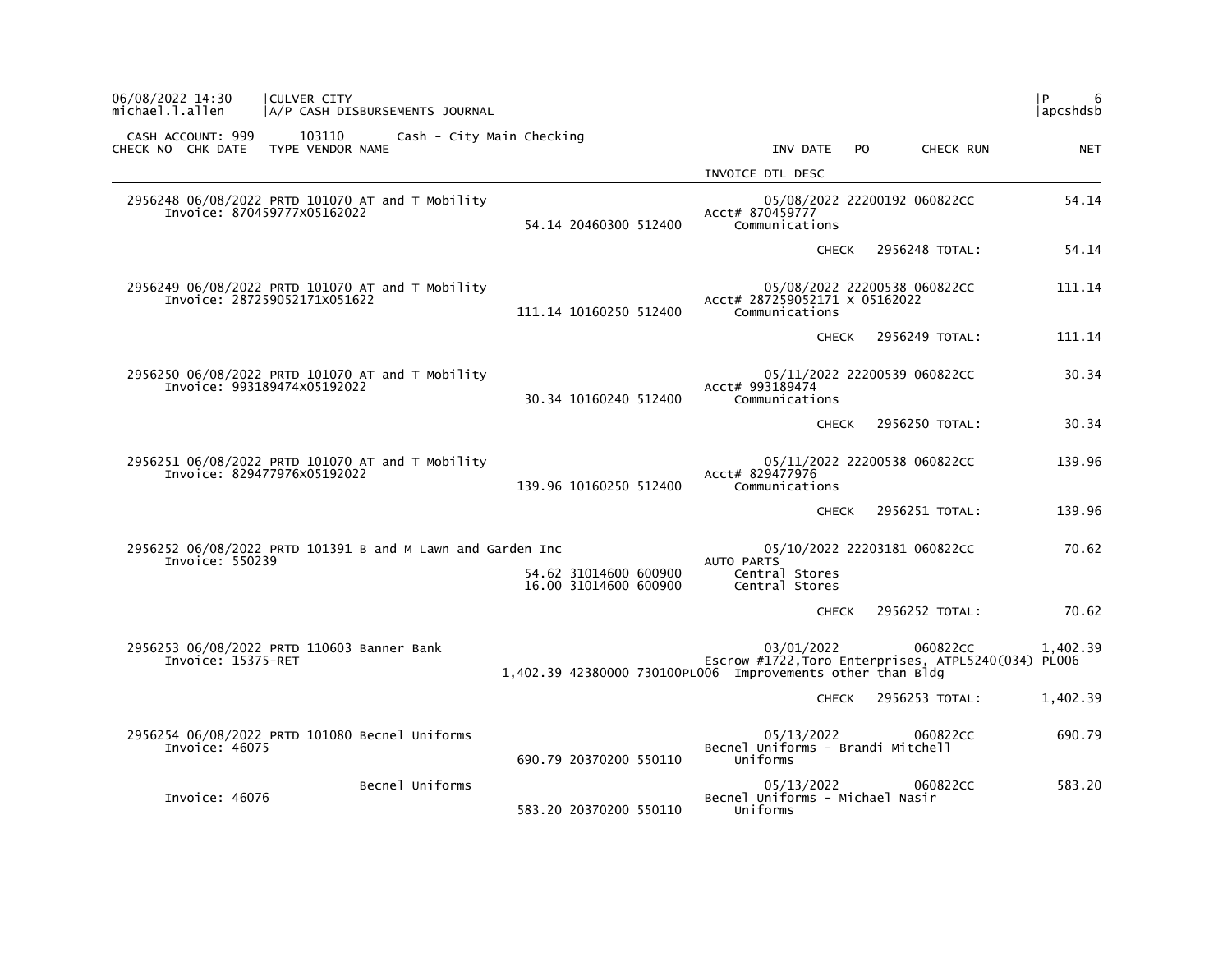06/08/2022 14:30 | CULVER CITY | P 6
michael.l.allen | A/P CASH DISBURSEMENTS JOURNAL | apcshdsb

CASH ACCOUNT: 999 103110 Cash - City Main Checking

| CHECK NO | CHK DATE | TYPE | VENDOR NAME | | | | INV DATE | PO | CHECK RUN | NET |
|---|---|---|---|---|---|---|---|---|---|---|
| | | | | | | | INVOICE DTL DESC | | | |
| 2956248 | 06/08/2022 | PRTD | 101070 AT and T Mobility | | | | 05/08/2022 | 22200192 | 060822CC | 54.14 |
| | | | Invoice: 870459777X05162022 | | | | Acct# 870459777 | | | |
| | | | | 54.14 | 20460300 | 512400 | Communications | | | |
| | | | | | | | CHECK | | 2956248 TOTAL: | 54.14 |
| 2956249 | 06/08/2022 | PRTD | 101070 AT and T Mobility | | | | 05/08/2022 | 22200538 | 060822CC | 111.14 |
| | | | Invoice: 287259052171X051622 | | | | Acct# 287259052171 X 05162022 | | | |
| | | | | 111.14 | 10160250 | 512400 | Communications | | | |
| | | | | | | | CHECK | | 2956249 TOTAL: | 111.14 |
| 2956250 | 06/08/2022 | PRTD | 101070 AT and T Mobility | | | | 05/11/2022 | 22200539 | 060822CC | 30.34 |
| | | | Invoice: 993189474X05192022 | | | | Acct# 993189474 | | | |
| | | | | 30.34 | 10160240 | 512400 | Communications | | | |
| | | | | | | | CHECK | | 2956250 TOTAL: | 30.34 |
| 2956251 | 06/08/2022 | PRTD | 101070 AT and T Mobility | | | | 05/11/2022 | 22200538 | 060822CC | 139.96 |
| | | | Invoice: 829477976X05192022 | | | | Acct# 829477976 | | | |
| | | | | 139.96 | 10160250 | 512400 | Communications | | | |
| | | | | | | | CHECK | | 2956251 TOTAL: | 139.96 |
| 2956252 | 06/08/2022 | PRTD | 101391 B and M Lawn and Garden Inc | | | | 05/10/2022 | 22203181 | 060822CC | 70.62 |
| | | | Invoice: 550239 | | | | AUTO PARTS | | | |
| | | | | 54.62 | 31014600 | 600900 | Central Stores | | | |
| | | | | 16.00 | 31014600 | 600900 | Central Stores | | | |
| | | | | | | | CHECK | | 2956252 TOTAL: | 70.62 |
| 2956253 | 06/08/2022 | PRTD | 110603 Banner Bank | | | | 03/01/2022 | | 060822CC | 1,402.39 |
| | | | Invoice: 15375-RET | | | | Escrow #1722,Toro Enterprises, ATPL5240(034) PL006 | | | |
| | | | | 1,402.39 | 42380000 | 730100PL006 | Improvements other than Bldg | | | |
| | | | | | | | CHECK | | 2956253 TOTAL: | 1,402.39 |
| 2956254 | 06/08/2022 | PRTD | 101080 Becnel Uniforms | | | | 05/13/2022 | | 060822CC | 690.79 |
| | | | Invoice: 46075 | | | | Becnel Uniforms - Brandi Mitchell | | | |
| | | | | 690.79 | 20370200 | 550110 | Uniforms | | | |
| | | | Becnel Uniforms | | | | 05/13/2022 | | 060822CC | 583.20 |
| | | | Invoice: 46076 | | | | Becnel Uniforms - Michael Nasir | | | |
| | | | | 583.20 | 20370200 | 550110 | Uniforms | | | |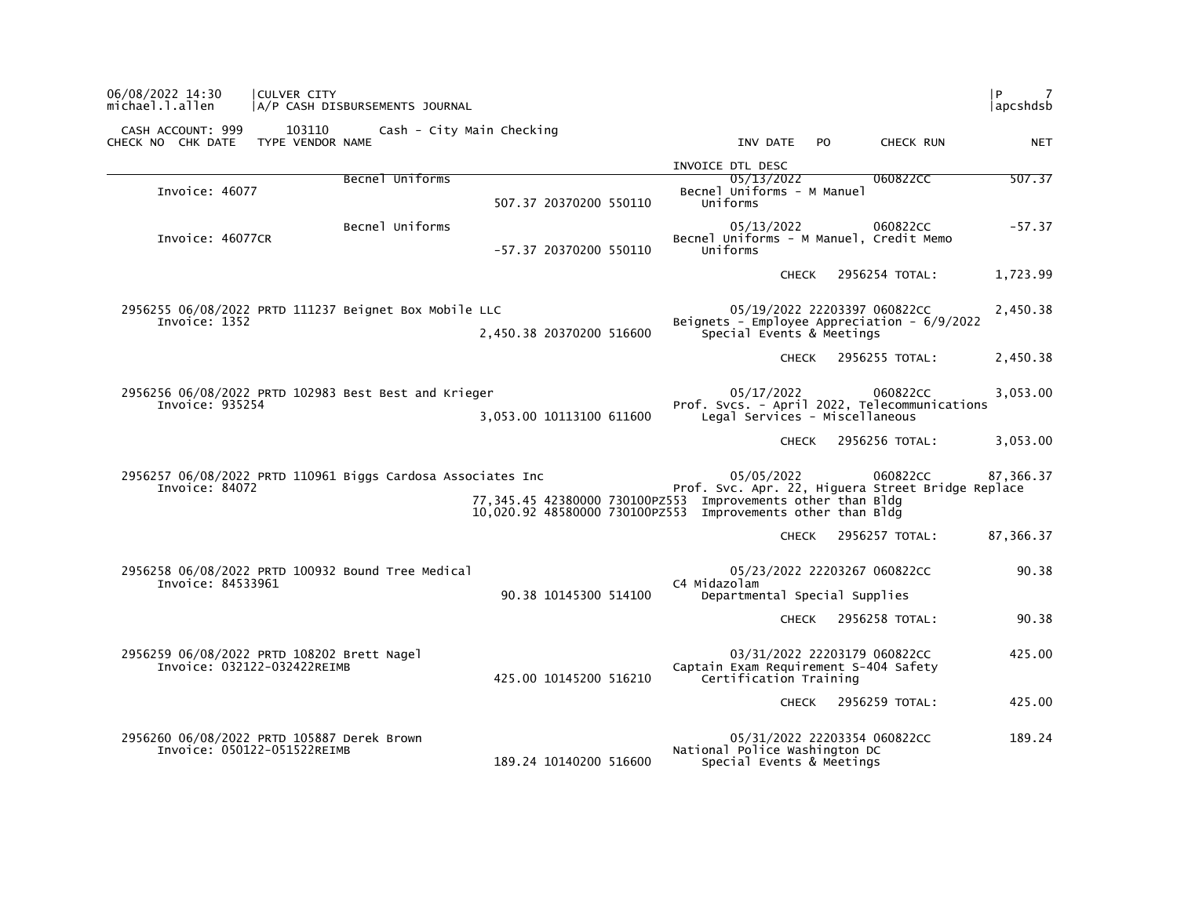CASH ACCOUNT: 999 103110 Cash - City Main Checking

| CHECK NO | CHK DATE | TYPE | VENDOR NAME | | INV DATE | PO | CHECK RUN | NET |
|---|---|---|---|---|---|---|---|---|
| | | | | | INVOICE DTL DESC | | | |
| | | | Becnel Uniforms | | 05/13/2022 | | 060822CC | 507.37 |
| Invoice: 46077 | | | | | Becnel Uniforms - M Manuel | | | |
| | | | | 507.37 20370200 550110 | Uniforms | | | |
| | | | Becnel Uniforms | | 05/13/2022 | | 060822CC | -57.37 |
| Invoice: 46077CR | | | | | Becnel Uniforms - M Manuel, Credit Memo | | | |
| | | | | -57.37 20370200 550110 | Uniforms | | | |
| | | | | | CHECK | | 2956254 TOTAL: | 1,723.99 |
| 2956255 | 06/08/2022 | PRTD | 111237 Beignet Box Mobile LLC | | 05/19/2022 | 22203397 | 060822CC | 2,450.38 |
| Invoice: 1352 | | | | | Beignets - Employee Appreciation - 6/9/2022 | | | |
| | | | | 2,450.38 20370200 516600 | Special Events & Meetings | | | |
| | | | | | CHECK | | 2956255 TOTAL: | 2,450.38 |
| 2956256 | 06/08/2022 | PRTD | 102983 Best Best and Krieger | | 05/17/2022 | | 060822CC | 3,053.00 |
| Invoice: 935254 | | | | | Prof. Svcs. - April 2022, Telecommunications | | | |
| | | | | 3,053.00 10113100 611600 | Legal Services - Miscellaneous | | | |
| | | | | | CHECK | | 2956256 TOTAL: | 3,053.00 |
| 2956257 | 06/08/2022 | PRTD | 110961 Biggs Cardosa Associates Inc | | 05/05/2022 | | 060822CC | 87,366.37 |
| Invoice: 84072 | | | | | Prof. Svc. Apr. 22, Higuera Street Bridge Replace | | | |
| | | | | 77,345.45 42380000 730100PZ553 | Improvements other than Bldg | | | |
| | | | | 10,020.92 48580000 730100PZ553 | Improvements other than Bldg | | | |
| | | | | | CHECK | | 2956257 TOTAL: | 87,366.37 |
| 2956258 | 06/08/2022 | PRTD | 100932 Bound Tree Medical | | 05/23/2022 | 22203267 | 060822CC | 90.38 |
| Invoice: 84533961 | | | | | C4 Midazolam | | | |
| | | | | 90.38 10145300 514100 | Departmental Special Supplies | | | |
| | | | | | CHECK | | 2956258 TOTAL: | 90.38 |
| 2956259 | 06/08/2022 | PRTD | 108202 Brett Nagel | | 03/31/2022 | 22203179 | 060822CC | 425.00 |
| Invoice: 032122-032422REIMB | | | | | Captain Exam Requirement S-404 Safety | | | |
| | | | | 425.00 10145200 516210 | Certification Training | | | |
| | | | | | CHECK | | 2956259 TOTAL: | 425.00 |
| 2956260 | 06/08/2022 | PRTD | 105887 Derek Brown | | 05/31/2022 | 22203354 | 060822CC | 189.24 |
| Invoice: 050122-051522REIMB | | | | | National Police Washington DC | | | |
| | | | | 189.24 10140200 516600 | Special Events & Meetings | | | |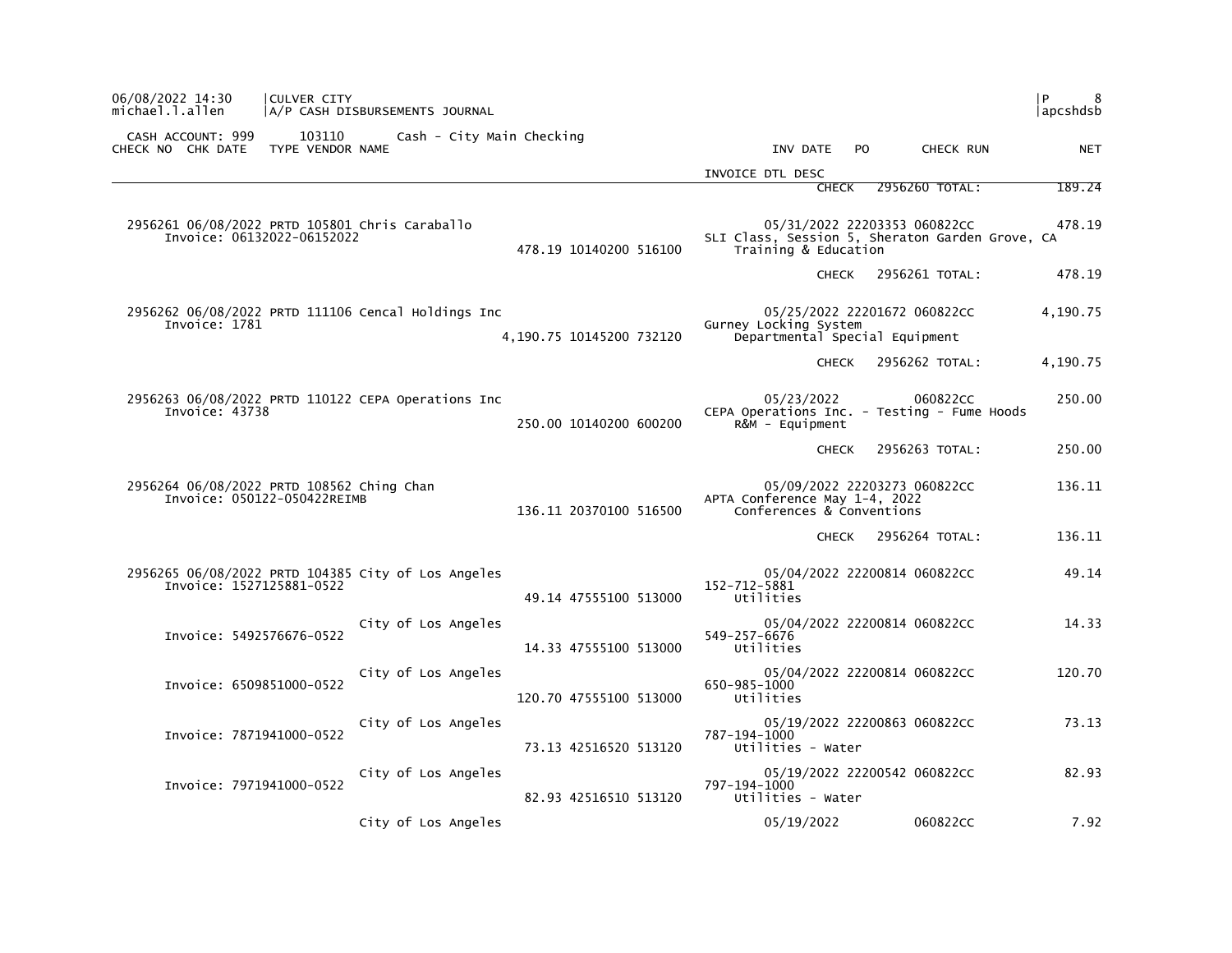CASH ACCOUNT: 999 &nbsp; 103110 &nbsp; Cash - City Main Checking

| CHECK NO | CHK DATE | TYPE | VENDOR NAME | | | | INV DATE | PO | CHECK RUN | NET |
|---|---|---|---|---|---|---|---|---|---|---|
| | | | | | | INVOICE DTL DESC | | | | |
| | | | | | | | CHECK | 2956260 TOTAL: | | 189.24 |
| 2956261 | 06/08/2022 | PRTD | 105801 Chris Caraballo | | | | 05/31/2022 | 22203353 | 060822CC | 478.19 |
| | Invoice: 06132022-06152022 | | | 478.19 | 10140200 | 516100 | SLI Class, Session 5, Sheraton Garden Grove, CA Training & Education | | | |
| | | | | | | | CHECK | 2956261 TOTAL: | | 478.19 |
| 2956262 | 06/08/2022 | PRTD | 111106 Cencal Holdings Inc | | | | 05/25/2022 | 22201672 | 060822CC | 4,190.75 |
| | Invoice: 1781 | | | 4,190.75 | 10145200 | 732120 | Gurney Locking System Departmental Special Equipment | | | |
| | | | | | | | CHECK | 2956262 TOTAL: | | 4,190.75 |
| 2956263 | 06/08/2022 | PRTD | 110122 CEPA Operations Inc | | | | 05/23/2022 | | 060822CC | 250.00 |
| | Invoice: 43738 | | | 250.00 | 10140200 | 600200 | CEPA Operations Inc. - Testing - Fume Hoods R&M - Equipment | | | |
| | | | | | | | CHECK | 2956263 TOTAL: | | 250.00 |
| 2956264 | 06/08/2022 | PRTD | 108562 Ching Chan | | | | 05/09/2022 | 22203273 | 060822CC | 136.11 |
| | Invoice: 050122-050422REIMB | | | 136.11 | 20370100 | 516500 | APTA Conference May 1-4, 2022 Conferences & Conventions | | | |
| | | | | | | | CHECK | 2956264 TOTAL: | | 136.11 |
| 2956265 | 06/08/2022 | PRTD | 104385 City of Los Angeles | | | | 05/04/2022 | 22200814 | 060822CC | 49.14 |
| | Invoice: 1527125881-0522 | | | 49.14 | 47555100 | 513000 | 152-712-5881 Utilities | | | |
| | | | City of Los Angeles | | | | 05/04/2022 | 22200814 | 060822CC | 14.33 |
| | Invoice: 5492576676-0522 | | | 14.33 | 47555100 | 513000 | 549-257-6676 Utilities | | | |
| | | | City of Los Angeles | | | | 05/04/2022 | 22200814 | 060822CC | 120.70 |
| | Invoice: 6509851000-0522 | | | 120.70 | 47555100 | 513000 | 650-985-1000 Utilities | | | |
| | | | City of Los Angeles | | | | 05/19/2022 | 22200863 | 060822CC | 73.13 |
| | Invoice: 7871941000-0522 | | | 73.13 | 42516520 | 513120 | 787-194-1000 Utilities - Water | | | |
| | | | City of Los Angeles | | | | 05/19/2022 | 22200542 | 060822CC | 82.93 |
| | Invoice: 7971941000-0522 | | | 82.93 | 42516510 | 513120 | 797-194-1000 Utilities - Water | | | |
| | | | City of Los Angeles | | | | 05/19/2022 | | 060822CC | 7.92 |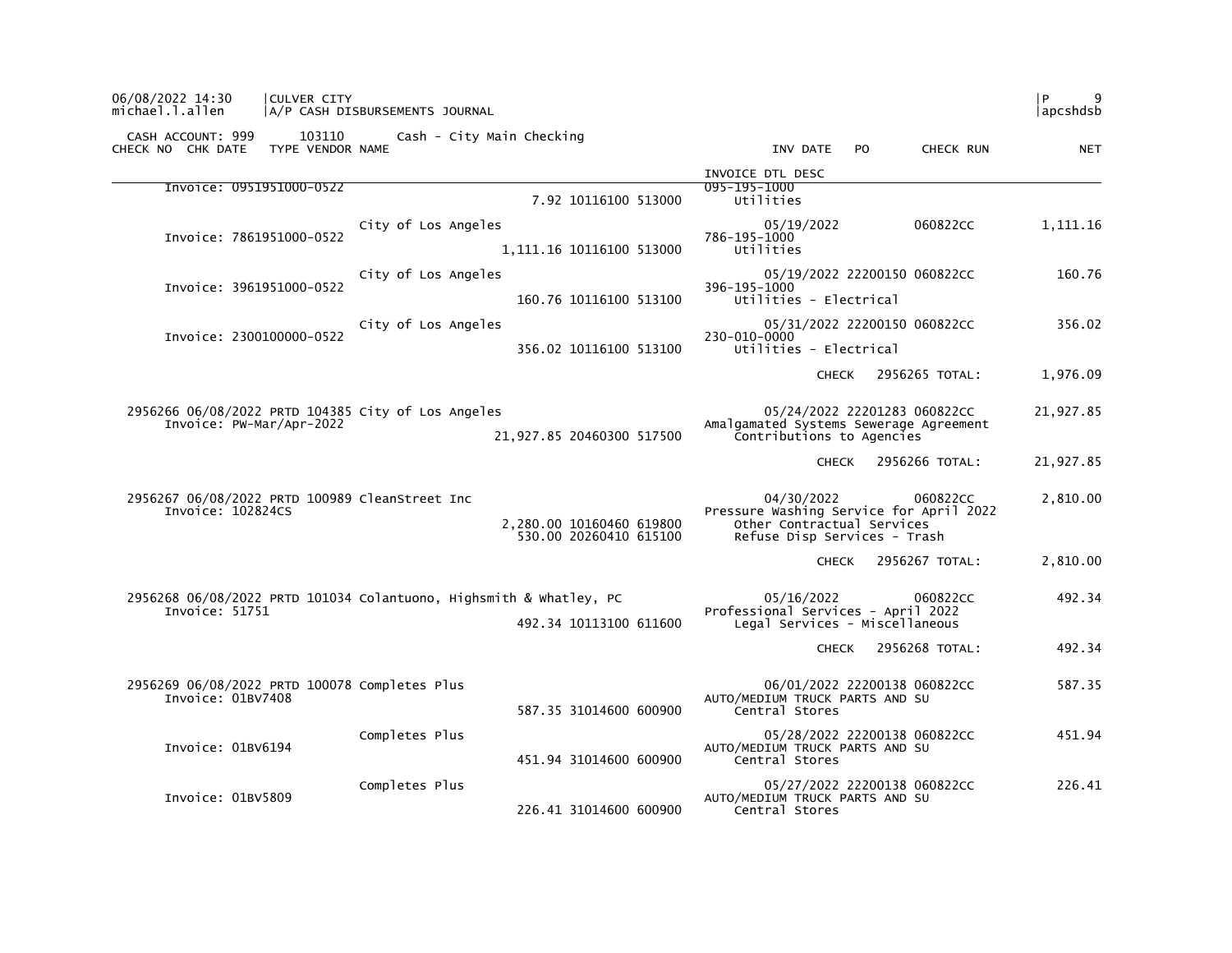CULVER CITY

A/P CASH DISBURSEMENTS JOURNAL

CASH ACCOUNT: 999 103110 Cash - City Main Checking

| CHECK NO | CHK DATE | TYPE | VENDOR | NAME | | INV DATE | PO | CHECK RUN | NET |
|---|---|---|---|---|---|---|---|---|---|
| | | | | | | INVOICE DTL DESC | | | |
| Invoice: 0951951000-0522 | | | | | 7.92 10116100 513000 | 095-195-1000 Utilities | | | |
| | | | | City of Los Angeles | | 05/19/2022 | | 060822CC | 1,111.16 |
| Invoice: 7861951000-0522 | | | | | 1,111.16 10116100 513000 | 786-195-1000 Utilities | | | |
| | | | | City of Los Angeles | | 05/19/2022 | 22200150 | 060822CC | 160.76 |
| Invoice: 3961951000-0522 | | | | | 160.76 10116100 513100 | 396-195-1000 Utilities - Electrical | | | |
| | | | | City of Los Angeles | | 05/31/2022 | 22200150 | 060822CC | 356.02 |
| Invoice: 2300100000-0522 | | | | | 356.02 10116100 513100 | 230-010-0000 Utilities - Electrical | | | |
| | | | | | | CHECK | 2956265 | TOTAL: | 1,976.09 |
| 2956266 | 06/08/2022 | PRTD | 104385 | City of Los Angeles | | 05/24/2022 | 22201283 | 060822CC | 21,927.85 |
| Invoice: PW-Mar/Apr-2022 | | | | | 21,927.85 20460300 517500 | Amalgamated Systems Sewerage Agreement Contributions to Agencies | | | |
| | | | | | | CHECK | 2956266 | TOTAL: | 21,927.85 |
| 2956267 | 06/08/2022 | PRTD | 100989 | CleanStreet Inc | | 04/30/2022 | | 060822CC | 2,810.00 |
| Invoice: 102824CS | | | | | 2,280.00 10160460 619800 | Pressure Washing Service for April 2022 Other Contractual Services | | | |
| | | | | | 530.00 20260410 615100 | Refuse Disp Services - Trash | | | |
| | | | | | | CHECK | 2956267 | TOTAL: | 2,810.00 |
| 2956268 | 06/08/2022 | PRTD | 101034 | Colantuono, Highsmith & Whatley, PC | | 05/16/2022 | | 060822CC | 492.34 |
| Invoice: 51751 | | | | | 492.34 10113100 611600 | Professional Services - April 2022 Legal Services - Miscellaneous | | | |
| | | | | | | CHECK | 2956268 | TOTAL: | 492.34 |
| 2956269 | 06/08/2022 | PRTD | 100078 | Completes Plus | | 06/01/2022 | 22200138 | 060822CC | 587.35 |
| Invoice: 01BV7408 | | | | | 587.35 31014600 600900 | AUTO/MEDIUM TRUCK PARTS AND SU Central Stores | | | |
| | | | | Completes Plus | | 05/28/2022 | 22200138 | 060822CC | 451.94 |
| Invoice: 01BV6194 | | | | | 451.94 31014600 600900 | AUTO/MEDIUM TRUCK PARTS AND SU Central Stores | | | |
| | | | | Completes Plus | | 05/27/2022 | 22200138 | 060822CC | 226.41 |
| Invoice: 01BV5809 | | | | | 226.41 31014600 600900 | AUTO/MEDIUM TRUCK PARTS AND SU Central Stores | | | |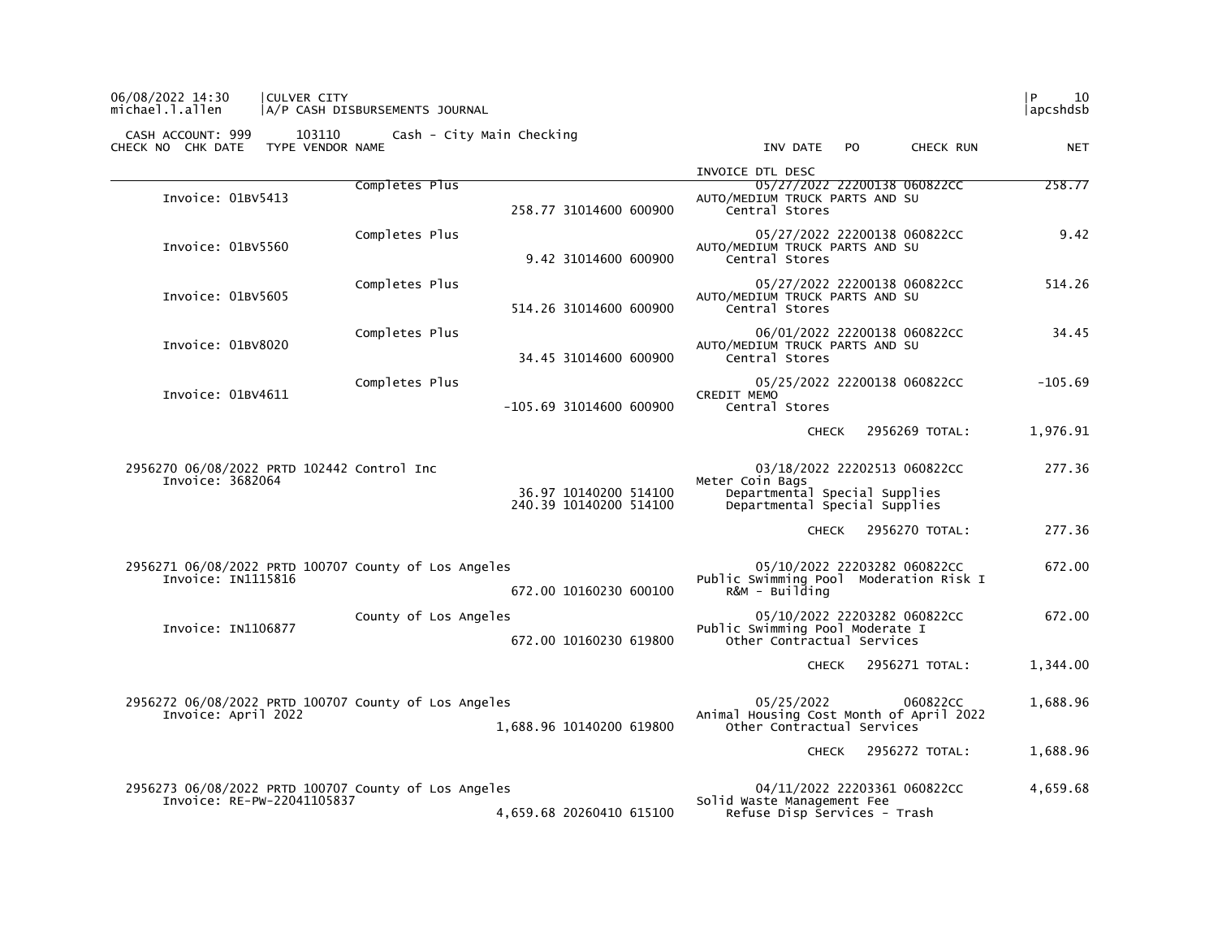CASH ACCOUNT: 999 103110 Cash - City Main Checking

| CHECK NO | CHK DATE | TYPE | VENDOR NAME | | | INV DATE | PO | CHECK RUN | NET |
|---|---|---|---|---|---|---|---|---|---|
| | | | | | | INVOICE DTL DESC | | | |
| | | | Completes Plus | | | 05/27/2022 | 22200138 | 060822CC | 258.77 |
| Invoice: 01BV5413 | | | | | | AUTO/MEDIUM TRUCK PARTS AND SU | | | |
| | | | | 258.77 | 31014600 600900 | Central Stores | | | |
| | | | Completes Plus | | | 05/27/2022 | 22200138 | 060822CC | 9.42 |
| Invoice: 01BV5560 | | | | | | AUTO/MEDIUM TRUCK PARTS AND SU | | | |
| | | | | 9.42 | 31014600 600900 | Central Stores | | | |
| | | | Completes Plus | | | 05/27/2022 | 22200138 | 060822CC | 514.26 |
| Invoice: 01BV5605 | | | | | | AUTO/MEDIUM TRUCK PARTS AND SU | | | |
| | | | | 514.26 | 31014600 600900 | Central Stores | | | |
| | | | Completes Plus | | | 06/01/2022 | 22200138 | 060822CC | 34.45 |
| Invoice: 01BV8020 | | | | | | AUTO/MEDIUM TRUCK PARTS AND SU | | | |
| | | | | 34.45 | 31014600 600900 | Central Stores | | | |
| | | | Completes Plus | | | 05/25/2022 | 22200138 | 060822CC | -105.69 |
| Invoice: 01BV4611 | | | | | | CREDIT MEMO | | | |
| | | | | -105.69 | 31014600 600900 | Central Stores | | | |
| | | | | | | | CHECK | 2956269 TOTAL: | 1,976.91 |
| 2956270 | 06/08/2022 | PRTD | 102442 Control Inc | | | 03/18/2022 | 22202513 | 060822CC | 277.36 |
| Invoice: 3682064 | | | | | | Meter Coin Bags | | | |
| | | | | 36.97 | 10140200 514100 | Departmental Special Supplies | | | |
| | | | | 240.39 | 10140200 514100 | Departmental Special Supplies | | | |
| | | | | | | | CHECK | 2956270 TOTAL: | 277.36 |
| 2956271 | 06/08/2022 | PRTD | 100707 County of Los Angeles | | | 05/10/2022 | 22203282 | 060822CC | 672.00 |
| Invoice: IN1115816 | | | | | | Public Swimming Pool Moderation Risk I | | | |
| | | | | 672.00 | 10160230 600100 | R&M - Building | | | |
| | | | County of Los Angeles | | | 05/10/2022 | 22203282 | 060822CC | 672.00 |
| Invoice: IN1106877 | | | | | | Public Swimming Pool Moderate I | | | |
| | | | | 672.00 | 10160230 619800 | Other Contractual Services | | | |
| | | | | | | | CHECK | 2956271 TOTAL: | 1,344.00 |
| 2956272 | 06/08/2022 | PRTD | 100707 County of Los Angeles | | | 05/25/2022 | | 060822CC | 1,688.96 |
| Invoice: April 2022 | | | | | | Animal Housing Cost Month of April 2022 | | | |
| | | | | 1,688.96 | 10140200 619800 | Other Contractual Services | | | |
| | | | | | | | CHECK | 2956272 TOTAL: | 1,688.96 |
| 2956273 | 06/08/2022 | PRTD | 100707 County of Los Angeles | | | 04/11/2022 | 22203361 | 060822CC | 4,659.68 |
| Invoice: RE-PW-22041105837 | | | | | | Solid Waste Management Fee | | | |
| | | | | 4,659.68 | 20260410 615100 | Refuse Disp Services - Trash | | | |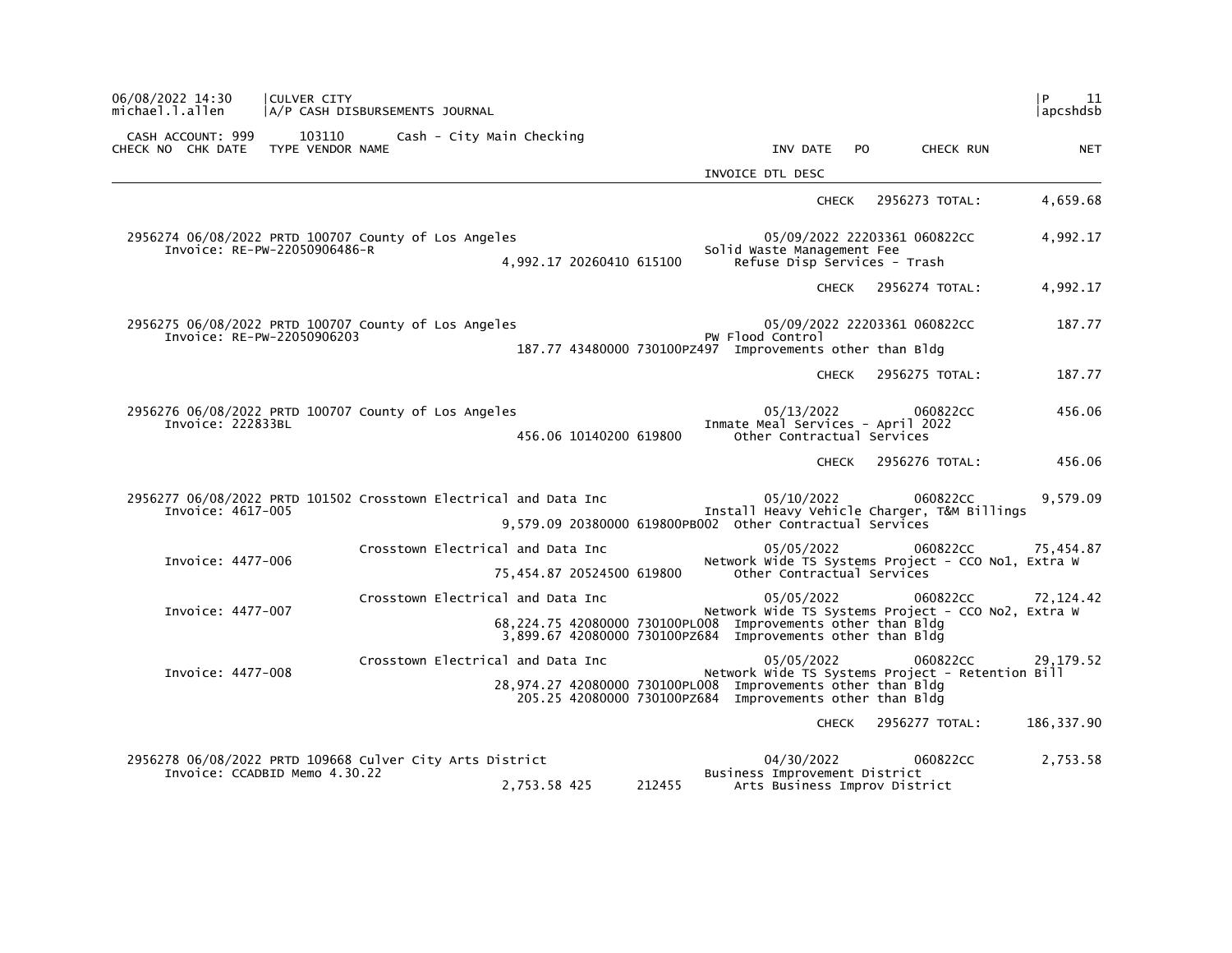CASH ACCOUNT: 999 103110 Cash - City Main Checking

| CHECK NO | CHK DATE | TYPE | VENDOR NAME | | | INV DATE | PO | CHECK RUN | NET |
|---|---|---|---|---|---|---|---|---|---|
| | | | | | INVOICE DTL DESC | | | | |
| | | | | | | CHECK | | 2956273 TOTAL: | 4,659.68 |
| 2956274 | 06/08/2022 | PRTD | 100707 County of Los Angeles | | | 05/09/2022 | 22203361 | 060822CC | 4,992.17 |
| | Invoice: RE-PW-22050906486-R | | | | Solid Waste Management Fee | | | | |
| | | | | 4,992.17 20260410 615100 | Refuse Disp Services - Trash | | | | |
| | | | | | | CHECK | | 2956274 TOTAL: | 4,992.17 |
| 2956275 | 06/08/2022 | PRTD | 100707 County of Los Angeles | | | 05/09/2022 | 22203361 | 060822CC | 187.77 |
| | Invoice: RE-PW-22050906203 | | | | PW Flood Control | | | | |
| | | | | 187.77 43480000 730100PZ497 | Improvements other than Bldg | | | | |
| | | | | | | CHECK | | 2956275 TOTAL: | 187.77 |
| 2956276 | 06/08/2022 | PRTD | 100707 County of Los Angeles | | | 05/13/2022 | | 060822CC | 456.06 |
| | Invoice: 222833BL | | | | Inmate Meal Services - April 2022 | | | | |
| | | | | 456.06 10140200 619800 | Other Contractual Services | | | | |
| | | | | | | CHECK | | 2956276 TOTAL: | 456.06 |
| 2956277 | 06/08/2022 | PRTD | 101502 Crosstown Electrical and Data Inc | | | 05/10/2022 | | 060822CC | 9,579.09 |
| | Invoice: 4617-005 | | | | Install Heavy Vehicle Charger, T&M Billings | | | | |
| | | | | 9,579.09 20380000 619800PB002 | Other Contractual Services | | | | |
| | | | Crosstown Electrical and Data Inc | | | 05/05/2022 | | 060822CC | 75,454.87 |
| | Invoice: 4477-006 | | | | Network Wide TS Systems Project - CCO No1, Extra W | | | | |
| | | | | 75,454.87 20524500 619800 | Other Contractual Services | | | | |
| | | | Crosstown Electrical and Data Inc | | | 05/05/2022 | | 060822CC | 72,124.42 |
| | Invoice: 4477-007 | | | | Network Wide TS Systems Project - CCO No2, Extra W | | | | |
| | | | | 68,224.75 42080000 730100PL008 | Improvements other than Bldg | | | | |
| | | | | 3,899.67 42080000 730100PZ684 | Improvements other than Bldg | | | | |
| | | | Crosstown Electrical and Data Inc | | | 05/05/2022 | | 060822CC | 29,179.52 |
| | Invoice: 4477-008 | | | | Network Wide TS Systems Project - Retention Bill | | | | |
| | | | | 28,974.27 42080000 730100PL008 | Improvements other than Bldg | | | | |
| | | | | 205.25 42080000 730100PZ684 | Improvements other than Bldg | | | | |
| | | | | | | CHECK | | 2956277 TOTAL: | 186,337.90 |
| 2956278 | 06/08/2022 | PRTD | 109668 Culver City Arts District | | | 04/30/2022 | | 060822CC | 2,753.58 |
| | Invoice: CCADBID Memo 4.30.22 | | | | Business Improvement District | | | | |
| | | | | 2,753.58 425 212455 | Arts Business Improv District | | | | |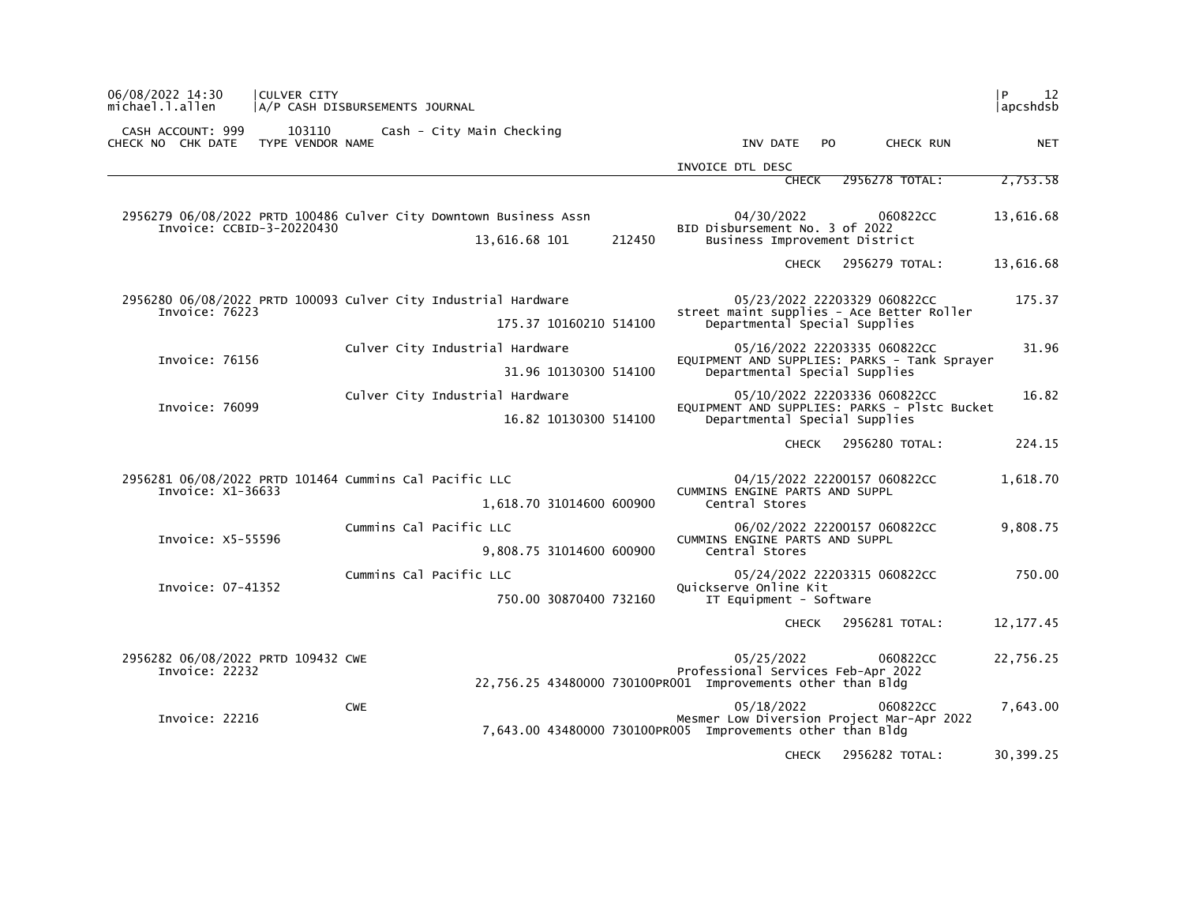06/08/2022 14:30 | CULVER CITY
michael.l.allen | A/P CASH DISBURSEMENTS JOURNAL

CASH ACCOUNT: 999 103110 Cash - City Main Checking

| CHECK NO | CHK DATE | TYPE | VENDOR NAME | | INV DATE | PO | CHECK RUN | NET |
|---|---|---|---|---|---|---|---|---|
| | | | | INVOICE DTL DESC | | | | |
| | | | | | CHECK | | 2956278 TOTAL: | 2,753.58 |
| 2956279 | 06/08/2022 | PRTD | 100486 Culver City Downtown Business Assn | | 04/30/2022 | | 060822CC | 13,616.68 |
| Invoice: CCBID-3-20220430 | | | | BID Disbursement No. 3 of 2022 | | | | |
| | | | 13,616.68 101 212450 | Business Improvement District | | | | |
| | | | | | CHECK | | 2956279 TOTAL: | 13,616.68 |
| 2956280 | 06/08/2022 | PRTD | 100093 Culver City Industrial Hardware | | 05/23/2022 | 22203329 | 060822CC | 175.37 |
| Invoice: 76223 | | | | street maint supplies - Ace Better Roller | | | | |
| | | | 175.37 10160210 514100 | Departmental Special Supplies | | | | |
| | | | Culver City Industrial Hardware | | 05/16/2022 | 22203335 | 060822CC | 31.96 |
| Invoice: 76156 | | | | EQUIPMENT AND SUPPLIES: PARKS - Tank Sprayer | | | | |
| | | | 31.96 10130300 514100 | Departmental Special Supplies | | | | |
| | | | Culver City Industrial Hardware | | 05/10/2022 | 22203336 | 060822CC | 16.82 |
| Invoice: 76099 | | | | EQUIPMENT AND SUPPLIES: PARKS - Plstc Bucket | | | | |
| | | | 16.82 10130300 514100 | Departmental Special Supplies | | | | |
| | | | | | CHECK | | 2956280 TOTAL: | 224.15 |
| 2956281 | 06/08/2022 | PRTD | 101464 Cummins Cal Pacific LLC | | 04/15/2022 | 22200157 | 060822CC | 1,618.70 |
| Invoice: X1-36633 | | | | CUMMINS ENGINE PARTS AND SUPPL | | | | |
| | | | 1,618.70 31014600 600900 | Central Stores | | | | |
| | | | Cummins Cal Pacific LLC | | 06/02/2022 | 22200157 | 060822CC | 9,808.75 |
| Invoice: X5-55596 | | | | CUMMINS ENGINE PARTS AND SUPPL | | | | |
| | | | 9,808.75 31014600 600900 | Central Stores | | | | |
| | | | Cummins Cal Pacific LLC | | 05/24/2022 | 22203315 | 060822CC | 750.00 |
| Invoice: 07-41352 | | | | Quickserve Online Kit | | | | |
| | | | 750.00 30870400 732160 | IT Equipment - Software | | | | |
| | | | | | CHECK | | 2956281 TOTAL: | 12,177.45 |
| 2956282 | 06/08/2022 | PRTD | 109432 CWE | | 05/25/2022 | | 060822CC | 22,756.25 |
| Invoice: 22232 | | | | Professional Services Feb-Apr 2022 | | | | |
| | | | 22,756.25 43480000 730100PR001 | Improvements other than Bldg | | | | |
| | | | CWE | | 05/18/2022 | | 060822CC | 7,643.00 |
| Invoice: 22216 | | | | Mesmer Low Diversion Project Mar-Apr 2022 | | | | |
| | | | 7,643.00 43480000 730100PR005 | Improvements other than Bldg | | | | |
| | | | | | CHECK | | 2956282 TOTAL: | 30,399.25 |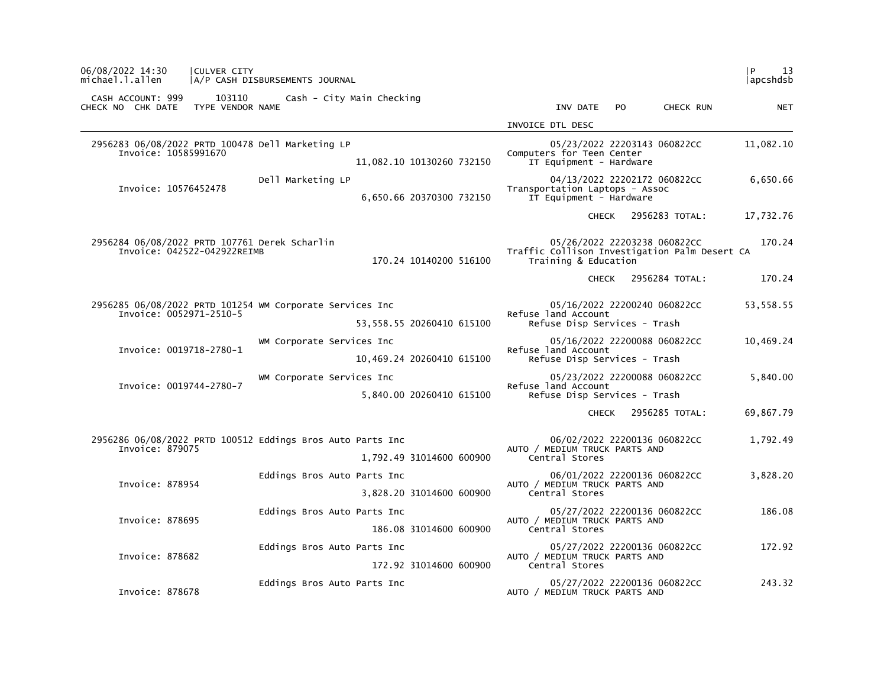CASH ACCOUNT: 999 103110 Cash - City Main Checking

| CHECK NO | CHK DATE | TYPE | VENDOR NAME | | | INV DATE | PO | CHECK RUN | NET |
|---|---|---|---|---|---|---|---|---|---|
| | | | | | | INVOICE DTL DESC | | | |
| 2956283 | 06/08/2022 | PRTD | 100478 Dell Marketing LP | | | 05/23/2022 | 22203143 | 060822CC | 11,082.10 |
| | Invoice: 10585991670 | | | | | Computers for Teen Center | | | |
| | | | | 11,082.10 | 10130260 732150 | IT Equipment - Hardware | | | |
| | | | Dell Marketing LP | | | 04/13/2022 | 22202172 | 060822CC | 6,650.66 |
| | Invoice: 10576452478 | | | | | Transportation Laptops - Assoc | | | |
| | | | | 6,650.66 | 20370300 732150 | IT Equipment - Hardware | | | |
| | | | | | | | CHECK | 2956283 TOTAL: | 17,732.76 |
| 2956284 | 06/08/2022 | PRTD | 107761 Derek Scharlin | | | 05/26/2022 | 22203238 | 060822CC | 170.24 |
| | Invoice: 042522-042922REIMB | | | | | Traffic Collison Investigation Palm Desert CA | | | |
| | | | | 170.24 | 10140200 516100 | Training & Education | | | |
| | | | | | | | CHECK | 2956284 TOTAL: | 170.24 |
| 2956285 | 06/08/2022 | PRTD | 101254 WM Corporate Services Inc | | | 05/16/2022 | 22200240 | 060822CC | 53,558.55 |
| | Invoice: 0052971-2510-5 | | | | | Refuse land Account | | | |
| | | | | 53,558.55 | 20260410 615100 | Refuse Disp Services - Trash | | | |
| | | | WM Corporate Services Inc | | | 05/16/2022 | 22200088 | 060822CC | 10,469.24 |
| | Invoice: 0019718-2780-1 | | | | | Refuse land Account | | | |
| | | | | 10,469.24 | 20260410 615100 | Refuse Disp Services - Trash | | | |
| | | | WM Corporate Services Inc | | | 05/23/2022 | 22200088 | 060822CC | 5,840.00 |
| | Invoice: 0019744-2780-7 | | | | | Refuse land Account | | | |
| | | | | 5,840.00 | 20260410 615100 | Refuse Disp Services - Trash | | | |
| | | | | | | | CHECK | 2956285 TOTAL: | 69,867.79 |
| 2956286 | 06/08/2022 | PRTD | 100512 Eddings Bros Auto Parts Inc | | | 06/02/2022 | 22200136 | 060822CC | 1,792.49 |
| | Invoice: 879075 | | | | | AUTO / MEDIUM TRUCK PARTS AND | | | |
| | | | | 1,792.49 | 31014600 600900 | Central Stores | | | |
| | | | Eddings Bros Auto Parts Inc | | | 06/01/2022 | 22200136 | 060822CC | 3,828.20 |
| | Invoice: 878954 | | | | | AUTO / MEDIUM TRUCK PARTS AND | | | |
| | | | | 3,828.20 | 31014600 600900 | Central Stores | | | |
| | | | Eddings Bros Auto Parts Inc | | | 05/27/2022 | 22200136 | 060822CC | 186.08 |
| | Invoice: 878695 | | | | | AUTO / MEDIUM TRUCK PARTS AND | | | |
| | | | | 186.08 | 31014600 600900 | Central Stores | | | |
| | | | Eddings Bros Auto Parts Inc | | | 05/27/2022 | 22200136 | 060822CC | 172.92 |
| | Invoice: 878682 | | | | | AUTO / MEDIUM TRUCK PARTS AND | | | |
| | | | | 172.92 | 31014600 600900 | Central Stores | | | |
| | | | Eddings Bros Auto Parts Inc | | | 05/27/2022 | 22200136 | 060822CC | 243.32 |
| | Invoice: 878678 | | | | | AUTO / MEDIUM TRUCK PARTS AND | | | |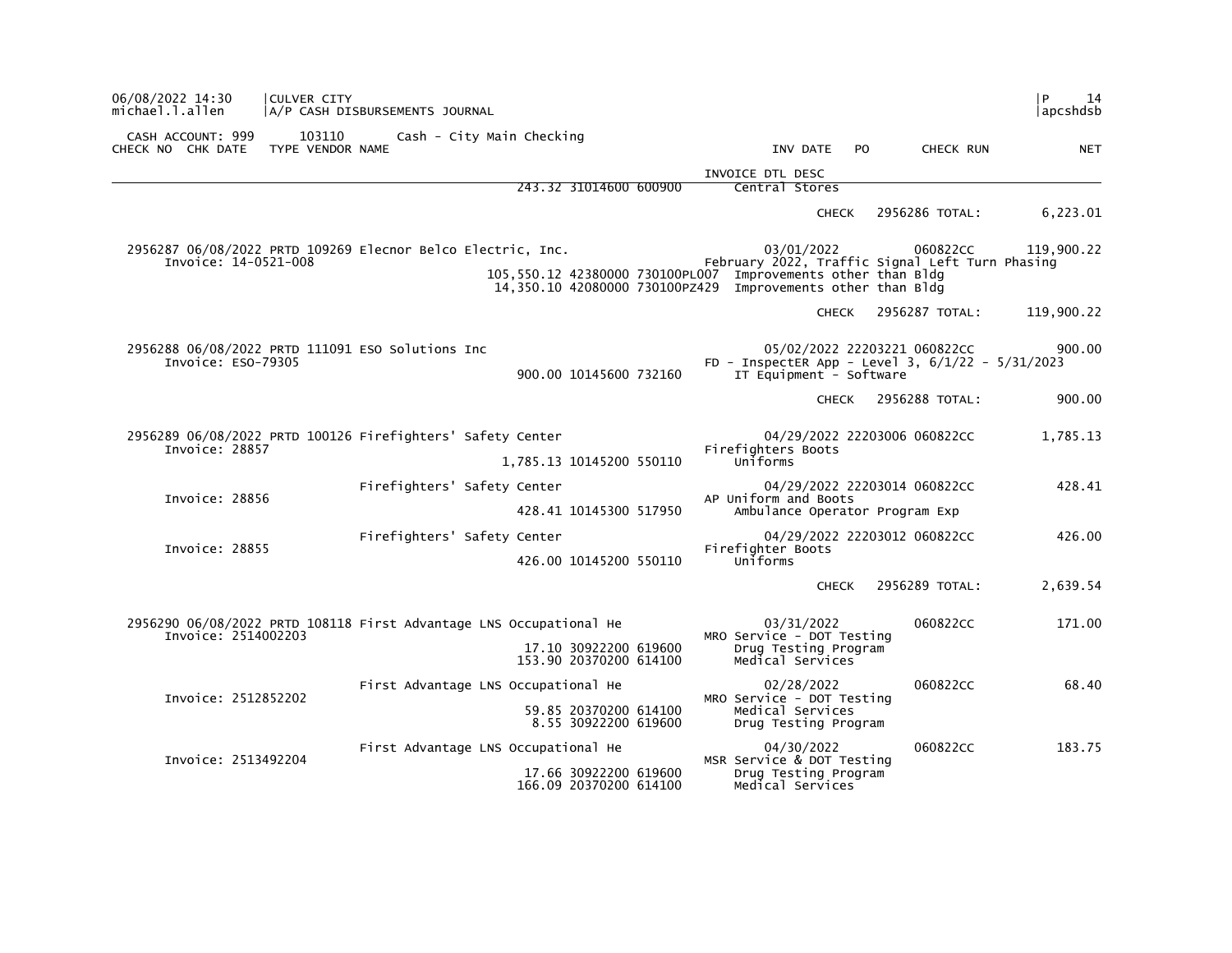CULVER CITY
A/P CASH DISBURSEMENTS JOURNAL

CASH ACCOUNT: 999 103110 Cash - City Main Checking

| CHECK NO | CHK DATE | TYPE | VENDOR NAME | | | | INV DATE / INVOICE DTL DESC | PO | CHECK RUN | NET |
|---|---|---|---|---|---|---|---|---|---|---|
| | | | | 243.32 | 31014600 | 600900 | Central Stores | | | |
| | | | | | | | CHECK | | 2956286 TOTAL: | 6,223.01 |
| 2956287 | 06/08/2022 | PRTD | 109269 Elecnor Belco Electric, Inc. | | | | 03/01/2022 | | 060822CC | 119,900.22 |
| Invoice: 14-0521-008 | | | | | | | February 2022, Traffic Signal Left Turn Phasing | | | |
| | | | | 105,550.12 | 42380000 | 730100PL007 | Improvements other than Bldg | | | |
| | | | | 14,350.10 | 42080000 | 730100PZ429 | Improvements other than Bldg | | | |
| | | | | | | | CHECK | | 2956287 TOTAL: | 119,900.22 |
| 2956288 | 06/08/2022 | PRTD | 111091 ESO Solutions Inc | | | | 05/02/2022 | 22203221 | 060822CC | 900.00 |
| Invoice: ESO-79305 | | | | | | | FD - InspectER App - Level 3, 6/1/22 - 5/31/2023 | | | |
| | | | | 900.00 | 10145600 | 732160 | IT Equipment - Software | | | |
| | | | | | | | CHECK | | 2956288 TOTAL: | 900.00 |
| 2956289 | 06/08/2022 | PRTD | 100126 Firefighters' Safety Center | | | | 04/29/2022 | 22203006 | 060822CC | 1,785.13 |
| Invoice: 28857 | | | | | | | Firefighters Boots | | | |
| | | | | 1,785.13 | 10145200 | 550110 | Uniforms | | | |
| | | | Firefighters' Safety Center | | | | 04/29/2022 | 22203014 | 060822CC | 428.41 |
| Invoice: 28856 | | | | | | | AP Uniform and Boots | | | |
| | | | | 428.41 | 10145300 | 517950 | Ambulance Operator Program Exp | | | |
| | | | Firefighters' Safety Center | | | | 04/29/2022 | 22203012 | 060822CC | 426.00 |
| Invoice: 28855 | | | | | | | Firefighter Boots | | | |
| | | | | 426.00 | 10145200 | 550110 | Uniforms | | | |
| | | | | | | | CHECK | | 2956289 TOTAL: | 2,639.54 |
| 2956290 | 06/08/2022 | PRTD | 108118 First Advantage LNS Occupational He | | | | 03/31/2022 | | 060822CC | 171.00 |
| Invoice: 2514002203 | | | | | | | MRO Service - DOT Testing | | | |
| | | | | 17.10 | 30922200 | 619600 | Drug Testing Program | | | |
| | | | | 153.90 | 20370200 | 614100 | Medical Services | | | |
| | | | First Advantage LNS Occupational He | | | | 02/28/2022 | | 060822CC | 68.40 |
| Invoice: 2512852202 | | | | | | | MRO Service - DOT Testing | | | |
| | | | | 59.85 | 20370200 | 614100 | Medical Services | | | |
| | | | | 8.55 | 30922200 | 619600 | Drug Testing Program | | | |
| | | | First Advantage LNS Occupational He | | | | 04/30/2022 | | 060822CC | 183.75 |
| Invoice: 2513492204 | | | | | | | MSR Service & DOT Testing | | | |
| | | | | 17.66 | 30922200 | 619600 | Drug Testing Program | | | |
| | | | | 166.09 | 20370200 | 614100 | Medical Services | | | |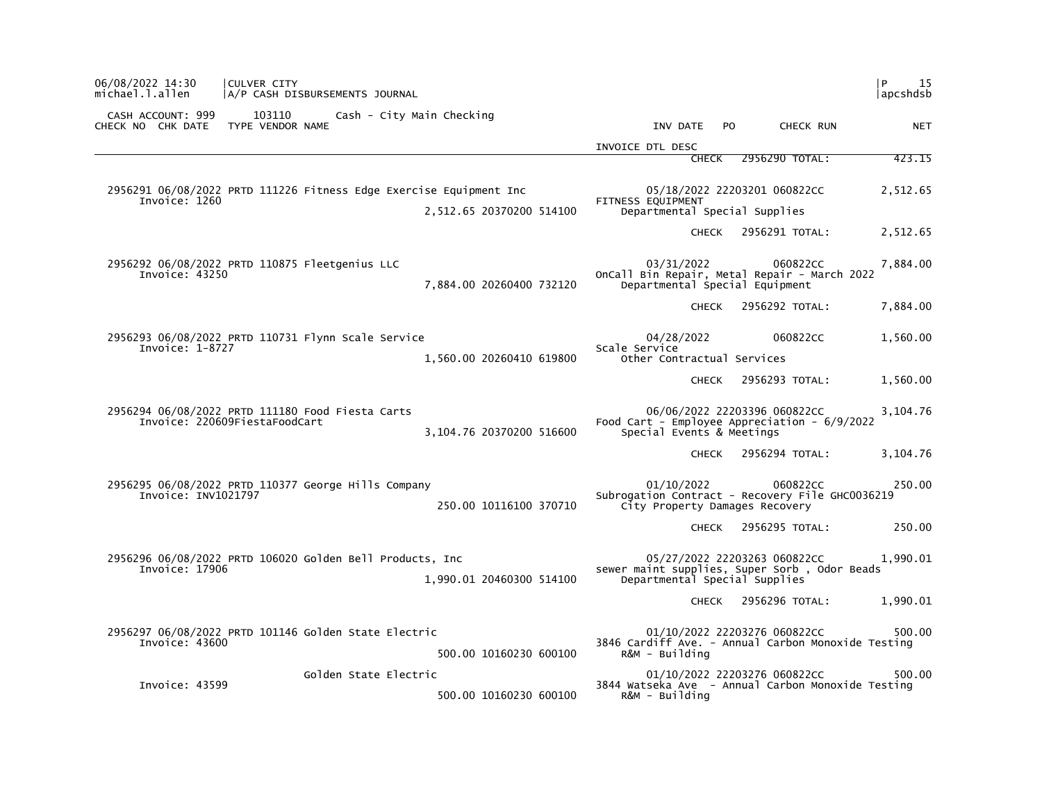CULVER CITY
A/P CASH DISBURSEMENTS JOURNAL

CASH ACCOUNT: 999 103110 Cash - City Main Checking

| CHECK NO | CHK DATE | TYPE | VENDOR NAME | | | | INV DATE | PO | CHECK RUN | NET |
|---|---|---|---|---|---|---|---|---|---|---|
| | | | | | | | INVOICE DTL DESC | | | |
| | | | | | | | CHECK | | 2956290 TOTAL: | 423.15 |
| 2956291 | 06/08/2022 | PRTD | 111226 Fitness Edge Exercise Equipment Inc | | | | 05/18/2022 | 22203201 | 060822CC | 2,512.65 |
| Invoice: 1260 | | | | 2,512.65 | 20370200 | 514100 | FITNESS EQUIPMENT<br>Departmental Special Supplies | | | |
| | | | | | | | CHECK | | 2956291 TOTAL: | 2,512.65 |
| 2956292 | 06/08/2022 | PRTD | 110875 Fleetgenius LLC | | | | 03/31/2022 | | 060822CC | 7,884.00 |
| Invoice: 43250 | | | | 7,884.00 | 20260400 | 732120 | OnCall Bin Repair, Metal Repair - March 2022<br>Departmental Special Equipment | | | |
| | | | | | | | CHECK | | 2956292 TOTAL: | 7,884.00 |
| 2956293 | 06/08/2022 | PRTD | 110731 Flynn Scale Service | | | | 04/28/2022 | | 060822CC | 1,560.00 |
| Invoice: 1-8727 | | | | 1,560.00 | 20260410 | 619800 | Scale Service<br>Other Contractual Services | | | |
| | | | | | | | CHECK | | 2956293 TOTAL: | 1,560.00 |
| 2956294 | 06/08/2022 | PRTD | 111180 Food Fiesta Carts | | | | 06/06/2022 | 22203396 | 060822CC | 3,104.76 |
| Invoice: 220609FiestaFoodCart | | | | 3,104.76 | 20370200 | 516600 | Food Cart - Employee Appreciation - 6/9/2022<br>Special Events & Meetings | | | |
| | | | | | | | CHECK | | 2956294 TOTAL: | 3,104.76 |
| 2956295 | 06/08/2022 | PRTD | 110377 George Hills Company | | | | 01/10/2022 | | 060822CC | 250.00 |
| Invoice: INV1021797 | | | | 250.00 | 10116100 | 370710 | Subrogation Contract - Recovery File GHC0036219<br>City Property Damages Recovery | | | |
| | | | | | | | CHECK | | 2956295 TOTAL: | 250.00 |
| 2956296 | 06/08/2022 | PRTD | 106020 Golden Bell Products, Inc | | | | 05/27/2022 | 22203263 | 060822CC | 1,990.01 |
| Invoice: 17906 | | | | 1,990.01 | 20460300 | 514100 | sewer maint supplies, Super Sorb , Odor Beads<br>Departmental Special Supplies | | | |
| | | | | | | | CHECK | | 2956296 TOTAL: | 1,990.01 |
| 2956297 | 06/08/2022 | PRTD | 101146 Golden State Electric | | | | 01/10/2022 | 22203276 | 060822CC | 500.00 |
| Invoice: 43600 | | | | 500.00 | 10160230 | 600100 | 3846 Cardiff Ave. - Annual Carbon Monoxide Testing<br>R&M - Building | | | |
| | | | Golden State Electric | | | | 01/10/2022 | 22203276 | 060822CC | 500.00 |
| Invoice: 43599 | | | | 500.00 | 10160230 | 600100 | 3844 Watseka Ave - Annual Carbon Monoxide Testing<br>R&M - Building | | | |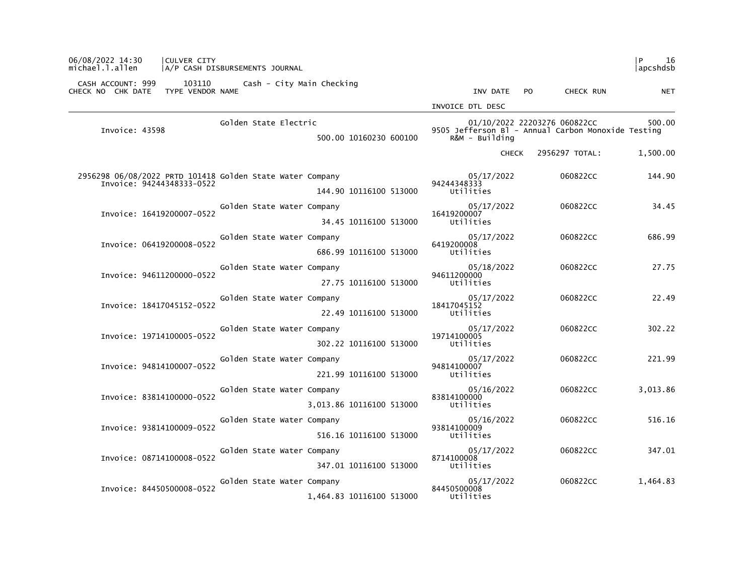CASH ACCOUNT: 999 103110 Cash - City Main Checking

| CHECK NO | CHK DATE | TYPE | VENDOR | NAME | | INV DATE | PO | CHECK RUN | NET |
|---|---|---|---|---|---|---|---|---|---|
| | | | | | | INVOICE DTL DESC | | | |
| Invoice: 43598 | | | | Golden State Electric | | 01/10/2022 | 22203276 | 060822CC | 500.00 |
| | | | | | 500.00 10160230 600100 | 9505 Jefferson Bl - Annual Carbon Monoxide Testing R&M - Building | | | |
| | | | | | | CHECK | | 2956297 TOTAL: | 1,500.00 |
| 2956298 | 06/08/2022 | PRTD | 101418 | Golden State Water Company | | 05/17/2022 | | 060822CC | 144.90 |
| Invoice: 94244348333-0522 | | | | | 144.90 10116100 513000 | 94244348333 Utilities | | | |
| Invoice: 16419200007-0522 | | | | Golden State Water Company | | 05/17/2022 | | 060822CC | 34.45 |
| | | | | | 34.45 10116100 513000 | 16419200007 Utilities | | | |
| Invoice: 06419200008-0522 | | | | Golden State Water Company | | 05/17/2022 | | 060822CC | 686.99 |
| | | | | | 686.99 10116100 513000 | 6419200008 Utilities | | | |
| Invoice: 94611200000-0522 | | | | Golden State Water Company | | 05/18/2022 | | 060822CC | 27.75 |
| | | | | | 27.75 10116100 513000 | 94611200000 Utilities | | | |
| Invoice: 18417045152-0522 | | | | Golden State Water Company | | 05/17/2022 | | 060822CC | 22.49 |
| | | | | | 22.49 10116100 513000 | 18417045152 Utilities | | | |
| Invoice: 19714100005-0522 | | | | Golden State Water Company | | 05/17/2022 | | 060822CC | 302.22 |
| | | | | | 302.22 10116100 513000 | 19714100005 Utilities | | | |
| Invoice: 94814100007-0522 | | | | Golden State Water Company | | 05/17/2022 | | 060822CC | 221.99 |
| | | | | | 221.99 10116100 513000 | 94814100007 Utilities | | | |
| Invoice: 83814100000-0522 | | | | Golden State Water Company | | 05/16/2022 | | 060822CC | 3,013.86 |
| | | | | | 3,013.86 10116100 513000 | 83814100000 Utilities | | | |
| Invoice: 93814100009-0522 | | | | Golden State Water Company | | 05/16/2022 | | 060822CC | 516.16 |
| | | | | | 516.16 10116100 513000 | 93814100009 Utilities | | | |
| Invoice: 08714100008-0522 | | | | Golden State Water Company | | 05/17/2022 | | 060822CC | 347.01 |
| | | | | | 347.01 10116100 513000 | 8714100008 Utilities | | | |
| Invoice: 84450500008-0522 | | | | Golden State Water Company | | 05/17/2022 | | 060822CC | 1,464.83 |
| | | | | | 1,464.83 10116100 513000 | 84450500008 Utilities | | | |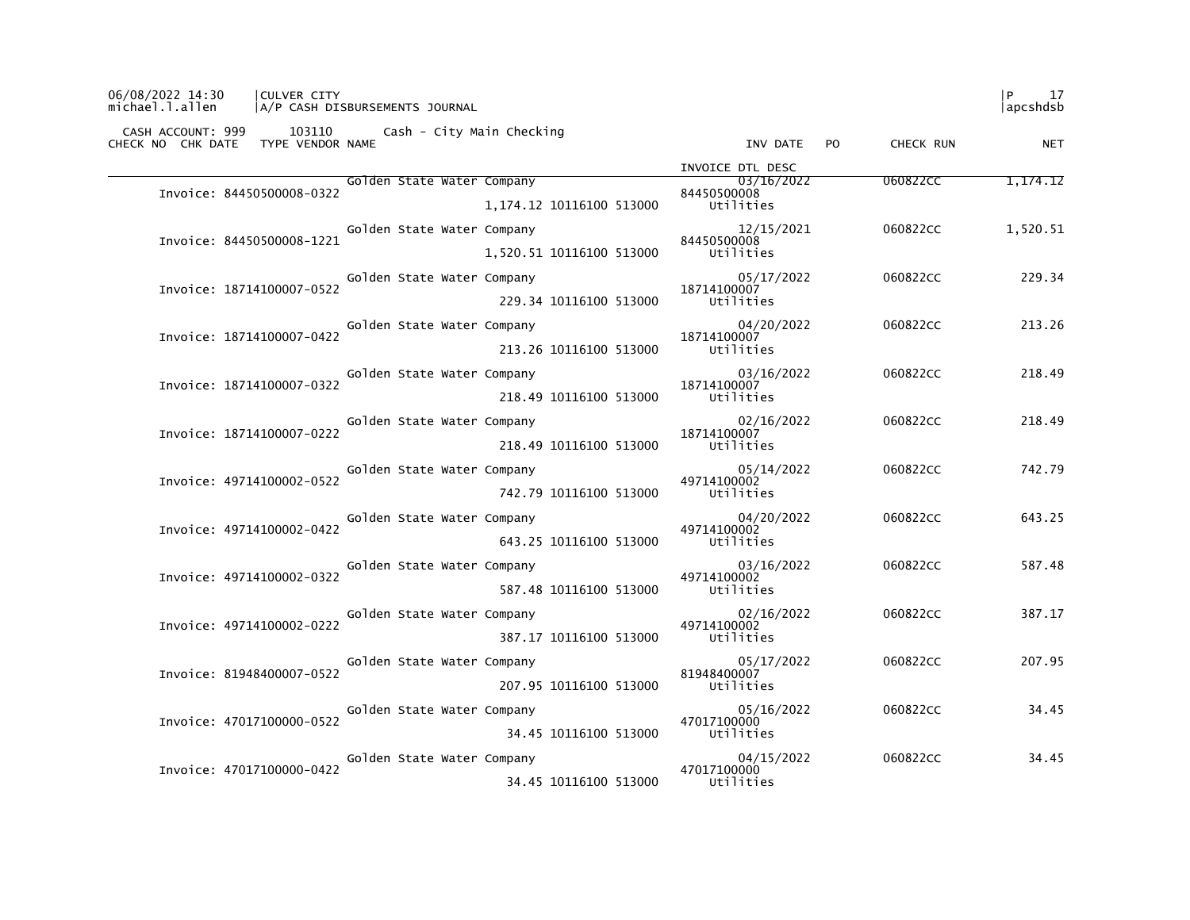CULVER CITY
A/P CASH DISBURSEMENTS JOURNAL

CASH ACCOUNT: 999 103110 Cash - City Main Checking

| CHECK NO | CHK DATE | TYPE | VENDOR NAME | | INV DATE / INVOICE DTL DESC | PO | CHECK RUN | NET |
|---|---|---|---|---|---|---|---|---|
| | | | Golden State Water Company | | 03/16/2022 | | 060822CC | 1,174.12 |
| Invoice: 84450500008-0322 | | | | | 84450500008 | | | |
| | | | | 1,174.12 10116100 513000 | Utilities | | | |
| | | | Golden State Water Company | | 12/15/2021 | | 060822CC | 1,520.51 |
| Invoice: 84450500008-1221 | | | | | 84450500008 | | | |
| | | | | 1,520.51 10116100 513000 | Utilities | | | |
| | | | Golden State Water Company | | 05/17/2022 | | 060822CC | 229.34 |
| Invoice: 18714100007-0522 | | | | | 18714100007 | | | |
| | | | | 229.34 10116100 513000 | Utilities | | | |
| | | | Golden State Water Company | | 04/20/2022 | | 060822CC | 213.26 |
| Invoice: 18714100007-0422 | | | | | 18714100007 | | | |
| | | | | 213.26 10116100 513000 | Utilities | | | |
| | | | Golden State Water Company | | 03/16/2022 | | 060822CC | 218.49 |
| Invoice: 18714100007-0322 | | | | | 18714100007 | | | |
| | | | | 218.49 10116100 513000 | Utilities | | | |
| | | | Golden State Water Company | | 02/16/2022 | | 060822CC | 218.49 |
| Invoice: 18714100007-0222 | | | | | 18714100007 | | | |
| | | | | 218.49 10116100 513000 | Utilities | | | |
| | | | Golden State Water Company | | 05/14/2022 | | 060822CC | 742.79 |
| Invoice: 49714100002-0522 | | | | | 49714100002 | | | |
| | | | | 742.79 10116100 513000 | Utilities | | | |
| | | | Golden State Water Company | | 04/20/2022 | | 060822CC | 643.25 |
| Invoice: 49714100002-0422 | | | | | 49714100002 | | | |
| | | | | 643.25 10116100 513000 | Utilities | | | |
| | | | Golden State Water Company | | 03/16/2022 | | 060822CC | 587.48 |
| Invoice: 49714100002-0322 | | | | | 49714100002 | | | |
| | | | | 587.48 10116100 513000 | Utilities | | | |
| | | | Golden State Water Company | | 02/16/2022 | | 060822CC | 387.17 |
| Invoice: 49714100002-0222 | | | | | 49714100002 | | | |
| | | | | 387.17 10116100 513000 | Utilities | | | |
| | | | Golden State Water Company | | 05/17/2022 | | 060822CC | 207.95 |
| Invoice: 81948400007-0522 | | | | | 81948400007 | | | |
| | | | | 207.95 10116100 513000 | Utilities | | | |
| | | | Golden State Water Company | | 05/16/2022 | | 060822CC | 34.45 |
| Invoice: 47017100000-0522 | | | | | 47017100000 | | | |
| | | | | 34.45 10116100 513000 | Utilities | | | |
| | | | Golden State Water Company | | 04/15/2022 | | 060822CC | 34.45 |
| Invoice: 47017100000-0422 | | | | | 47017100000 | | | |
| | | | | 34.45 10116100 513000 | Utilities | | | |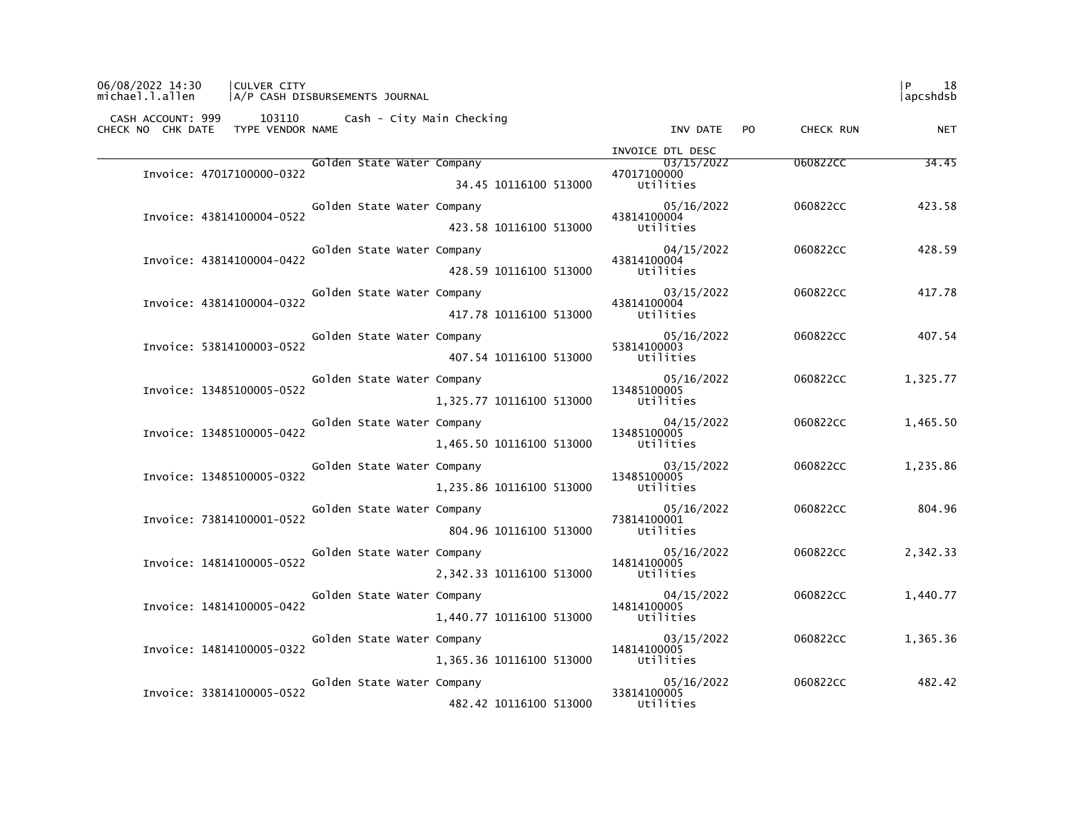06/08/2022 14:30 | CULVER CITY
michael.l.allen | A/P CASH DISBURSEMENTS JOURNAL

CASH ACCOUNT: 999 103110 Cash - City Main Checking

| CHECK NO | CHK DATE | TYPE | VENDOR NAME | | INV DATE / INVOICE DTL DESC | PO | CHECK RUN | NET |
|---|---|---|---|---|---|---|---|---|
| | | | Golden State Water Company | | 03/15/2022 | | 060822CC | 34.45 |
| Invoice: 47017100000-0322 | | | | 34.45 10116100 513000 | 47017100000 Utilities | | | |
| | | | Golden State Water Company | | 05/16/2022 | | 060822CC | 423.58 |
| Invoice: 43814100004-0522 | | | | 423.58 10116100 513000 | 43814100004 Utilities | | | |
| | | | Golden State Water Company | | 04/15/2022 | | 060822CC | 428.59 |
| Invoice: 43814100004-0422 | | | | 428.59 10116100 513000 | 43814100004 Utilities | | | |
| | | | Golden State Water Company | | 03/15/2022 | | 060822CC | 417.78 |
| Invoice: 43814100004-0322 | | | | 417.78 10116100 513000 | 43814100004 Utilities | | | |
| | | | Golden State Water Company | | 05/16/2022 | | 060822CC | 407.54 |
| Invoice: 53814100003-0522 | | | | 407.54 10116100 513000 | 53814100003 Utilities | | | |
| | | | Golden State Water Company | | 05/16/2022 | | 060822CC | 1,325.77 |
| Invoice: 13485100005-0522 | | | | 1,325.77 10116100 513000 | 13485100005 Utilities | | | |
| | | | Golden State Water Company | | 04/15/2022 | | 060822CC | 1,465.50 |
| Invoice: 13485100005-0422 | | | | 1,465.50 10116100 513000 | 13485100005 Utilities | | | |
| | | | Golden State Water Company | | 03/15/2022 | | 060822CC | 1,235.86 |
| Invoice: 13485100005-0322 | | | | 1,235.86 10116100 513000 | 13485100005 Utilities | | | |
| | | | Golden State Water Company | | 05/16/2022 | | 060822CC | 804.96 |
| Invoice: 73814100001-0522 | | | | 804.96 10116100 513000 | 73814100001 Utilities | | | |
| | | | Golden State Water Company | | 05/16/2022 | | 060822CC | 2,342.33 |
| Invoice: 14814100005-0522 | | | | 2,342.33 10116100 513000 | 14814100005 Utilities | | | |
| | | | Golden State Water Company | | 04/15/2022 | | 060822CC | 1,440.77 |
| Invoice: 14814100005-0422 | | | | 1,440.77 10116100 513000 | 14814100005 Utilities | | | |
| | | | Golden State Water Company | | 03/15/2022 | | 060822CC | 1,365.36 |
| Invoice: 14814100005-0322 | | | | 1,365.36 10116100 513000 | 14814100005 Utilities | | | |
| | | | Golden State Water Company | | 05/16/2022 | | 060822CC | 482.42 |
| Invoice: 33814100005-0522 | | | | 482.42 10116100 513000 | 33814100005 Utilities | | | |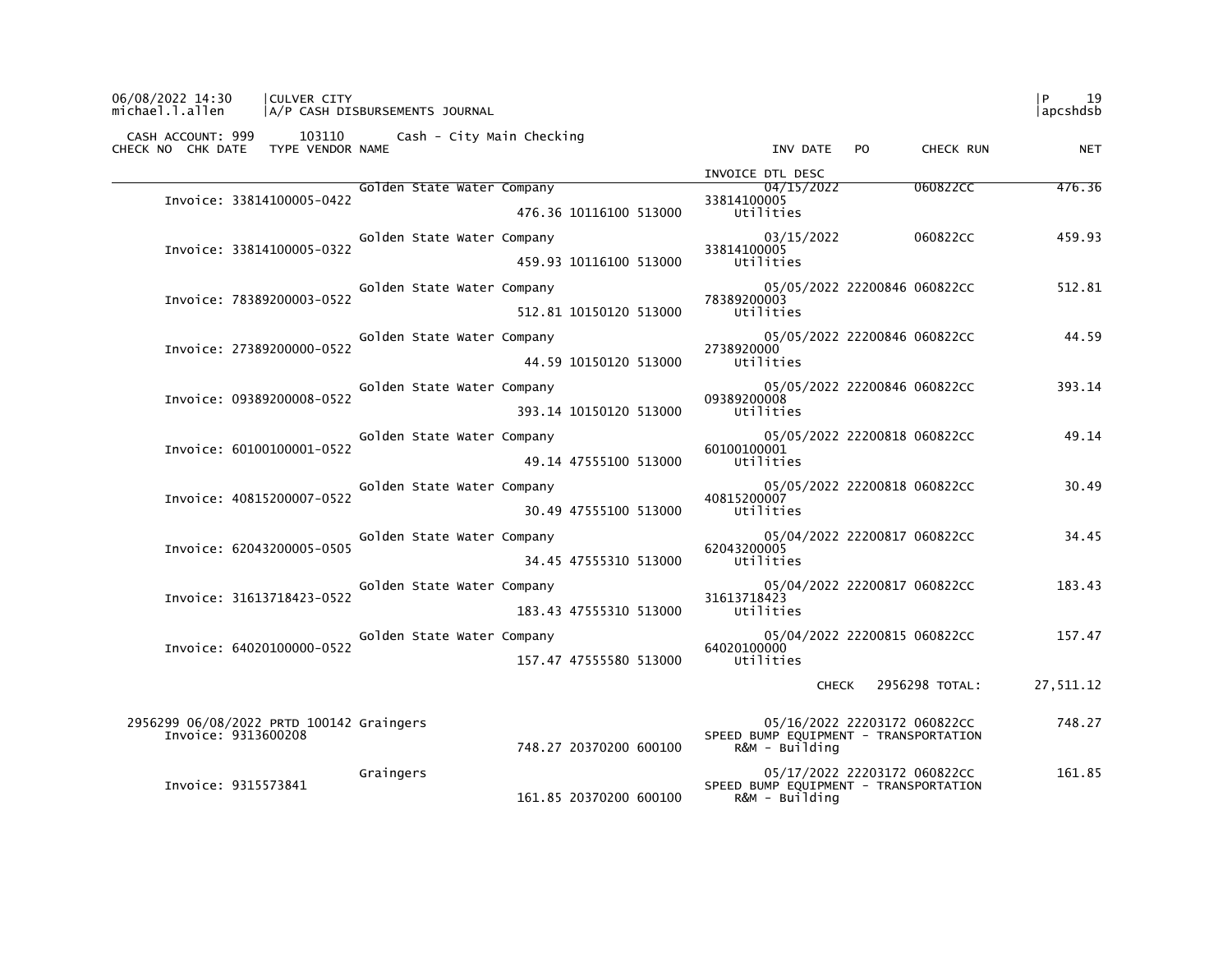06/08/2022 14:30 | CULVER CITY
michael.l.allen | A/P CASH DISBURSEMENTS JOURNAL

CASH ACCOUNT: 999 103110 Cash - City Main Checking

| CHECK NO | CHK DATE | TYPE | VENDOR NAME | | INV DATE | PO | CHECK RUN | NET |
|---|---|---|---|---|---|---|---|---|
| | | | | | INVOICE DTL DESC | | | |
| | | | Golden State Water Company | | 04/15/2022 | | 060822CC | 476.36 |
| Invoice: 33814100005-0422 | | | | 476.36 10116100 513000 | 33814100005 Utilities | | | |
| | | | Golden State Water Company | | 03/15/2022 | | 060822CC | 459.93 |
| Invoice: 33814100005-0322 | | | | 459.93 10116100 513000 | 33814100005 Utilities | | | |
| | | | Golden State Water Company | | 05/05/2022 | 22200846 | 060822CC | 512.81 |
| Invoice: 78389200003-0522 | | | | 512.81 10150120 513000 | 78389200003 Utilities | | | |
| | | | Golden State Water Company | | 05/05/2022 | 22200846 | 060822CC | 44.59 |
| Invoice: 27389200000-0522 | | | | 44.59 10150120 513000 | 2738920000 Utilities | | | |
| | | | Golden State Water Company | | 05/05/2022 | 22200846 | 060822CC | 393.14 |
| Invoice: 09389200008-0522 | | | | 393.14 10150120 513000 | 09389200008 Utilities | | | |
| | | | Golden State Water Company | | 05/05/2022 | 22200818 | 060822CC | 49.14 |
| Invoice: 60100100001-0522 | | | | 49.14 47555100 513000 | 60100100001 Utilities | | | |
| | | | Golden State Water Company | | 05/05/2022 | 22200818 | 060822CC | 30.49 |
| Invoice: 40815200007-0522 | | | | 30.49 47555100 513000 | 40815200007 Utilities | | | |
| | | | Golden State Water Company | | 05/04/2022 | 22200817 | 060822CC | 34.45 |
| Invoice: 62043200005-0505 | | | | 34.45 47555310 513000 | 62043200005 Utilities | | | |
| | | | Golden State Water Company | | 05/04/2022 | 22200817 | 060822CC | 183.43 |
| Invoice: 31613718423-0522 | | | | 183.43 47555310 513000 | 31613718423 Utilities | | | |
| | | | Golden State Water Company | | 05/04/2022 | 22200815 | 060822CC | 157.47 |
| Invoice: 64020100000-0522 | | | | 157.47 47555580 513000 | 64020100000 Utilities | | | |
| | | | | | | CHECK | 2956298 TOTAL: | 27,511.12 |
| 2956299 | 06/08/2022 | PRTD | 100142 Graingers | | 05/16/2022 | 22203172 | 060822CC | 748.27 |
| Invoice: 9313600208 | | | | 748.27 20370200 600100 | SPEED BUMP EQUIPMENT - TRANSPORTATION R&M - Building | | | |
| | | | Graingers | | 05/17/2022 | 22203172 | 060822CC | 161.85 |
| Invoice: 9315573841 | | | | 161.85 20370200 600100 | SPEED BUMP EQUIPMENT - TRANSPORTATION R&M - Building | | | |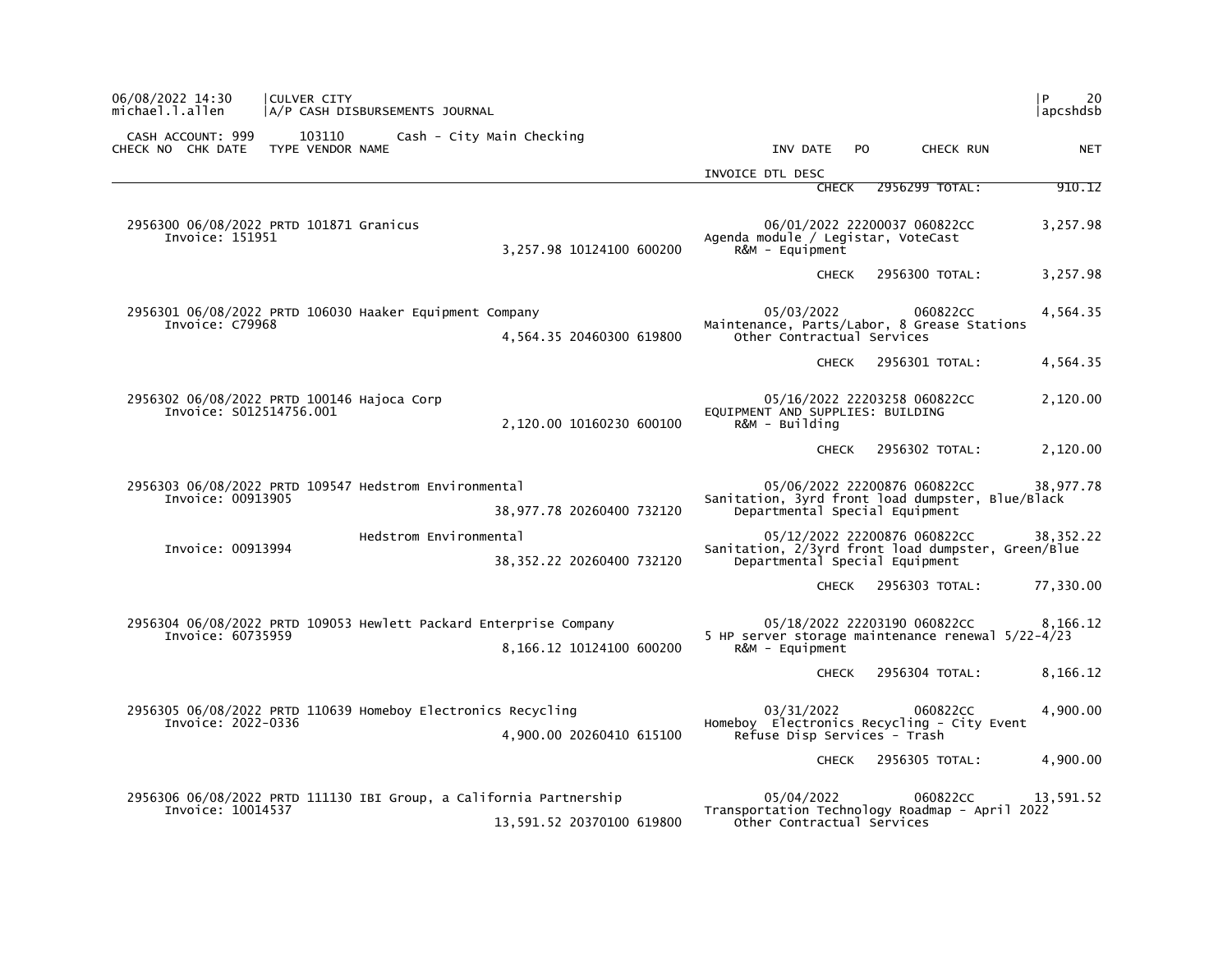CULVER CITY
A/P CASH DISBURSEMENTS JOURNAL

CASH ACCOUNT: 999 103110 Cash - City Main Checking

| CHECK NO | CHK DATE | TYPE | VENDOR NAME | | | | INV DATE | PO | CHECK RUN | NET |
|---|---|---|---|---|---|---|---|---|---|---|
| | | | | | | | INVOICE DTL DESC | | | |
| | | | | | | | CHECK | 2956299 TOTAL: | | 910.12 |
| 2956300 | 06/08/2022 | PRTD | 101871 Granicus | | | | 06/01/2022 | 22200037 | 060822CC | 3,257.98 |
| | Invoice: 151951 | | | 3,257.98 | 10124100 | 600200 | Agenda module / Legistar, VoteCast<br>R&M - Equipment | | | |
| | | | | | | | CHECK | 2956300 TOTAL: | | 3,257.98 |
| 2956301 | 06/08/2022 | PRTD | 106030 Haaker Equipment Company | | | | 05/03/2022 | | 060822CC | 4,564.35 |
| | Invoice: C79968 | | | 4,564.35 | 20460300 | 619800 | Maintenance, Parts/Labor, 8 Grease Stations<br>Other Contractual Services | | | |
| | | | | | | | CHECK | 2956301 TOTAL: | | 4,564.35 |
| 2956302 | 06/08/2022 | PRTD | 100146 Hajoca Corp | | | | 05/16/2022 | 22203258 | 060822CC | 2,120.00 |
| | Invoice: S012514756.001 | | | 2,120.00 | 10160230 | 600100 | EQUIPMENT AND SUPPLIES: BUILDING<br>R&M - Building | | | |
| | | | | | | | CHECK | 2956302 TOTAL: | | 2,120.00 |
| 2956303 | 06/08/2022 | PRTD | 109547 Hedstrom Environmental | | | | 05/06/2022 | 22200876 | 060822CC | 38,977.78 |
| | Invoice: 00913905 | | | 38,977.78 | 20260400 | 732120 | Sanitation, 3yrd front load dumpster, Blue/Black<br>Departmental Special Equipment | | | |
| | | | Hedstrom Environmental | | | | 05/12/2022 | 22200876 | 060822CC | 38,352.22 |
| | Invoice: 00913994 | | | 38,352.22 | 20260400 | 732120 | Sanitation, 2/3yrd front load dumpster, Green/Blue<br>Departmental Special Equipment | | | |
| | | | | | | | CHECK | 2956303 TOTAL: | | 77,330.00 |
| 2956304 | 06/08/2022 | PRTD | 109053 Hewlett Packard Enterprise Company | | | | 05/18/2022 | 22203190 | 060822CC | 8,166.12 |
| | Invoice: 60735959 | | | 8,166.12 | 10124100 | 600200 | 5 HP server storage maintenance renewal 5/22-4/23<br>R&M - Equipment | | | |
| | | | | | | | CHECK | 2956304 TOTAL: | | 8,166.12 |
| 2956305 | 06/08/2022 | PRTD | 110639 Homeboy Electronics Recycling | | | | 03/31/2022 | | 060822CC | 4,900.00 |
| | Invoice: 2022-0336 | | | 4,900.00 | 20260410 | 615100 | Homeboy Electronics Recycling - City Event<br>Refuse Disp Services - Trash | | | |
| | | | | | | | CHECK | 2956305 TOTAL: | | 4,900.00 |
| 2956306 | 06/08/2022 | PRTD | 111130 IBI Group, a California Partnership | | | | 05/04/2022 | | 060822CC | 13,591.52 |
| | Invoice: 10014537 | | | 13,591.52 | 20370100 | 619800 | Transportation Technology Roadmap - April 2022<br>Other Contractual Services | | | |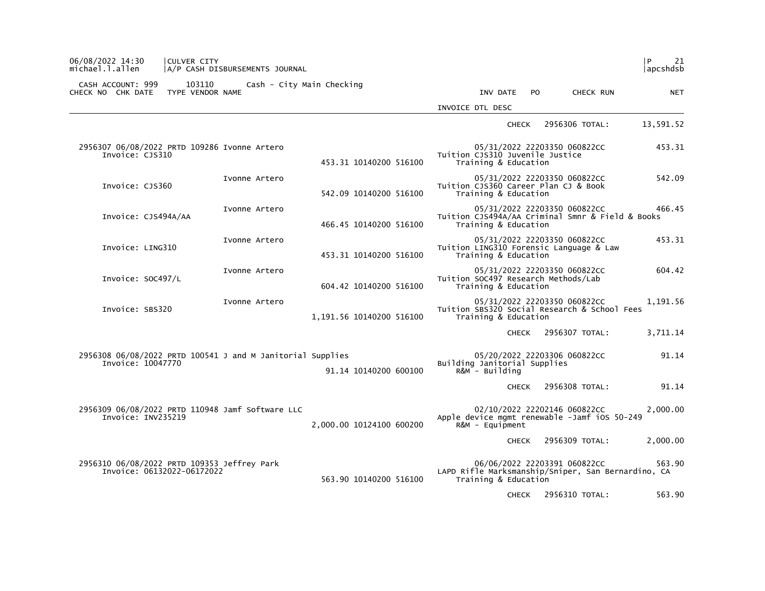CULVER CITY
A/P CASH DISBURSEMENTS JOURNAL

CASH ACCOUNT: 999 103110 Cash - City Main Checking

| CHECK NO | CHK DATE | TYPE | VENDOR NAME | | | | INV DATE | PO | CHECK RUN | NET |
|---|---|---|---|---|---|---|---|---|---|---|
| | | | | | | INVOICE DTL DESC | | | | |
| | | | | | | | CHECK | | 2956306 TOTAL: | 13,591.52 |
| 2956307 | 06/08/2022 | PRTD | 109286 Ivonne Artero | | | | 05/31/2022 | 22203350 | 060822CC | 453.31 |
| | Invoice: CJS310 | | | 453.31 | 10140200 516100 | Tuition CJS310 Juvenile Justice<br>Training & Education | | | | |
| | | | Ivonne Artero | | | | 05/31/2022 | 22203350 | 060822CC | 542.09 |
| | Invoice: CJS360 | | | 542.09 | 10140200 516100 | Tuition CJS360 Career Plan CJ & Book<br>Training & Education | | | | |
| | | | Ivonne Artero | | | | 05/31/2022 | 22203350 | 060822CC | 466.45 |
| | Invoice: CJS494A/AA | | | 466.45 | 10140200 516100 | Tuition CJS494A/AA Criminal Smnr & Field & Books<br>Training & Education | | | | |
| | | | Ivonne Artero | | | | 05/31/2022 | 22203350 | 060822CC | 453.31 |
| | Invoice: LING310 | | | 453.31 | 10140200 516100 | Tuition LING310 Forensic Language & Law<br>Training & Education | | | | |
| | | | Ivonne Artero | | | | 05/31/2022 | 22203350 | 060822CC | 604.42 |
| | Invoice: SOC497/L | | | 604.42 | 10140200 516100 | Tuition SOC497 Research Methods/Lab<br>Training & Education | | | | |
| | | | Ivonne Artero | | | | 05/31/2022 | 22203350 | 060822CC | 1,191.56 |
| | Invoice: SBS320 | | | 1,191.56 | 10140200 516100 | Tuition SBS320 Social Research & School Fees<br>Training & Education | | | | |
| | | | | | | | CHECK | | 2956307 TOTAL: | 3,711.14 |
| 2956308 | 06/08/2022 | PRTD | 100541 J and M Janitorial Supplies | | | | 05/20/2022 | 22203306 | 060822CC | 91.14 |
| | Invoice: 10047770 | | | 91.14 | 10140200 600100 | Building Janitorial Supplies<br>R&M - Building | | | | |
| | | | | | | | CHECK | | 2956308 TOTAL: | 91.14 |
| 2956309 | 06/08/2022 | PRTD | 110948 Jamf Software LLC | | | | 02/10/2022 | 22202146 | 060822CC | 2,000.00 |
| | Invoice: INV235219 | | | 2,000.00 | 10124100 600200 | Apple device mgmt renewable -Jamf iOS 50-249<br>R&M - Equipment | | | | |
| | | | | | | | CHECK | | 2956309 TOTAL: | 2,000.00 |
| 2956310 | 06/08/2022 | PRTD | 109353 Jeffrey Park | | | | 06/06/2022 | 22203391 | 060822CC | 563.90 |
| | Invoice: 06132022-06172022 | | | 563.90 | 10140200 516100 | LAPD Rifle Marksmanship/Sniper, San Bernardino, CA<br>Training & Education | | | | |
| | | | | | | | CHECK | | 2956310 TOTAL: | 563.90 |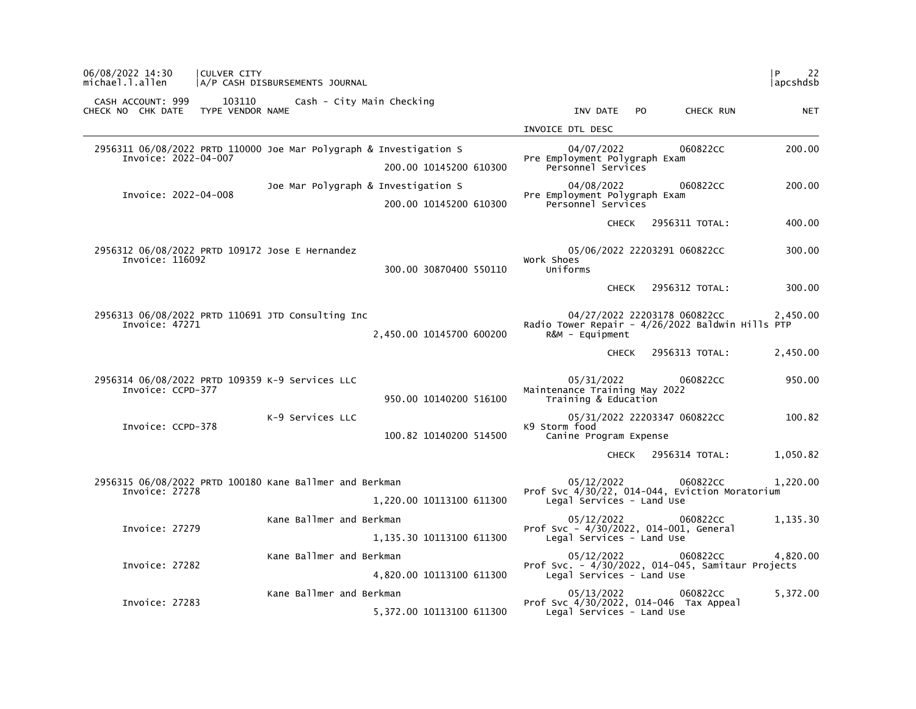CASH ACCOUNT: 999 103110 Cash - City Main Checking

| CHECK NO | CHK DATE | TYPE | VENDOR NAME | | | INV DATE | PO | CHECK RUN | NET |
|---|---|---|---|---|---|---|---|---|---|
| | | | | | | INVOICE DTL DESC | | | |
| 2956311 | 06/08/2022 | PRTD | 110000 Joe Mar Polygraph & Investigation S | | | 04/07/2022 | | 060822CC | 200.00 |
| Invoice: 2022-04-007 | | | | 200.00 | 10145200 610300 | Pre Employment Polygraph Exam<br>Personnel Services | | | |
| | | | Joe Mar Polygraph & Investigation S | | | 04/08/2022 | | 060822CC | 200.00 |
| Invoice: 2022-04-008 | | | | 200.00 | 10145200 610300 | Pre Employment Polygraph Exam<br>Personnel Services | | | |
| | | | | | | CHECK | | 2956311 TOTAL: | 400.00 |
| 2956312 | 06/08/2022 | PRTD | 109172 Jose E Hernandez | | | 05/06/2022 | 22203291 | 060822CC | 300.00 |
| Invoice: 116092 | | | | 300.00 | 30870400 550110 | Work Shoes<br>Uniforms | | | |
| | | | | | | CHECK | | 2956312 TOTAL: | 300.00 |
| 2956313 | 06/08/2022 | PRTD | 110691 JTD Consulting Inc | | | 04/27/2022 | 22203178 | 060822CC | 2,450.00 |
| Invoice: 47271 | | | | 2,450.00 | 10145700 600200 | Radio Tower Repair - 4/26/2022 Baldwin Hills PTP<br>R&M - Equipment | | | |
| | | | | | | CHECK | | 2956313 TOTAL: | 2,450.00 |
| 2956314 | 06/08/2022 | PRTD | 109359 K-9 Services LLC | | | 05/31/2022 | | 060822CC | 950.00 |
| Invoice: CCPD-377 | | | | 950.00 | 10140200 516100 | Maintenance Training May 2022<br>Training & Education | | | |
| | | | K-9 Services LLC | | | 05/31/2022 | 22203347 | 060822CC | 100.82 |
| Invoice: CCPD-378 | | | | 100.82 | 10140200 514500 | K9 Storm food<br>Canine Program Expense | | | |
| | | | | | | CHECK | | 2956314 TOTAL: | 1,050.82 |
| 2956315 | 06/08/2022 | PRTD | 100180 Kane Ballmer and Berkman | | | 05/12/2022 | | 060822CC | 1,220.00 |
| Invoice: 27278 | | | | 1,220.00 | 10113100 611300 | Prof Svc 4/30/22, 014-044, Eviction Moratorium<br>Legal Services - Land Use | | | |
| | | | Kane Ballmer and Berkman | | | 05/12/2022 | | 060822CC | 1,135.30 |
| Invoice: 27279 | | | | 1,135.30 | 10113100 611300 | Prof Svc - 4/30/2022, 014-001, General<br>Legal Services - Land Use | | | |
| | | | Kane Ballmer and Berkman | | | 05/12/2022 | | 060822CC | 4,820.00 |
| Invoice: 27282 | | | | 4,820.00 | 10113100 611300 | Prof Svc. - 4/30/2022, 014-045, Samitaur Projects<br>Legal Services - Land Use | | | |
| | | | Kane Ballmer and Berkman | | | 05/13/2022 | | 060822CC | 5,372.00 |
| Invoice: 27283 | | | | 5,372.00 | 10113100 611300 | Prof Svc 4/30/2022, 014-046 Tax Appeal<br>Legal Services - Land Use | | | |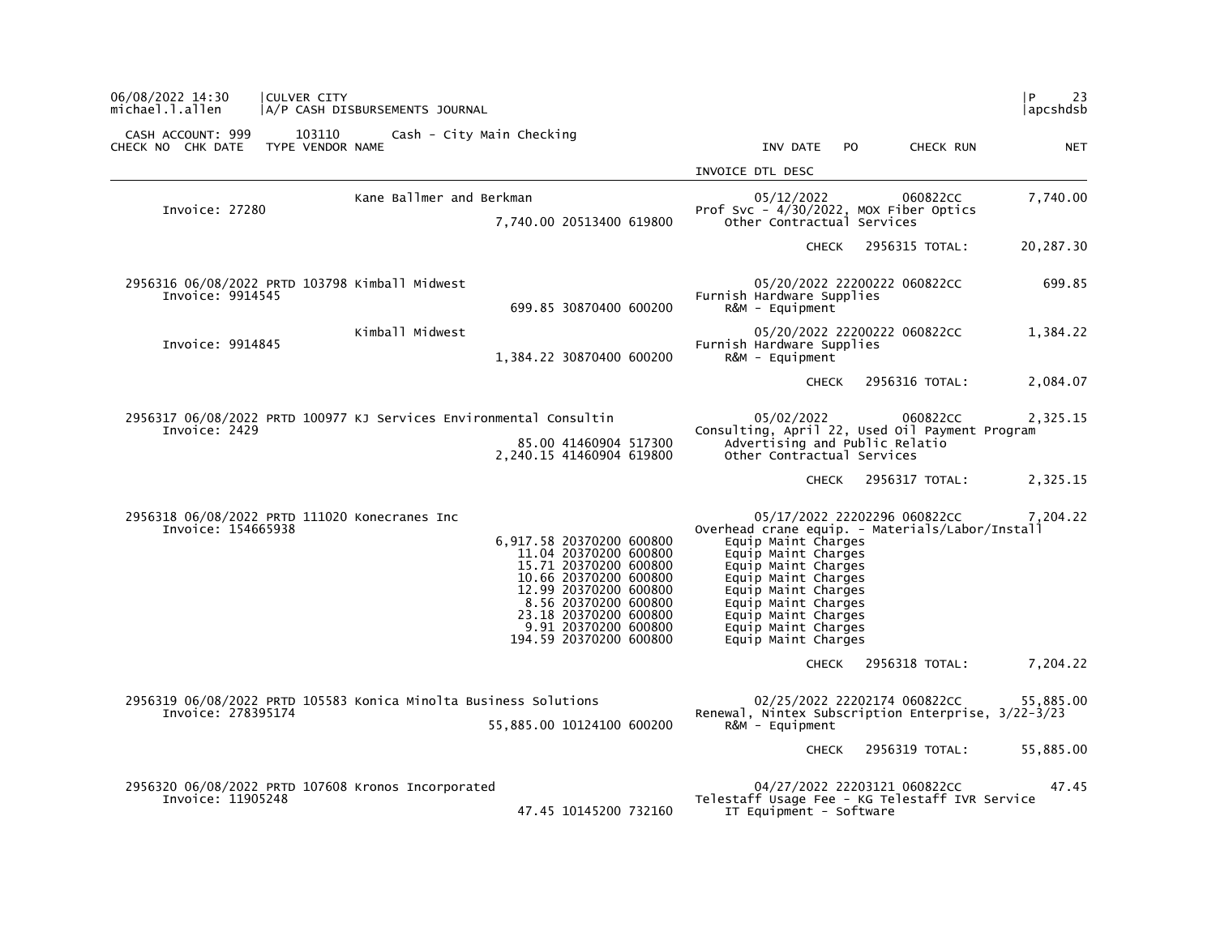CASH ACCOUNT: 999 103110 Cash - City Main Checking

| CHECK NO | CHK DATE | TYPE | VENDOR NAME | | INV DATE | PO | CHECK RUN | NET |
|---|---|---|---|---|---|---|---|---|
| | | | | | INVOICE DTL DESC | | | |
| | | | Kane Ballmer and Berkman | | 05/12/2022 | | 060822CC | 7,740.00 |
| Invoice: 27280 | | | | | Prof Svc - 4/30/2022, MOX Fiber Optics | | | |
| | | | | 7,740.00 20513400 619800 | Other Contractual Services | | | |
| | | | | | | | CHECK 2956315 TOTAL: | 20,287.30 |
| 2956316 | 06/08/2022 | PRTD | 103798 Kimball Midwest | | 05/20/2022 | 22200222 | 060822CC | 699.85 |
| Invoice: 9914545 | | | | | Furnish Hardware Supplies | | | |
| | | | | 699.85 30870400 600200 | R&M - Equipment | | | |
| | | | Kimball Midwest | | 05/20/2022 | 22200222 | 060822CC | 1,384.22 |
| Invoice: 9914845 | | | | | Furnish Hardware Supplies | | | |
| | | | | 1,384.22 30870400 600200 | R&M - Equipment | | | |
| | | | | | | | CHECK 2956316 TOTAL: | 2,084.07 |
| 2956317 | 06/08/2022 | PRTD | 100977 KJ Services Environmental Consultin | | 05/02/2022 | | 060822CC | 2,325.15 |
| Invoice: 2429 | | | | | Consulting, April 22, Used Oil Payment Program | | | |
| | | | | 85.00 41460904 517300 | Advertising and Public Relatio | | | |
| | | | | 2,240.15 41460904 619800 | Other Contractual Services | | | |
| | | | | | | | CHECK 2956317 TOTAL: | 2,325.15 |
| 2956318 | 06/08/2022 | PRTD | 111020 Konecranes Inc | | 05/17/2022 | 22202296 | 060822CC | 7,204.22 |
| Invoice: 154665938 | | | | | Overhead crane equip. - Materials/Labor/Install | | | |
| | | | | 6,917.58 20370200 600800 | Equip Maint Charges | | | |
| | | | | 11.04 20370200 600800 | Equip Maint Charges | | | |
| | | | | 15.71 20370200 600800 | Equip Maint Charges | | | |
| | | | | 10.66 20370200 600800 | Equip Maint Charges | | | |
| | | | | 12.99 20370200 600800 | Equip Maint Charges | | | |
| | | | | 8.56 20370200 600800 | Equip Maint Charges | | | |
| | | | | 23.18 20370200 600800 | Equip Maint Charges | | | |
| | | | | 9.91 20370200 600800 | Equip Maint Charges | | | |
| | | | | 194.59 20370200 600800 | Equip Maint Charges | | | |
| | | | | | | | CHECK 2956318 TOTAL: | 7,204.22 |
| 2956319 | 06/08/2022 | PRTD | 105583 Konica Minolta Business Solutions | | 02/25/2022 | 22202174 | 060822CC | 55,885.00 |
| Invoice: 278395174 | | | | | Renewal, Nintex Subscription Enterprise, 3/22-3/23 | | | |
| | | | | 55,885.00 10124100 600200 | R&M - Equipment | | | |
| | | | | | | | CHECK 2956319 TOTAL: | 55,885.00 |
| 2956320 | 06/08/2022 | PRTD | 107608 Kronos Incorporated | | 04/27/2022 | 22203121 | 060822CC | 47.45 |
| Invoice: 11905248 | | | | | Telestaff Usage Fee - KG Telestaff IVR Service | | | |
| | | | | 47.45 10145200 732160 | IT Equipment - Software | | | |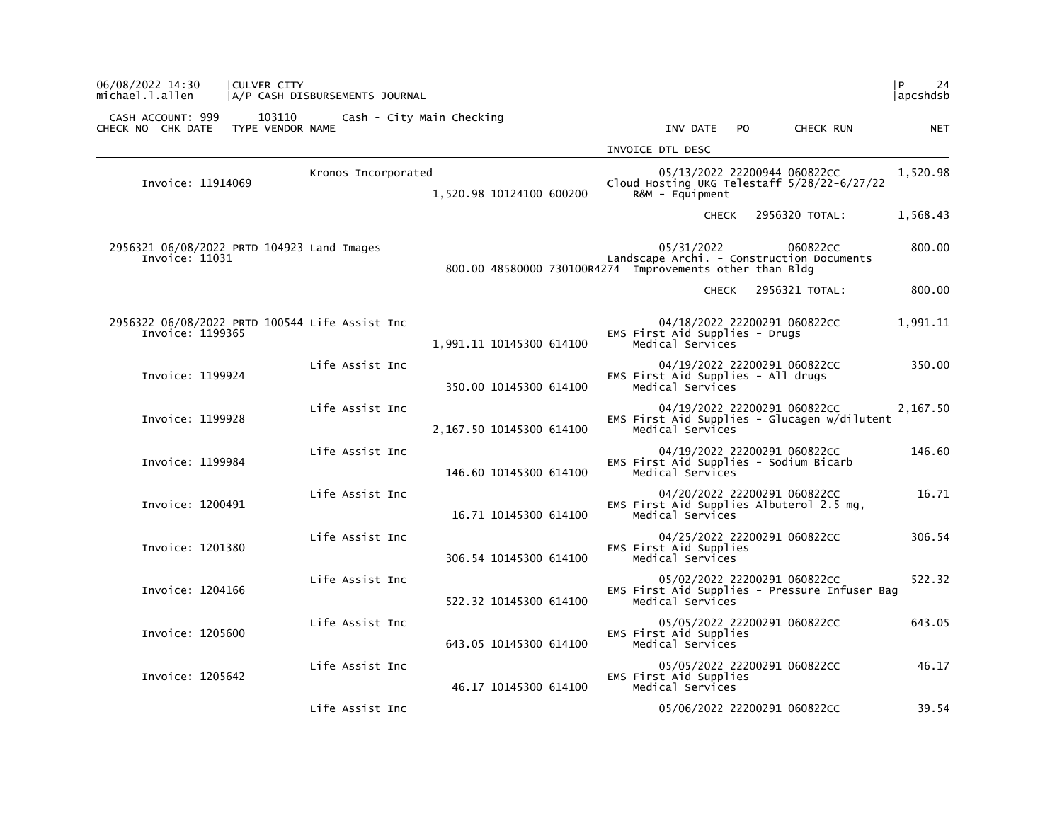CASH ACCOUNT: 999    103110    Cash - City Main Checking

| CHECK NO | CHK DATE | TYPE | VENDOR NAME | | | INV DATE | PO | CHECK RUN | NET |
|---|---|---|---|---|---|---|---|---|---|
| | | | | | | INVOICE DTL DESC | | | |
| Invoice: 11914069 | | | Kronos Incorporated | | | 05/13/2022 | 22200944 | 060822CC | 1,520.98 |
| | | | | 1,520.98 10124100 600200 | | Cloud Hosting UKG Telestaff 5/28/22-6/27/22 R&M - Equipment | | | |
| | | | | | | | CHECK | 2956320 TOTAL: | 1,568.43 |
| 2956321 | 06/08/2022 | PRTD | 104923 Land Images | | | 05/31/2022 | | 060822CC | 800.00 |
| Invoice: 11031 | | | | 800.00 48580000 730100R4274 | | Landscape Archi. - Construction Documents Improvements other than Bldg | | | |
| | | | | | | | CHECK | 2956321 TOTAL: | 800.00 |
| 2956322 | 06/08/2022 | PRTD | 100544 Life Assist Inc | | | 04/18/2022 | 22200291 | 060822CC | 1,991.11 |
| Invoice: 1199365 | | | | 1,991.11 10145300 614100 | | EMS First Aid Supplies - Drugs Medical Services | | | |
| Invoice: 1199924 | | | Life Assist Inc | | | 04/19/2022 | 22200291 | 060822CC | 350.00 |
| | | | | 350.00 10145300 614100 | | EMS First Aid Supplies - All drugs Medical Services | | | |
| Invoice: 1199928 | | | Life Assist Inc | | | 04/19/2022 | 22200291 | 060822CC | 2,167.50 |
| | | | | 2,167.50 10145300 614100 | | EMS First Aid Supplies - Glucagen w/dilutent Medical Services | | | |
| Invoice: 1199984 | | | Life Assist Inc | | | 04/19/2022 | 22200291 | 060822CC | 146.60 |
| | | | | 146.60 10145300 614100 | | EMS First Aid Supplies - Sodium Bicarb Medical Services | | | |
| Invoice: 1200491 | | | Life Assist Inc | | | 04/20/2022 | 22200291 | 060822CC | 16.71 |
| | | | | 16.71 10145300 614100 | | EMS First Aid Supplies Albuterol 2.5 mg, Medical Services | | | |
| Invoice: 1201380 | | | Life Assist Inc | | | 04/25/2022 | 22200291 | 060822CC | 306.54 |
| | | | | 306.54 10145300 614100 | | EMS First Aid Supplies Medical Services | | | |
| Invoice: 1204166 | | | Life Assist Inc | | | 05/02/2022 | 22200291 | 060822CC | 522.32 |
| | | | | 522.32 10145300 614100 | | EMS First Aid Supplies - Pressure Infuser Bag Medical Services | | | |
| Invoice: 1205600 | | | Life Assist Inc | | | 05/05/2022 | 22200291 | 060822CC | 643.05 |
| | | | | 643.05 10145300 614100 | | EMS First Aid Supplies Medical Services | | | |
| Invoice: 1205642 | | | Life Assist Inc | | | 05/05/2022 | 22200291 | 060822CC | 46.17 |
| | | | | 46.17 10145300 614100 | | EMS First Aid Supplies Medical Services | | | |
| | | | Life Assist Inc | | | 05/06/2022 | 22200291 | 060822CC | 39.54 |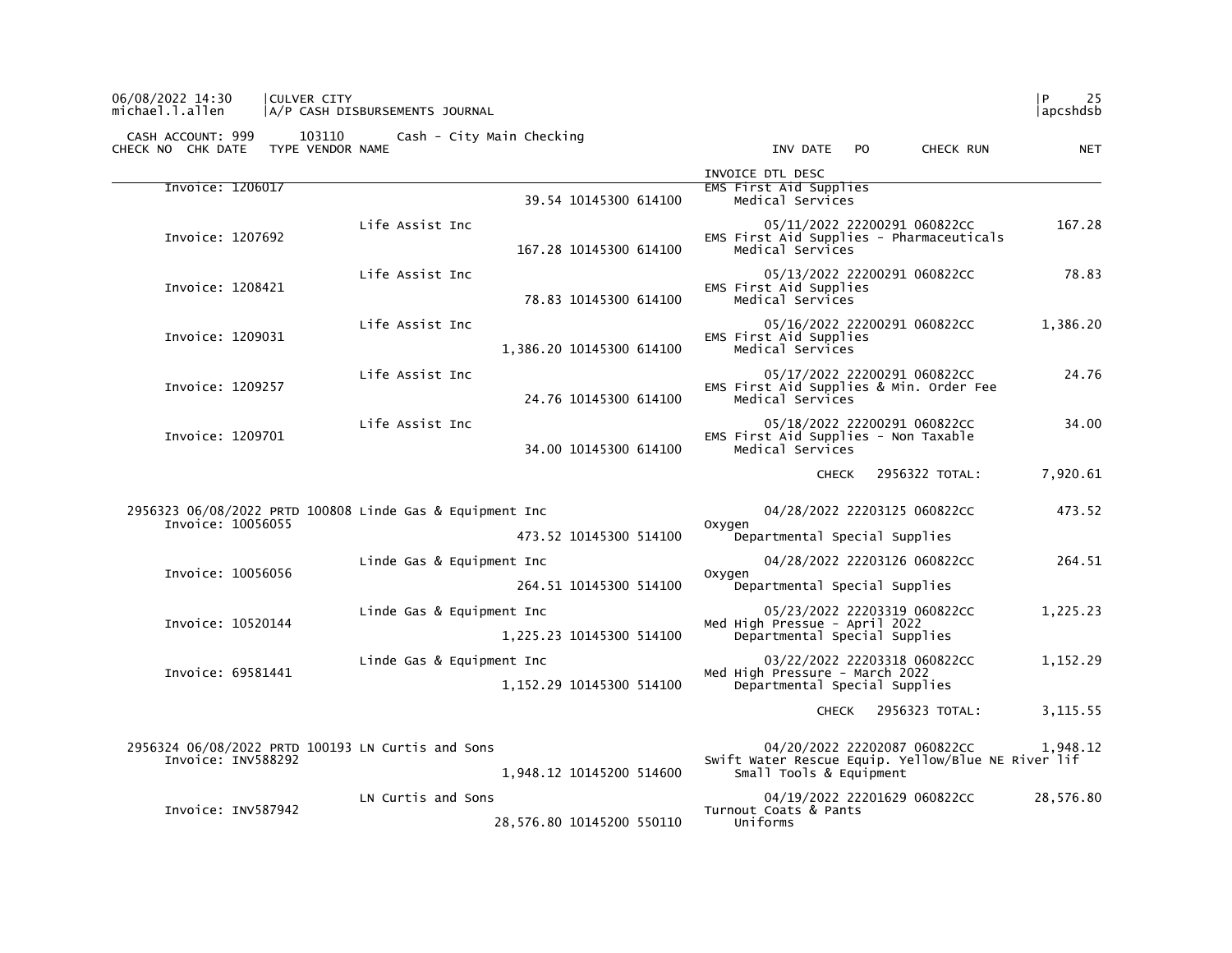CULVER CITY
A/P CASH DISBURSEMENTS JOURNAL

CASH ACCOUNT: 999 103110 Cash - City Main Checking

| CHECK NO | CHK DATE | TYPE | VENDOR NAME | | INV DATE | PO | CHECK RUN | NET |
|---|---|---|---|---|---|---|---|---|
| | | | | INVOICE DTL DESC | | | | |
| Invoice: 1206017 | | | | EMS First Aid Supplies | | | | |
| | | | 39.54 10145300 614100 | Medical Services | | | | |
| | | | Life Assist Inc | | 05/11/2022 | 22200291 | 060822CC | 167.28 |
| Invoice: 1207692 | | | | EMS First Aid Supplies - Pharmaceuticals | | | | |
| | | | 167.28 10145300 614100 | Medical Services | | | | |
| | | | Life Assist Inc | | 05/13/2022 | 22200291 | 060822CC | 78.83 |
| Invoice: 1208421 | | | | EMS First Aid Supplies | | | | |
| | | | 78.83 10145300 614100 | Medical Services | | | | |
| | | | Life Assist Inc | | 05/16/2022 | 22200291 | 060822CC | 1,386.20 |
| Invoice: 1209031 | | | | EMS First Aid Supplies | | | | |
| | | | 1,386.20 10145300 614100 | Medical Services | | | | |
| | | | Life Assist Inc | | 05/17/2022 | 22200291 | 060822CC | 24.76 |
| Invoice: 1209257 | | | | EMS First Aid Supplies & Min. Order Fee | | | | |
| | | | 24.76 10145300 614100 | Medical Services | | | | |
| | | | Life Assist Inc | | 05/18/2022 | 22200291 | 060822CC | 34.00 |
| Invoice: 1209701 | | | | EMS First Aid Supplies - Non Taxable | | | | |
| | | | 34.00 10145300 614100 | Medical Services | | | | |
| | | | | | CHECK | 2956322 TOTAL: | | 7,920.61 |
| 2956323 | 06/08/2022 | PRTD | 100808 Linde Gas & Equipment Inc | | 04/28/2022 | 22203125 | 060822CC | 473.52 |
| Invoice: 10056055 | | | | Oxygen | | | | |
| | | | 473.52 10145300 514100 | Departmental Special Supplies | | | | |
| | | | Linde Gas & Equipment Inc | | 04/28/2022 | 22203126 | 060822CC | 264.51 |
| Invoice: 10056056 | | | | Oxygen | | | | |
| | | | 264.51 10145300 514100 | Departmental Special Supplies | | | | |
| | | | Linde Gas & Equipment Inc | | 05/23/2022 | 22203319 | 060822CC | 1,225.23 |
| Invoice: 10520144 | | | | Med High Pressue - April 2022 | | | | |
| | | | 1,225.23 10145300 514100 | Departmental Special Supplies | | | | |
| | | | Linde Gas & Equipment Inc | | 03/22/2022 | 22203318 | 060822CC | 1,152.29 |
| Invoice: 69581441 | | | | Med High Pressure - March 2022 | | | | |
| | | | 1,152.29 10145300 514100 | Departmental Special Supplies | | | | |
| | | | | | CHECK | 2956323 TOTAL: | | 3,115.55 |
| 2956324 | 06/08/2022 | PRTD | 100193 LN Curtis and Sons | | 04/20/2022 | 22202087 | 060822CC | 1,948.12 |
| Invoice: INV588292 | | | | Swift Water Rescue Equip. Yellow/Blue NE River lif | | | | |
| | | | 1,948.12 10145200 514600 | Small Tools & Equipment | | | | |
| | | | LN Curtis and Sons | | 04/19/2022 | 22201629 | 060822CC | 28,576.80 |
| Invoice: INV587942 | | | | Turnout Coats & Pants | | | | |
| | | | 28,576.80 10145200 550110 | Uniforms | | | | |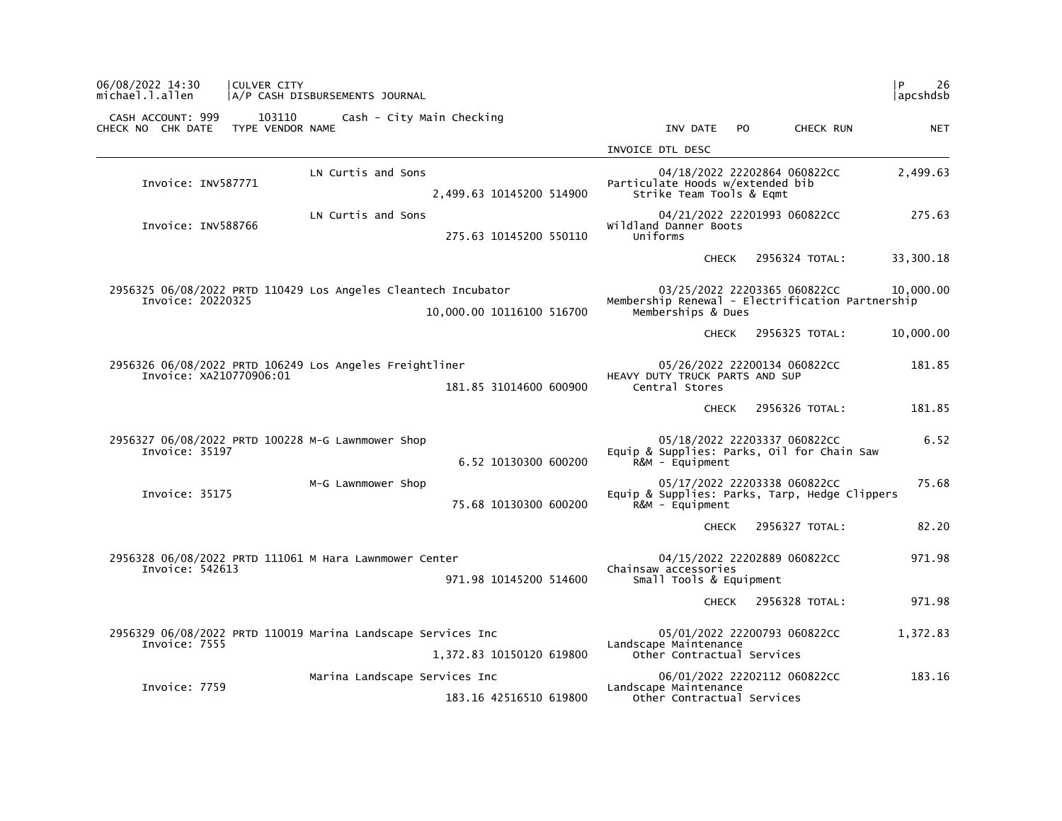CULVER CITY
A/P CASH DISBURSEMENTS JOURNAL

CASH ACCOUNT: 999 103110 Cash - City Main Checking

| CHECK NO | CHK DATE | TYPE | VENDOR NAME | | INV DATE | PO | CHECK RUN | NET |
|---|---|---|---|---|---|---|---|---|
| | | | | | INVOICE DTL DESC | | | |
| Invoice: INV587771 | | | LN Curtis and Sons | | 04/18/2022 | 22202864 | 060822CC | 2,499.63 |
| | | | | 2,499.63 10145200 514900 | Particulate Hoods w/extended bib | | | |
| | | | | | Strike Team Tools & Eqmt | | | |
| Invoice: INV588766 | | | LN Curtis and Sons | | 04/21/2022 | 22201993 | 060822CC | 275.63 |
| | | | | 275.63 10145200 550110 | Wildland Danner Boots | | | |
| | | | | | Uniforms | | | |
| | | | | | CHECK | 2956324 TOTAL: | | 33,300.18 |
| 2956325 | 06/08/2022 | PRTD | 110429 Los Angeles Cleantech Incubator | | 03/25/2022 | 22203365 | 060822CC | 10,000.00 |
| Invoice: 20220325 | | | | 10,000.00 10116100 516700 | Membership Renewal - Electrification Partnership | | | |
| | | | | | Memberships & Dues | | | |
| | | | | | CHECK | 2956325 TOTAL: | | 10,000.00 |
| 2956326 | 06/08/2022 | PRTD | 106249 Los Angeles Freightliner | | 05/26/2022 | 22200134 | 060822CC | 181.85 |
| Invoice: XA210770906:01 | | | | 181.85 31014600 600900 | HEAVY DUTY TRUCK PARTS AND SUP | | | |
| | | | | | Central Stores | | | |
| | | | | | CHECK | 2956326 TOTAL: | | 181.85 |
| 2956327 | 06/08/2022 | PRTD | 100228 M-G Lawnmower Shop | | 05/18/2022 | 22203337 | 060822CC | 6.52 |
| Invoice: 35197 | | | | 6.52 10130300 600200 | Equip & Supplies: Parks, Oil for Chain Saw | | | |
| | | | | | R&M - Equipment | | | |
| Invoice: 35175 | | | M-G Lawnmower Shop | | 05/17/2022 | 22203338 | 060822CC | 75.68 |
| | | | | 75.68 10130300 600200 | Equip & Supplies: Parks, Tarp, Hedge Clippers | | | |
| | | | | | R&M - Equipment | | | |
| | | | | | CHECK | 2956327 TOTAL: | | 82.20 |
| 2956328 | 06/08/2022 | PRTD | 111061 M Hara Lawnmower Center | | 04/15/2022 | 22202889 | 060822CC | 971.98 |
| Invoice: 542613 | | | | 971.98 10145200 514600 | Chainsaw accessories | | | |
| | | | | | Small Tools & Equipment | | | |
| | | | | | CHECK | 2956328 TOTAL: | | 971.98 |
| 2956329 | 06/08/2022 | PRTD | 110019 Marina Landscape Services Inc | | 05/01/2022 | 22200793 | 060822CC | 1,372.83 |
| Invoice: 7555 | | | | 1,372.83 10150120 619800 | Landscape Maintenance | | | |
| | | | | | Other Contractual Services | | | |
| Invoice: 7759 | | | Marina Landscape Services Inc | | 06/01/2022 | 22202112 | 060822CC | 183.16 |
| | | | | 183.16 42516510 619800 | Landscape Maintenance | | | |
| | | | | | Other Contractual Services | | | |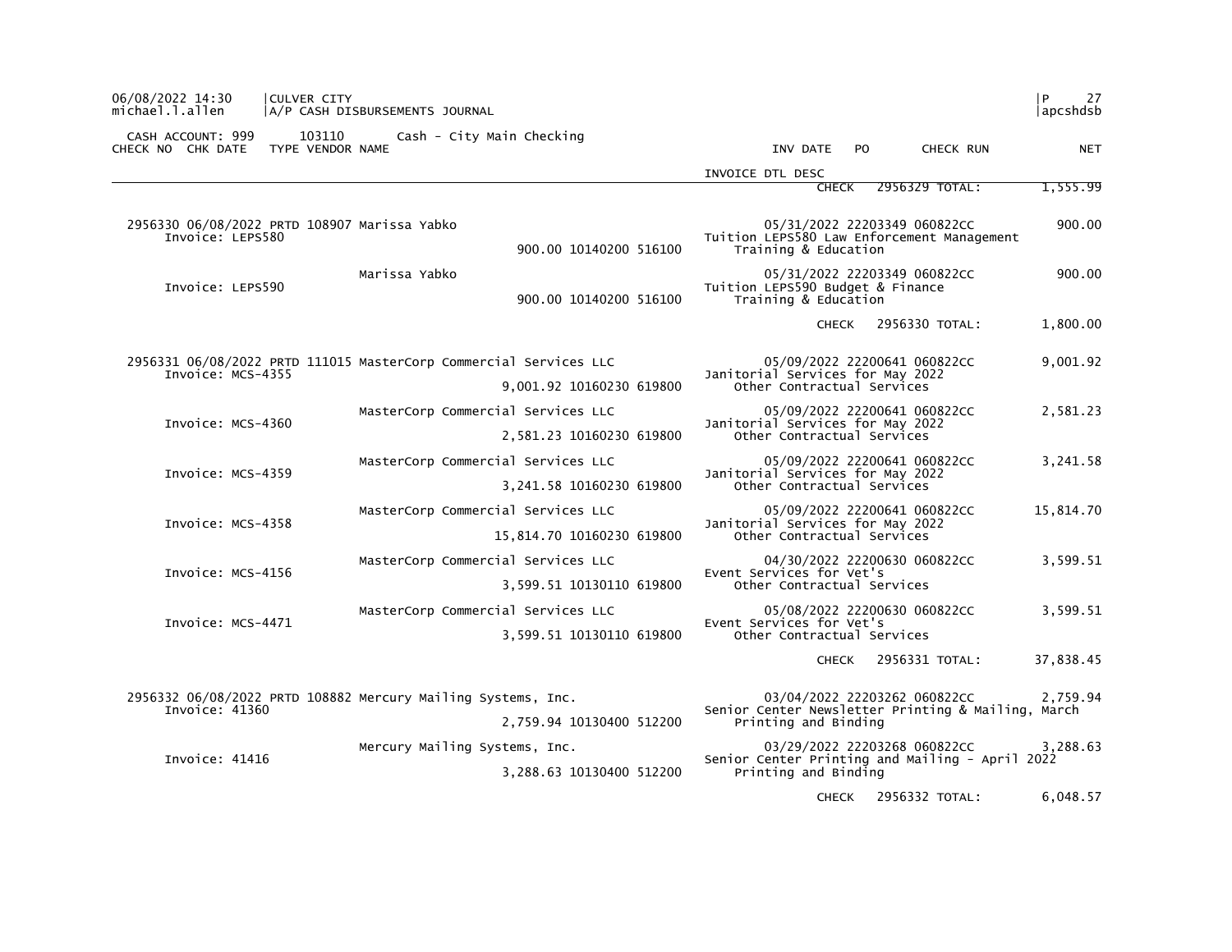06/08/2022 14:30 | CULVER CITY
michael.l.allen | A/P CASH DISBURSEMENTS JOURNAL

CASH ACCOUNT: 999 103110 Cash - City Main Checking

| CHECK NO | CHK DATE | TYPE | VENDOR NAME | | INV DATE | PO | CHECK RUN | NET |
|---|---|---|---|---|---|---|---|---|
| | | | | INVOICE DTL DESC | | | | |
| | | | | CHECK 2956329 TOTAL: | | | | 1,555.99 |
| 2956330 | 06/08/2022 | PRTD | 108907 Marissa Yabko | | 05/31/2022 | 22203349 | 060822CC | 900.00 |
| Invoice: LEPS580 | | | 900.00 10140200 516100 | Tuition LEPS580 Law Enforcement Management<br>Training & Education | | | | |
| | | | Marissa Yabko | | 05/31/2022 | 22203349 | 060822CC | 900.00 |
| Invoice: LEPS590 | | | 900.00 10140200 516100 | Tuition LEPS590 Budget & Finance<br>Training & Education | | | | |
| | | | | CHECK 2956330 TOTAL: | | | | 1,800.00 |
| 2956331 | 06/08/2022 | PRTD | 111015 MasterCorp Commercial Services LLC | | 05/09/2022 | 22200641 | 060822CC | 9,001.92 |
| Invoice: MCS-4355 | | | 9,001.92 10160230 619800 | Janitorial Services for May 2022<br>Other Contractual Services | | | | |
| | | | MasterCorp Commercial Services LLC | | 05/09/2022 | 22200641 | 060822CC | 2,581.23 |
| Invoice: MCS-4360 | | | 2,581.23 10160230 619800 | Janitorial Services for May 2022<br>Other Contractual Services | | | | |
| | | | MasterCorp Commercial Services LLC | | 05/09/2022 | 22200641 | 060822CC | 3,241.58 |
| Invoice: MCS-4359 | | | 3,241.58 10160230 619800 | Janitorial Services for May 2022<br>Other Contractual Services | | | | |
| | | | MasterCorp Commercial Services LLC | | 05/09/2022 | 22200641 | 060822CC | 15,814.70 |
| Invoice: MCS-4358 | | | 15,814.70 10160230 619800 | Janitorial Services for May 2022<br>Other Contractual Services | | | | |
| | | | MasterCorp Commercial Services LLC | | 04/30/2022 | 22200630 | 060822CC | 3,599.51 |
| Invoice: MCS-4156 | | | 3,599.51 10130110 619800 | Event Services for Vet's<br>Other Contractual Services | | | | |
| | | | MasterCorp Commercial Services LLC | | 05/08/2022 | 22200630 | 060822CC | 3,599.51 |
| Invoice: MCS-4471 | | | 3,599.51 10130110 619800 | Event Services for Vet's<br>Other Contractual Services | | | | |
| | | | | CHECK 2956331 TOTAL: | | | | 37,838.45 |
| 2956332 | 06/08/2022 | PRTD | 108882 Mercury Mailing Systems, Inc. | | 03/04/2022 | 22203262 | 060822CC | 2,759.94 |
| Invoice: 41360 | | | 2,759.94 10130400 512200 | Senior Center Newsletter Printing & Mailing, March<br>Printing and Binding | | | | |
| | | | Mercury Mailing Systems, Inc. | | 03/29/2022 | 22203268 | 060822CC | 3,288.63 |
| Invoice: 41416 | | | 3,288.63 10130400 512200 | Senior Center Printing and Mailing - April 2022<br>Printing and Binding | | | | |
| | | | | CHECK 2956332 TOTAL: | | | | 6,048.57 |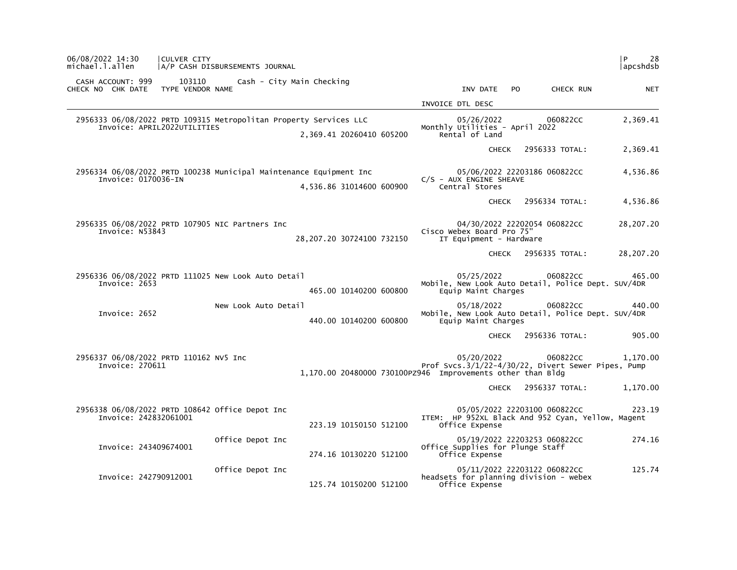CULVER CITY
A/P CASH DISBURSEMENTS JOURNAL

CASH ACCOUNT: 999 103110 Cash - City Main Checking

| CHECK NO | CHK DATE | TYPE | VENDOR NAME | | INV DATE | PO | CHECK RUN | NET |
|---|---|---|---|---|---|---|---|---|
| | | | | | INVOICE DTL DESC | | | |
| 2956333 | 06/08/2022 | PRTD | 109315 Metropolitan Property Services LLC | | 05/26/2022 | | 060822CC | 2,369.41 |
| | | | Invoice: APRIL2022UTILITIES | 2,369.41 20260410 605200 | Monthly Utilities - April 2022 / Rental of Land | | | |
| | | | | | CHECK | | 2956333 TOTAL: | 2,369.41 |
| 2956334 | 06/08/2022 | PRTD | 100238 Municipal Maintenance Equipment Inc | | 05/06/2022 | 22203186 | 060822CC | 4,536.86 |
| | | | Invoice: 0170036-IN | 4,536.86 31014600 600900 | C/S - AUX ENGINE SHEAVE / Central Stores | | | |
| | | | | | CHECK | | 2956334 TOTAL: | 4,536.86 |
| 2956335 | 06/08/2022 | PRTD | 107905 NIC Partners Inc | | 04/30/2022 | 22202054 | 060822CC | 28,207.20 |
| | | | Invoice: N53843 | 28,207.20 30724100 732150 | Cisco Webex Board Pro 75" / IT Equipment - Hardware | | | |
| | | | | | CHECK | | 2956335 TOTAL: | 28,207.20 |
| 2956336 | 06/08/2022 | PRTD | 111025 New Look Auto Detail | | 05/25/2022 | | 060822CC | 465.00 |
| | | | Invoice: 2653 | 465.00 10140200 600800 | Mobile, New Look Auto Detail, Police Dept. SUV/4DR / Equip Maint Charges | | | |
| | | | New Look Auto Detail | | 05/18/2022 | | 060822CC | 440.00 |
| | | | Invoice: 2652 | 440.00 10140200 600800 | Mobile, New Look Auto Detail, Police Dept. SUV/4DR / Equip Maint Charges | | | |
| | | | | | CHECK | | 2956336 TOTAL: | 905.00 |
| 2956337 | 06/08/2022 | PRTD | 110162 NV5 Inc | | 05/20/2022 | | 060822CC | 1,170.00 |
| | | | Invoice: 270611 | 1,170.00 20480000 730100PZ946 | Prof Svcs.3/1/22-4/30/22, Divert Sewer Pipes, Pump / Improvements other than Bldg | | | |
| | | | | | CHECK | | 2956337 TOTAL: | 1,170.00 |
| 2956338 | 06/08/2022 | PRTD | 108642 Office Depot Inc | | 05/05/2022 | 22203100 | 060822CC | 223.19 |
| | | | Invoice: 242832061001 | 223.19 10150150 512100 | ITEM: HP 952XL Black And 952 Cyan, Yellow, Magent / Office Expense | | | |
| | | | Office Depot Inc | | 05/19/2022 | 22203253 | 060822CC | 274.16 |
| | | | Invoice: 243409674001 | 274.16 10130220 512100 | Office Supplies for Plunge Staff / Office Expense | | | |
| | | | Office Depot Inc | | 05/11/2022 | 22203122 | 060822CC | 125.74 |
| | | | Invoice: 242790912001 | 125.74 10150200 512100 | headsets for planning division - webex / Office Expense | | | |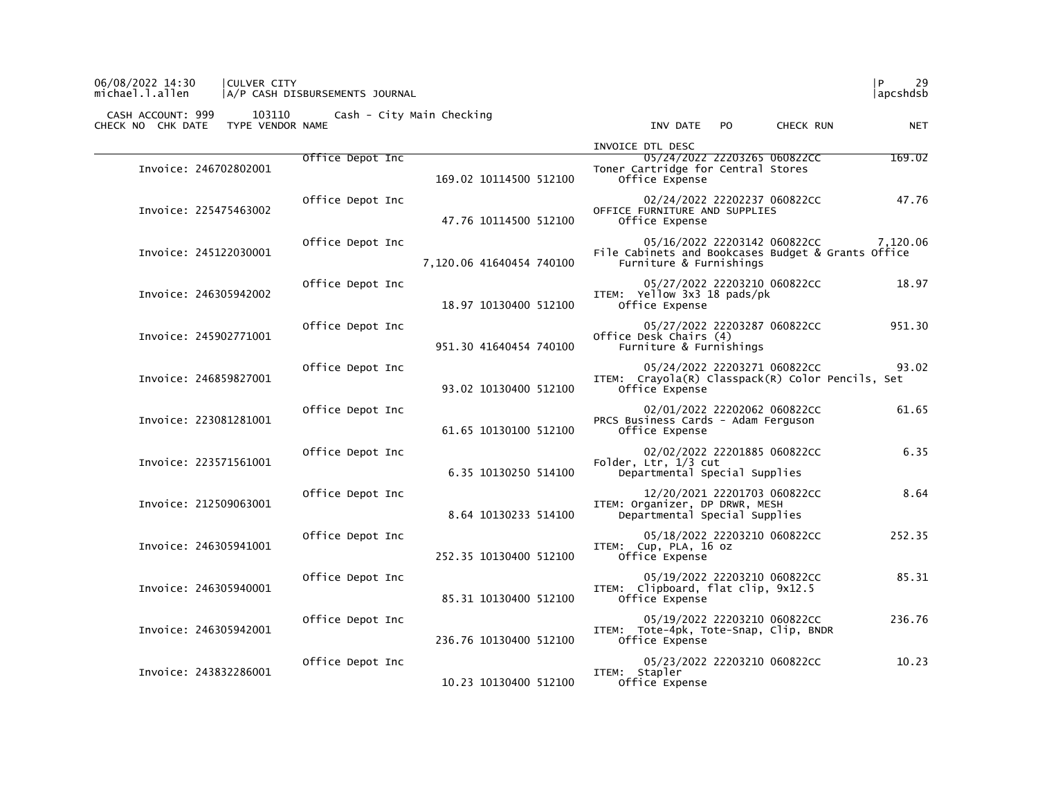CULVER CITY
A/P CASH DISBURSEMENTS JOURNAL

CASH ACCOUNT: 999 103110 Cash - City Main Checking

| CHECK NO | CHK DATE | TYPE VENDOR NAME | | INV DATE | PO | CHECK RUN | NET |
|---|---|---|---|---|---|---|---|
| | | | | INVOICE DTL DESC | | | |
| Invoice: 246702802001 | | Office Depot Inc | | 05/24/2022 | 22203265 | 060822CC | 169.02 |
| | | | 169.02 10114500 512100 | Toner Cartridge for Central Stores<br>Office Expense | | | |
| Invoice: 225475463002 | | Office Depot Inc | | 02/24/2022 | 22202237 | 060822CC | 47.76 |
| | | | 47.76 10114500 512100 | OFFICE FURNITURE AND SUPPLIES<br>Office Expense | | | |
| Invoice: 245122030001 | | Office Depot Inc | | 05/16/2022 | 22203142 | 060822CC | 7,120.06 |
| | | | 7,120.06 41640454 740100 | File Cabinets and Bookcases Budget & Grants Office<br>Furniture & Furnishings | | | |
| Invoice: 246305942002 | | Office Depot Inc | | 05/27/2022 | 22203210 | 060822CC | 18.97 |
| | | | 18.97 10130400 512100 | ITEM: Yellow 3x3 18 pads/pk<br>Office Expense | | | |
| Invoice: 245902771001 | | Office Depot Inc | | 05/27/2022 | 22203287 | 060822CC | 951.30 |
| | | | 951.30 41640454 740100 | Office Desk Chairs (4)<br>Furniture & Furnishings | | | |
| Invoice: 246859827001 | | Office Depot Inc | | 05/24/2022 | 22203271 | 060822CC | 93.02 |
| | | | 93.02 10130400 512100 | ITEM: Crayola(R) Classpack(R) Color Pencils, Set<br>Office Expense | | | |
| Invoice: 223081281001 | | Office Depot Inc | | 02/01/2022 | 22202062 | 060822CC | 61.65 |
| | | | 61.65 10130100 512100 | PRCS Business Cards - Adam Ferguson<br>Office Expense | | | |
| Invoice: 223571561001 | | Office Depot Inc | | 02/02/2022 | 22201885 | 060822CC | 6.35 |
| | | | 6.35 10130250 514100 | Folder, Ltr, 1/3 cut<br>Departmental Special Supplies | | | |
| Invoice: 212509063001 | | Office Depot Inc | | 12/20/2021 | 22201703 | 060822CC | 8.64 |
| | | | 8.64 10130233 514100 | ITEM: Organizer, DP DRWR, MESH<br>Departmental Special Supplies | | | |
| Invoice: 246305941001 | | Office Depot Inc | | 05/18/2022 | 22203210 | 060822CC | 252.35 |
| | | | 252.35 10130400 512100 | ITEM: Cup, PLA, 16 oz<br>Office Expense | | | |
| Invoice: 246305940001 | | Office Depot Inc | | 05/19/2022 | 22203210 | 060822CC | 85.31 |
| | | | 85.31 10130400 512100 | ITEM: Clipboard, flat clip, 9x12.5<br>Office Expense | | | |
| Invoice: 246305942001 | | Office Depot Inc | | 05/19/2022 | 22203210 | 060822CC | 236.76 |
| | | | 236.76 10130400 512100 | ITEM: Tote-4pk, Tote-Snap, Clip, BNDR<br>Office Expense | | | |
| Invoice: 243832286001 | | Office Depot Inc | | 05/23/2022 | 22203210 | 060822CC | 10.23 |
| | | | 10.23 10130400 512100 | ITEM: Stapler<br>Office Expense | | | |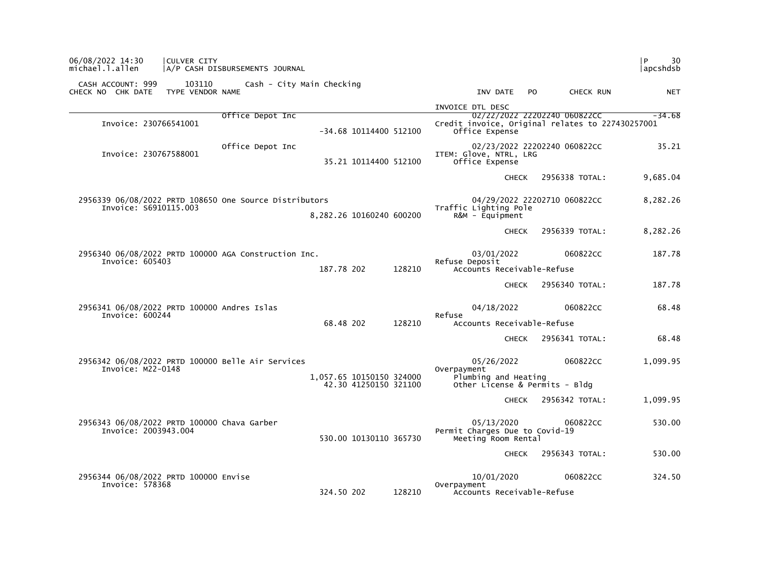CULVER CITY
A/P CASH DISBURSEMENTS JOURNAL

CASH ACCOUNT: 999 103110 Cash - City Main Checking

| CHECK NO | CHK DATE | TYPE | VENDOR NAME | | | | INV DATE | PO | CHECK RUN | NET |
|---|---|---|---|---|---|---|---|---|---|---|
| | | | | | | INVOICE DTL DESC | | | | |
| | | | Office Depot Inc | | | | 02/22/2022 | 22202240 | 060822CC | -34.68 |
| Invoice: 230766541001 | | | | -34.68 | 10114400 512100 | Credit invoice, Original relates to 227430257001 Office Expense | | | | |
| | | | Office Depot Inc | | | | 02/23/2022 | 22202240 | 060822CC | 35.21 |
| Invoice: 230767588001 | | | | 35.21 | 10114400 512100 | ITEM: Glove, NTRL, LRG Office Expense | | | | |
| | | | | | | | | CHECK | 2956338 TOTAL: | 9,685.04 |
| 2956339 | 06/08/2022 | PRTD | 108650 One Source Distributors | | | | 04/29/2022 | 22202710 | 060822CC | 8,282.26 |
| Invoice: S6910115.003 | | | | 8,282.26 | 10160240 600200 | Traffic Lighting Pole R&M - Equipment | | | | |
| | | | | | | | | CHECK | 2956339 TOTAL: | 8,282.26 |
| 2956340 | 06/08/2022 | PRTD | 100000 AGA Construction Inc. | | | | 03/01/2022 | | 060822CC | 187.78 |
| Invoice: 605403 | | | | 187.78 | 202 128210 | Refuse Deposit Accounts Receivable-Refuse | | | | |
| | | | | | | | | CHECK | 2956340 TOTAL: | 187.78 |
| 2956341 | 06/08/2022 | PRTD | 100000 Andres Islas | | | | 04/18/2022 | | 060822CC | 68.48 |
| Invoice: 600244 | | | | 68.48 | 202 128210 | Refuse Accounts Receivable-Refuse | | | | |
| | | | | | | | | CHECK | 2956341 TOTAL: | 68.48 |
| 2956342 | 06/08/2022 | PRTD | 100000 Belle Air Services | | | | 05/26/2022 | | 060822CC | 1,099.95 |
| Invoice: M22-0148 | | | | 1,057.65 | 10150150 324000 | Overpayment Plumbing and Heating | | | | |
| | | | | 42.30 | 41250150 321100 | Other License & Permits - Bldg | | | | |
| | | | | | | | | CHECK | 2956342 TOTAL: | 1,099.95 |
| 2956343 | 06/08/2022 | PRTD | 100000 Chava Garber | | | | 05/13/2020 | | 060822CC | 530.00 |
| Invoice: 2003943.004 | | | | 530.00 | 10130110 365730 | Permit Charges Due to Covid-19 Meeting Room Rental | | | | |
| | | | | | | | | CHECK | 2956343 TOTAL: | 530.00 |
| 2956344 | 06/08/2022 | PRTD | 100000 Envise | | | | 10/01/2020 | | 060822CC | 324.50 |
| Invoice: 578368 | | | | 324.50 | 202 128210 | Overpayment Accounts Receivable-Refuse | | | | |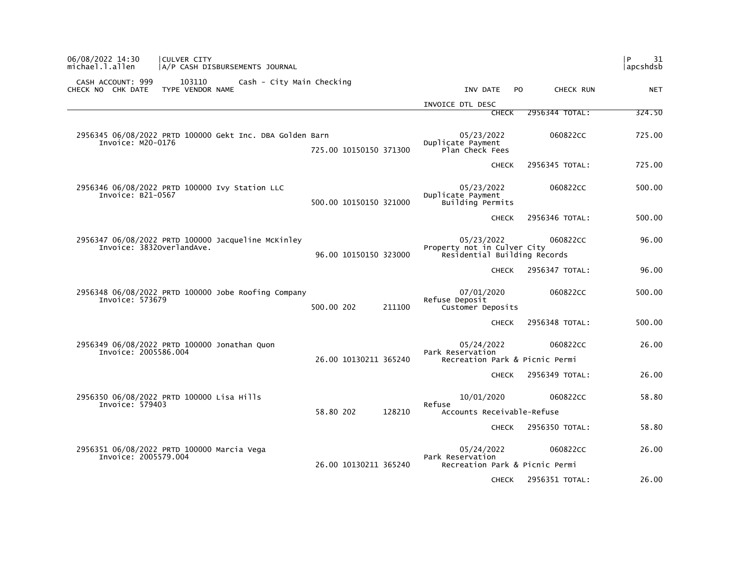CASH ACCOUNT: 999 103110 Cash - City Main Checking

| CHECK NO | CHK DATE | TYPE | VENDOR NAME | | | | INV DATE / INVOICE DTL DESC | PO | CHECK RUN | NET |
|---|---|---|---|---|---|---|---|---|---|---|
| | | | | | | | CHECK | | 2956344 TOTAL: | 324.50 |
| 2956345 | 06/08/2022 | PRTD | 100000 Gekt Inc. DBA Golden Barn | | | | 05/23/2022 | | 060822CC | 725.00 |
| | Invoice: M20-0176 | | | 725.00 | 10150150 | 371300 | Duplicate Payment / Plan Check Fees | | | |
| | | | | | | | CHECK | | 2956345 TOTAL: | 725.00 |
| 2956346 | 06/08/2022 | PRTD | 100000 Ivy Station LLC | | | | 05/23/2022 | | 060822CC | 500.00 |
| | Invoice: B21-0567 | | | 500.00 | 10150150 | 321000 | Duplicate Payment / Building Permits | | | |
| | | | | | | | CHECK | | 2956346 TOTAL: | 500.00 |
| 2956347 | 06/08/2022 | PRTD | 100000 Jacqueline McKinley | | | | 05/23/2022 | | 060822CC | 96.00 |
| | Invoice: 3832OverlandAve. | | | 96.00 | 10150150 | 323000 | Property not in Culver City / Residential Building Records | | | |
| | | | | | | | CHECK | | 2956347 TOTAL: | 96.00 |
| 2956348 | 06/08/2022 | PRTD | 100000 Jobe Roofing Company | | | | 07/01/2020 | | 060822CC | 500.00 |
| | Invoice: 573679 | | | 500.00 | 202 | 211100 | Refuse Deposit / Customer Deposits | | | |
| | | | | | | | CHECK | | 2956348 TOTAL: | 500.00 |
| 2956349 | 06/08/2022 | PRTD | 100000 Jonathan Quon | | | | 05/24/2022 | | 060822CC | 26.00 |
| | Invoice: 2005586.004 | | | 26.00 | 10130211 | 365240 | Park Reservation / Recreation Park & Picnic Permi | | | |
| | | | | | | | CHECK | | 2956349 TOTAL: | 26.00 |
| 2956350 | 06/08/2022 | PRTD | 100000 Lisa Hills | | | | 10/01/2020 | | 060822CC | 58.80 |
| | Invoice: 579403 | | | 58.80 | 202 | 128210 | Refuse / Accounts Receivable-Refuse | | | |
| | | | | | | | CHECK | | 2956350 TOTAL: | 58.80 |
| 2956351 | 06/08/2022 | PRTD | 100000 Marcia Vega | | | | 05/24/2022 | | 060822CC | 26.00 |
| | Invoice: 2005579.004 | | | 26.00 | 10130211 | 365240 | Park Reservation / Recreation Park & Picnic Permi | | | |
| | | | | | | | CHECK | | 2956351 TOTAL: | 26.00 |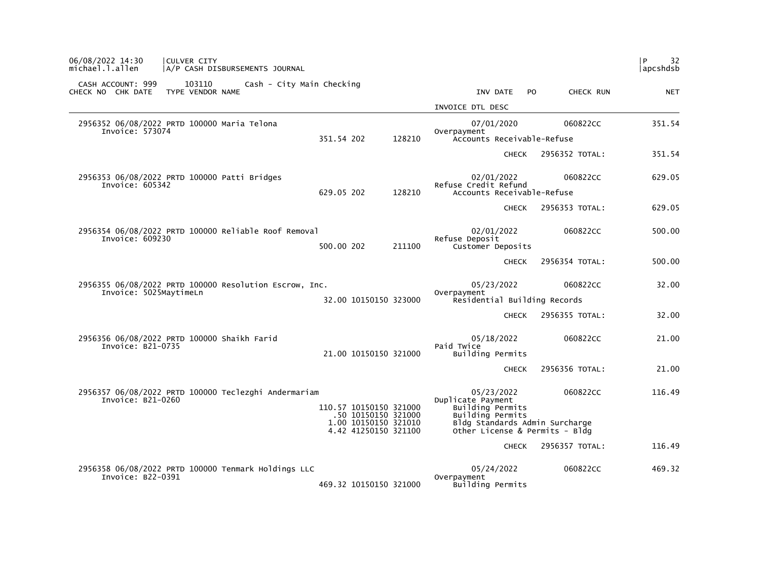06/08/2022 14:30 | CULVER CITY
michael.l.allen | A/P CASH DISBURSEMENTS JOURNAL

CASH ACCOUNT: 999 103110 Cash - City Main Checking

| CHECK NO | CHK DATE | TYPE | VENDOR NAME | | | | INV DATE / INVOICE DTL DESC | PO | CHECK RUN | NET |
|---|---|---|---|---|---|---|---|---|---|---|
| 2956352 | 06/08/2022 | PRTD | 100000 Maria Telona | | | | 07/01/2020 | | 060822CC | 351.54 |
| | Invoice: 573074 | | | | | | Overpayment | | | |
| | | | | 351.54 | 202 | 128210 | Accounts Receivable-Refuse | | | |
| | | | | | | | CHECK | | 2956352 TOTAL: | 351.54 |
| 2956353 | 06/08/2022 | PRTD | 100000 Patti Bridges | | | | 02/01/2022 | | 060822CC | 629.05 |
| | Invoice: 605342 | | | | | | Refuse Credit Refund | | | |
| | | | | 629.05 | 202 | 128210 | Accounts Receivable-Refuse | | | |
| | | | | | | | CHECK | | 2956353 TOTAL: | 629.05 |
| 2956354 | 06/08/2022 | PRTD | 100000 Reliable Roof Removal | | | | 02/01/2022 | | 060822CC | 500.00 |
| | Invoice: 609230 | | | | | | Refuse Deposit | | | |
| | | | | 500.00 | 202 | 211100 | Customer Deposits | | | |
| | | | | | | | CHECK | | 2956354 TOTAL: | 500.00 |
| 2956355 | 06/08/2022 | PRTD | 100000 Resolution Escrow, Inc. | | | | 05/23/2022 | | 060822CC | 32.00 |
| | Invoice: 5025MaytimeLn | | | | | | Overpayment | | | |
| | | | | 32.00 | 10150150 | 323000 | Residential Building Records | | | |
| | | | | | | | CHECK | | 2956355 TOTAL: | 32.00 |
| 2956356 | 06/08/2022 | PRTD | 100000 Shaikh Farid | | | | 05/18/2022 | | 060822CC | 21.00 |
| | Invoice: B21-0735 | | | | | | Paid Twice | | | |
| | | | | 21.00 | 10150150 | 321000 | Building Permits | | | |
| | | | | | | | CHECK | | 2956356 TOTAL: | 21.00 |
| 2956357 | 06/08/2022 | PRTD | 100000 Teclezghi Andermariam | | | | 05/23/2022 | | 060822CC | 116.49 |
| | Invoice: B21-0260 | | | | | | Duplicate Payment | | | |
| | | | | 110.57 | 10150150 | 321000 | Building Permits | | | |
| | | | | .50 | 10150150 | 321000 | Building Permits | | | |
| | | | | 1.00 | 10150150 | 321010 | Bldg Standards Admin Surcharge | | | |
| | | | | 4.42 | 41250150 | 321100 | Other License & Permits - Bldg | | | |
| | | | | | | | CHECK | | 2956357 TOTAL: | 116.49 |
| 2956358 | 06/08/2022 | PRTD | 100000 Tenmark Holdings LLC | | | | 05/24/2022 | | 060822CC | 469.32 |
| | Invoice: B22-0391 | | | | | | Overpayment | | | |
| | | | | 469.32 | 10150150 | 321000 | Building Permits | | | |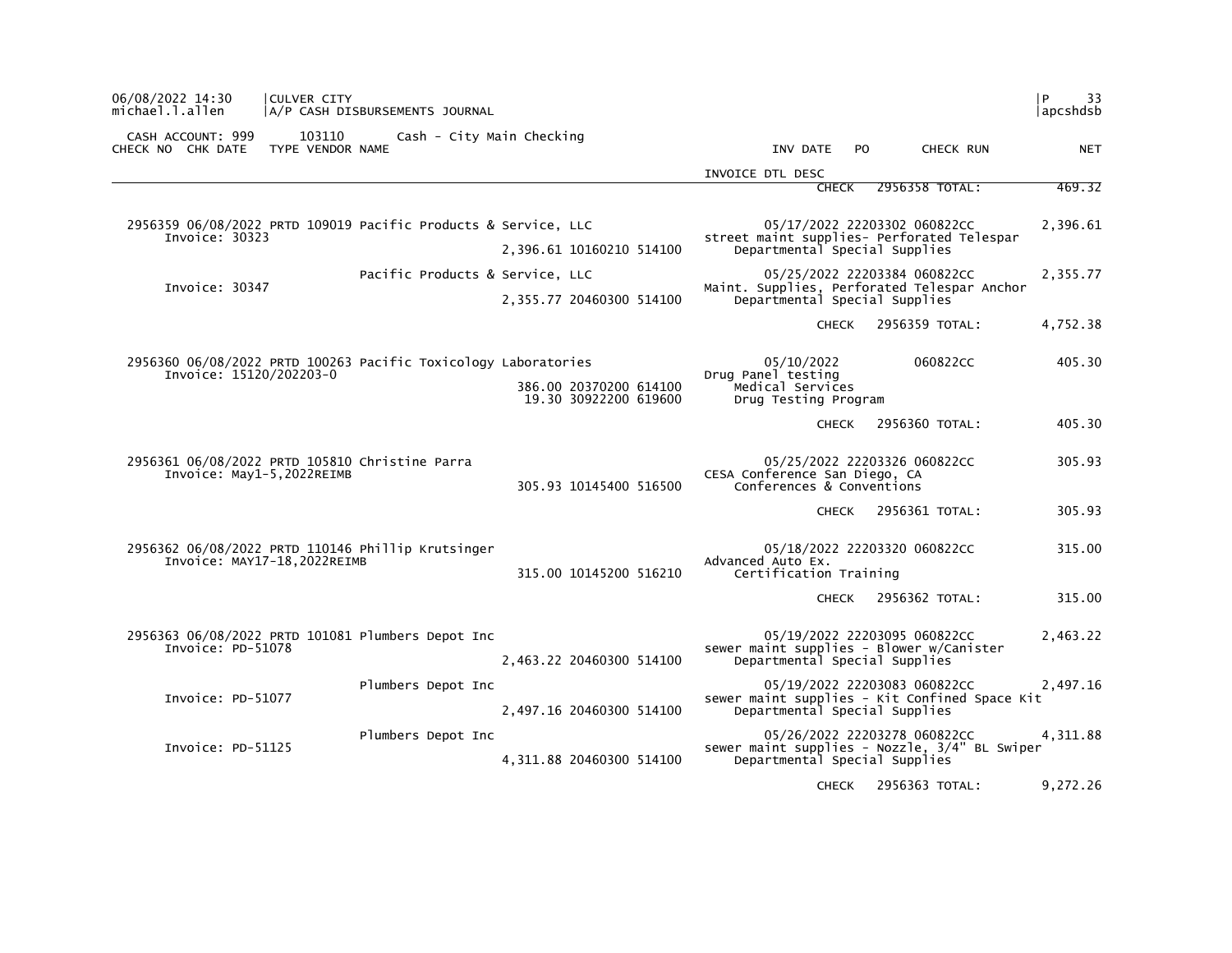CULVER CITY
A/P CASH DISBURSEMENTS JOURNAL

CASH ACCOUNT: 999 103110 Cash - City Main Checking

| CHECK NO | CHK DATE | TYPE | VENDOR NAME | | | | INV DATE | PO | CHECK RUN | NET |
|---|---|---|---|---|---|---|---|---|---|---|
| | | | | | | | INVOICE DTL DESC | | | |
| | | | | | | | CHECK | | 2956358 TOTAL: | 469.32 |
| 2956359 | 06/08/2022 | PRTD | 109019 Pacific Products & Service, LLC | | | | 05/17/2022 | 22203302 | 060822CC | 2,396.61 |
| | Invoice: 30323 | | | 2,396.61 | 10160210 | 514100 | street maint supplies- Perforated Telespar | | | |
| | | | | | | | Departmental Special Supplies | | | |
| | | | Pacific Products & Service, LLC | | | | 05/25/2022 | 22203384 | 060822CC | 2,355.77 |
| | Invoice: 30347 | | | 2,355.77 | 20460300 | 514100 | Maint. Supplies, Perforated Telespar Anchor | | | |
| | | | | | | | Departmental Special Supplies | | | |
| | | | | | | | CHECK | | 2956359 TOTAL: | 4,752.38 |
| 2956360 | 06/08/2022 | PRTD | 100263 Pacific Toxicology Laboratories | | | | 05/10/2022 | | 060822CC | 405.30 |
| | Invoice: 15120/202203-0 | | | 386.00 | 20370200 | 614100 | Drug Panel testing | | | |
| | | | | 19.30 | 30922200 | 619600 | Medical Services | | | |
| | | | | | | | Drug Testing Program | | | |
| | | | | | | | CHECK | | 2956360 TOTAL: | 405.30 |
| 2956361 | 06/08/2022 | PRTD | 105810 Christine Parra | | | | 05/25/2022 | 22203326 | 060822CC | 305.93 |
| | Invoice: May1-5,2022REIMB | | | 305.93 | 10145400 | 516500 | CESA Conference San Diego, CA | | | |
| | | | | | | | Conferences & Conventions | | | |
| | | | | | | | CHECK | | 2956361 TOTAL: | 305.93 |
| 2956362 | 06/08/2022 | PRTD | 110146 Phillip Krutsinger | | | | 05/18/2022 | 22203320 | 060822CC | 315.00 |
| | Invoice: MAY17-18,2022REIMB | | | 315.00 | 10145200 | 516210 | Advanced Auto Ex. | | | |
| | | | | | | | Certification Training | | | |
| | | | | | | | CHECK | | 2956362 TOTAL: | 315.00 |
| 2956363 | 06/08/2022 | PRTD | 101081 Plumbers Depot Inc | | | | 05/19/2022 | 22203095 | 060822CC | 2,463.22 |
| | Invoice: PD-51078 | | | 2,463.22 | 20460300 | 514100 | sewer maint supplies - Blower w/Canister | | | |
| | | | | | | | Departmental Special Supplies | | | |
| | | | Plumbers Depot Inc | | | | 05/19/2022 | 22203083 | 060822CC | 2,497.16 |
| | Invoice: PD-51077 | | | 2,497.16 | 20460300 | 514100 | sewer maint supplies - Kit Confined Space Kit | | | |
| | | | | | | | Departmental Special Supplies | | | |
| | | | Plumbers Depot Inc | | | | 05/26/2022 | 22203278 | 060822CC | 4,311.88 |
| | Invoice: PD-51125 | | | 4,311.88 | 20460300 | 514100 | sewer maint supplies - Nozzle, 3/4" BL Swiper | | | |
| | | | | | | | Departmental Special Supplies | | | |
| | | | | | | | CHECK | | 2956363 TOTAL: | 9,272.26 |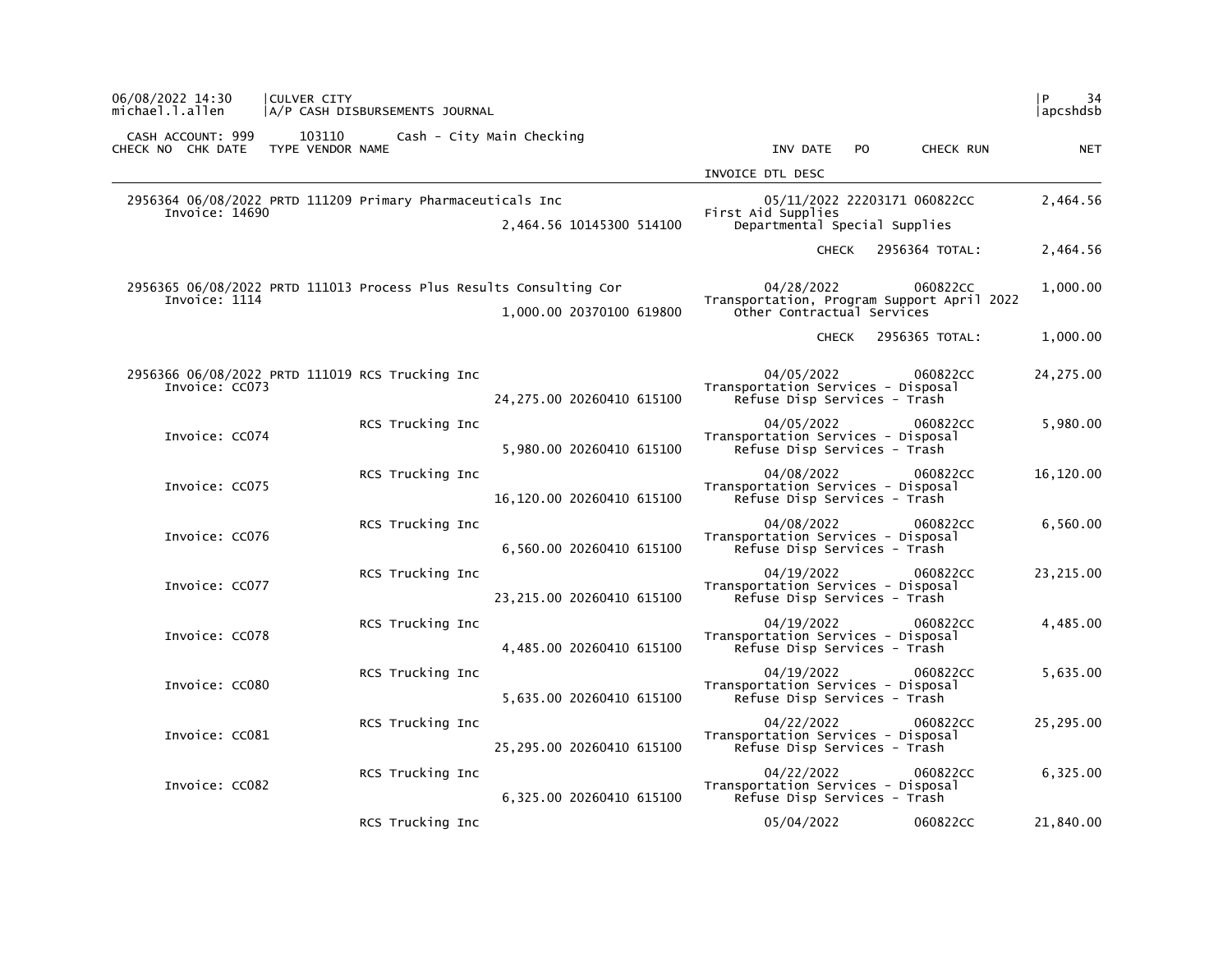06/08/2022 14:30 | CULVER CITY
michael.l.allen | A/P CASH DISBURSEMENTS JOURNAL

CASH ACCOUNT: 999 103110 Cash - City Main Checking

| CHECK NO | CHK DATE | TYPE | VENDOR NAME | | INV DATE | PO | CHECK RUN | NET |
|---|---|---|---|---|---|---|---|---|
| | | | | | INVOICE DTL DESC | | | |
| 2956364 | 06/08/2022 | PRTD | 111209 Primary Pharmaceuticals Inc | | 05/11/2022 | 22203171 | 060822CC | 2,464.56 |
| Invoice: 14690 | | | | | First Aid Supplies | | | |
| | | | | 2,464.56 10145300 514100 | Departmental Special Supplies | | | |
| | | | | | CHECK | | 2956364 TOTAL: | 2,464.56 |
| 2956365 | 06/08/2022 | PRTD | 111013 Process Plus Results Consulting Cor | | 04/28/2022 | | 060822CC | 1,000.00 |
| Invoice: 1114 | | | | | Transportation, Program Support April 2022 | | | |
| | | | | 1,000.00 20370100 619800 | Other Contractual Services | | | |
| | | | | | CHECK | | 2956365 TOTAL: | 1,000.00 |
| 2956366 | 06/08/2022 | PRTD | 111019 RCS Trucking Inc | | 04/05/2022 | | 060822CC | 24,275.00 |
| Invoice: CC073 | | | | | Transportation Services - Disposal | | | |
| | | | | 24,275.00 20260410 615100 | Refuse Disp Services - Trash | | | |
| | | | RCS Trucking Inc | | 04/05/2022 | | 060822CC | 5,980.00 |
| Invoice: CC074 | | | | | Transportation Services - Disposal | | | |
| | | | | 5,980.00 20260410 615100 | Refuse Disp Services - Trash | | | |
| | | | RCS Trucking Inc | | 04/08/2022 | | 060822CC | 16,120.00 |
| Invoice: CC075 | | | | | Transportation Services - Disposal | | | |
| | | | | 16,120.00 20260410 615100 | Refuse Disp Services - Trash | | | |
| | | | RCS Trucking Inc | | 04/08/2022 | | 060822CC | 6,560.00 |
| Invoice: CC076 | | | | | Transportation Services - Disposal | | | |
| | | | | 6,560.00 20260410 615100 | Refuse Disp Services - Trash | | | |
| | | | RCS Trucking Inc | | 04/19/2022 | | 060822CC | 23,215.00 |
| Invoice: CC077 | | | | | Transportation Services - Disposal | | | |
| | | | | 23,215.00 20260410 615100 | Refuse Disp Services - Trash | | | |
| | | | RCS Trucking Inc | | 04/19/2022 | | 060822CC | 4,485.00 |
| Invoice: CC078 | | | | | Transportation Services - Disposal | | | |
| | | | | 4,485.00 20260410 615100 | Refuse Disp Services - Trash | | | |
| | | | RCS Trucking Inc | | 04/19/2022 | | 060822CC | 5,635.00 |
| Invoice: CC080 | | | | | Transportation Services - Disposal | | | |
| | | | | 5,635.00 20260410 615100 | Refuse Disp Services - Trash | | | |
| | | | RCS Trucking Inc | | 04/22/2022 | | 060822CC | 25,295.00 |
| Invoice: CC081 | | | | | Transportation Services - Disposal | | | |
| | | | | 25,295.00 20260410 615100 | Refuse Disp Services - Trash | | | |
| | | | RCS Trucking Inc | | 04/22/2022 | | 060822CC | 6,325.00 |
| Invoice: CC082 | | | | | Transportation Services - Disposal | | | |
| | | | | 6,325.00 20260410 615100 | Refuse Disp Services - Trash | | | |
| | | | RCS Trucking Inc | | 05/04/2022 | | 060822CC | 21,840.00 |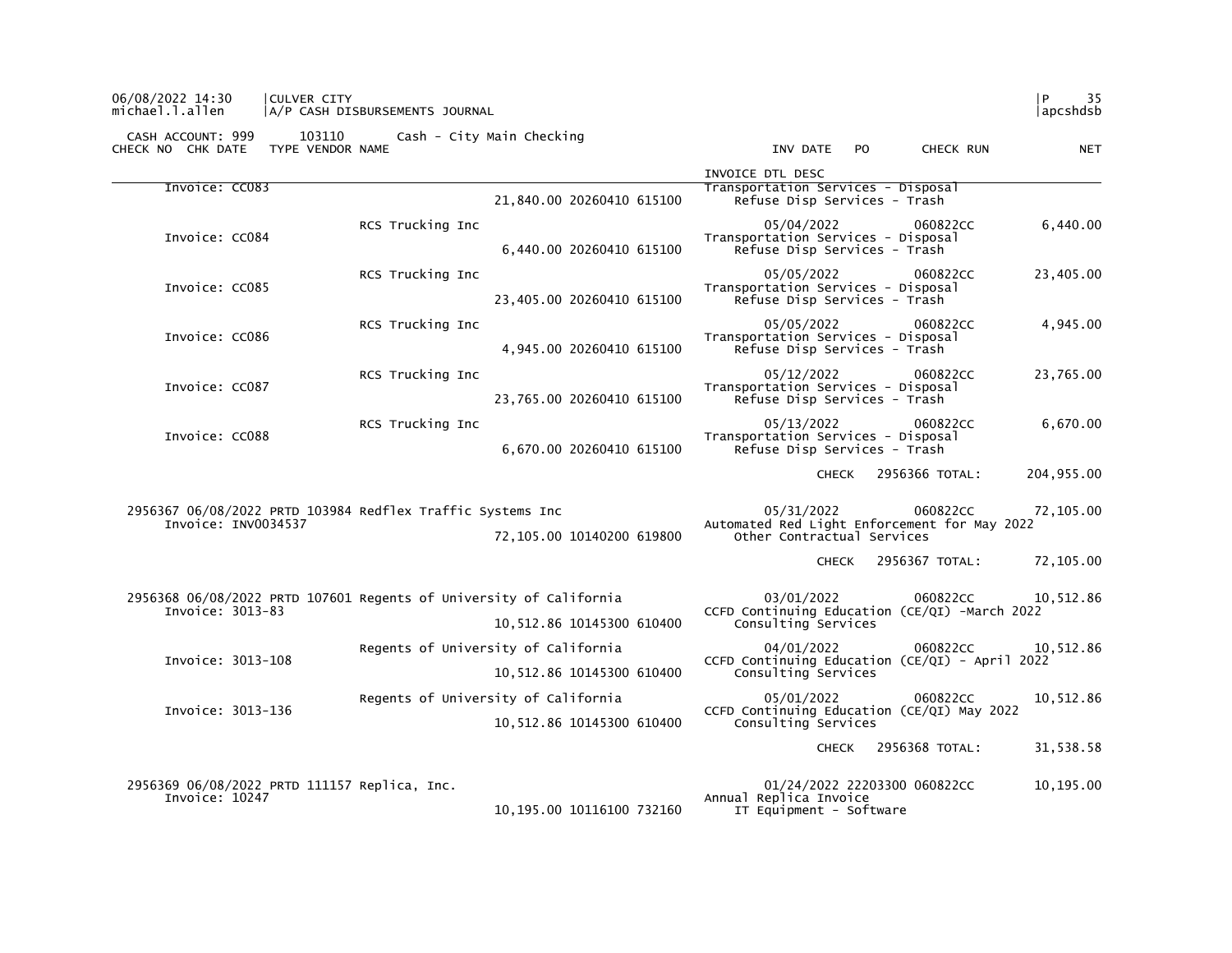CULVER CITY
A/P CASH DISBURSEMENTS JOURNAL

CASH ACCOUNT: 999 103110 Cash - City Main Checking

| CHECK NO | CHK DATE | TYPE | VENDOR | NAME | AMOUNT | ACCOUNT | OBJECT | INV DATE / INVOICE DTL DESC | PO | CHECK RUN | NET |
|---|---|---|---|---|---|---|---|---|---|---|---|
| Invoice: CC083 | | | | | 21,840.00 | 20260410 | 615100 | Transportation Services - Disposal / Refuse Disp Services - Trash | | | |
| | | | | RCS Trucking Inc | | | | 05/04/2022 | | 060822CC | 6,440.00 |
| Invoice: CC084 | | | | | 6,440.00 | 20260410 | 615100 | Transportation Services - Disposal / Refuse Disp Services - Trash | | | |
| | | | | RCS Trucking Inc | | | | 05/05/2022 | | 060822CC | 23,405.00 |
| Invoice: CC085 | | | | | 23,405.00 | 20260410 | 615100 | Transportation Services - Disposal / Refuse Disp Services - Trash | | | |
| | | | | RCS Trucking Inc | | | | 05/05/2022 | | 060822CC | 4,945.00 |
| Invoice: CC086 | | | | | 4,945.00 | 20260410 | 615100 | Transportation Services - Disposal / Refuse Disp Services - Trash | | | |
| | | | | RCS Trucking Inc | | | | 05/12/2022 | | 060822CC | 23,765.00 |
| Invoice: CC087 | | | | | 23,765.00 | 20260410 | 615100 | Transportation Services - Disposal / Refuse Disp Services - Trash | | | |
| | | | | RCS Trucking Inc | | | | 05/13/2022 | | 060822CC | 6,670.00 |
| Invoice: CC088 | | | | | 6,670.00 | 20260410 | 615100 | Transportation Services - Disposal / Refuse Disp Services - Trash | | | |
| | | | | | | | | CHECK | | 2956366 TOTAL: | 204,955.00 |
| 2956367 | 06/08/2022 | PRTD | 103984 | Redflex Traffic Systems Inc | | | | 05/31/2022 | | 060822CC | 72,105.00 |
| Invoice: INV0034537 | | | | | 72,105.00 | 10140200 | 619800 | Automated Red Light Enforcement for May 2022 / Other Contractual Services | | | |
| | | | | | | | | CHECK | | 2956367 TOTAL: | 72,105.00 |
| 2956368 | 06/08/2022 | PRTD | 107601 | Regents of University of California | | | | 03/01/2022 | | 060822CC | 10,512.86 |
| Invoice: 3013-83 | | | | | 10,512.86 | 10145300 | 610400 | CCFD Continuing Education (CE/QI) -March 2022 / Consulting Services | | | |
| | | | | Regents of University of California | | | | 04/01/2022 | | 060822CC | 10,512.86 |
| Invoice: 3013-108 | | | | | 10,512.86 | 10145300 | 610400 | CCFD Continuing Education (CE/QI) - April 2022 / Consulting Services | | | |
| | | | | Regents of University of California | | | | 05/01/2022 | | 060822CC | 10,512.86 |
| Invoice: 3013-136 | | | | | 10,512.86 | 10145300 | 610400 | CCFD Continuing Education (CE/QI) May 2022 / Consulting Services | | | |
| | | | | | | | | CHECK | | 2956368 TOTAL: | 31,538.58 |
| 2956369 | 06/08/2022 | PRTD | 111157 | Replica, Inc. | | | | 01/24/2022 | 22203300 | 060822CC | 10,195.00 |
| Invoice: 10247 | | | | | 10,195.00 | 10116100 | 732160 | Annual Replica Invoice / IT Equipment - Software | | | |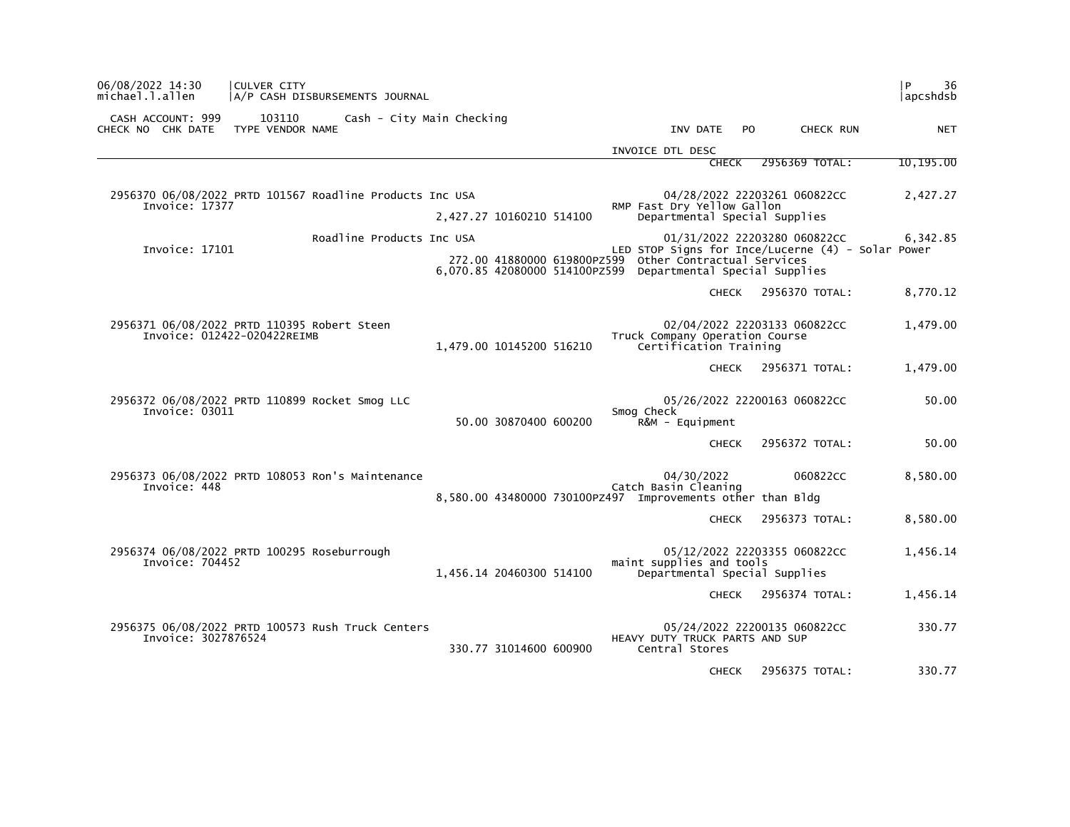CASH ACCOUNT: 999 103110 Cash - City Main Checking

| CHECK NO | CHK DATE | TYPE | VENDOR NAME | | INV DATE | PO | CHECK RUN | NET |
|---|---|---|---|---|---|---|---|---|
| | | | | INVOICE DTL DESC | | | | |
| | | | | | CHECK | | 2956369 TOTAL: | 10,195.00 |
| 2956370 | 06/08/2022 | PRTD | 101567 Roadline Products Inc USA | | 04/28/2022 | 22203261 | 060822CC | 2,427.27 |
| Invoice: 17377 | | | | RMP Fast Dry Yellow Gallon | | | | |
| | | | 2,427.27 10160210 514100 | Departmental Special Supplies | | | | |
| | | | Roadline Products Inc USA | | 01/31/2022 | 22203280 | 060822CC | 6,342.85 |
| Invoice: 17101 | | | | LED STOP Signs for Ince/Lucerne (4) - Solar Power | | | | |
| | | | 272.00 41880000 619800PZ599 | Other Contractual Services | | | | |
| | | | 6,070.85 42080000 514100PZ599 | Departmental Special Supplies | | | | |
| | | | | | CHECK | | 2956370 TOTAL: | 8,770.12 |
| 2956371 | 06/08/2022 | PRTD | 110395 Robert Steen | | 02/04/2022 | 22203133 | 060822CC | 1,479.00 |
| Invoice: 012422-020422REIMB | | | | Truck Company Operation Course | | | | |
| | | | 1,479.00 10145200 516210 | Certification Training | | | | |
| | | | | | CHECK | | 2956371 TOTAL: | 1,479.00 |
| 2956372 | 06/08/2022 | PRTD | 110899 Rocket Smog LLC | | 05/26/2022 | 22200163 | 060822CC | 50.00 |
| Invoice: 03011 | | | | Smog Check | | | | |
| | | | 50.00 30870400 600200 | R&M - Equipment | | | | |
| | | | | | CHECK | | 2956372 TOTAL: | 50.00 |
| 2956373 | 06/08/2022 | PRTD | 108053 Ron's Maintenance | | 04/30/2022 | | 060822CC | 8,580.00 |
| Invoice: 448 | | | | Catch Basin Cleaning | | | | |
| | | | 8,580.00 43480000 730100PZ497 | Improvements other than Bldg | | | | |
| | | | | | CHECK | | 2956373 TOTAL: | 8,580.00 |
| 2956374 | 06/08/2022 | PRTD | 100295 Roseburrough | | 05/12/2022 | 22203355 | 060822CC | 1,456.14 |
| Invoice: 704452 | | | | maint supplies and tools | | | | |
| | | | 1,456.14 20460300 514100 | Departmental Special Supplies | | | | |
| | | | | | CHECK | | 2956374 TOTAL: | 1,456.14 |
| 2956375 | 06/08/2022 | PRTD | 100573 Rush Truck Centers | | 05/24/2022 | 22200135 | 060822CC | 330.77 |
| Invoice: 3027876524 | | | | HEAVY DUTY TRUCK PARTS AND SUP | | | | |
| | | | 330.77 31014600 600900 | Central Stores | | | | |
| | | | | | CHECK | | 2956375 TOTAL: | 330.77 |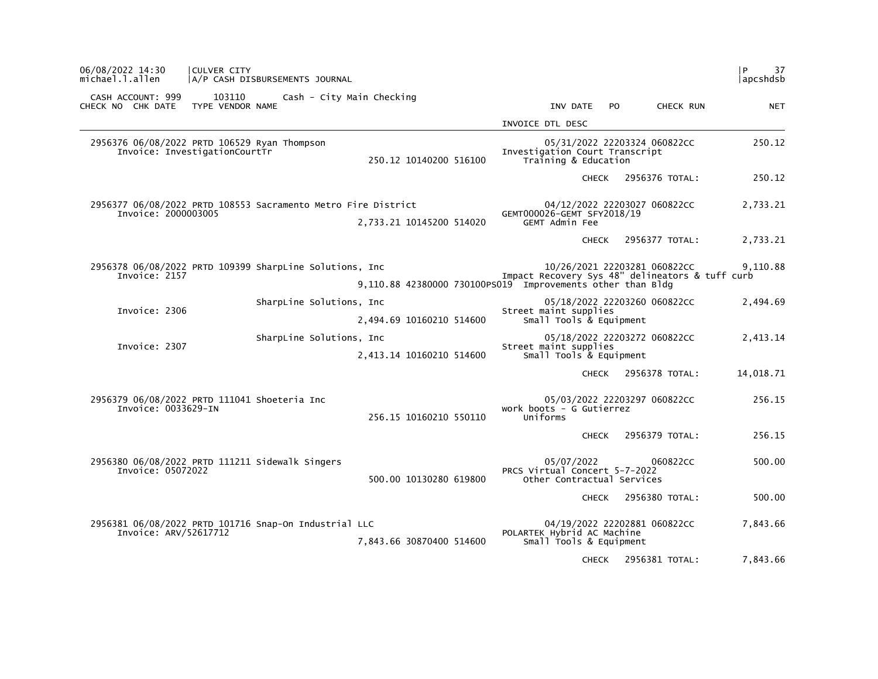06/08/2022 14:30 | CULVER CITY
michael.l.allen | A/P CASH DISBURSEMENTS JOURNAL

CASH ACCOUNT: 999 103110 Cash - City Main Checking

| CHECK NO | CHK DATE | TYPE | VENDOR NAME | | INV DATE | PO | CHECK RUN | NET |
|---|---|---|---|---|---|---|---|---|
| | | | | INVOICE DTL DESC | | | | |
| 2956376 | 06/08/2022 | PRTD | 106529 Ryan Thompson | | 05/31/2022 | 22203324 | 060822CC | 250.12 |
| | Invoice: InvestigationCourtTr | | | Investigation Court Transcript | | | | |
| | | | 250.12 10140200 516100 | Training & Education | | | | |
| | | | | | CHECK | 2956376 TOTAL: | | 250.12 |
| 2956377 | 06/08/2022 | PRTD | 108553 Sacramento Metro Fire District | | 04/12/2022 | 22203027 | 060822CC | 2,733.21 |
| | Invoice: 2000003005 | | | GEMT000026-GEMT SFY2018/19 | | | | |
| | | | 2,733.21 10145200 514020 | GEMT Admin Fee | | | | |
| | | | | | CHECK | 2956377 TOTAL: | | 2,733.21 |
| 2956378 | 06/08/2022 | PRTD | 109399 SharpLine Solutions, Inc | | 10/26/2021 | 22203281 | 060822CC | 9,110.88 |
| | Invoice: 2157 | | | Impact Recovery Sys 48" delineators & tuff curb | | | | |
| | | | 9,110.88 42380000 730100PS019 | Improvements other than Bldg | | | | |
| | | | SharpLine Solutions, Inc | | 05/18/2022 | 22203260 | 060822CC | 2,494.69 |
| | Invoice: 2306 | | | Street maint supplies | | | | |
| | | | 2,494.69 10160210 514600 | Small Tools & Equipment | | | | |
| | | | SharpLine Solutions, Inc | | 05/18/2022 | 22203272 | 060822CC | 2,413.14 |
| | Invoice: 2307 | | | Street maint supplies | | | | |
| | | | 2,413.14 10160210 514600 | Small Tools & Equipment | | | | |
| | | | | | CHECK | 2956378 TOTAL: | | 14,018.71 |
| 2956379 | 06/08/2022 | PRTD | 111041 Shoeteria Inc | | 05/03/2022 | 22203297 | 060822CC | 256.15 |
| | Invoice: 0033629-IN | | | work boots - G Gutierrez | | | | |
| | | | 256.15 10160210 550110 | Uniforms | | | | |
| | | | | | CHECK | 2956379 TOTAL: | | 256.15 |
| 2956380 | 06/08/2022 | PRTD | 111211 Sidewalk Singers | | 05/07/2022 | | 060822CC | 500.00 |
| | Invoice: 05072022 | | | PRCS Virtual Concert 5-7-2022 | | | | |
| | | | 500.00 10130280 619800 | Other Contractual Services | | | | |
| | | | | | CHECK | 2956380 TOTAL: | | 500.00 |
| 2956381 | 06/08/2022 | PRTD | 101716 Snap-On Industrial LLC | | 04/19/2022 | 22202881 | 060822CC | 7,843.66 |
| | Invoice: ARV/52617712 | | | POLARTEK Hybrid AC Machine | | | | |
| | | | 7,843.66 30870400 514600 | Small Tools & Equipment | | | | |
| | | | | | CHECK | 2956381 TOTAL: | | 7,843.66 |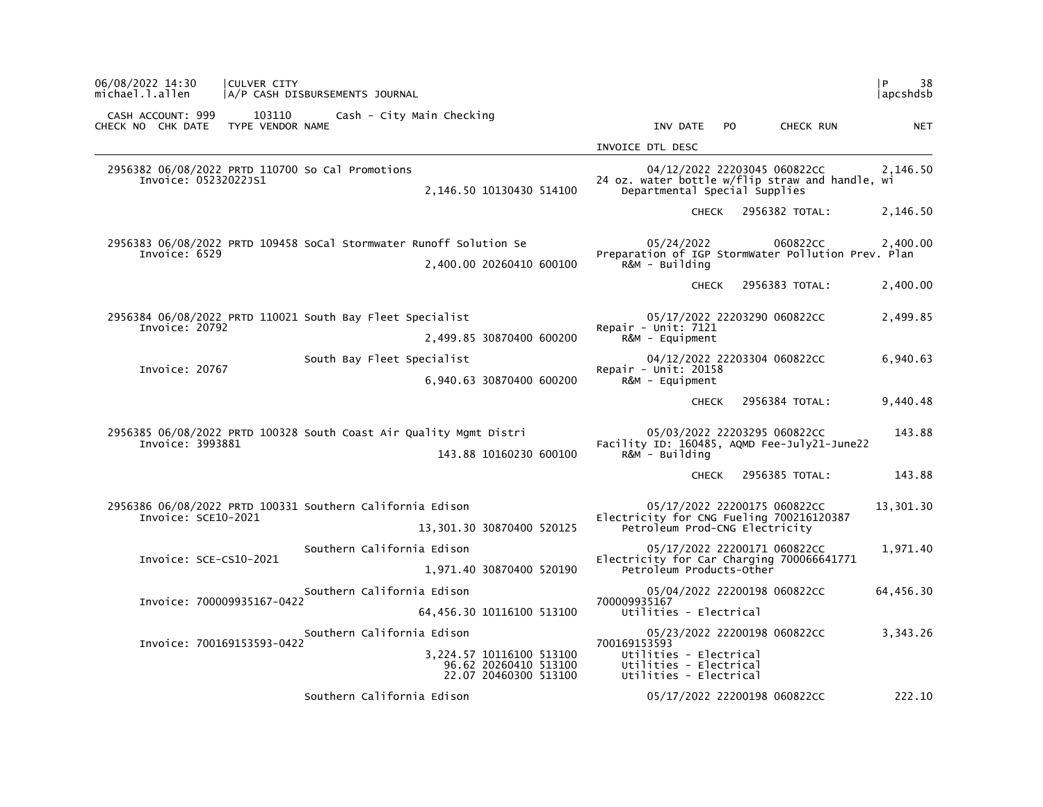06/08/2022 14:30 | CULVER CITY
michael.l.allen | A/P CASH DISBURSEMENTS JOURNAL

CASH ACCOUNT: 999 103110 Cash - City Main Checking

| CHECK NO | CHK DATE | TYPE | VENDOR NAME | | INV DATE | PO | CHECK RUN | NET |
|---|---|---|---|---|---|---|---|---|
| | | | | | INVOICE DTL DESC | | | |
| 2956382 | 06/08/2022 | PRTD | 110700 So Cal Promotions | | 04/12/2022 | 22203045 | 060822CC | 2,146.50 |
| | Invoice: 05232022JS1 | | | | 24 oz. water bottle w/flip straw and handle, wi | | | |
| | | | | 2,146.50 10130430 514100 | Departmental Special Supplies | | | |
| | | | | | CHECK 2956382 TOTAL: | | | 2,146.50 |
| 2956383 | 06/08/2022 | PRTD | 109458 SoCal Stormwater Runoff Solution Se | | 05/24/2022 | | 060822CC | 2,400.00 |
| | Invoice: 6529 | | | | Preparation of IGP StormWater Pollution Prev. Plan | | | |
| | | | | 2,400.00 20260410 600100 | R&M - Building | | | |
| | | | | | CHECK 2956383 TOTAL: | | | 2,400.00 |
| 2956384 | 06/08/2022 | PRTD | 110021 South Bay Fleet Specialist | | 05/17/2022 | 22203290 | 060822CC | 2,499.85 |
| | Invoice: 20792 | | | | Repair - Unit: 7121 | | | |
| | | | | 2,499.85 30870400 600200 | R&M - Equipment | | | |
| | | | South Bay Fleet Specialist | | 04/12/2022 | 22203304 | 060822CC | 6,940.63 |
| | Invoice: 20767 | | | | Repair - Unit: 20158 | | | |
| | | | | 6,940.63 30870400 600200 | R&M - Equipment | | | |
| | | | | | CHECK 2956384 TOTAL: | | | 9,440.48 |
| 2956385 | 06/08/2022 | PRTD | 100328 South Coast Air Quality Mgmt Distri | | 05/03/2022 | 22203295 | 060822CC | 143.88 |
| | Invoice: 3993881 | | | | Facility ID: 160485, AQMD Fee-July21-June22 | | | |
| | | | | 143.88 10160230 600100 | R&M - Building | | | |
| | | | | | CHECK 2956385 TOTAL: | | | 143.88 |
| 2956386 | 06/08/2022 | PRTD | 100331 Southern California Edison | | 05/17/2022 | 22200175 | 060822CC | 13,301.30 |
| | Invoice: SCE10-2021 | | | | Electricity for CNG Fueling 700216120387 | | | |
| | | | | 13,301.30 30870400 520125 | Petroleum Prod-CNG Electricity | | | |
| | | | Southern California Edison | | 05/17/2022 | 22200171 | 060822CC | 1,971.40 |
| | Invoice: SCE-CS10-2021 | | | | Electricity for Car Charging 700066641771 | | | |
| | | | | 1,971.40 30870400 520190 | Petroleum Products-Other | | | |
| | | | Southern California Edison | | 05/04/2022 | 22200198 | 060822CC | 64,456.30 |
| | Invoice: 700009935167-0422 | | | | 700009935167 | | | |
| | | | | 64,456.30 10116100 513100 | Utilities - Electrical | | | |
| | | | Southern California Edison | | 05/23/2022 | 22200198 | 060822CC | 3,343.26 |
| | Invoice: 700169153593-0422 | | | | 700169153593 | | | |
| | | | | 3,224.57 10116100 513100 | Utilities - Electrical | | | |
| | | | | 96.62 20260410 513100 | Utilities - Electrical | | | |
| | | | | 22.07 20460300 513100 | Utilities - Electrical | | | |
| | | | Southern California Edison | | 05/17/2022 | 22200198 | 060822CC | 222.10 |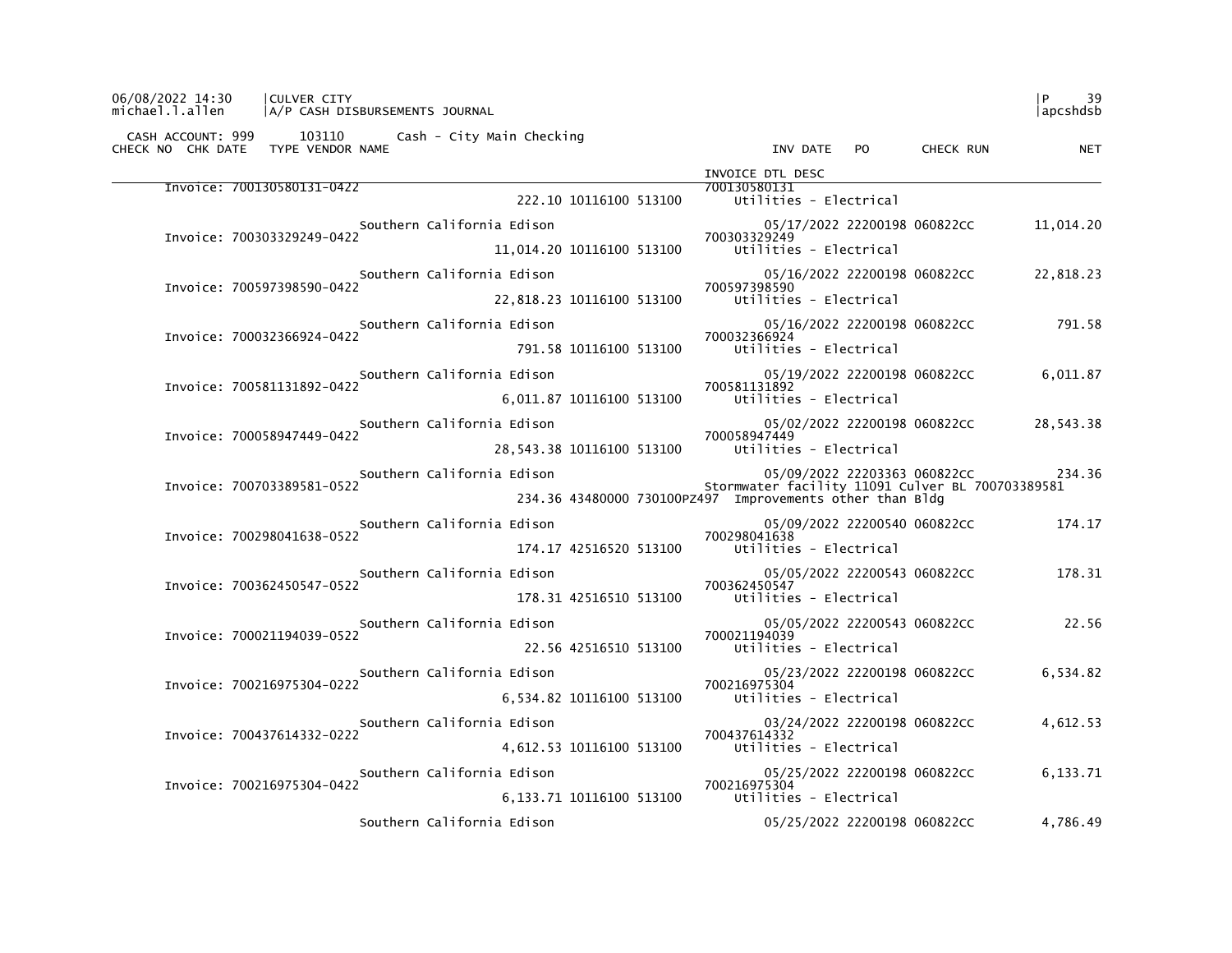CASH ACCOUNT: 999 103110 Cash - City Main Checking

| CHECK NO | CHK DATE | TYPE | VENDOR NAME | INV DATE | PO | CHECK RUN | NET |
|---|---|---|---|---|---|---|---|
| | | | | INVOICE DTL DESC | | | |
| Invoice: 700130580131-0422 | | | 222.10 10116100 513100 | 700130580131 Utilities - Electrical | | | |
| | | | Southern California Edison | 05/17/2022 | 22200198 | 060822CC | 11,014.20 |
| Invoice: 700303329249-0422 | | | 11,014.20 10116100 513100 | 700303329249 Utilities - Electrical | | | |
| | | | Southern California Edison | 05/16/2022 | 22200198 | 060822CC | 22,818.23 |
| Invoice: 700597398590-0422 | | | 22,818.23 10116100 513100 | 700597398590 Utilities - Electrical | | | |
| | | | Southern California Edison | 05/16/2022 | 22200198 | 060822CC | 791.58 |
| Invoice: 700032366924-0422 | | | 791.58 10116100 513100 | 700032366924 Utilities - Electrical | | | |
| | | | Southern California Edison | 05/19/2022 | 22200198 | 060822CC | 6,011.87 |
| Invoice: 700581131892-0422 | | | 6,011.87 10116100 513100 | 700581131892 Utilities - Electrical | | | |
| | | | Southern California Edison | 05/02/2022 | 22200198 | 060822CC | 28,543.38 |
| Invoice: 700058947449-0422 | | | 28,543.38 10116100 513100 | 700058947449 Utilities - Electrical | | | |
| | | | Southern California Edison | 05/09/2022 | 22203363 | 060822CC | 234.36 |
| Invoice: 700703389581-0522 | | | 234.36 43480000 730100PZ497 | Stormwater facility 11091 Culver BL 700703389581 Improvements other than Bldg | | | |
| | | | Southern California Edison | 05/09/2022 | 22200540 | 060822CC | 174.17 |
| Invoice: 700298041638-0522 | | | 174.17 42516520 513100 | 700298041638 Utilities - Electrical | | | |
| | | | Southern California Edison | 05/05/2022 | 22200543 | 060822CC | 178.31 |
| Invoice: 700362450547-0522 | | | 178.31 42516510 513100 | 700362450547 Utilities - Electrical | | | |
| | | | Southern California Edison | 05/05/2022 | 22200543 | 060822CC | 22.56 |
| Invoice: 700021194039-0522 | | | 22.56 42516510 513100 | 700021194039 Utilities - Electrical | | | |
| | | | Southern California Edison | 05/23/2022 | 22200198 | 060822CC | 6,534.82 |
| Invoice: 700216975304-0222 | | | 6,534.82 10116100 513100 | 700216975304 Utilities - Electrical | | | |
| | | | Southern California Edison | 03/24/2022 | 22200198 | 060822CC | 4,612.53 |
| Invoice: 700437614332-0222 | | | 4,612.53 10116100 513100 | 700437614332 Utilities - Electrical | | | |
| | | | Southern California Edison | 05/25/2022 | 22200198 | 060822CC | 6,133.71 |
| Invoice: 700216975304-0422 | | | 6,133.71 10116100 513100 | 700216975304 Utilities - Electrical | | | |
| | | | Southern California Edison | 05/25/2022 | 22200198 | 060822CC | 4,786.49 |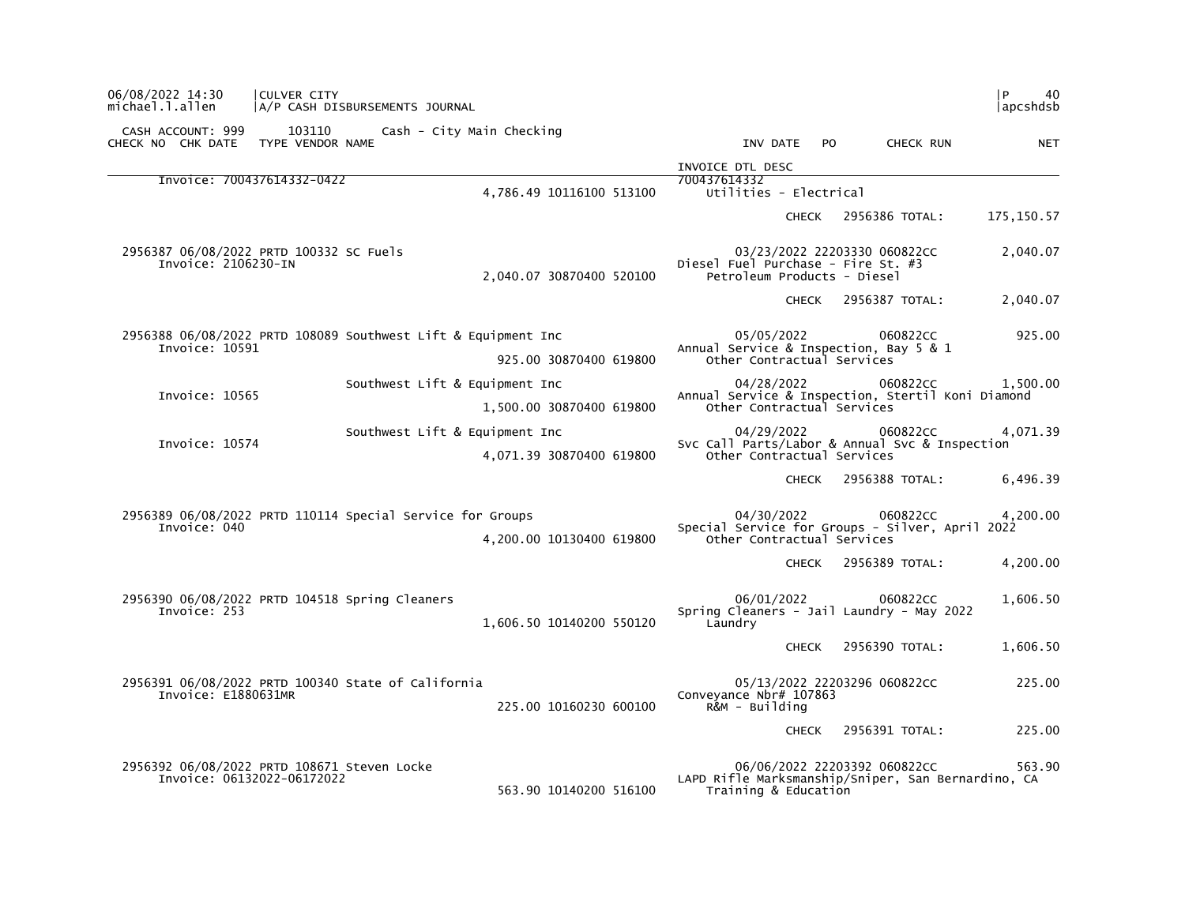| CHECK NO | CHK DATE | TYPE | VENDOR NAME | | INV DATE | PO | CHECK RUN | NET |
|---|---|---|---|---|---|---|---|---|
| | | | | | INVOICE DTL DESC | | | |
| Invoice: 700437614332-0422 | | | | 4,786.49 10116100 513100 | 700437614332 Utilities - Electrical | | | |
| | | | | | | | CHECK 2956386 TOTAL: | 175,150.57 |
| 2956387 | 06/08/2022 | PRTD | 100332 SC Fuels | | 03/23/2022 | 22203330 | 060822CC | 2,040.07 |
| Invoice: 2106230-IN | | | | 2,040.07 30870400 520100 | Diesel Fuel Purchase - Fire St. #3 Petroleum Products - Diesel | | | |
| | | | | | | | CHECK 2956387 TOTAL: | 2,040.07 |
| 2956388 | 06/08/2022 | PRTD | 108089 Southwest Lift & Equipment Inc | | 05/05/2022 | | 060822CC | 925.00 |
| Invoice: 10591 | | | | 925.00 30870400 619800 | Annual Service & Inspection, Bay 5 & 1 Other Contractual Services | | | |
| | | | Southwest Lift & Equipment Inc | | 04/28/2022 | | 060822CC | 1,500.00 |
| Invoice: 10565 | | | | 1,500.00 30870400 619800 | Annual Service & Inspection, Stertil Koni Diamond Other Contractual Services | | | |
| | | | Southwest Lift & Equipment Inc | | 04/29/2022 | | 060822CC | 4,071.39 |
| Invoice: 10574 | | | | 4,071.39 30870400 619800 | Svc Call Parts/Labor & Annual Svc & Inspection Other Contractual Services | | | |
| | | | | | | | CHECK 2956388 TOTAL: | 6,496.39 |
| 2956389 | 06/08/2022 | PRTD | 110114 Special Service for Groups | | 04/30/2022 | | 060822CC | 4,200.00 |
| Invoice: 040 | | | | 4,200.00 10130400 619800 | Special Service for Groups - Silver, April 2022 Other Contractual Services | | | |
| | | | | | | | CHECK 2956389 TOTAL: | 4,200.00 |
| 2956390 | 06/08/2022 | PRTD | 104518 Spring Cleaners | | 06/01/2022 | | 060822CC | 1,606.50 |
| Invoice: 253 | | | | 1,606.50 10140200 550120 | Spring Cleaners - Jail Laundry - May 2022 Laundry | | | |
| | | | | | | | CHECK 2956390 TOTAL: | 1,606.50 |
| 2956391 | 06/08/2022 | PRTD | 100340 State of California | | 05/13/2022 | 22203296 | 060822CC | 225.00 |
| Invoice: E1880631MR | | | | 225.00 10160230 600100 | Conveyance Nbr# 107863 R&M - Building | | | |
| | | | | | | | CHECK 2956391 TOTAL: | 225.00 |
| 2956392 | 06/08/2022 | PRTD | 108671 Steven Locke | | 06/06/2022 | 22203392 | 060822CC | 563.90 |
| Invoice: 06132022-06172022 | | | | 563.90 10140200 516100 | LAPD Rifle Marksmanship/Sniper, San Bernardino, CA Training & Education | | | |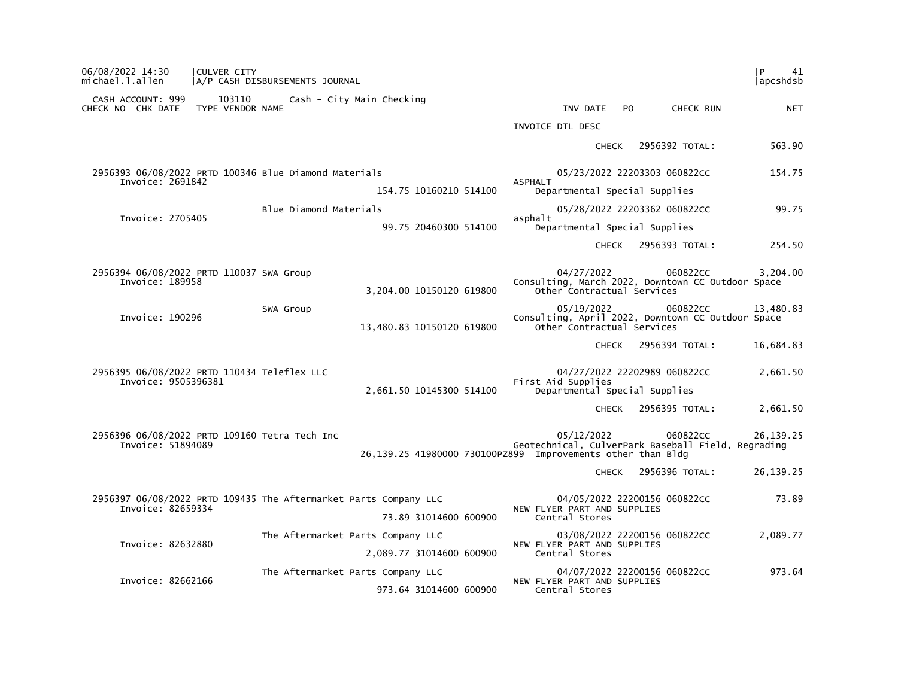CULVER CITY
A/P CASH DISBURSEMENTS JOURNAL

CASH ACCOUNT: 999 103110 Cash - City Main Checking

| CHECK NO | CHK DATE | TYPE | VENDOR | NAME | INVOICE | AMOUNT | ACCOUNT | INV DATE | PO | CHECK RUN | INVOICE DTL DESC | NET |
|---|---|---|---|---|---|---|---|---|---|---|---|---|
| | | | | | | | | | | CHECK 2956392 TOTAL: | | 563.90 |
| 2956393 | 06/08/2022 | PRTD | 100346 | Blue Diamond Materials | Invoice: 2691842 | 154.75 | 10160210 514100 | 05/23/2022 | 22203303 | 060822CC | ASPHALT / Departmental Special Supplies | 154.75 |
| | | | | Blue Diamond Materials | Invoice: 2705405 | 99.75 | 20460300 514100 | 05/28/2022 | 22203362 | 060822CC | asphalt / Departmental Special Supplies | 99.75 |
| | | | | | | | | | | CHECK 2956393 TOTAL: | | 254.50 |
| 2956394 | 06/08/2022 | PRTD | 110037 | SWA Group | Invoice: 189958 | 3,204.00 | 10150120 619800 | 04/27/2022 | | 060822CC | Consulting, March 2022, Downtown CC Outdoor Space / Other Contractual Services | 3,204.00 |
| | | | | SWA Group | Invoice: 190296 | 13,480.83 | 10150120 619800 | 05/19/2022 | | 060822CC | Consulting, April 2022, Downtown CC Outdoor Space / Other Contractual Services | 13,480.83 |
| | | | | | | | | | | CHECK 2956394 TOTAL: | | 16,684.83 |
| 2956395 | 06/08/2022 | PRTD | 110434 | Teleflex LLC | Invoice: 9505396381 | 2,661.50 | 10145300 514100 | 04/27/2022 | 22202989 | 060822CC | First Aid Supplies / Departmental Special Supplies | 2,661.50 |
| | | | | | | | | | | CHECK 2956395 TOTAL: | | 2,661.50 |
| 2956396 | 06/08/2022 | PRTD | 109160 | Tetra Tech Inc | Invoice: 51894089 | 26,139.25 | 41980000 730100PZ899 | 05/12/2022 | | 060822CC | Geotechnical, CulverPark Baseball Field, Regrading / Improvements other than Bldg | 26,139.25 |
| | | | | | | | | | | CHECK 2956396 TOTAL: | | 26,139.25 |
| 2956397 | 06/08/2022 | PRTD | 109435 | The Aftermarket Parts Company LLC | Invoice: 82659334 | 73.89 | 31014600 600900 | 04/05/2022 | 22200156 | 060822CC | NEW FLYER PART AND SUPPLIES / Central Stores | 73.89 |
| | | | | The Aftermarket Parts Company LLC | Invoice: 82632880 | 2,089.77 | 31014600 600900 | 03/08/2022 | 22200156 | 060822CC | NEW FLYER PART AND SUPPLIES / Central Stores | 2,089.77 |
| | | | | The Aftermarket Parts Company LLC | Invoice: 82662166 | 973.64 | 31014600 600900 | 04/07/2022 | 22200156 | 060822CC | NEW FLYER PART AND SUPPLIES / Central Stores | 973.64 |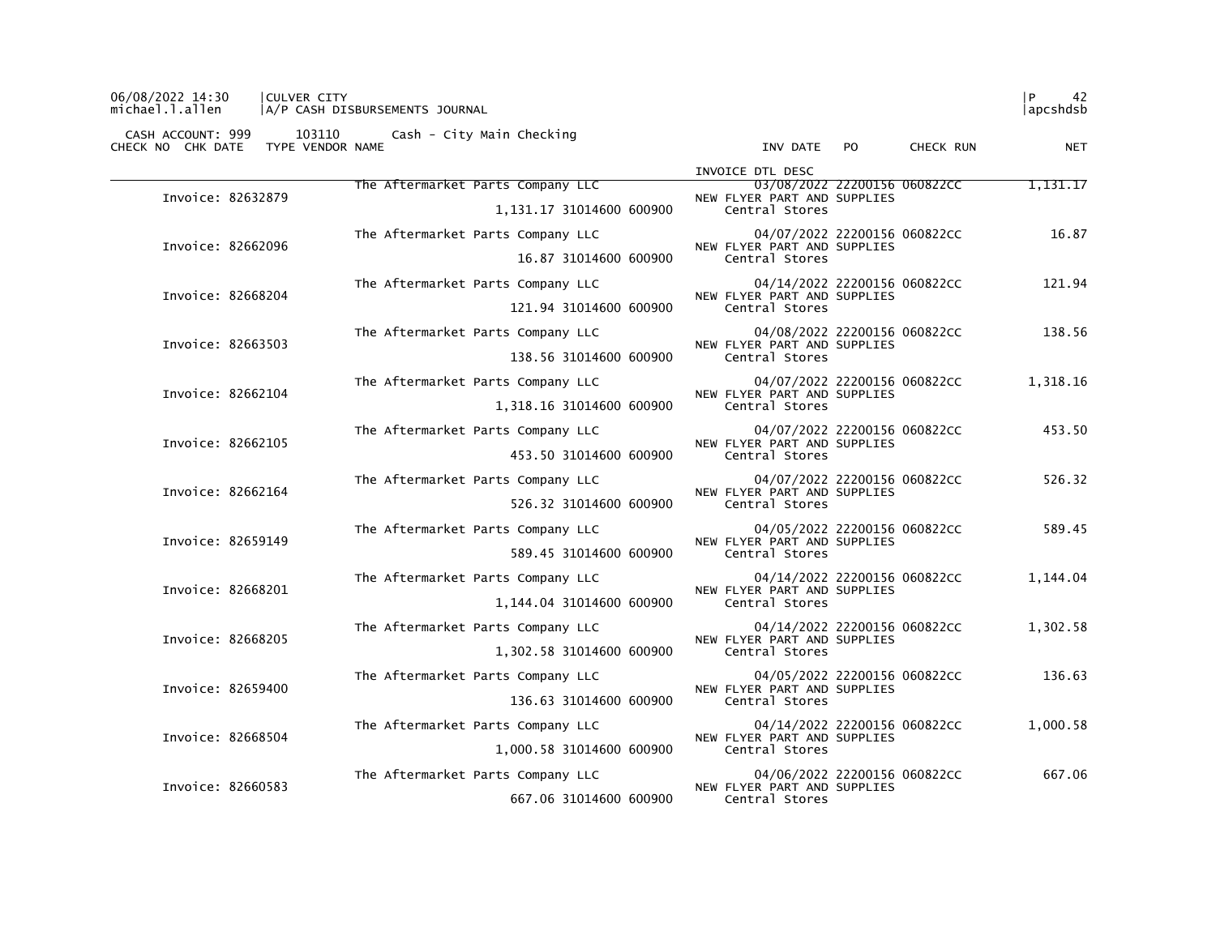CULVER CITY
A/P CASH DISBURSEMENTS JOURNAL

CASH ACCOUNT: 999 103110 Cash - City Main Checking

| CHECK NO | CHK DATE | TYPE | VENDOR NAME | | | INV DATE | PO | CHECK RUN | NET |
|---|---|---|---|---|---|---|---|---|---|
| | | | | | | INVOICE DTL DESC | | | |
| | | | The Aftermarket Parts Company LLC | | | 03/08/2022 | 22200156 | 060822CC | 1,131.17 |
| Invoice: 82632879 | | | | | | NEW FLYER PART AND SUPPLIES | | | |
| | | | | 1,131.17 | 31014600 600900 | Central Stores | | | |
| | | | The Aftermarket Parts Company LLC | | | 04/07/2022 | 22200156 | 060822CC | 16.87 |
| Invoice: 82662096 | | | | | | NEW FLYER PART AND SUPPLIES | | | |
| | | | | 16.87 | 31014600 600900 | Central Stores | | | |
| | | | The Aftermarket Parts Company LLC | | | 04/14/2022 | 22200156 | 060822CC | 121.94 |
| Invoice: 82668204 | | | | | | NEW FLYER PART AND SUPPLIES | | | |
| | | | | 121.94 | 31014600 600900 | Central Stores | | | |
| | | | The Aftermarket Parts Company LLC | | | 04/08/2022 | 22200156 | 060822CC | 138.56 |
| Invoice: 82663503 | | | | | | NEW FLYER PART AND SUPPLIES | | | |
| | | | | 138.56 | 31014600 600900 | Central Stores | | | |
| | | | The Aftermarket Parts Company LLC | | | 04/07/2022 | 22200156 | 060822CC | 1,318.16 |
| Invoice: 82662104 | | | | | | NEW FLYER PART AND SUPPLIES | | | |
| | | | | 1,318.16 | 31014600 600900 | Central Stores | | | |
| | | | The Aftermarket Parts Company LLC | | | 04/07/2022 | 22200156 | 060822CC | 453.50 |
| Invoice: 82662105 | | | | | | NEW FLYER PART AND SUPPLIES | | | |
| | | | | 453.50 | 31014600 600900 | Central Stores | | | |
| | | | The Aftermarket Parts Company LLC | | | 04/07/2022 | 22200156 | 060822CC | 526.32 |
| Invoice: 82662164 | | | | | | NEW FLYER PART AND SUPPLIES | | | |
| | | | | 526.32 | 31014600 600900 | Central Stores | | | |
| | | | The Aftermarket Parts Company LLC | | | 04/05/2022 | 22200156 | 060822CC | 589.45 |
| Invoice: 82659149 | | | | | | NEW FLYER PART AND SUPPLIES | | | |
| | | | | 589.45 | 31014600 600900 | Central Stores | | | |
| | | | The Aftermarket Parts Company LLC | | | 04/14/2022 | 22200156 | 060822CC | 1,144.04 |
| Invoice: 82668201 | | | | | | NEW FLYER PART AND SUPPLIES | | | |
| | | | | 1,144.04 | 31014600 600900 | Central Stores | | | |
| | | | The Aftermarket Parts Company LLC | | | 04/14/2022 | 22200156 | 060822CC | 1,302.58 |
| Invoice: 82668205 | | | | | | NEW FLYER PART AND SUPPLIES | | | |
| | | | | 1,302.58 | 31014600 600900 | Central Stores | | | |
| | | | The Aftermarket Parts Company LLC | | | 04/05/2022 | 22200156 | 060822CC | 136.63 |
| Invoice: 82659400 | | | | | | NEW FLYER PART AND SUPPLIES | | | |
| | | | | 136.63 | 31014600 600900 | Central Stores | | | |
| | | | The Aftermarket Parts Company LLC | | | 04/14/2022 | 22200156 | 060822CC | 1,000.58 |
| Invoice: 82668504 | | | | | | NEW FLYER PART AND SUPPLIES | | | |
| | | | | 1,000.58 | 31014600 600900 | Central Stores | | | |
| | | | The Aftermarket Parts Company LLC | | | 04/06/2022 | 22200156 | 060822CC | 667.06 |
| Invoice: 82660583 | | | | | | NEW FLYER PART AND SUPPLIES | | | |
| | | | | 667.06 | 31014600 600900 | Central Stores | | | |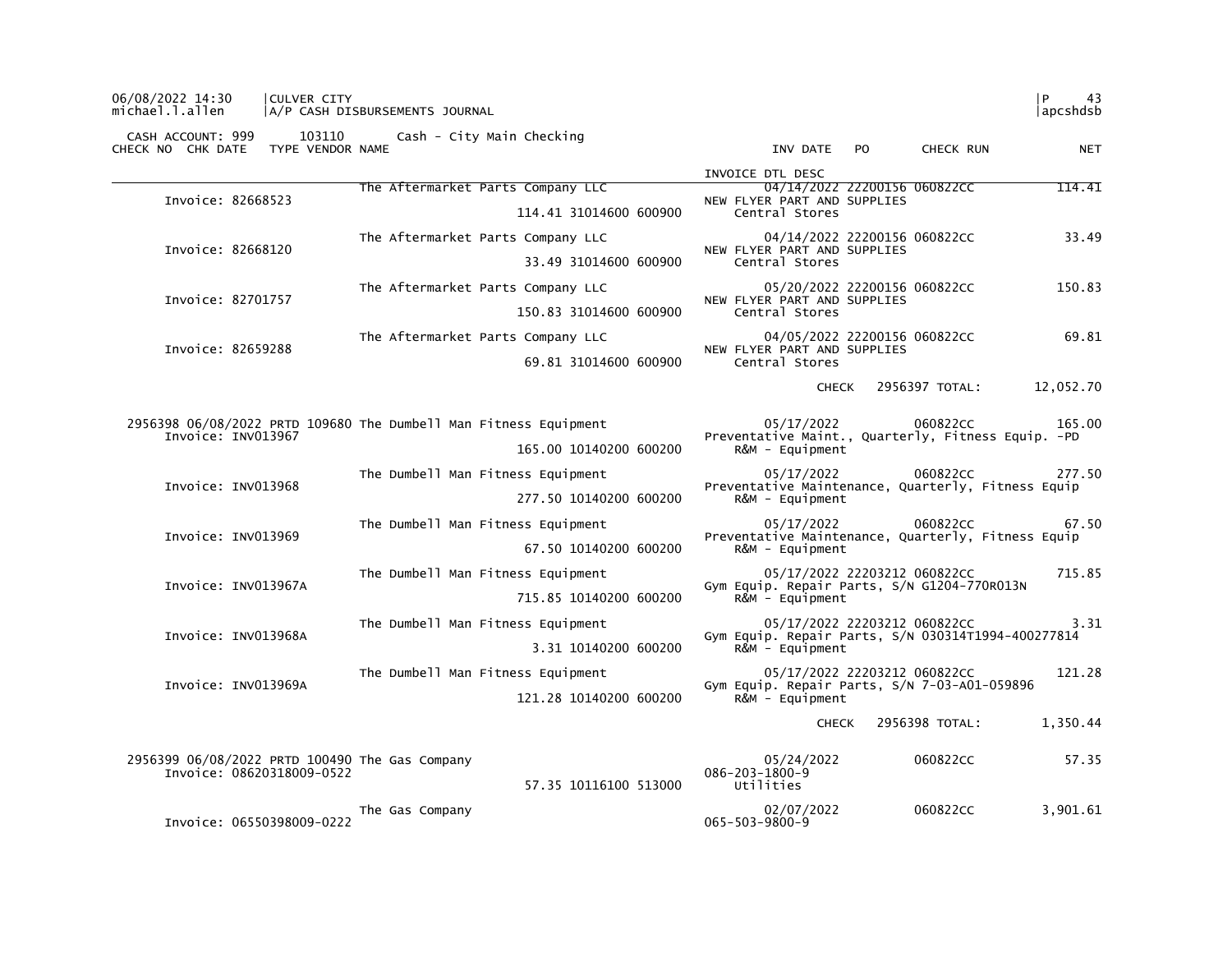CASH ACCOUNT: 999 103110 Cash - City Main Checking

| CHECK NO | CHK DATE | TYPE | VENDOR NAME | INV DATE | PO | CHECK RUN | NET |
|---|---|---|---|---|---|---|---|
| | | | INVOICE DTL DESC | | | | |
| | | | The Aftermarket Parts Company LLC | 04/14/2022 | 22200156 | 060822CC | 114.41 |
| Invoice: 82668523 | | | | NEW FLYER PART AND SUPPLIES | | | |
| | | | 114.41 31014600 600900 | Central Stores | | | |
| | | | The Aftermarket Parts Company LLC | 04/14/2022 | 22200156 | 060822CC | 33.49 |
| Invoice: 82668120 | | | | NEW FLYER PART AND SUPPLIES | | | |
| | | | 33.49 31014600 600900 | Central Stores | | | |
| | | | The Aftermarket Parts Company LLC | 05/20/2022 | 22200156 | 060822CC | 150.83 |
| Invoice: 82701757 | | | | NEW FLYER PART AND SUPPLIES | | | |
| | | | 150.83 31014600 600900 | Central Stores | | | |
| | | | The Aftermarket Parts Company LLC | 04/05/2022 | 22200156 | 060822CC | 69.81 |
| Invoice: 82659288 | | | | NEW FLYER PART AND SUPPLIES | | | |
| | | | 69.81 31014600 600900 | Central Stores | | | |
| | | | | CHECK | 2956397 TOTAL: | | 12,052.70 |
| 2956398 | 06/08/2022 | PRTD | 109680 The Dumbell Man Fitness Equipment | 05/17/2022 | | 060822CC | 165.00 |
| Invoice: INV013967 | | | | Preventative Maint., Quarterly, Fitness Equip. -PD | | | |
| | | | 165.00 10140200 600200 | R&M - Equipment | | | |
| | | | The Dumbell Man Fitness Equipment | 05/17/2022 | | 060822CC | 277.50 |
| Invoice: INV013968 | | | | Preventative Maintenance, Quarterly, Fitness Equip | | | |
| | | | 277.50 10140200 600200 | R&M - Equipment | | | |
| | | | The Dumbell Man Fitness Equipment | 05/17/2022 | | 060822CC | 67.50 |
| Invoice: INV013969 | | | | Preventative Maintenance, Quarterly, Fitness Equip | | | |
| | | | 67.50 10140200 600200 | R&M - Equipment | | | |
| | | | The Dumbell Man Fitness Equipment | 05/17/2022 | 22203212 | 060822CC | 715.85 |
| Invoice: INV013967A | | | | Gym Equip. Repair Parts, S/N G1204-770R013N | | | |
| | | | 715.85 10140200 600200 | R&M - Equipment | | | |
| | | | The Dumbell Man Fitness Equipment | 05/17/2022 | 22203212 | 060822CC | 3.31 |
| Invoice: INV013968A | | | | Gym Equip. Repair Parts, S/N 030314T1994-400277814 | | | |
| | | | 3.31 10140200 600200 | R&M - Equipment | | | |
| | | | The Dumbell Man Fitness Equipment | 05/17/2022 | 22203212 | 060822CC | 121.28 |
| Invoice: INV013969A | | | | Gym Equip. Repair Parts, S/N 7-03-A01-059896 | | | |
| | | | 121.28 10140200 600200 | R&M - Equipment | | | |
| | | | | CHECK | 2956398 TOTAL: | | 1,350.44 |
| 2956399 | 06/08/2022 | PRTD | 100490 The Gas Company | 05/24/2022 | | 060822CC | 57.35 |
| Invoice: 08620318009-0522 | | | | 086-203-1800-9 | | | |
| | | | 57.35 10116100 513000 | Utilities | | | |
| | | | The Gas Company | 02/07/2022 | | 060822CC | 3,901.61 |
| Invoice: 06550398009-0222 | | | | 065-503-9800-9 | | | |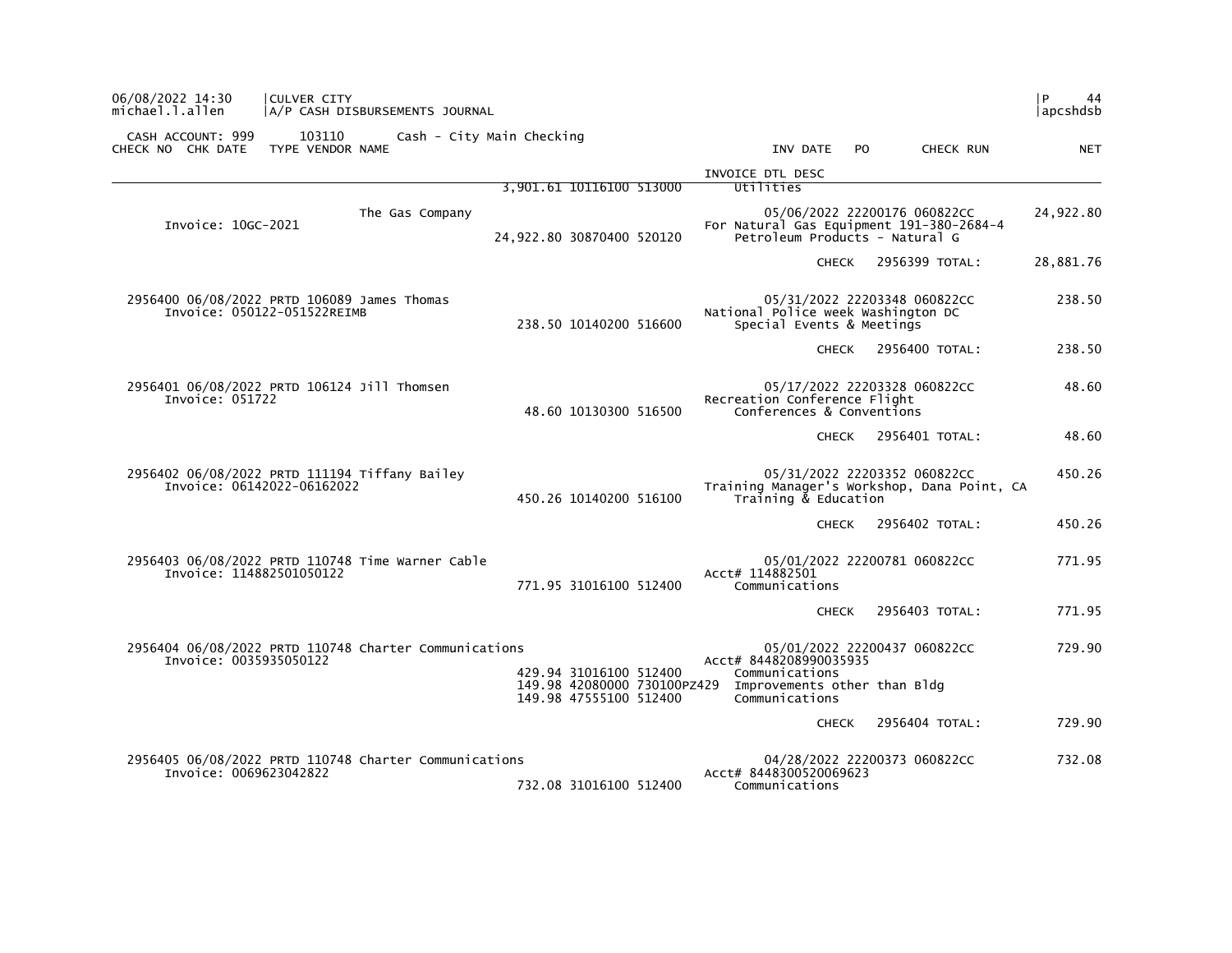CASH ACCOUNT: 999 103110 Cash - City Main Checking

| CHECK NO | CHK DATE | TYPE | VENDOR NAME | | | | INVOICE DTL DESC | INV DATE | PO | CHECK RUN | NET |
|---|---|---|---|---|---|---|---|---|---|---|---|
| | | | | 3,901.61 | 10116100 | 513000 | Utilities | | | | |
| | | | The Gas Company | | | | For Natural Gas Equipment 191-380-2684-4 | 05/06/2022 | 22200176 | 060822CC | 24,922.80 |
| | Invoice: 10GC-2021 | | | 24,922.80 | 30870400 | 520120 | Petroleum Products - Natural G | | | | |
| | | | | | | | | | CHECK | 2956399 TOTAL: | 28,881.76 |
| 2956400 | 06/08/2022 | PRTD | 106089 James Thomas | | | | National Police week Washington DC | 05/31/2022 | 22203348 | 060822CC | 238.50 |
| | Invoice: 050122-051522REIMB | | | 238.50 | 10140200 | 516600 | Special Events & Meetings | | | | |
| | | | | | | | | | CHECK | 2956400 TOTAL: | 238.50 |
| 2956401 | 06/08/2022 | PRTD | 106124 Jill Thomsen | | | | Recreation Conference Flight | 05/17/2022 | 22203328 | 060822CC | 48.60 |
| | Invoice: 051722 | | | 48.60 | 10130300 | 516500 | Conferences & Conventions | | | | |
| | | | | | | | | | CHECK | 2956401 TOTAL: | 48.60 |
| 2956402 | 06/08/2022 | PRTD | 111194 Tiffany Bailey | | | | Training Manager's Workshop, Dana Point, CA | 05/31/2022 | 22203352 | 060822CC | 450.26 |
| | Invoice: 06142022-06162022 | | | 450.26 | 10140200 | 516100 | Training & Education | | | | |
| | | | | | | | | | CHECK | 2956402 TOTAL: | 450.26 |
| 2956403 | 06/08/2022 | PRTD | 110748 Time Warner Cable | | | | Acct# 114882501 | 05/01/2022 | 22200781 | 060822CC | 771.95 |
| | Invoice: 114882501050122 | | | 771.95 | 31016100 | 512400 | Communications | | | | |
| | | | | | | | | | CHECK | 2956403 TOTAL: | 771.95 |
| 2956404 | 06/08/2022 | PRTD | 110748 Charter Communications | | | | Acct# 8448208990035935 | 05/01/2022 | 22200437 | 060822CC | 729.90 |
| | Invoice: 0035935050122 | | | 429.94 | 31016100 | 512400 | Communications | | | | |
| | | | | 149.98 | 42080000 | 730100PZ429 | Improvements other than Bldg | | | | |
| | | | | 149.98 | 47555100 | 512400 | Communications | | | | |
| | | | | | | | | | CHECK | 2956404 TOTAL: | 729.90 |
| 2956405 | 06/08/2022 | PRTD | 110748 Charter Communications | | | | Acct# 8448300520069623 | 04/28/2022 | 22200373 | 060822CC | 732.08 |
| | Invoice: 0069623042822 | | | 732.08 | 31016100 | 512400 | Communications | | | | |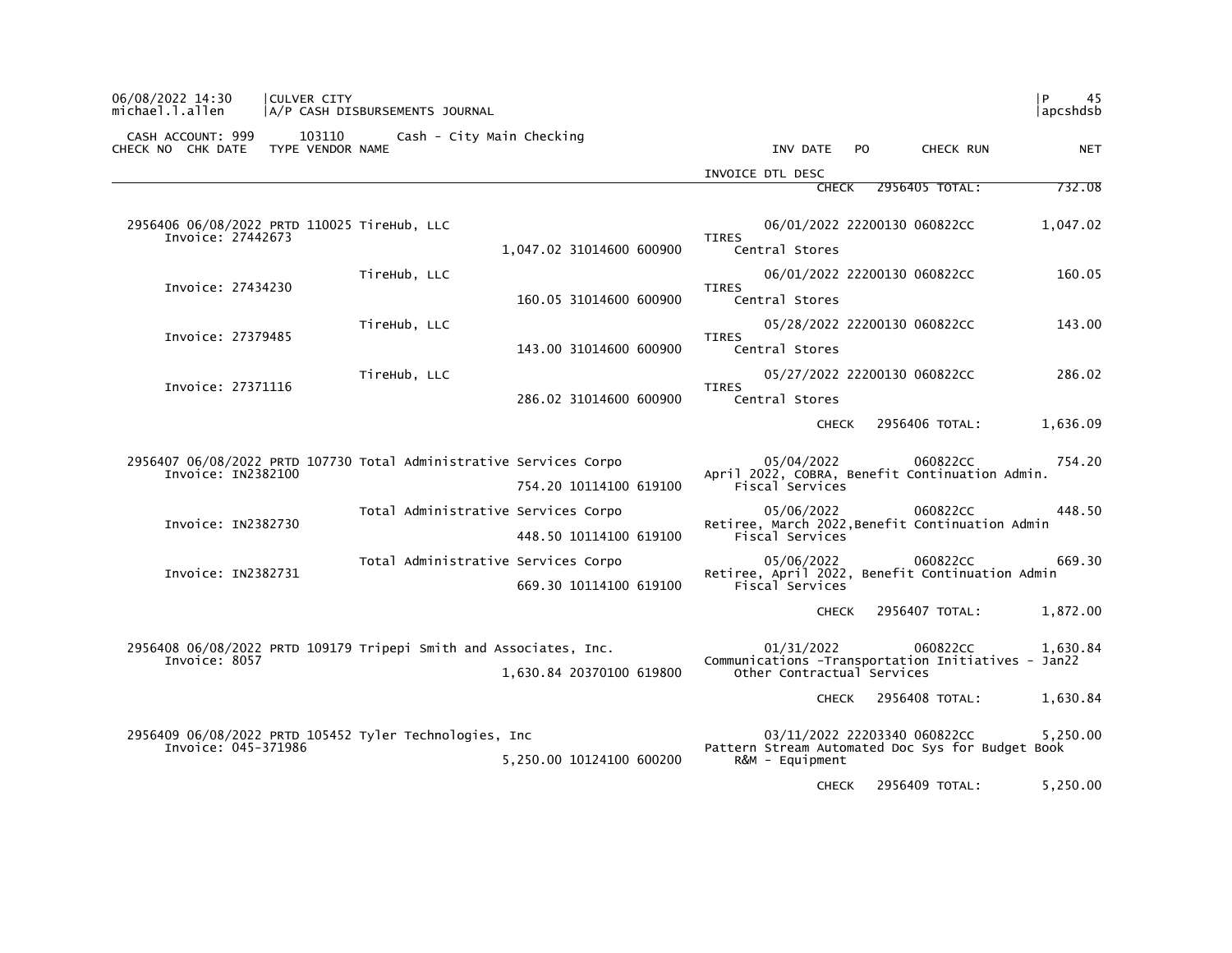CULVER CITY
A/P CASH DISBURSEMENTS JOURNAL

CASH ACCOUNT: 999 103110 Cash - City Main Checking

| CHECK NO | CHK DATE | TYPE | VENDOR NAME | | | INV DATE | PO | CHECK RUN | NET |
|---|---|---|---|---|---|---|---|---|---|
| | | | | | INVOICE DTL DESC | | | | |
| | | | | | | CHECK | | 2956405 TOTAL: | 732.08 |
| 2956406 | 06/08/2022 | PRTD | 110025 TireHub, LLC | | | 06/01/2022 | 22200130 | 060822CC | 1,047.02 |
| Invoice: 27442673 | | | | 1,047.02 31014600 600900 | TIRES Central Stores | | | | |
| | | | TireHub, LLC | | | 06/01/2022 | 22200130 | 060822CC | 160.05 |
| Invoice: 27434230 | | | | 160.05 31014600 600900 | TIRES Central Stores | | | | |
| | | | TireHub, LLC | | | 05/28/2022 | 22200130 | 060822CC | 143.00 |
| Invoice: 27379485 | | | | 143.00 31014600 600900 | TIRES Central Stores | | | | |
| | | | TireHub, LLC | | | 05/27/2022 | 22200130 | 060822CC | 286.02 |
| Invoice: 27371116 | | | | 286.02 31014600 600900 | TIRES Central Stores | | | | |
| | | | | | | CHECK | | 2956406 TOTAL: | 1,636.09 |
| 2956407 | 06/08/2022 | PRTD | 107730 Total Administrative Services Corpo | | | 05/04/2022 | | 060822CC | 754.20 |
| Invoice: IN2382100 | | | | 754.20 10114100 619100 | April 2022, COBRA, Benefit Continuation Admin. Fiscal Services | | | | |
| | | | Total Administrative Services Corpo | | | 05/06/2022 | | 060822CC | 448.50 |
| Invoice: IN2382730 | | | | 448.50 10114100 619100 | Retiree, March 2022,Benefit Continuation Admin Fiscal Services | | | | |
| | | | Total Administrative Services Corpo | | | 05/06/2022 | | 060822CC | 669.30 |
| Invoice: IN2382731 | | | | 669.30 10114100 619100 | Retiree, April 2022, Benefit Continuation Admin Fiscal Services | | | | |
| | | | | | | CHECK | | 2956407 TOTAL: | 1,872.00 |
| 2956408 | 06/08/2022 | PRTD | 109179 Tripepi Smith and Associates, Inc. | | | 01/31/2022 | | 060822CC | 1,630.84 |
| Invoice: 8057 | | | | 1,630.84 20370100 619800 | Communications -Transportation Initiatives - Jan22 Other Contractual Services | | | | |
| | | | | | | CHECK | | 2956408 TOTAL: | 1,630.84 |
| 2956409 | 06/08/2022 | PRTD | 105452 Tyler Technologies, Inc | | | 03/11/2022 | 22203340 | 060822CC | 5,250.00 |
| Invoice: 045-371986 | | | | 5,250.00 10124100 600200 | Pattern Stream Automated Doc Sys for Budget Book R&M - Equipment | | | | |
| | | | | | | CHECK | | 2956409 TOTAL: | 5,250.00 |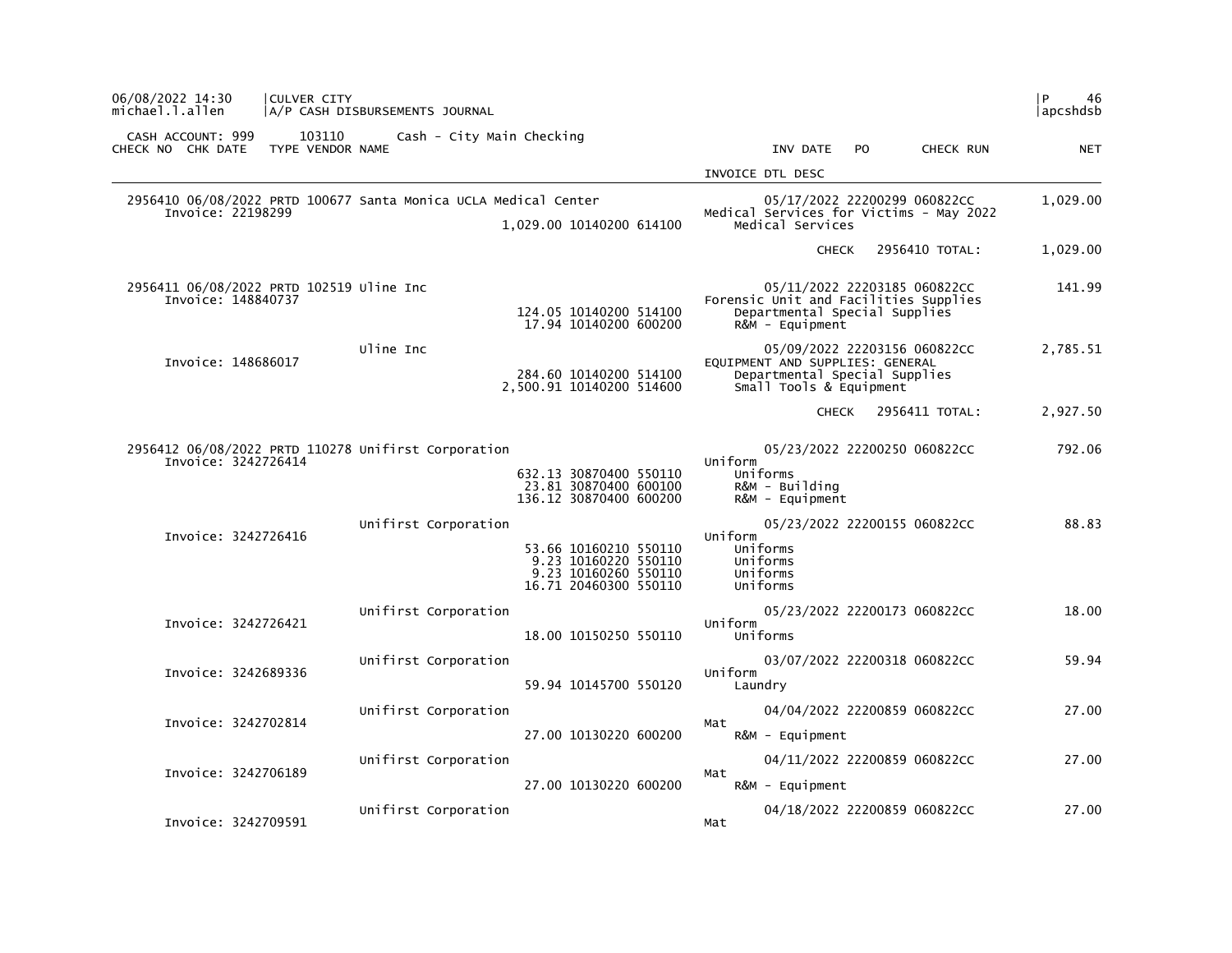| 06/08/2022 14:30 michael.l.allen | CULVER CITY A/P CASH DISBURSEMENTS JOURNAL | | | | P 46 apcshdsb |
|---|---|---|---|---|---|

CASH ACCOUNT: 999 103110 Cash - City Main Checking

| CHECK NO | CHK DATE | TYPE | VENDOR NAME | | INV DATE | PO | CHECK RUN | NET |
|---|---|---|---|---|---|---|---|---|
| | | | | | INVOICE DTL DESC | | | |
| 2956410 | 06/08/2022 | PRTD | 100677 Santa Monica UCLA Medical Center | | 05/17/2022 | 22200299 | 060822CC | 1,029.00 |
| Invoice: 22198299 | | | | | Medical Services for Victims - May 2022 | | | |
| | | | | 1,029.00 10140200 614100 | Medical Services | | | |
| | | | | | | CHECK | 2956410 TOTAL: | 1,029.00 |
| 2956411 | 06/08/2022 | PRTD | 102519 Uline Inc | | 05/11/2022 | 22203185 | 060822CC | 141.99 |
| Invoice: 148840737 | | | | | Forensic Unit and Facilities Supplies | | | |
| | | | | 124.05 10140200 514100 | Departmental Special Supplies | | | |
| | | | | 17.94 10140200 600200 | R&M - Equipment | | | |
| | | | Uline Inc | | 05/09/2022 | 22203156 | 060822CC | 2,785.51 |
| Invoice: 148686017 | | | | | EQUIPMENT AND SUPPLIES: GENERAL | | | |
| | | | | 284.60 10140200 514100 | Departmental Special Supplies | | | |
| | | | | 2,500.91 10140200 514600 | Small Tools & Equipment | | | |
| | | | | | | CHECK | 2956411 TOTAL: | 2,927.50 |
| 2956412 | 06/08/2022 | PRTD | 110278 Unifirst Corporation | | 05/23/2022 | 22200250 | 060822CC | 792.06 |
| Invoice: 3242726414 | | | | | Uniform | | | |
| | | | | 632.13 30870400 550110 | Uniforms | | | |
| | | | | 23.81 30870400 600100 | R&M - Building | | | |
| | | | | 136.12 30870400 600200 | R&M - Equipment | | | |
| | | | Unifirst Corporation | | 05/23/2022 | 22200155 | 060822CC | 88.83 |
| Invoice: 3242726416 | | | | | Uniform | | | |
| | | | | 53.66 10160210 550110 | Uniforms | | | |
| | | | | 9.23 10160220 550110 | Uniforms | | | |
| | | | | 9.23 10160260 550110 | Uniforms | | | |
| | | | | 16.71 20460300 550110 | Uniforms | | | |
| | | | Unifirst Corporation | | 05/23/2022 | 22200173 | 060822CC | 18.00 |
| Invoice: 3242726421 | | | | | Uniform | | | |
| | | | | 18.00 10150250 550110 | Uniforms | | | |
| | | | Unifirst Corporation | | 03/07/2022 | 22200318 | 060822CC | 59.94 |
| Invoice: 3242689336 | | | | | Uniform | | | |
| | | | | 59.94 10145700 550120 | Laundry | | | |
| | | | Unifirst Corporation | | 04/04/2022 | 22200859 | 060822CC | 27.00 |
| Invoice: 3242702814 | | | | | Mat | | | |
| | | | | 27.00 10130220 600200 | R&M - Equipment | | | |
| | | | Unifirst Corporation | | 04/11/2022 | 22200859 | 060822CC | 27.00 |
| Invoice: 3242706189 | | | | | Mat | | | |
| | | | | 27.00 10130220 600200 | R&M - Equipment | | | |
| | | | Unifirst Corporation | | 04/18/2022 | 22200859 | 060822CC | 27.00 |
| Invoice: 3242709591 | | | | | Mat | | | |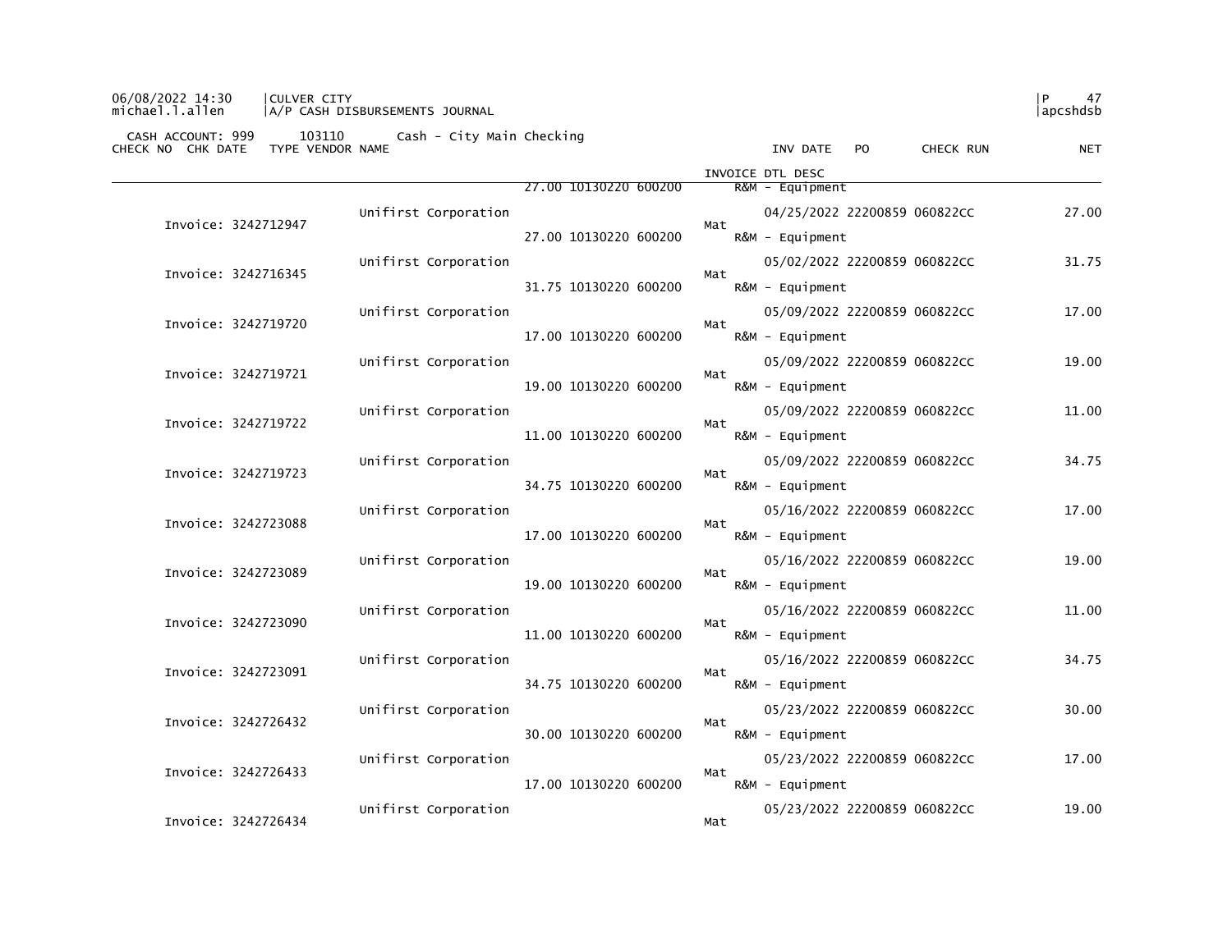CULVER CITY
A/P CASH DISBURSEMENTS JOURNAL

CASH ACCOUNT: 999 103110 Cash - City Main Checking

| CHECK NO | CHK DATE | TYPE | VENDOR NAME | | INV DATE | PO | CHECK RUN | NET |
|---|---|---|---|---|---|---|---|---|
| | | | | INVOICE DTL DESC | | | | |
| | | | 27.00 10130220 600200 | R&M - Equipment | | | | |
| Invoice: 3242712947 | | | Unifirst Corporation | Mat | 04/25/2022 | 22200859 | 060822CC | 27.00 |
| | | | 27.00 10130220 600200 | R&M - Equipment | | | | |
| Invoice: 3242716345 | | | Unifirst Corporation | Mat | 05/02/2022 | 22200859 | 060822CC | 31.75 |
| | | | 31.75 10130220 600200 | R&M - Equipment | | | | |
| Invoice: 3242719720 | | | Unifirst Corporation | Mat | 05/09/2022 | 22200859 | 060822CC | 17.00 |
| | | | 17.00 10130220 600200 | R&M - Equipment | | | | |
| Invoice: 3242719721 | | | Unifirst Corporation | Mat | 05/09/2022 | 22200859 | 060822CC | 19.00 |
| | | | 19.00 10130220 600200 | R&M - Equipment | | | | |
| Invoice: 3242719722 | | | Unifirst Corporation | Mat | 05/09/2022 | 22200859 | 060822CC | 11.00 |
| | | | 11.00 10130220 600200 | R&M - Equipment | | | | |
| Invoice: 3242719723 | | | Unifirst Corporation | Mat | 05/09/2022 | 22200859 | 060822CC | 34.75 |
| | | | 34.75 10130220 600200 | R&M - Equipment | | | | |
| Invoice: 3242723088 | | | Unifirst Corporation | Mat | 05/16/2022 | 22200859 | 060822CC | 17.00 |
| | | | 17.00 10130220 600200 | R&M - Equipment | | | | |
| Invoice: 3242723089 | | | Unifirst Corporation | Mat | 05/16/2022 | 22200859 | 060822CC | 19.00 |
| | | | 19.00 10130220 600200 | R&M - Equipment | | | | |
| Invoice: 3242723090 | | | Unifirst Corporation | Mat | 05/16/2022 | 22200859 | 060822CC | 11.00 |
| | | | 11.00 10130220 600200 | R&M - Equipment | | | | |
| Invoice: 3242723091 | | | Unifirst Corporation | Mat | 05/16/2022 | 22200859 | 060822CC | 34.75 |
| | | | 34.75 10130220 600200 | R&M - Equipment | | | | |
| Invoice: 3242726432 | | | Unifirst Corporation | Mat | 05/23/2022 | 22200859 | 060822CC | 30.00 |
| | | | 30.00 10130220 600200 | R&M - Equipment | | | | |
| Invoice: 3242726433 | | | Unifirst Corporation | Mat | 05/23/2022 | 22200859 | 060822CC | 17.00 |
| | | | 17.00 10130220 600200 | R&M - Equipment | | | | |
| Invoice: 3242726434 | | | Unifirst Corporation | Mat | 05/23/2022 | 22200859 | 060822CC | 19.00 |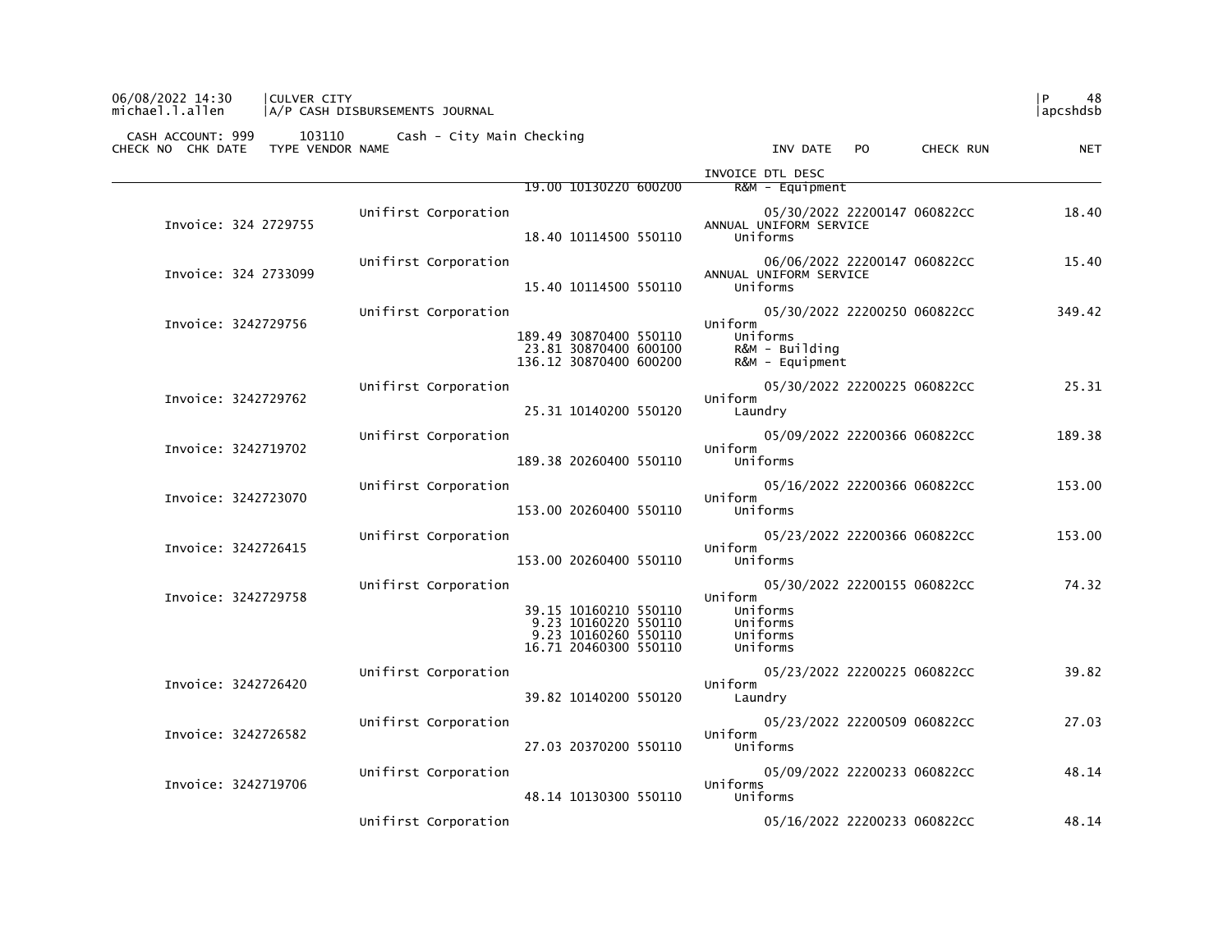CASH ACCOUNT: 999 103110 Cash - City Main Checking

| CHECK NO | CHK DATE | TYPE VENDOR NAME | | INV DATE | PO | CHECK RUN | NET |
|---|---|---|---|---|---|---|---|
| | | | | INVOICE DTL DESC | | | |
| | | | 19.00 10130220 600200 | R&M - Equipment | | | |
| | | Unifirst Corporation | | 05/30/2022 | 22200147 | 060822CC | 18.40 |
| Invoice: 324 2729755 | | | | ANNUAL UNIFORM SERVICE | | | |
| | | | 18.40 10114500 550110 | Uniforms | | | |
| | | Unifirst Corporation | | 06/06/2022 | 22200147 | 060822CC | 15.40 |
| Invoice: 324 2733099 | | | | ANNUAL UNIFORM SERVICE | | | |
| | | | 15.40 10114500 550110 | Uniforms | | | |
| | | Unifirst Corporation | | 05/30/2022 | 22200250 | 060822CC | 349.42 |
| Invoice: 3242729756 | | | | Uniform | | | |
| | | | 189.49 30870400 550110 | Uniforms | | | |
| | | | 23.81 30870400 600100 | R&M - Building | | | |
| | | | 136.12 30870400 600200 | R&M - Equipment | | | |
| | | Unifirst Corporation | | 05/30/2022 | 22200225 | 060822CC | 25.31 |
| Invoice: 3242729762 | | | | Uniform | | | |
| | | | 25.31 10140200 550120 | Laundry | | | |
| | | Unifirst Corporation | | 05/09/2022 | 22200366 | 060822CC | 189.38 |
| Invoice: 3242719702 | | | | Uniform | | | |
| | | | 189.38 20260400 550110 | Uniforms | | | |
| | | Unifirst Corporation | | 05/16/2022 | 22200366 | 060822CC | 153.00 |
| Invoice: 3242723070 | | | | Uniform | | | |
| | | | 153.00 20260400 550110 | Uniforms | | | |
| | | Unifirst Corporation | | 05/23/2022 | 22200366 | 060822CC | 153.00 |
| Invoice: 3242726415 | | | | Uniform | | | |
| | | | 153.00 20260400 550110 | Uniforms | | | |
| | | Unifirst Corporation | | 05/30/2022 | 22200155 | 060822CC | 74.32 |
| Invoice: 3242729758 | | | | Uniform | | | |
| | | | 39.15 10160210 550110 | Uniforms | | | |
| | | | 9.23 10160220 550110 | Uniforms | | | |
| | | | 9.23 10160260 550110 | Uniforms | | | |
| | | | 16.71 20460300 550110 | Uniforms | | | |
| | | Unifirst Corporation | | 05/23/2022 | 22200225 | 060822CC | 39.82 |
| Invoice: 3242726420 | | | | Uniform | | | |
| | | | 39.82 10140200 550120 | Laundry | | | |
| | | Unifirst Corporation | | 05/23/2022 | 22200509 | 060822CC | 27.03 |
| Invoice: 3242726582 | | | | Uniform | | | |
| | | | 27.03 20370200 550110 | Uniforms | | | |
| | | Unifirst Corporation | | 05/09/2022 | 22200233 | 060822CC | 48.14 |
| Invoice: 3242719706 | | | | Uniforms | | | |
| | | | 48.14 10130300 550110 | Uniforms | | | |
| | | Unifirst Corporation | | 05/16/2022 | 22200233 | 060822CC | 48.14 |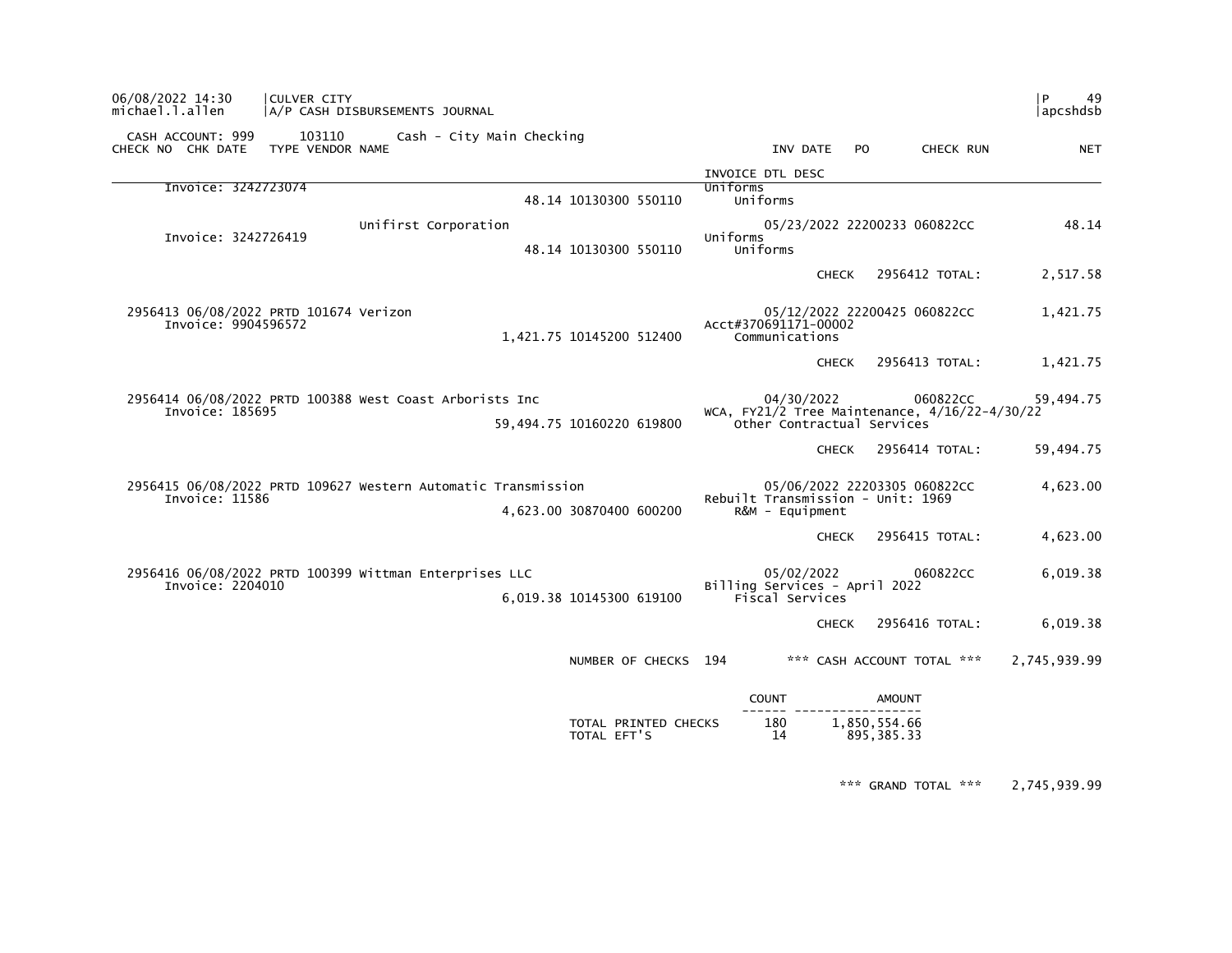CULVER CITY
A/P CASH DISBURSEMENTS JOURNAL

CASH ACCOUNT: 999 103110 Cash - City Main Checking

| CHECK NO | CHK DATE | TYPE | VENDOR NAME | | | INV DATE | PO | CHECK RUN | NET |
|---|---|---|---|---|---|---|---|---|---|
| | | | | | | INVOICE DTL DESC | | | |
| Invoice: 3242723074 | | | | 48.14 | 10130300 550110 | Uniforms | | | |
| | | | | | | Uniforms | | | |
| | | | Unifirst Corporation | | | 05/23/2022 | 22200233 | 060822CC | 48.14 |
| Invoice: 3242726419 | | | | 48.14 | 10130300 550110 | Uniforms | | | |
| | | | | | | Uniforms | | | |
| | | | | | | CHECK | | 2956412 TOTAL: | 2,517.58 |
| 2956413 | 06/08/2022 | PRTD | 101674 Verizon | | | 05/12/2022 | 22200425 | 060822CC | 1,421.75 |
| Invoice: 9904596572 | | | | 1,421.75 | 10145200 512400 | Acct#370691171-00002 | | | |
| | | | | | | Communications | | | |
| | | | | | | CHECK | | 2956413 TOTAL: | 1,421.75 |
| 2956414 | 06/08/2022 | PRTD | 100388 West Coast Arborists Inc | | | 04/30/2022 | | 060822CC | 59,494.75 |
| Invoice: 185695 | | | | 59,494.75 | 10160220 619800 | WCA, FY21/2 Tree Maintenance, 4/16/22-4/30/22 | | | |
| | | | | | | Other Contractual Services | | | |
| | | | | | | CHECK | | 2956414 TOTAL: | 59,494.75 |
| 2956415 | 06/08/2022 | PRTD | 109627 Western Automatic Transmission | | | 05/06/2022 | 22203305 | 060822CC | 4,623.00 |
| Invoice: 11586 | | | | 4,623.00 | 30870400 600200 | Rebuilt Transmission - Unit: 1969 | | | |
| | | | | | | R&M - Equipment | | | |
| | | | | | | CHECK | | 2956415 TOTAL: | 4,623.00 |
| 2956416 | 06/08/2022 | PRTD | 100399 Wittman Enterprises LLC | | | 05/02/2022 | | 060822CC | 6,019.38 |
| Invoice: 2204010 | | | | 6,019.38 | 10145300 619100 | Billing Services - April 2022 | | | |
| | | | | | | Fiscal Services | | | |
| | | | | | | CHECK | | 2956416 TOTAL: | 6,019.38 |

NUMBER OF CHECKS 194 *** CASH ACCOUNT TOTAL *** 2,745,939.99

| | COUNT | AMOUNT |
|---|---|---|
| TOTAL PRINTED CHECKS | 180 | 1,850,554.66 |
| TOTAL EFT'S | 14 | 895,385.33 |

*** GRAND TOTAL *** 2,745,939.99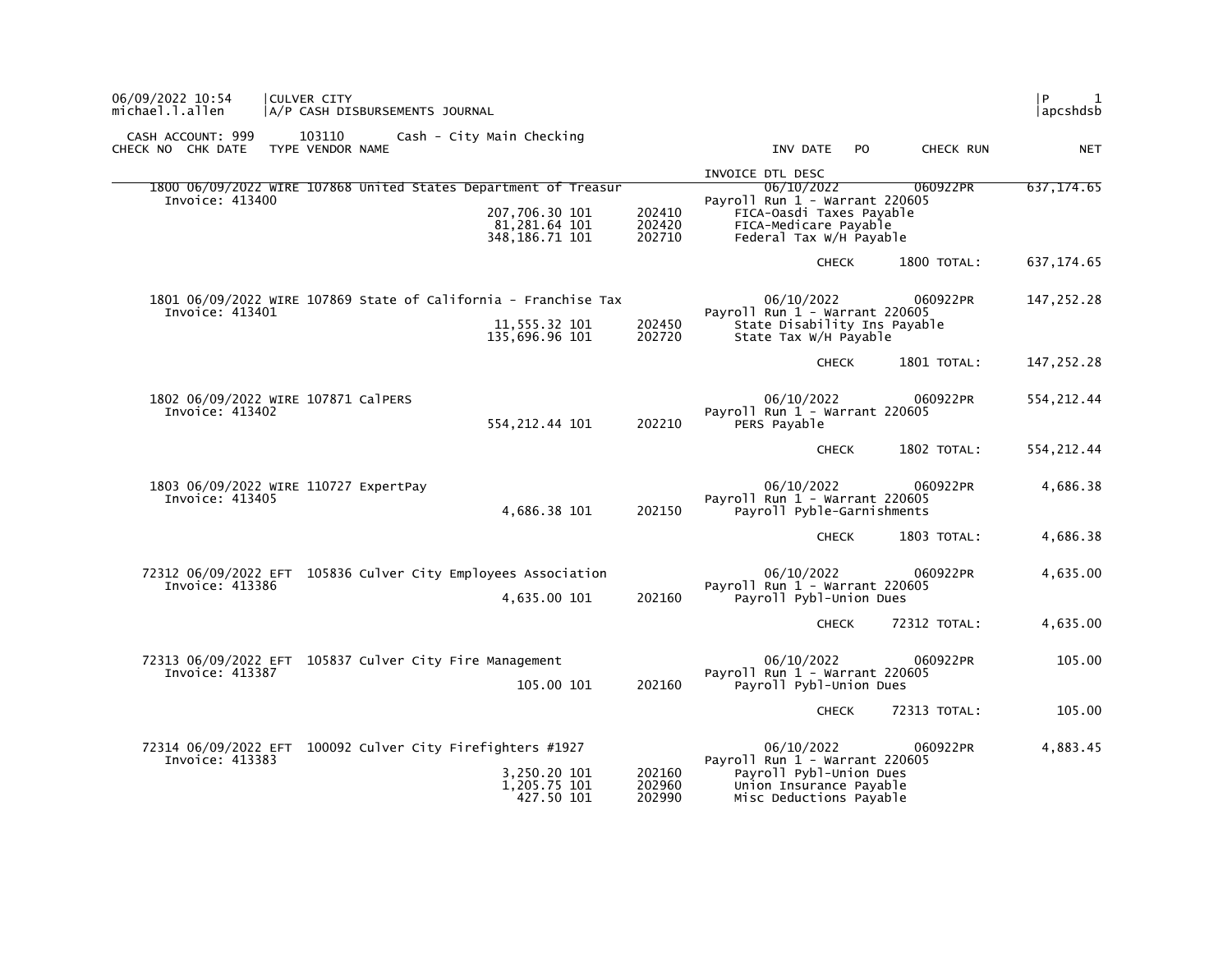06/09/2022 10:54 | CULVER CITY
michael.l.allen | A/P CASH DISBURSEMENTS JOURNAL

CASH ACCOUNT: 999 103110 Cash - City Main Checking

| CHECK NO | CHK DATE | TYPE | VENDOR NAME | | | INVOICE DTL DESC | INV DATE | PO | CHECK RUN | NET |
|---|---|---|---|---|---|---|---|---|---|---|
| 1800 | 06/09/2022 | WIRE | 107868 United States Department of Treasur | | | | 06/10/2022 | | 060922PR | 637,174.65 |
| Invoice: 413400 | | | | | | Payroll Run 1 - Warrant 220605 | | | | |
| | | | | 207,706.30 101 | 202410 | FICA-Oasdi Taxes Payable | | | | |
| | | | | 81,281.64 101 | 202420 | FICA-Medicare Payable | | | | |
| | | | | 348,186.71 101 | 202710 | Federal Tax W/H Payable | | | | |
| | | | | | | | CHECK | | 1800 TOTAL: | 637,174.65 |
| 1801 | 06/09/2022 | WIRE | 107869 State of California - Franchise Tax | | | | 06/10/2022 | | 060922PR | 147,252.28 |
| Invoice: 413401 | | | | | | Payroll Run 1 - Warrant 220605 | | | | |
| | | | | 11,555.32 101 | 202450 | State Disability Ins Payable | | | | |
| | | | | 135,696.96 101 | 202720 | State Tax W/H Payable | | | | |
| | | | | | | | CHECK | | 1801 TOTAL: | 147,252.28 |
| 1802 | 06/09/2022 | WIRE | 107871 CalPERS | | | | 06/10/2022 | | 060922PR | 554,212.44 |
| Invoice: 413402 | | | | | | Payroll Run 1 - Warrant 220605 | | | | |
| | | | | 554,212.44 101 | 202210 | PERS Payable | | | | |
| | | | | | | | CHECK | | 1802 TOTAL: | 554,212.44 |
| 1803 | 06/09/2022 | WIRE | 110727 ExpertPay | | | | 06/10/2022 | | 060922PR | 4,686.38 |
| Invoice: 413405 | | | | | | Payroll Run 1 - Warrant 220605 | | | | |
| | | | | 4,686.38 101 | 202150 | Payroll Pyble-Garnishments | | | | |
| | | | | | | | CHECK | | 1803 TOTAL: | 4,686.38 |
| 72312 | 06/09/2022 | EFT | 105836 Culver City Employees Association | | | | 06/10/2022 | | 060922PR | 4,635.00 |
| Invoice: 413386 | | | | | | Payroll Run 1 - Warrant 220605 | | | | |
| | | | | 4,635.00 101 | 202160 | Payroll Pybl-Union Dues | | | | |
| | | | | | | | CHECK | | 72312 TOTAL: | 4,635.00 |
| 72313 | 06/09/2022 | EFT | 105837 Culver City Fire Management | | | | 06/10/2022 | | 060922PR | 105.00 |
| Invoice: 413387 | | | | | | Payroll Run 1 - Warrant 220605 | | | | |
| | | | | 105.00 101 | 202160 | Payroll Pybl-Union Dues | | | | |
| | | | | | | | CHECK | | 72313 TOTAL: | 105.00 |
| 72314 | 06/09/2022 | EFT | 100092 Culver City Firefighters #1927 | | | | 06/10/2022 | | 060922PR | 4,883.45 |
| Invoice: 413383 | | | | | | Payroll Run 1 - Warrant 220605 | | | | |
| | | | | 3,250.20 101 | 202160 | Payroll Pybl-Union Dues | | | | |
| | | | | 1,205.75 101 | 202960 | Union Insurance Payable | | | | |
| | | | | 427.50 101 | 202990 | Misc Deductions Payable | | | | |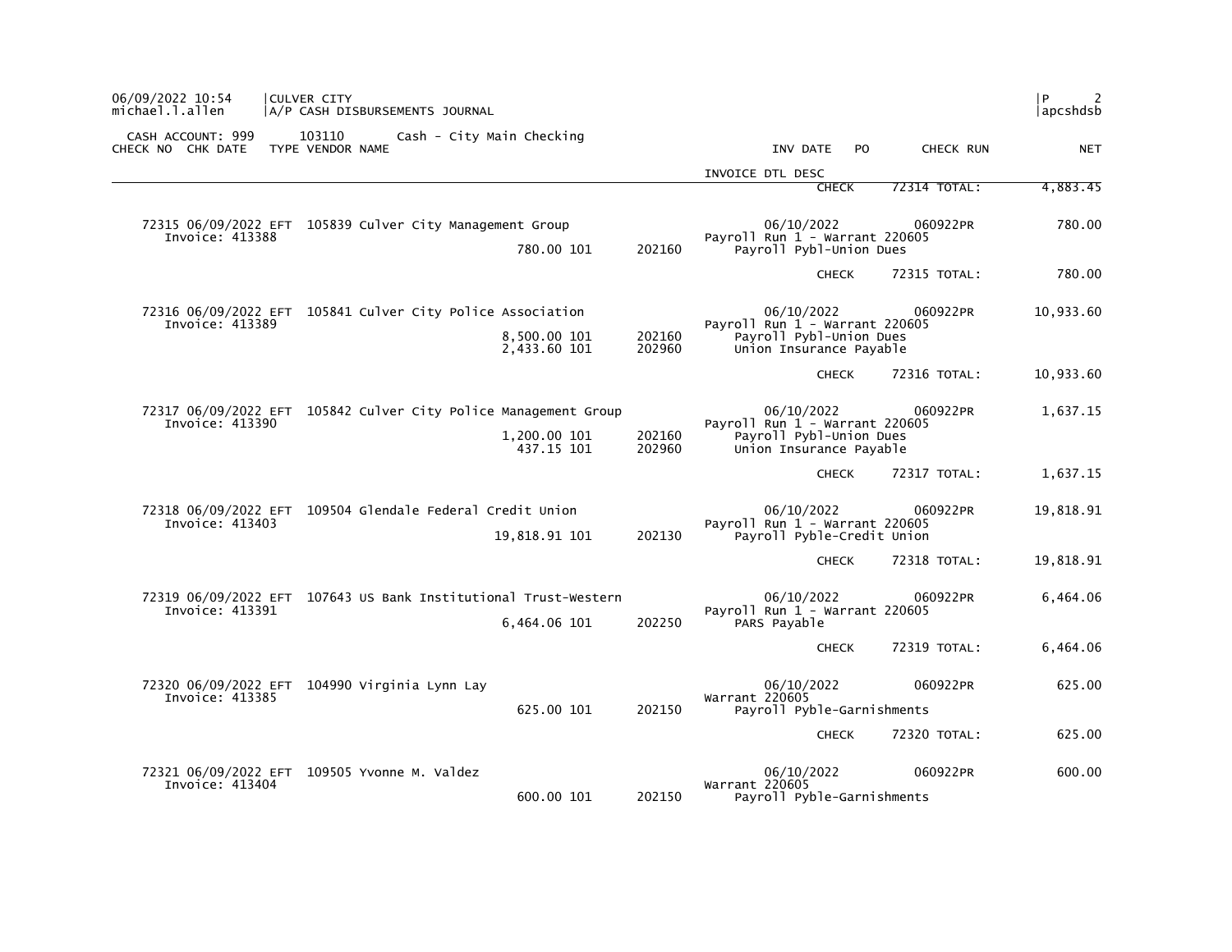CASH ACCOUNT: 999    103110    Cash - City Main Checking

| CHECK NO | CHK DATE | TYPE | VENDOR NAME | | | INV DATE / INVOICE DTL DESC | PO | CHECK RUN | NET |
|---|---|---|---|---|---|---|---|---|---|
| | | | | | | CHECK | | 72314 TOTAL: | 4,883.45 |
| 72315 | 06/09/2022 | EFT | 105839 Culver City Management Group | | | 06/10/2022 | | 060922PR | 780.00 |
| Invoice: 413388 | | | | | | Payroll Run 1 - Warrant 220605 | | | |
| | | | | 780.00 101 | 202160 | Payroll Pybl-Union Dues | | | |
| | | | | | | CHECK | | 72315 TOTAL: | 780.00 |
| 72316 | 06/09/2022 | EFT | 105841 Culver City Police Association | | | 06/10/2022 | | 060922PR | 10,933.60 |
| Invoice: 413389 | | | | | | Payroll Run 1 - Warrant 220605 | | | |
| | | | | 8,500.00 101 | 202160 | Payroll Pybl-Union Dues | | | |
| | | | | 2,433.60 101 | 202960 | Union Insurance Payable | | | |
| | | | | | | CHECK | | 72316 TOTAL: | 10,933.60 |
| 72317 | 06/09/2022 | EFT | 105842 Culver City Police Management Group | | | 06/10/2022 | | 060922PR | 1,637.15 |
| Invoice: 413390 | | | | | | Payroll Run 1 - Warrant 220605 | | | |
| | | | | 1,200.00 101 | 202160 | Payroll Pybl-Union Dues | | | |
| | | | | 437.15 101 | 202960 | Union Insurance Payable | | | |
| | | | | | | CHECK | | 72317 TOTAL: | 1,637.15 |
| 72318 | 06/09/2022 | EFT | 109504 Glendale Federal Credit Union | | | 06/10/2022 | | 060922PR | 19,818.91 |
| Invoice: 413403 | | | | | | Payroll Run 1 - Warrant 220605 | | | |
| | | | | 19,818.91 101 | 202130 | Payroll Pyble-Credit Union | | | |
| | | | | | | CHECK | | 72318 TOTAL: | 19,818.91 |
| 72319 | 06/09/2022 | EFT | 107643 US Bank Institutional Trust-Western | | | 06/10/2022 | | 060922PR | 6,464.06 |
| Invoice: 413391 | | | | | | Payroll Run 1 - Warrant 220605 | | | |
| | | | | 6,464.06 101 | 202250 | PARS Payable | | | |
| | | | | | | CHECK | | 72319 TOTAL: | 6,464.06 |
| 72320 | 06/09/2022 | EFT | 104990 Virginia Lynn Lay | | | 06/10/2022 | | 060922PR | 625.00 |
| Invoice: 413385 | | | | | | Warrant 220605 | | | |
| | | | | 625.00 101 | 202150 | Payroll Pyble-Garnishments | | | |
| | | | | | | CHECK | | 72320 TOTAL: | 625.00 |
| 72321 | 06/09/2022 | EFT | 109505 Yvonne M. Valdez | | | 06/10/2022 | | 060922PR | 600.00 |
| Invoice: 413404 | | | | | | Warrant 220605 | | | |
| | | | | 600.00 101 | 202150 | Payroll Pyble-Garnishments | | | |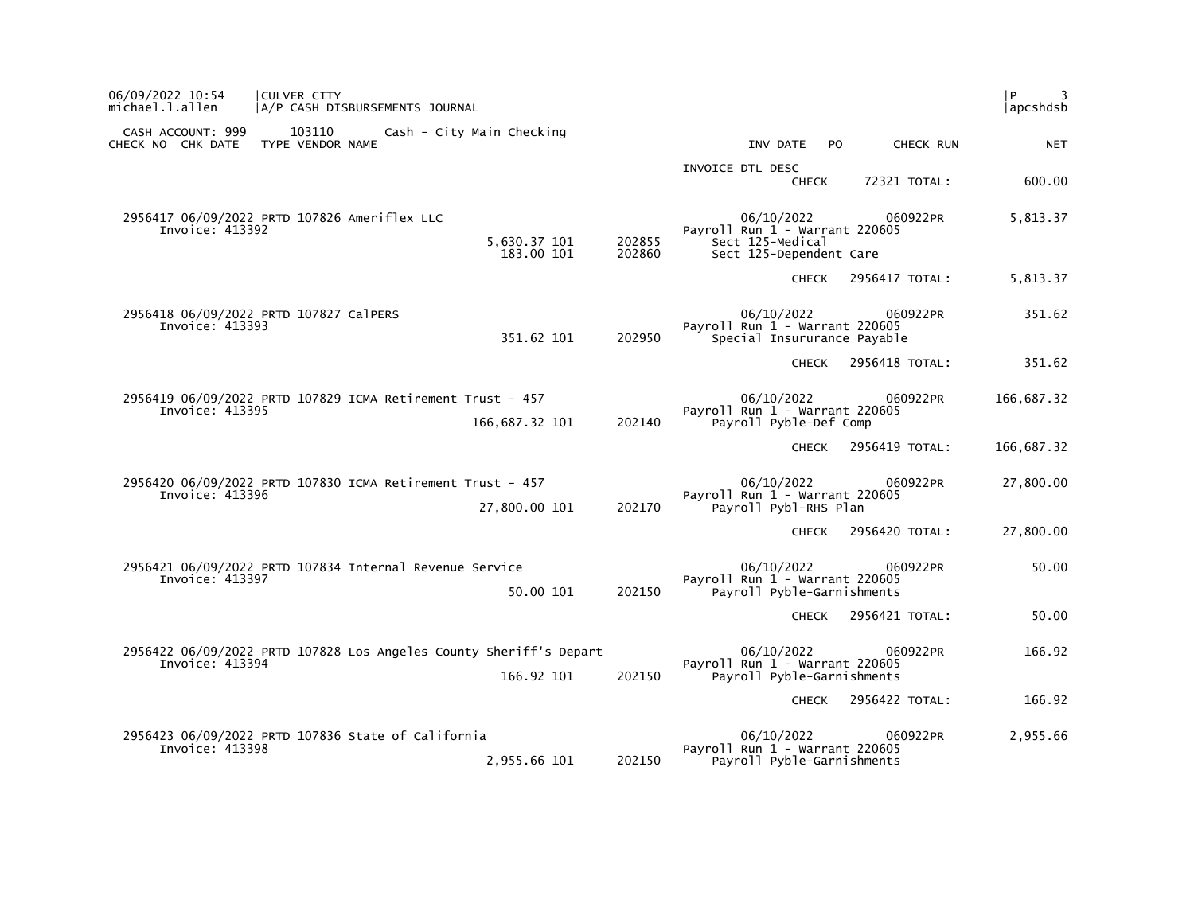CASH ACCOUNT: 999 103110 Cash - City Main Checking

| CHECK NO | CHK DATE | TYPE | VENDOR NAME | | | INV DATE / INVOICE DTL DESC | PO | CHECK RUN | NET |
|---|---|---|---|---|---|---|---|---|---|
| | | | | | | CHECK | | 72321 TOTAL: | 600.00 |
| 2956417 | 06/09/2022 | PRTD | 107826 Ameriflex LLC | | | 06/10/2022 | | 060922PR | 5,813.37 |
| | | | Invoice: 413392 | | | Payroll Run 1 - Warrant 220605 | | | |
| | | | | 5,630.37 101 | 202855 | Sect 125-Medical | | | |
| | | | | 183.00 101 | 202860 | Sect 125-Dependent Care | | | |
| | | | | | | CHECK | | 2956417 TOTAL: | 5,813.37 |
| 2956418 | 06/09/2022 | PRTD | 107827 CalPERS | | | 06/10/2022 | | 060922PR | 351.62 |
| | | | Invoice: 413393 | | | Payroll Run 1 - Warrant 220605 | | | |
| | | | | 351.62 101 | 202950 | Special Insururance Payable | | | |
| | | | | | | CHECK | | 2956418 TOTAL: | 351.62 |
| 2956419 | 06/09/2022 | PRTD | 107829 ICMA Retirement Trust - 457 | | | 06/10/2022 | | 060922PR | 166,687.32 |
| | | | Invoice: 413395 | | | Payroll Run 1 - Warrant 220605 | | | |
| | | | | 166,687.32 101 | 202140 | Payroll Pyble-Def Comp | | | |
| | | | | | | CHECK | | 2956419 TOTAL: | 166,687.32 |
| 2956420 | 06/09/2022 | PRTD | 107830 ICMA Retirement Trust - 457 | | | 06/10/2022 | | 060922PR | 27,800.00 |
| | | | Invoice: 413396 | | | Payroll Run 1 - Warrant 220605 | | | |
| | | | | 27,800.00 101 | 202170 | Payroll Pybl-RHS Plan | | | |
| | | | | | | CHECK | | 2956420 TOTAL: | 27,800.00 |
| 2956421 | 06/09/2022 | PRTD | 107834 Internal Revenue Service | | | 06/10/2022 | | 060922PR | 50.00 |
| | | | Invoice: 413397 | | | Payroll Run 1 - Warrant 220605 | | | |
| | | | | 50.00 101 | 202150 | Payroll Pyble-Garnishments | | | |
| | | | | | | CHECK | | 2956421 TOTAL: | 50.00 |
| 2956422 | 06/09/2022 | PRTD | 107828 Los Angeles County Sheriff's Depart | | | 06/10/2022 | | 060922PR | 166.92 |
| | | | Invoice: 413394 | | | Payroll Run 1 - Warrant 220605 | | | |
| | | | | 166.92 101 | 202150 | Payroll Pyble-Garnishments | | | |
| | | | | | | CHECK | | 2956422 TOTAL: | 166.92 |
| 2956423 | 06/09/2022 | PRTD | 107836 State of California | | | 06/10/2022 | | 060922PR | 2,955.66 |
| | | | Invoice: 413398 | | | Payroll Run 1 - Warrant 220605 | | | |
| | | | | 2,955.66 101 | 202150 | Payroll Pyble-Garnishments | | | |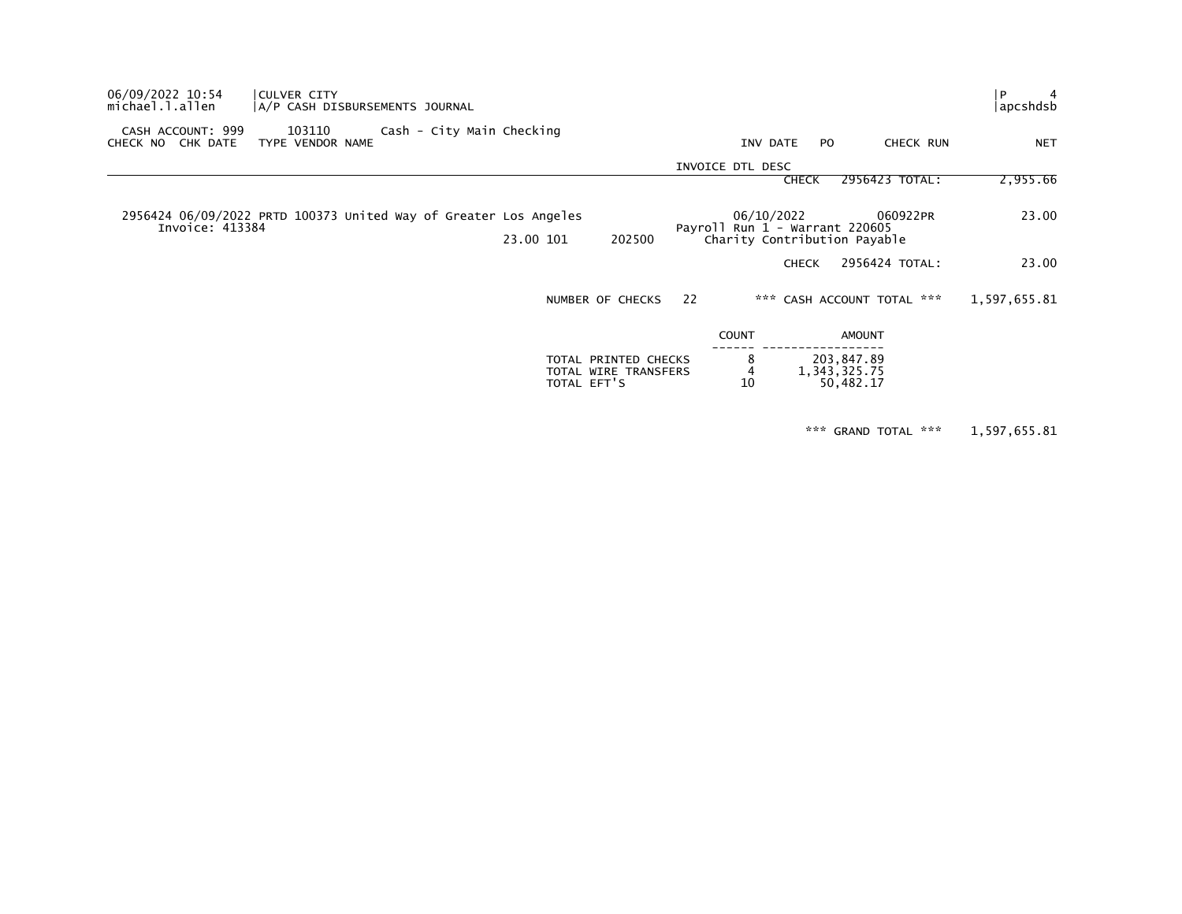CULVER CITY
A/P CASH DISBURSEMENTS JOURNAL

06/09/2022 10:54
michael.l.allen

P 4
apcshdsb

CASH ACCOUNT: 999 103110 Cash - City Main Checking

| CHECK NO | CHK DATE | TYPE | VENDOR NAME | | | INV DATE | PO | CHECK RUN | NET |
|---|---|---|---|---|---|---|---|---|---|
| | | | | | | INVOICE DTL DESC | | | |
| | | | | | | CHECK | | 2956423 TOTAL: | 2,955.66 |
| 2956424 | 06/09/2022 | PRTD | 100373 United Way of Greater Los Angeles | | | 06/10/2022 | | 060922PR | 23.00 |
| | Invoice: 413384 | | | 23.00 101 | 202500 | Payroll Run 1 - Warrant 220605<br>Charity Contribution Payable | | | |
| | | | | | | CHECK | | 2956424 TOTAL: | 23.00 |

NUMBER OF CHECKS 22 *** CASH ACCOUNT TOTAL *** 1,597,655.81

| | COUNT | AMOUNT |
|---|---|---|
| TOTAL PRINTED CHECKS | 8 | 203,847.89 |
| TOTAL WIRE TRANSFERS | 4 | 1,343,325.75 |
| TOTAL EFT'S | 10 | 50,482.17 |

*** GRAND TOTAL *** 1,597,655.81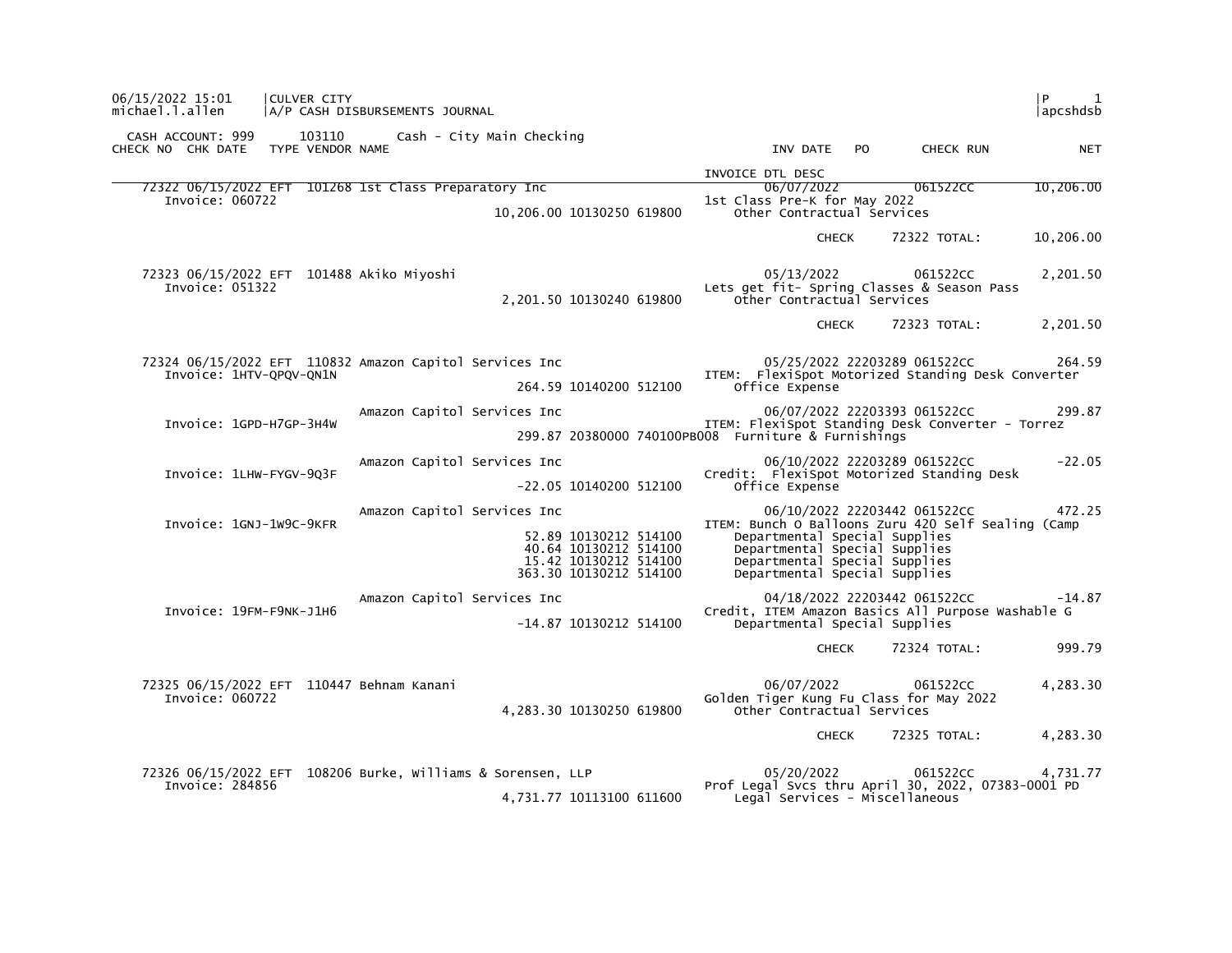06/15/2022 15:01 | CULVER CITY
michael.l.allen | A/P CASH DISBURSEMENTS JOURNAL

CASH ACCOUNT: 999 103110 Cash - City Main Checking

| CHECK NO | CHK DATE | TYPE | VENDOR NAME | AMOUNT | ACCOUNT | INV DATE / INVOICE DTL DESC | PO | CHECK RUN | NET |
|---|---|---|---|---|---|---|---|---|---|
| 72322 | 06/15/2022 | EFT | 101268 1st Class Preparatory Inc | | | 06/07/2022 | | 061522CC | 10,206.00 |
| Invoice: 060722 | | | | | | 1st Class Pre-K for May 2022 | | | |
| | | | | 10,206.00 | 10130250 619800 | Other Contractual Services | | | |
| | | | | | | CHECK | | 72322 TOTAL: | 10,206.00 |
| 72323 | 06/15/2022 | EFT | 101488 Akiko Miyoshi | | | 05/13/2022 | | 061522CC | 2,201.50 |
| Invoice: 051322 | | | | | | Lets get fit- Spring Classes & Season Pass | | | |
| | | | | 2,201.50 | 10130240 619800 | Other Contractual Services | | | |
| | | | | | | CHECK | | 72323 TOTAL: | 2,201.50 |
| 72324 | 06/15/2022 | EFT | 110832 Amazon Capitol Services Inc | | | 05/25/2022 | 22203289 | 061522CC | 264.59 |
| Invoice: 1HTV-QPQV-QN1N | | | | | | ITEM: FlexiSpot Motorized Standing Desk Converter | | | |
| | | | | 264.59 | 10140200 512100 | Office Expense | | | |
| | | | Amazon Capitol Services Inc | | | 06/07/2022 | 22203393 | 061522CC | 299.87 |
| Invoice: 1GPD-H7GP-3H4W | | | | | | ITEM: FlexiSpot Standing Desk Converter - Torrez | | | |
| | | | | 299.87 | 20380000 740100PB008 | Furniture & Furnishings | | | |
| | | | Amazon Capitol Services Inc | | | 06/10/2022 | 22203289 | 061522CC | -22.05 |
| Invoice: 1LHW-FYGV-9Q3F | | | | | | Credit: FlexiSpot Motorized Standing Desk | | | |
| | | | | -22.05 | 10140200 512100 | Office Expense | | | |
| | | | Amazon Capitol Services Inc | | | 06/10/2022 | 22203442 | 061522CC | 472.25 |
| Invoice: 1GNJ-1W9C-9KFR | | | | | | ITEM: Bunch O Balloons Zuru 420 Self Sealing (Camp | | | |
| | | | | 52.89 | 10130212 514100 | Departmental Special Supplies | | | |
| | | | | 40.64 | 10130212 514100 | Departmental Special Supplies | | | |
| | | | | 15.42 | 10130212 514100 | Departmental Special Supplies | | | |
| | | | | 363.30 | 10130212 514100 | Departmental Special Supplies | | | |
| | | | Amazon Capitol Services Inc | | | 04/18/2022 | 22203442 | 061522CC | -14.87 |
| Invoice: 19FM-F9NK-J1H6 | | | | | | Credit, ITEM Amazon Basics All Purpose Washable G | | | |
| | | | | -14.87 | 10130212 514100 | Departmental Special Supplies | | | |
| | | | | | | CHECK | | 72324 TOTAL: | 999.79 |
| 72325 | 06/15/2022 | EFT | 110447 Behnam Kanani | | | 06/07/2022 | | 061522CC | 4,283.30 |
| Invoice: 060722 | | | | | | Golden Tiger Kung Fu Class for May 2022 | | | |
| | | | | 4,283.30 | 10130250 619800 | Other Contractual Services | | | |
| | | | | | | CHECK | | 72325 TOTAL: | 4,283.30 |
| 72326 | 06/15/2022 | EFT | 108206 Burke, Williams & Sorensen, LLP | | | 05/20/2022 | | 061522CC | 4,731.77 |
| Invoice: 284856 | | | | | | Prof Legal Svcs thru April 30, 2022, 07383-0001 PD | | | |
| | | | | 4,731.77 | 10113100 611600 | Legal Services - Miscellaneous | | | |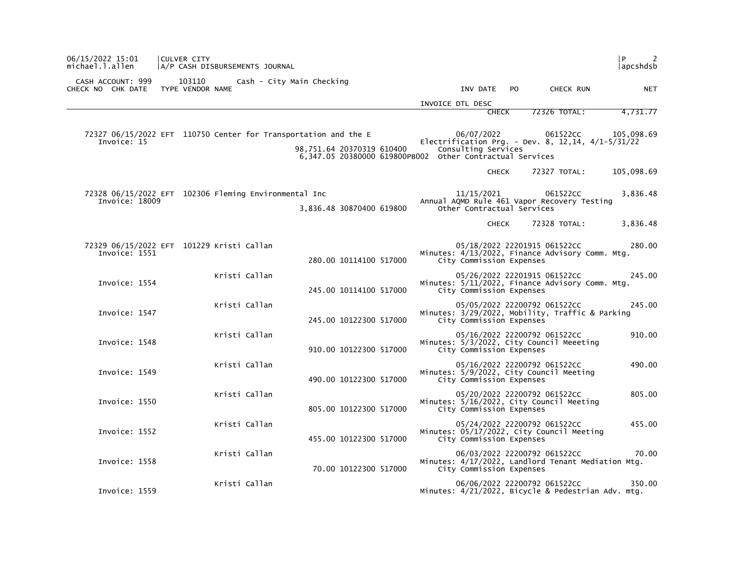06/15/2022 15:01 | CULVER CITY
michael.l.allen | A/P CASH DISBURSEMENTS JOURNAL

CASH ACCOUNT: 999 103110 Cash - City Main Checking

| CHECK NO | CHK DATE | TYPE | VENDOR NAME | | INV DATE | PO | CHECK RUN | NET |
|---|---|---|---|---|---|---|---|---|
| | | | | INVOICE DTL DESC | | | | |
| | | | | | CHECK | | 72326 TOTAL: | 4,731.77 |
| 72327 | 06/15/2022 | EFT | 110750 Center for Transportation and the E | | 06/07/2022 | | 061522CC | 105,098.69 |
| Invoice: 15 | | | | Electrification Prg. - Dev. 8, 12,14, 4/1-5/31/22 | | | | |
| | | | 98,751.64 20370319 610400 | Consulting Services | | | | |
| | | | 6,347.05 20380000 619800PB002 | Other Contractual Services | | | | |
| | | | | | CHECK | | 72327 TOTAL: | 105,098.69 |
| 72328 | 06/15/2022 | EFT | 102306 Fleming Environmental Inc | | 11/15/2021 | | 061522CC | 3,836.48 |
| Invoice: 18009 | | | | Annual AQMD Rule 461 Vapor Recovery Testing | | | | |
| | | | 3,836.48 30870400 619800 | Other Contractual Services | | | | |
| | | | | | CHECK | | 72328 TOTAL: | 3,836.48 |
| 72329 | 06/15/2022 | EFT | 101229 Kristi Callan | | 05/18/2022 | 22201915 | 061522CC | 280.00 |
| Invoice: 1551 | | | | Minutes: 4/13/2022, Finance Advisory Comm. Mtg. | | | | |
| | | | 280.00 10114100 517000 | City Commission Expenses | | | | |
| | | | Kristi Callan | | 05/26/2022 | 22201915 | 061522CC | 245.00 |
| Invoice: 1554 | | | | Minutes: 5/11/2022, Finance Advisory Comm. Mtg. | | | | |
| | | | 245.00 10114100 517000 | City Commission Expenses | | | | |
| | | | Kristi Callan | | 05/05/2022 | 22200792 | 061522CC | 245.00 |
| Invoice: 1547 | | | | Minutes: 3/29/2022, Mobility, Traffic & Parking | | | | |
| | | | 245.00 10122300 517000 | City Commission Expenses | | | | |
| | | | Kristi Callan | | 05/16/2022 | 22200792 | 061522CC | 910.00 |
| Invoice: 1548 | | | | Minutes: 5/3/2022, City Council Meeeting | | | | |
| | | | 910.00 10122300 517000 | City Commission Expenses | | | | |
| | | | Kristi Callan | | 05/16/2022 | 22200792 | 061522CC | 490.00 |
| Invoice: 1549 | | | | Minutes: 5/9/2022, City Council Meeting | | | | |
| | | | 490.00 10122300 517000 | City Commission Expenses | | | | |
| | | | Kristi Callan | | 05/20/2022 | 22200792 | 061522CC | 805.00 |
| Invoice: 1550 | | | | Minutes: 5/16/2022, City Council Meeting | | | | |
| | | | 805.00 10122300 517000 | City Commission Expenses | | | | |
| | | | Kristi Callan | | 05/24/2022 | 22200792 | 061522CC | 455.00 |
| Invoice: 1552 | | | | Minutes: 05/17/2022, City Council Meeting | | | | |
| | | | 455.00 10122300 517000 | City Commission Expenses | | | | |
| | | | Kristi Callan | | 06/03/2022 | 22200792 | 061522CC | 70.00 |
| Invoice: 1558 | | | | Minutes: 4/17/2022, Landlord Tenant Mediation Mtg. | | | | |
| | | | 70.00 10122300 517000 | City Commission Expenses | | | | |
| | | | Kristi Callan | | 06/06/2022 | 22200792 | 061522CC | 350.00 |
| Invoice: 1559 | | | | Minutes: 4/21/2022, Bicycle & Pedestrian Adv. mtg. | | | | |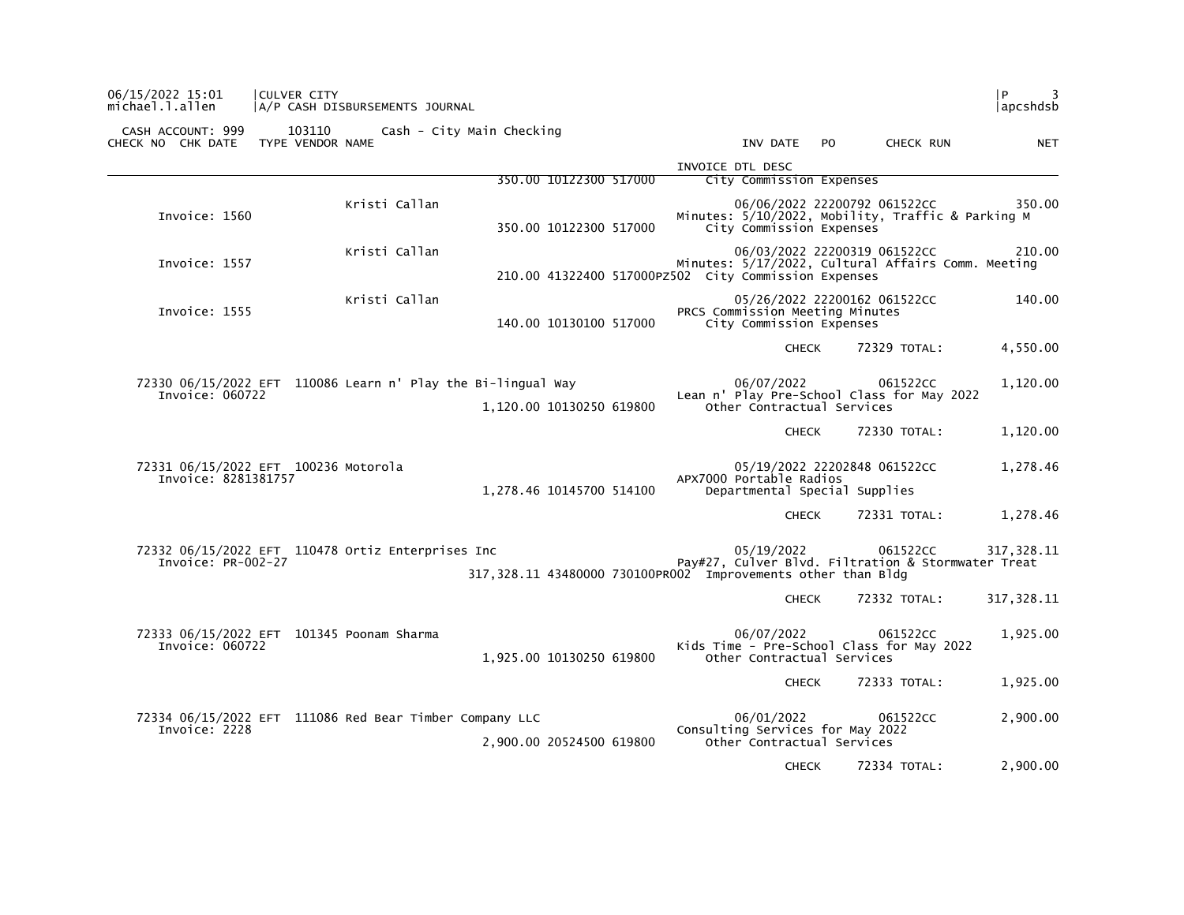06/15/2022 15:01 | CULVER CITY
michael.l.allen | A/P CASH DISBURSEMENTS JOURNAL

CASH ACCOUNT: 999 103110 Cash - City Main Checking

| CHECK NO | CHK DATE | TYPE | VENDOR NAME | | INV DATE | PO | CHECK RUN | NET |
|---|---|---|---|---|---|---|---|---|
| | | | | | INVOICE DTL DESC | | | |
| | | | | 350.00 10122300 517000 | City Commission Expenses | | | |
| Invoice: 1560 | | | Kristi Callan | | 06/06/2022 | 22200792 | 061522CC | 350.00 |
| | | | | | Minutes: 5/10/2022, Mobility, Traffic & Parking M | | | |
| | | | | 350.00 10122300 517000 | City Commission Expenses | | | |
| Invoice: 1557 | | | Kristi Callan | | 06/03/2022 | 22200319 | 061522CC | 210.00 |
| | | | | | Minutes: 5/17/2022, Cultural Affairs Comm. Meeting | | | |
| | | | | 210.00 41322400 517000PZ502 | City Commission Expenses | | | |
| Invoice: 1555 | | | Kristi Callan | | 05/26/2022 | 22200162 | 061522CC | 140.00 |
| | | | | | PRCS Commission Meeting Minutes | | | |
| | | | | 140.00 10130100 517000 | City Commission Expenses | | | |
| | | | | | CHECK | | 72329 TOTAL: | 4,550.00 |
| 72330 | 06/15/2022 | EFT | 110086 Learn n' Play the Bi-lingual Way | | 06/07/2022 | | 061522CC | 1,120.00 |
| Invoice: 060722 | | | | | Lean n' Play Pre-School Class for May 2022 | | | |
| | | | | 1,120.00 10130250 619800 | Other Contractual Services | | | |
| | | | | | CHECK | | 72330 TOTAL: | 1,120.00 |
| 72331 | 06/15/2022 | EFT | 100236 Motorola | | 05/19/2022 | 22202848 | 061522CC | 1,278.46 |
| Invoice: 8281381757 | | | | | APX7000 Portable Radios | | | |
| | | | | 1,278.46 10145700 514100 | Departmental Special Supplies | | | |
| | | | | | CHECK | | 72331 TOTAL: | 1,278.46 |
| 72332 | 06/15/2022 | EFT | 110478 Ortiz Enterprises Inc | | 05/19/2022 | | 061522CC | 317,328.11 |
| Invoice: PR-002-27 | | | | | Pay#27, Culver Blvd. Filtration & Stormwater Treat | | | |
| | | | | 317,328.11 43480000 730100PR002 | Improvements other than Bldg | | | |
| | | | | | CHECK | | 72332 TOTAL: | 317,328.11 |
| 72333 | 06/15/2022 | EFT | 101345 Poonam Sharma | | 06/07/2022 | | 061522CC | 1,925.00 |
| Invoice: 060722 | | | | | Kids Time - Pre-School Class for May 2022 | | | |
| | | | | 1,925.00 10130250 619800 | Other Contractual Services | | | |
| | | | | | CHECK | | 72333 TOTAL: | 1,925.00 |
| 72334 | 06/15/2022 | EFT | 111086 Red Bear Timber Company LLC | | 06/01/2022 | | 061522CC | 2,900.00 |
| Invoice: 2228 | | | | | Consulting Services for May 2022 | | | |
| | | | | 2,900.00 20524500 619800 | Other Contractual Services | | | |
| | | | | | CHECK | | 72334 TOTAL: | 2,900.00 |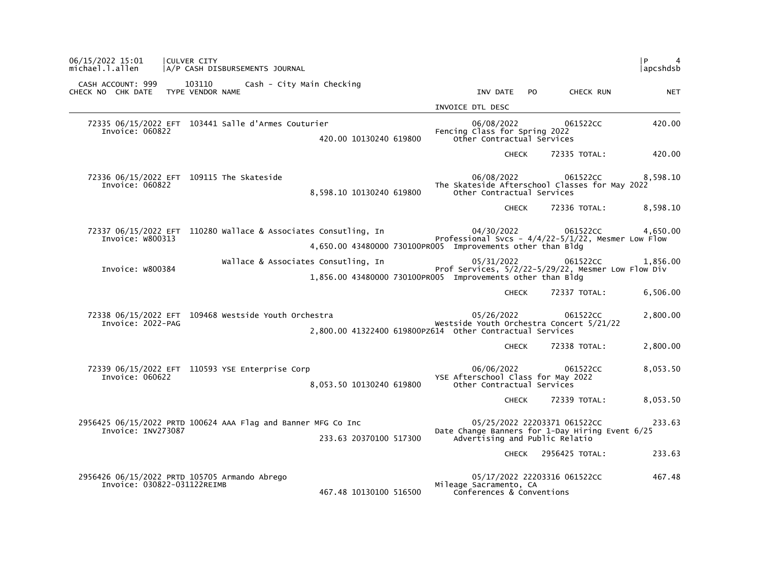CULVER CITY
A/P CASH DISBURSEMENTS JOURNAL

CASH ACCOUNT: 999 103110 Cash - City Main Checking

| CHECK NO | CHK DATE | TYPE | VENDOR NAME | | INV DATE | PO | CHECK RUN | NET |
|---|---|---|---|---|---|---|---|---|
| | | | | | INVOICE DTL DESC | | | |
| 72335 | 06/15/2022 | EFT | 103441 Salle d'Armes Couturier | | 06/08/2022 | | 061522CC | 420.00 |
| Invoice: 060822 | | | | 420.00 10130240 619800 | Fencing Class for Spring 2022 Other Contractual Services | | | |
| | | | | | CHECK | | 72335 TOTAL: | 420.00 |
| 72336 | 06/15/2022 | EFT | 109115 The Skateside | | 06/08/2022 | | 061522CC | 8,598.10 |
| Invoice: 060822 | | | | 8,598.10 10130240 619800 | The Skateside Afterschool Classes for May 2022 Other Contractual Services | | | |
| | | | | | CHECK | | 72336 TOTAL: | 8,598.10 |
| 72337 | 06/15/2022 | EFT | 110280 Wallace & Associates Consutling, In | | 04/30/2022 | | 061522CC | 4,650.00 |
| Invoice: W800313 | | | | 4,650.00 43480000 730100PR005 | Professional Svcs - 4/4/22-5/1/22, Mesmer Low Flow Improvements other than Bldg | | | |
| Invoice: W800384 | | | Wallace & Associates Consutling, In | | 05/31/2022 | | 061522CC | 1,856.00 |
| | | | | 1,856.00 43480000 730100PR005 | Prof Services, 5/2/22-5/29/22, Mesmer Low Flow Div Improvements other than Bldg | | | |
| | | | | | CHECK | | 72337 TOTAL: | 6,506.00 |
| 72338 | 06/15/2022 | EFT | 109468 Westside Youth Orchestra | | 05/26/2022 | | 061522CC | 2,800.00 |
| Invoice: 2022-PAG | | | | 2,800.00 41322400 619800PZ614 | Westside Youth Orchestra Concert 5/21/22 Other Contractual Services | | | |
| | | | | | CHECK | | 72338 TOTAL: | 2,800.00 |
| 72339 | 06/15/2022 | EFT | 110593 YSE Enterprise Corp | | 06/06/2022 | | 061522CC | 8,053.50 |
| Invoice: 060622 | | | | 8,053.50 10130240 619800 | YSE Afterschool Class for May 2022 Other Contractual Services | | | |
| | | | | | CHECK | | 72339 TOTAL: | 8,053.50 |
| 2956425 | 06/15/2022 | PRTD | 100624 AAA Flag and Banner MFG Co Inc | | 05/25/2022 | 22203371 | 061522CC | 233.63 |
| Invoice: INV273087 | | | | 233.63 20370100 517300 | Date Change Banners for 1-Day Hiring Event 6/25 Advertising and Public Relatio | | | |
| | | | | | CHECK | | 2956425 TOTAL: | 233.63 |
| 2956426 | 06/15/2022 | PRTD | 105705 Armando Abrego | | 05/17/2022 | 22203316 | 061522CC | 467.48 |
| Invoice: 030822-031122REIMB | | | | 467.48 10130100 516500 | Mileage Sacramento, CA Conferences & Conventions | | | |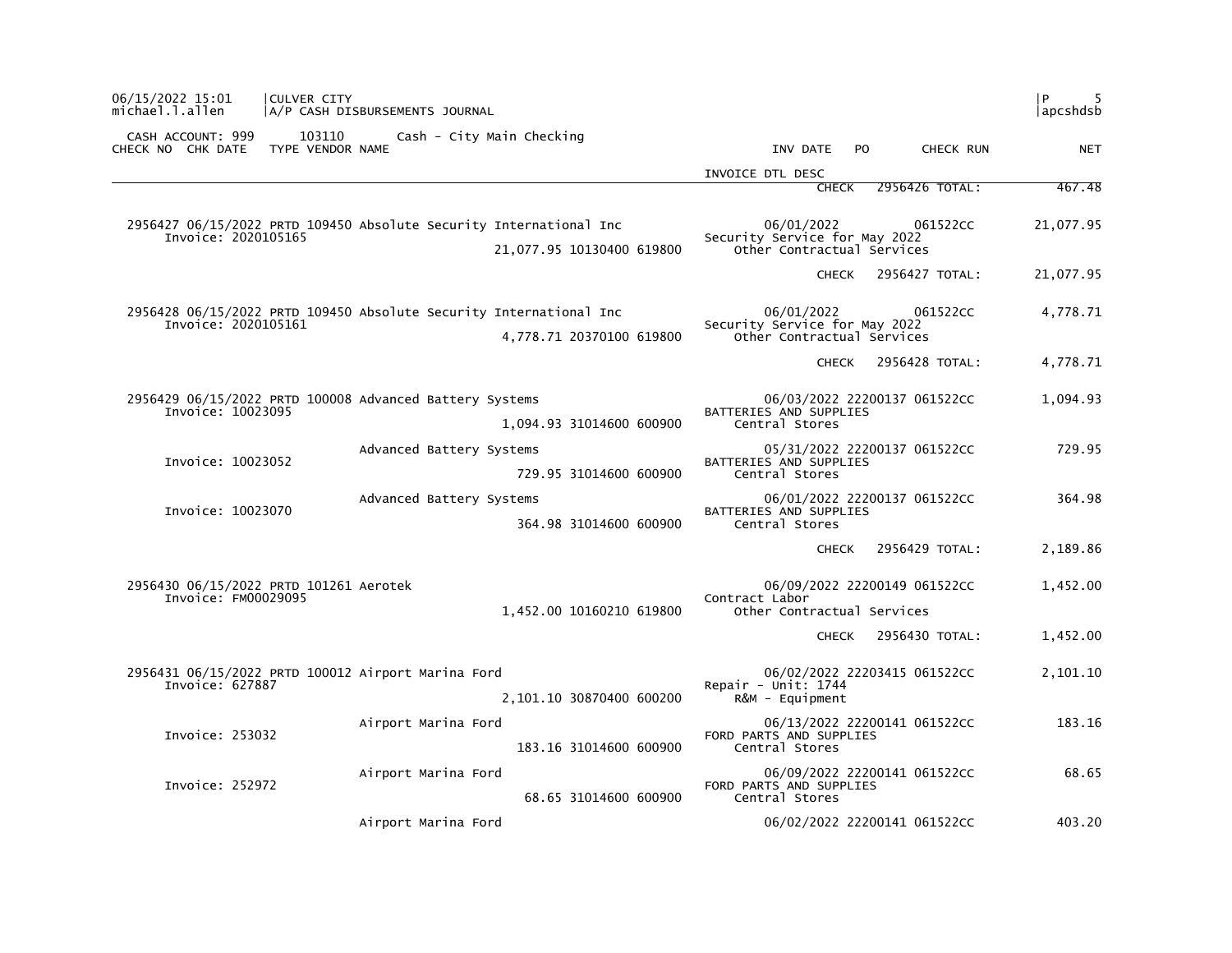CULVER CITY
A/P CASH DISBURSEMENTS JOURNAL

06/15/2022 15:01
michael.l.allen

CASH ACCOUNT: 999 103110 Cash - City Main Checking

| CHECK NO | CHK DATE | TYPE | VENDOR NAME | | INV DATE | PO | CHECK RUN | NET |
|---|---|---|---|---|---|---|---|---|
| | | | | | INVOICE DTL DESC | | | |
| | | | | | CHECK | 2956426 TOTAL: | | 467.48 |
| 2956427 | 06/15/2022 | PRTD | 109450 Absolute Security International Inc | | 06/01/2022 | | 061522CC | 21,077.95 |
| Invoice: 2020105165 | | | | 21,077.95 10130400 619800 | Security Service for May 2022<br>Other Contractual Services | | | |
| | | | | | CHECK | 2956427 TOTAL: | | 21,077.95 |
| 2956428 | 06/15/2022 | PRTD | 109450 Absolute Security International Inc | | 06/01/2022 | | 061522CC | 4,778.71 |
| Invoice: 2020105161 | | | | 4,778.71 20370100 619800 | Security Service for May 2022<br>Other Contractual Services | | | |
| | | | | | CHECK | 2956428 TOTAL: | | 4,778.71 |
| 2956429 | 06/15/2022 | PRTD | 100008 Advanced Battery Systems | | 06/03/2022 | 22200137 | 061522CC | 1,094.93 |
| Invoice: 10023095 | | | | 1,094.93 31014600 600900 | BATTERIES AND SUPPLIES<br>Central Stores | | | |
| | | | Advanced Battery Systems | | 05/31/2022 | 22200137 | 061522CC | 729.95 |
| Invoice: 10023052 | | | | 729.95 31014600 600900 | BATTERIES AND SUPPLIES<br>Central Stores | | | |
| | | | Advanced Battery Systems | | 06/01/2022 | 22200137 | 061522CC | 364.98 |
| Invoice: 10023070 | | | | 364.98 31014600 600900 | BATTERIES AND SUPPLIES<br>Central Stores | | | |
| | | | | | CHECK | 2956429 TOTAL: | | 2,189.86 |
| 2956430 | 06/15/2022 | PRTD | 101261 Aerotek | | 06/09/2022 | 22200149 | 061522CC | 1,452.00 |
| Invoice: FM00029095 | | | | 1,452.00 10160210 619800 | Contract Labor<br>Other Contractual Services | | | |
| | | | | | CHECK | 2956430 TOTAL: | | 1,452.00 |
| 2956431 | 06/15/2022 | PRTD | 100012 Airport Marina Ford | | 06/02/2022 | 22203415 | 061522CC | 2,101.10 |
| Invoice: 627887 | | | | 2,101.10 30870400 600200 | Repair - Unit: 1744<br>R&M - Equipment | | | |
| | | | Airport Marina Ford | | 06/13/2022 | 22200141 | 061522CC | 183.16 |
| Invoice: 253032 | | | | 183.16 31014600 600900 | FORD PARTS AND SUPPLIES<br>Central Stores | | | |
| | | | Airport Marina Ford | | 06/09/2022 | 22200141 | 061522CC | 68.65 |
| Invoice: 252972 | | | | 68.65 31014600 600900 | FORD PARTS AND SUPPLIES<br>Central Stores | | | |
| | | | Airport Marina Ford | | 06/02/2022 | 22200141 | 061522CC | 403.20 |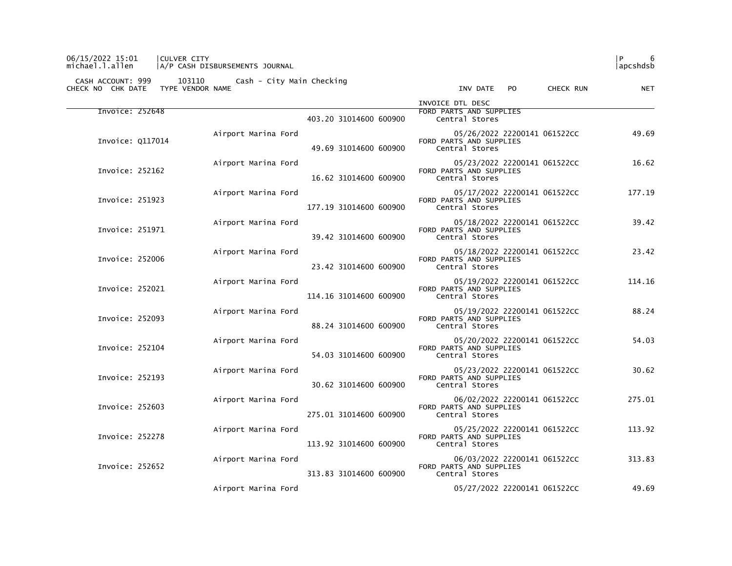06/15/2022 15:01 | CULVER CITY
michael.l.allen | A/P CASH DISBURSEMENTS JOURNAL

CASH ACCOUNT: 999 103110 Cash - City Main Checking

| CHECK NO | CHK DATE | TYPE VENDOR NAME | | INV DATE | PO | CHECK RUN | NET |
|---|---|---|---|---|---|---|---|
| | | | | INVOICE DTL DESC | | | |
| Invoice: 252648 | | | 403.20 31014600 600900 | FORD PARTS AND SUPPLIES Central Stores | | | |
| | | Airport Marina Ford | | 05/26/2022 | 22200141 | 061522CC | 49.69 |
| Invoice: Q117014 | | | 49.69 31014600 600900 | FORD PARTS AND SUPPLIES Central Stores | | | |
| | | Airport Marina Ford | | 05/23/2022 | 22200141 | 061522CC | 16.62 |
| Invoice: 252162 | | | 16.62 31014600 600900 | FORD PARTS AND SUPPLIES Central Stores | | | |
| | | Airport Marina Ford | | 05/17/2022 | 22200141 | 061522CC | 177.19 |
| Invoice: 251923 | | | 177.19 31014600 600900 | FORD PARTS AND SUPPLIES Central Stores | | | |
| | | Airport Marina Ford | | 05/18/2022 | 22200141 | 061522CC | 39.42 |
| Invoice: 251971 | | | 39.42 31014600 600900 | FORD PARTS AND SUPPLIES Central Stores | | | |
| | | Airport Marina Ford | | 05/18/2022 | 22200141 | 061522CC | 23.42 |
| Invoice: 252006 | | | 23.42 31014600 600900 | FORD PARTS AND SUPPLIES Central Stores | | | |
| | | Airport Marina Ford | | 05/19/2022 | 22200141 | 061522CC | 114.16 |
| Invoice: 252021 | | | 114.16 31014600 600900 | FORD PARTS AND SUPPLIES Central Stores | | | |
| | | Airport Marina Ford | | 05/19/2022 | 22200141 | 061522CC | 88.24 |
| Invoice: 252093 | | | 88.24 31014600 600900 | FORD PARTS AND SUPPLIES Central Stores | | | |
| | | Airport Marina Ford | | 05/20/2022 | 22200141 | 061522CC | 54.03 |
| Invoice: 252104 | | | 54.03 31014600 600900 | FORD PARTS AND SUPPLIES Central Stores | | | |
| | | Airport Marina Ford | | 05/23/2022 | 22200141 | 061522CC | 30.62 |
| Invoice: 252193 | | | 30.62 31014600 600900 | FORD PARTS AND SUPPLIES Central Stores | | | |
| | | Airport Marina Ford | | 06/02/2022 | 22200141 | 061522CC | 275.01 |
| Invoice: 252603 | | | 275.01 31014600 600900 | FORD PARTS AND SUPPLIES Central Stores | | | |
| | | Airport Marina Ford | | 05/25/2022 | 22200141 | 061522CC | 113.92 |
| Invoice: 252278 | | | 113.92 31014600 600900 | FORD PARTS AND SUPPLIES Central Stores | | | |
| | | Airport Marina Ford | | 06/03/2022 | 22200141 | 061522CC | 313.83 |
| Invoice: 252652 | | | 313.83 31014600 600900 | FORD PARTS AND SUPPLIES Central Stores | | | |
| | | Airport Marina Ford | | 05/27/2022 | 22200141 | 061522CC | 49.69 |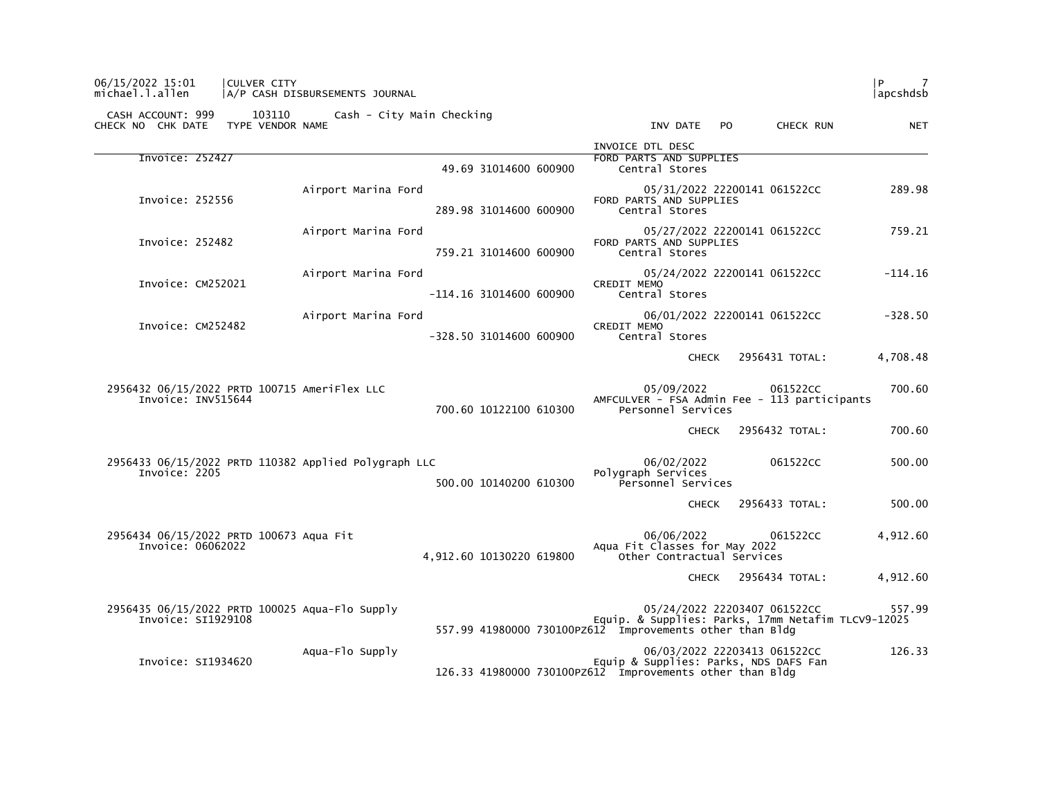| CHECK NO | CHK DATE | TYPE | VENDOR NAME | | | INV DATE | PO | CHECK RUN | NET |
|---|---|---|---|---|---|---|---|---|---|
| | | | | | | INVOICE DTL DESC | | | |
| Invoice: 252427 | | | | 49.69 | 31014600 600900 | FORD PARTS AND SUPPLIES / Central Stores | | | |
| | | | Airport Marina Ford | | | 05/31/2022 | 22200141 | 061522CC | 289.98 |
| Invoice: 252556 | | | | 289.98 | 31014600 600900 | FORD PARTS AND SUPPLIES / Central Stores | | | |
| | | | Airport Marina Ford | | | 05/27/2022 | 22200141 | 061522CC | 759.21 |
| Invoice: 252482 | | | | 759.21 | 31014600 600900 | FORD PARTS AND SUPPLIES / Central Stores | | | |
| | | | Airport Marina Ford | | | 05/24/2022 | 22200141 | 061522CC | -114.16 |
| Invoice: CM252021 | | | | -114.16 | 31014600 600900 | CREDIT MEMO / Central Stores | | | |
| | | | Airport Marina Ford | | | 06/01/2022 | 22200141 | 061522CC | -328.50 |
| Invoice: CM252482 | | | | -328.50 | 31014600 600900 | CREDIT MEMO / Central Stores | | | |
| | | | | | | CHECK | | 2956431 TOTAL: | 4,708.48 |
| 2956432 | 06/15/2022 | PRTD | 100715 AmeriFlex LLC | | | 05/09/2022 | | 061522CC | 700.60 |
| Invoice: INV515644 | | | | 700.60 | 10122100 610300 | AMFCULVER - FSA Admin Fee - 113 participants / Personnel Services | | | |
| | | | | | | CHECK | | 2956432 TOTAL: | 700.60 |
| 2956433 | 06/15/2022 | PRTD | 110382 Applied Polygraph LLC | | | 06/02/2022 | | 061522CC | 500.00 |
| Invoice: 2205 | | | | 500.00 | 10140200 610300 | Polygraph Services / Personnel Services | | | |
| | | | | | | CHECK | | 2956433 TOTAL: | 500.00 |
| 2956434 | 06/15/2022 | PRTD | 100673 Aqua Fit | | | 06/06/2022 | | 061522CC | 4,912.60 |
| Invoice: 06062022 | | | | 4,912.60 | 10130220 619800 | Aqua Fit Classes for May 2022 / Other Contractual Services | | | |
| | | | | | | CHECK | | 2956434 TOTAL: | 4,912.60 |
| 2956435 | 06/15/2022 | PRTD | 100025 Aqua-Flo Supply | | | 05/24/2022 | 22203407 | 061522CC | 557.99 |
| Invoice: SI1929108 | | | | 557.99 | 41980000 730100PZ612 | Equip. & Supplies: Parks, 17mm Netafim TLCV9-12025 / Improvements other than Bldg | | | |
| | | | Aqua-Flo Supply | | | 06/03/2022 | 22203413 | 061522CC | 126.33 |
| Invoice: SI1934620 | | | | 126.33 | 41980000 730100PZ612 | Equip & Supplies: Parks, NDS DAFS Fan / Improvements other than Bldg | | | |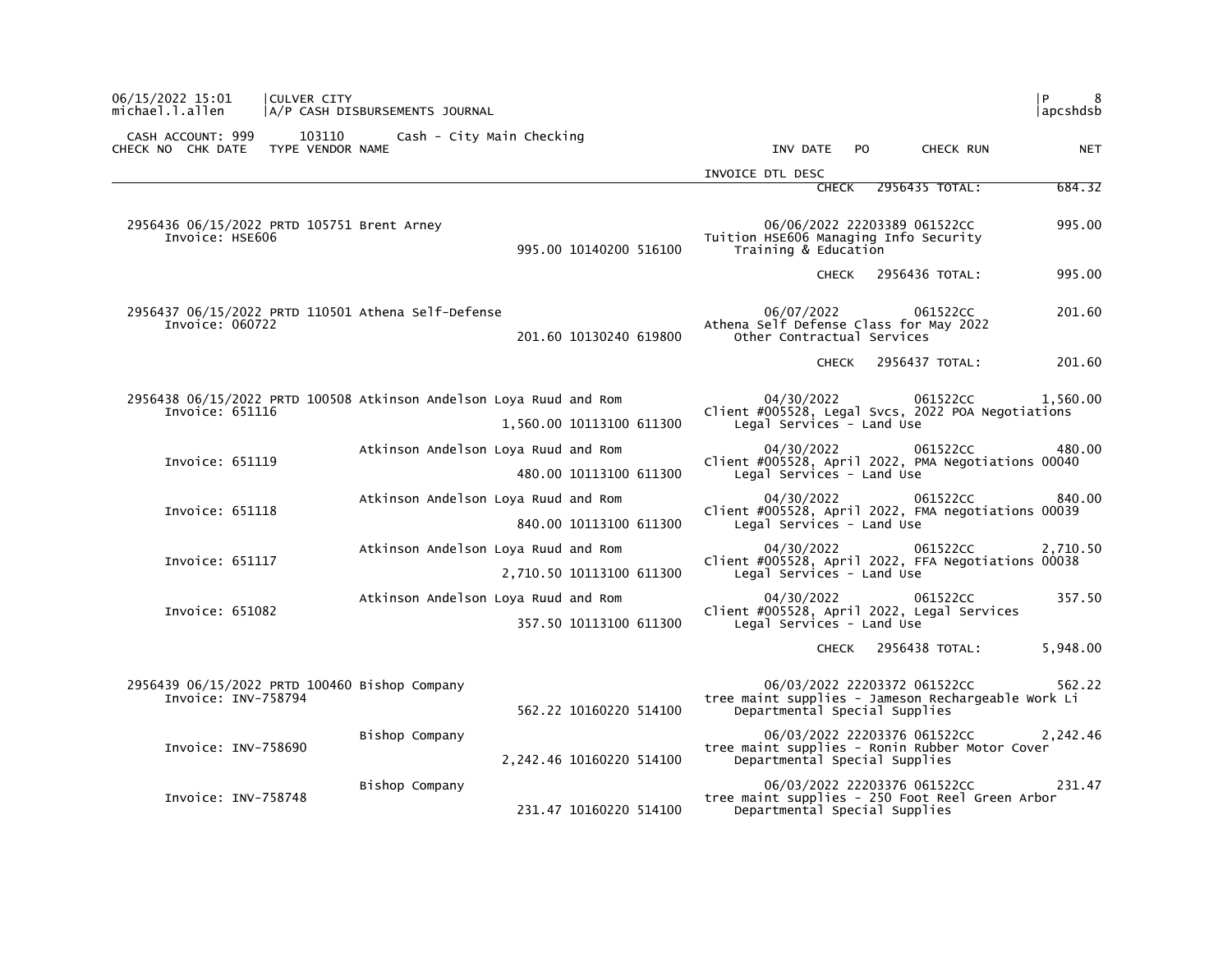06/15/2022 15:01 | CULVER CITY | P 8
michael.l.allen | A/P CASH DISBURSEMENTS JOURNAL | apcshdsb

CASH ACCOUNT: 999 103110 Cash - City Main Checking

| CHECK NO | CHK DATE | TYPE | VENDOR NAME | AMOUNT | ACCOUNT | INV DATE | PO | CHECK RUN | NET |
|---|---|---|---|---|---|---|---|---|---|
| | | | | | | INVOICE DTL DESC | | | |
| | | | | | | CHECK 2956435 TOTAL: | | | 684.32 |
| 2956436 | 06/15/2022 | PRTD | 105751 Brent Arney | | | 06/06/2022 | 22203389 | 061522CC | 995.00 |
| Invoice: HSE606 | | | | 995.00 | 10140200 516100 | Tuition HSE606 Managing Info Security<br>Training & Education | | | |
| | | | | | | CHECK 2956436 TOTAL: | | | 995.00 |
| 2956437 | 06/15/2022 | PRTD | 110501 Athena Self-Defense | | | 06/07/2022 | | 061522CC | 201.60 |
| Invoice: 060722 | | | | 201.60 | 10130240 619800 | Athena Self Defense Class for May 2022<br>Other Contractual Services | | | |
| | | | | | | CHECK 2956437 TOTAL: | | | 201.60 |
| 2956438 | 06/15/2022 | PRTD | 100508 Atkinson Andelson Loya Ruud and Rom | | | 04/30/2022 | | 061522CC | 1,560.00 |
| Invoice: 651116 | | | | 1,560.00 | 10113100 611300 | Client #005528, Legal Svcs, 2022 POA Negotiations<br>Legal Services - Land Use | | | |
| Invoice: 651119 | | | Atkinson Andelson Loya Ruud and Rom | 480.00 | 10113100 611300 | 04/30/2022<br>Client #005528, April 2022, PMA Negotiations 00040<br>Legal Services - Land Use | | 061522CC | 480.00 |
| Invoice: 651118 | | | Atkinson Andelson Loya Ruud and Rom | 840.00 | 10113100 611300 | 04/30/2022<br>Client #005528, April 2022, FMA negotiations 00039<br>Legal Services - Land Use | | 061522CC | 840.00 |
| Invoice: 651117 | | | Atkinson Andelson Loya Ruud and Rom | 2,710.50 | 10113100 611300 | 04/30/2022<br>Client #005528, April 2022, FFA Negotiations 00038<br>Legal Services - Land Use | | 061522CC | 2,710.50 |
| Invoice: 651082 | | | Atkinson Andelson Loya Ruud and Rom | 357.50 | 10113100 611300 | 04/30/2022<br>Client #005528, April 2022, Legal Services<br>Legal Services - Land Use | | 061522CC | 357.50 |
| | | | | | | CHECK 2956438 TOTAL: | | | 5,948.00 |
| 2956439 | 06/15/2022 | PRTD | 100460 Bishop Company | | | 06/03/2022 | 22203372 | 061522CC | 562.22 |
| Invoice: INV-758794 | | | | 562.22 | 10160220 514100 | tree maint supplies - Jameson Rechargeable Work Li<br>Departmental Special Supplies | | | |
| Invoice: INV-758690 | | | Bishop Company | 2,242.46 | 10160220 514100 | 06/03/2022<br>tree maint supplies - Ronin Rubber Motor Cover<br>Departmental Special Supplies | 22203376 | 061522CC | 2,242.46 |
| Invoice: INV-758748 | | | Bishop Company | 231.47 | 10160220 514100 | 06/03/2022<br>tree maint supplies - 250 Foot Reel Green Arbor<br>Departmental Special Supplies | 22203376 | 061522CC | 231.47 |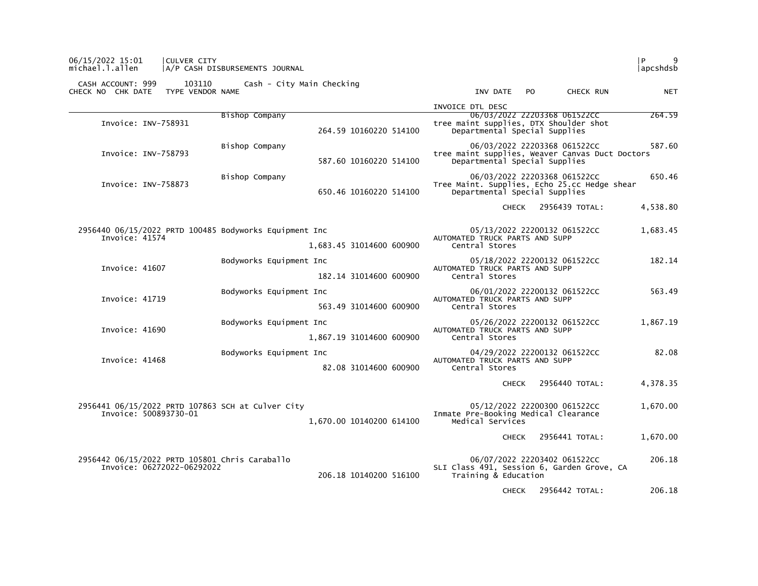CASH ACCOUNT: 999 103110 Cash - City Main Checking

| CHECK NO | CHK DATE | TYPE | VENDOR NAME | | INV DATE | PO | CHECK RUN | NET |
|---|---|---|---|---|---|---|---|---|
| | | | | INVOICE DTL DESC | | | | |
| | | | Bishop Company | | 06/03/2022 | 22203368 | 061522CC | 264.59 |
| Invoice: INV-758931 | | | | 264.59 10160220 514100 | tree maint supplies, DTX Shoulder shot | | | |
| | | | | Departmental Special Supplies | | | | |
| | | | Bishop Company | | 06/03/2022 | 22203368 | 061522CC | 587.60 |
| Invoice: INV-758793 | | | | 587.60 10160220 514100 | tree maint supplies, Weaver Canvas Duct Doctors | | | |
| | | | | Departmental Special Supplies | | | | |
| | | | Bishop Company | | 06/03/2022 | 22203368 | 061522CC | 650.46 |
| Invoice: INV-758873 | | | | 650.46 10160220 514100 | Tree Maint. Supplies, Echo 25.cc Hedge shear | | | |
| | | | | Departmental Special Supplies | | | | |
| | | | | | CHECK | 2956439 TOTAL: | | 4,538.80 |
| 2956440 | 06/15/2022 | PRTD | 100485 Bodyworks Equipment Inc | | 05/13/2022 | 22200132 | 061522CC | 1,683.45 |
| Invoice: 41574 | | | | 1,683.45 31014600 600900 | AUTOMATED TRUCK PARTS AND SUPP | | | |
| | | | | Central Stores | | | | |
| | | | Bodyworks Equipment Inc | | 05/18/2022 | 22200132 | 061522CC | 182.14 |
| Invoice: 41607 | | | | 182.14 31014600 600900 | AUTOMATED TRUCK PARTS AND SUPP | | | |
| | | | | Central Stores | | | | |
| | | | Bodyworks Equipment Inc | | 06/01/2022 | 22200132 | 061522CC | 563.49 |
| Invoice: 41719 | | | | 563.49 31014600 600900 | AUTOMATED TRUCK PARTS AND SUPP | | | |
| | | | | Central Stores | | | | |
| | | | Bodyworks Equipment Inc | | 05/26/2022 | 22200132 | 061522CC | 1,867.19 |
| Invoice: 41690 | | | | 1,867.19 31014600 600900 | AUTOMATED TRUCK PARTS AND SUPP | | | |
| | | | | Central Stores | | | | |
| | | | Bodyworks Equipment Inc | | 04/29/2022 | 22200132 | 061522CC | 82.08 |
| Invoice: 41468 | | | | 82.08 31014600 600900 | AUTOMATED TRUCK PARTS AND SUPP | | | |
| | | | | Central Stores | | | | |
| | | | | | CHECK | 2956440 TOTAL: | | 4,378.35 |
| 2956441 | 06/15/2022 | PRTD | 107863 SCH at Culver City | | 05/12/2022 | 22200300 | 061522CC | 1,670.00 |
| Invoice: 500893730-01 | | | | 1,670.00 10140200 614100 | Inmate Pre-Booking Medical Clearance | | | |
| | | | | Medical Services | | | | |
| | | | | | CHECK | 2956441 TOTAL: | | 1,670.00 |
| 2956442 | 06/15/2022 | PRTD | 105801 Chris Caraballo | | 06/07/2022 | 22203402 | 061522CC | 206.18 |
| Invoice: 06272022-06292022 | | | | 206.18 10140200 516100 | SLI Class 491, Session 6, Garden Grove, CA | | | |
| | | | | Training & Education | | | | |
| | | | | | CHECK | 2956442 TOTAL: | | 206.18 |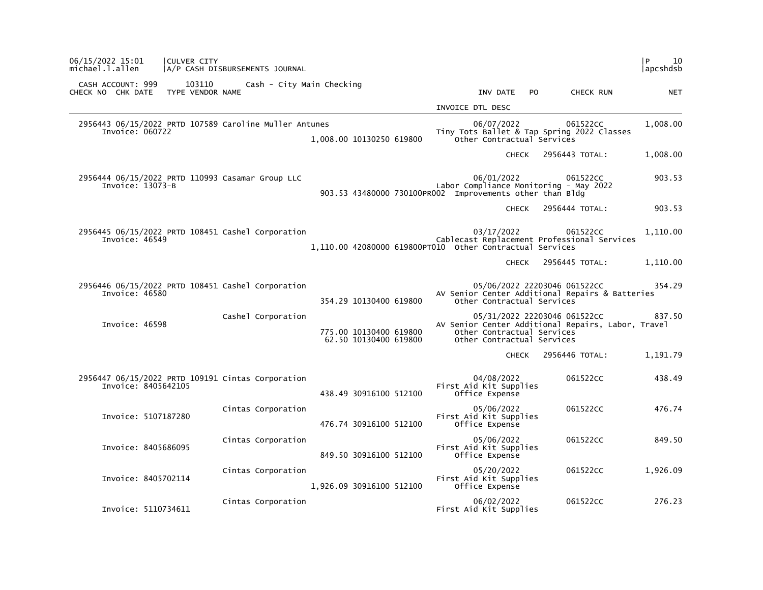CULVER CITY
A/P CASH DISBURSEMENTS JOURNAL

CASH ACCOUNT: 999 103110 Cash - City Main Checking

| CHECK NO | CHK DATE | TYPE | VENDOR NAME | | INV DATE | PO | CHECK RUN | NET |
|---|---|---|---|---|---|---|---|---|
| | | | | | INVOICE DTL DESC | | | |
| 2956443 | 06/15/2022 | PRTD | 107589 Caroline Muller Antunes | | 06/07/2022 | | 061522CC | 1,008.00 |
| Invoice: 060722 | | | | | Tiny Tots Ballet & Tap Spring 2022 Classes | | | |
| | | | | 1,008.00 10130250 619800 | Other Contractual Services | | | |
| | | | | | CHECK | | 2956443 TOTAL: | 1,008.00 |
| 2956444 | 06/15/2022 | PRTD | 110993 Casamar Group LLC | | 06/01/2022 | | 061522CC | 903.53 |
| Invoice: 13073-B | | | | | Labor Compliance Monitoring - May 2022 | | | |
| | | | | 903.53 43480000 730100PR002 | Improvements other than Bldg | | | |
| | | | | | CHECK | | 2956444 TOTAL: | 903.53 |
| 2956445 | 06/15/2022 | PRTD | 108451 Cashel Corporation | | 03/17/2022 | | 061522CC | 1,110.00 |
| Invoice: 46549 | | | | | Cablecast Replacement Professional Services | | | |
| | | | | 1,110.00 42080000 619800PT010 | Other Contractual Services | | | |
| | | | | | CHECK | | 2956445 TOTAL: | 1,110.00 |
| 2956446 | 06/15/2022 | PRTD | 108451 Cashel Corporation | | 05/06/2022 | 22203046 | 061522CC | 354.29 |
| Invoice: 46580 | | | | | AV Senior Center Additional Repairs & Batteries | | | |
| | | | | 354.29 10130400 619800 | Other Contractual Services | | | |
| | | | Cashel Corporation | | 05/31/2022 | 22203046 | 061522CC | 837.50 |
| Invoice: 46598 | | | | | AV Senior Center Additional Repairs, Labor, Travel | | | |
| | | | | 775.00 10130400 619800 | Other Contractual Services | | | |
| | | | | 62.50 10130400 619800 | Other Contractual Services | | | |
| | | | | | CHECK | | 2956446 TOTAL: | 1,191.79 |
| 2956447 | 06/15/2022 | PRTD | 109191 Cintas Corporation | | 04/08/2022 | | 061522CC | 438.49 |
| Invoice: 8405642105 | | | | | First Aid Kit Supplies | | | |
| | | | | 438.49 30916100 512100 | Office Expense | | | |
| | | | Cintas Corporation | | 05/06/2022 | | 061522CC | 476.74 |
| Invoice: 5107187280 | | | | | First Aid Kit Supplies | | | |
| | | | | 476.74 30916100 512100 | Office Expense | | | |
| | | | Cintas Corporation | | 05/06/2022 | | 061522CC | 849.50 |
| Invoice: 8405686095 | | | | | First Aid Kit Supplies | | | |
| | | | | 849.50 30916100 512100 | Office Expense | | | |
| | | | Cintas Corporation | | 05/20/2022 | | 061522CC | 1,926.09 |
| Invoice: 8405702114 | | | | | First Aid Kit Supplies | | | |
| | | | | 1,926.09 30916100 512100 | Office Expense | | | |
| | | | Cintas Corporation | | 06/02/2022 | | 061522CC | 276.23 |
| Invoice: 5110734611 | | | | | First Aid Kit Supplies | | | |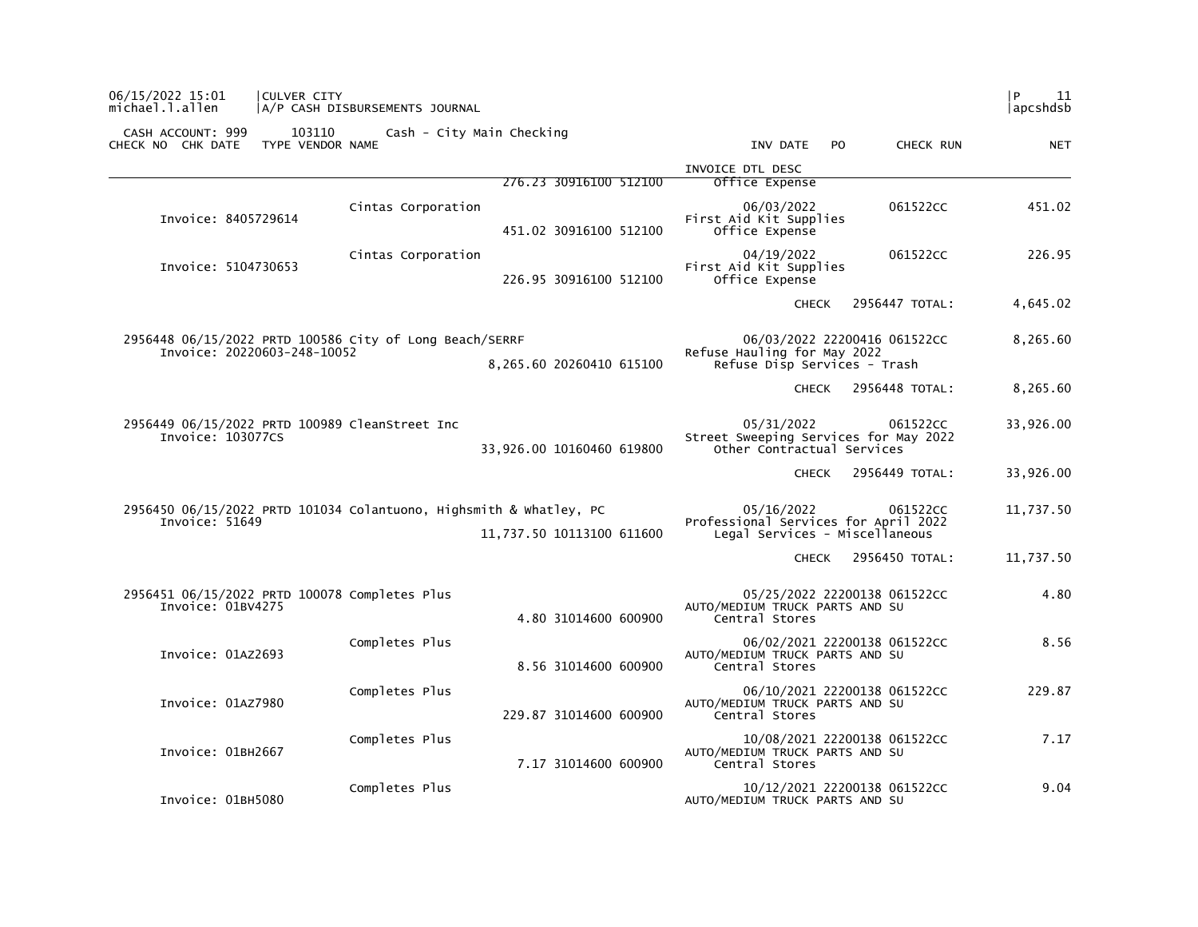06/15/2022 15:01 | CULVER CITY | P 11
michael.l.allen | A/P CASH DISBURSEMENTS JOURNAL | apcshdsb

CASH ACCOUNT: 999 103110 Cash - City Main Checking

| CHECK NO | CHK DATE | TYPE | VENDOR NAME | | INV DATE / INVOICE DTL DESC | PO | CHECK RUN | NET |
|---|---|---|---|---|---|---|---|---|
| | | | | 276.23 30916100 512100 | Office Expense | | | |
| | | | Cintas Corporation | | 06/03/2022 | | 061522CC | 451.02 |
| Invoice: 8405729614 | | | | 451.02 30916100 512100 | First Aid Kit Supplies<br>Office Expense | | | |
| | | | Cintas Corporation | | 04/19/2022 | | 061522CC | 226.95 |
| Invoice: 5104730653 | | | | 226.95 30916100 512100 | First Aid Kit Supplies<br>Office Expense | | | |
| | | | | | CHECK | | 2956447 TOTAL: | 4,645.02 |
| 2956448 | 06/15/2022 | PRTD | 100586 City of Long Beach/SERRF | | 06/03/2022 | 22200416 | 061522CC | 8,265.60 |
| Invoice: 20220603-248-10052 | | | | 8,265.60 20260410 615100 | Refuse Hauling for May 2022<br>Refuse Disp Services - Trash | | | |
| | | | | | CHECK | | 2956448 TOTAL: | 8,265.60 |
| 2956449 | 06/15/2022 | PRTD | 100989 CleanStreet Inc | | 05/31/2022 | | 061522CC | 33,926.00 |
| Invoice: 103077CS | | | | 33,926.00 10160460 619800 | Street Sweeping Services for May 2022<br>Other Contractual Services | | | |
| | | | | | CHECK | | 2956449 TOTAL: | 33,926.00 |
| 2956450 | 06/15/2022 | PRTD | 101034 Colantuono, Highsmith & Whatley, PC | | 05/16/2022 | | 061522CC | 11,737.50 |
| Invoice: 51649 | | | | 11,737.50 10113100 611600 | Professional Services for April 2022<br>Legal Services - Miscellaneous | | | |
| | | | | | CHECK | | 2956450 TOTAL: | 11,737.50 |
| 2956451 | 06/15/2022 | PRTD | 100078 Completes Plus | | 05/25/2022 | 22200138 | 061522CC | 4.80 |
| Invoice: 01BV4275 | | | | 4.80 31014600 600900 | AUTO/MEDIUM TRUCK PARTS AND SU<br>Central Stores | | | |
| | | | Completes Plus | | 06/02/2021 | 22200138 | 061522CC | 8.56 |
| Invoice: 01AZ2693 | | | | 8.56 31014600 600900 | AUTO/MEDIUM TRUCK PARTS AND SU<br>Central Stores | | | |
| | | | Completes Plus | | 06/10/2021 | 22200138 | 061522CC | 229.87 |
| Invoice: 01AZ7980 | | | | 229.87 31014600 600900 | AUTO/MEDIUM TRUCK PARTS AND SU<br>Central Stores | | | |
| | | | Completes Plus | | 10/08/2021 | 22200138 | 061522CC | 7.17 |
| Invoice: 01BH2667 | | | | 7.17 31014600 600900 | AUTO/MEDIUM TRUCK PARTS AND SU<br>Central Stores | | | |
| | | | Completes Plus | | 10/12/2021 | 22200138 | 061522CC | 9.04 |
| Invoice: 01BH5080 | | | | | AUTO/MEDIUM TRUCK PARTS AND SU | | | |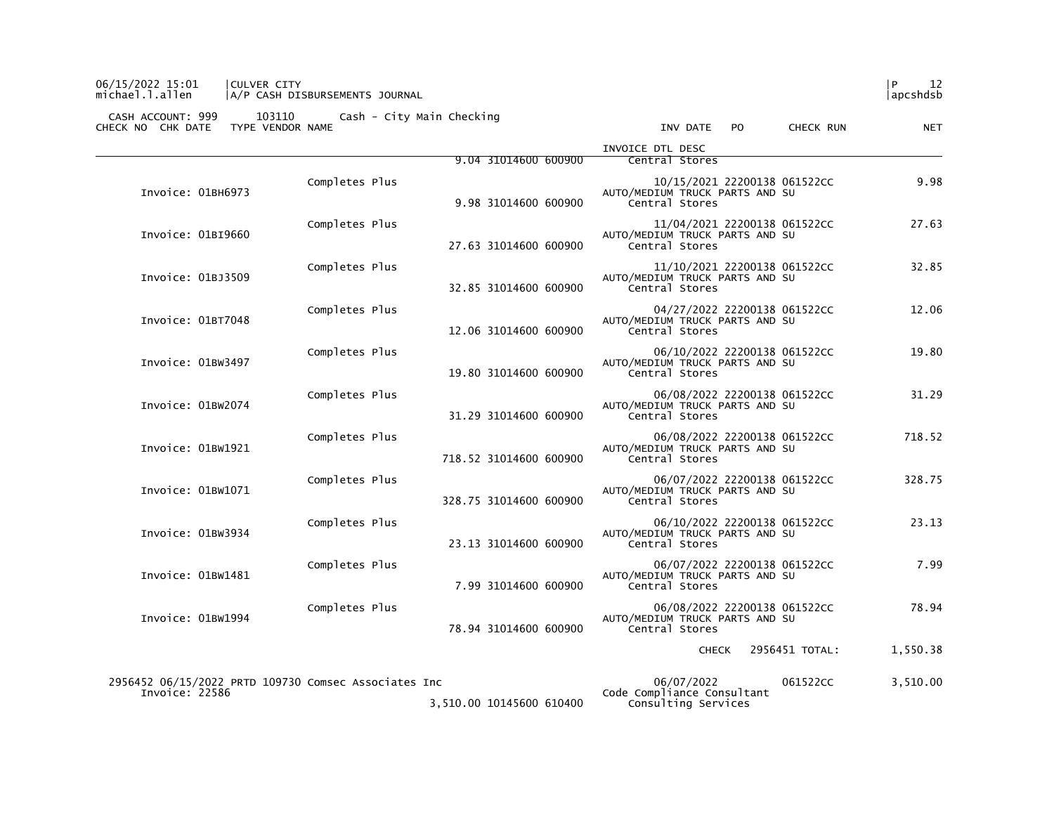06/15/2022 15:01 | CULVER CITY
michael.l.allen | A/P CASH DISBURSEMENTS JOURNAL

CASH ACCOUNT: 999 103110 Cash - City Main Checking

| CHECK NO | CHK DATE | TYPE | VENDOR NAME | | INV DATE | PO | CHECK RUN | NET |
|---|---|---|---|---|---|---|---|---|
| | | | | | INVOICE DTL DESC | | | |
| | | | | 9.04 31014600 600900 | Central Stores | | | |
| | | | Completes Plus | | 10/15/2021 | 22200138 | 061522CC | 9.98 |
| Invoice: 01BH6973 | | | | 9.98 31014600 600900 | AUTO/MEDIUM TRUCK PARTS AND SU Central Stores | | | |
| | | | Completes Plus | | 11/04/2021 | 22200138 | 061522CC | 27.63 |
| Invoice: 01BI9660 | | | | 27.63 31014600 600900 | AUTO/MEDIUM TRUCK PARTS AND SU Central Stores | | | |
| | | | Completes Plus | | 11/10/2021 | 22200138 | 061522CC | 32.85 |
| Invoice: 01BJ3509 | | | | 32.85 31014600 600900 | AUTO/MEDIUM TRUCK PARTS AND SU Central Stores | | | |
| | | | Completes Plus | | 04/27/2022 | 22200138 | 061522CC | 12.06 |
| Invoice: 01BT7048 | | | | 12.06 31014600 600900 | AUTO/MEDIUM TRUCK PARTS AND SU Central Stores | | | |
| | | | Completes Plus | | 06/10/2022 | 22200138 | 061522CC | 19.80 |
| Invoice: 01BW3497 | | | | 19.80 31014600 600900 | AUTO/MEDIUM TRUCK PARTS AND SU Central Stores | | | |
| | | | Completes Plus | | 06/08/2022 | 22200138 | 061522CC | 31.29 |
| Invoice: 01BW2074 | | | | 31.29 31014600 600900 | AUTO/MEDIUM TRUCK PARTS AND SU Central Stores | | | |
| | | | Completes Plus | | 06/08/2022 | 22200138 | 061522CC | 718.52 |
| Invoice: 01BW1921 | | | | 718.52 31014600 600900 | AUTO/MEDIUM TRUCK PARTS AND SU Central Stores | | | |
| | | | Completes Plus | | 06/07/2022 | 22200138 | 061522CC | 328.75 |
| Invoice: 01BW1071 | | | | 328.75 31014600 600900 | AUTO/MEDIUM TRUCK PARTS AND SU Central Stores | | | |
| | | | Completes Plus | | 06/10/2022 | 22200138 | 061522CC | 23.13 |
| Invoice: 01BW3934 | | | | 23.13 31014600 600900 | AUTO/MEDIUM TRUCK PARTS AND SU Central Stores | | | |
| | | | Completes Plus | | 06/07/2022 | 22200138 | 061522CC | 7.99 |
| Invoice: 01BW1481 | | | | 7.99 31014600 600900 | AUTO/MEDIUM TRUCK PARTS AND SU Central Stores | | | |
| | | | Completes Plus | | 06/08/2022 | 22200138 | 061522CC | 78.94 |
| Invoice: 01BW1994 | | | | 78.94 31014600 600900 | AUTO/MEDIUM TRUCK PARTS AND SU Central Stores | | | |
| | | | | | CHECK | | 2956451 TOTAL: | 1,550.38 |
| 2956452 | 06/15/2022 | PRTD | 109730 Comsec Associates Inc | | 06/07/2022 | | 061522CC | 3,510.00 |
| Invoice: 22586 | | | | 3,510.00 10145600 610400 | Code Compliance Consultant Consulting Services | | | |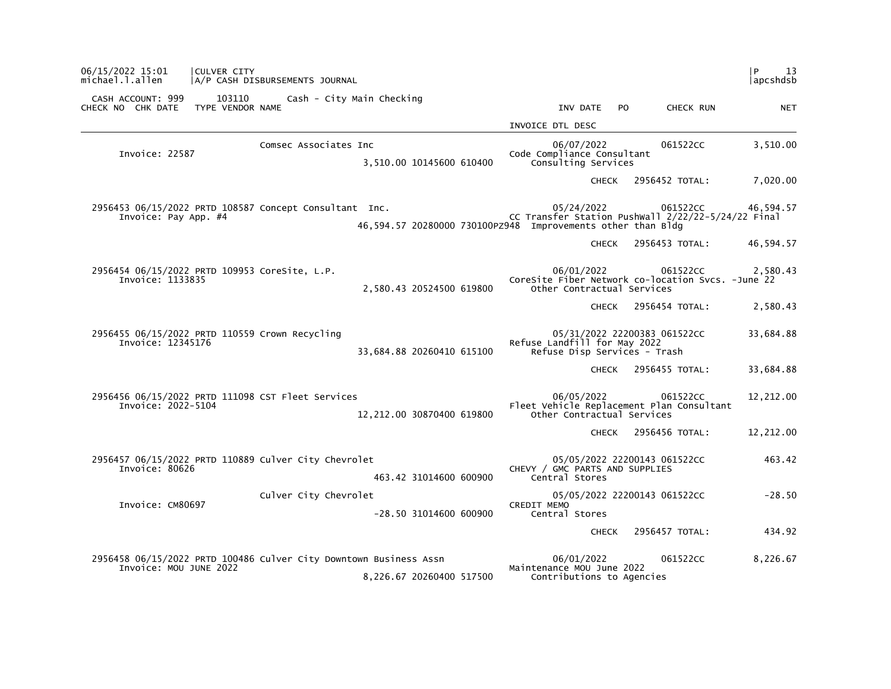06/15/2022 15:01 | CULVER CITY | P 13
michael.l.allen | A/P CASH DISBURSEMENTS JOURNAL | apcshdsb

CASH ACCOUNT: 999 103110 Cash - City Main Checking

| CHECK NO | CHK DATE | TYPE | VENDOR NAME | | INV DATE / INVOICE DTL DESC | PO | CHECK RUN | NET |
|---|---|---|---|---|---|---|---|---|
| | | | Comsec Associates Inc | | 06/07/2022 | | 061522CC | 3,510.00 |
| Invoice: 22587 | | | | 3,510.00 10145600 610400 | Code Compliance Consultant<br>Consulting Services | | | |
| | | | | | CHECK | | 2956452 TOTAL: | 7,020.00 |
| 2956453 | 06/15/2022 | PRTD | 108587 Concept Consultant Inc. | | 05/24/2022 | | 061522CC | 46,594.57 |
| Invoice: Pay App. #4 | | | | 46,594.57 20280000 730100PZ948 | CC Transfer Station PushWall 2/22/22-5/24/22 Final<br>Improvements other than Bldg | | | |
| | | | | | CHECK | | 2956453 TOTAL: | 46,594.57 |
| 2956454 | 06/15/2022 | PRTD | 109953 CoreSite, L.P. | | 06/01/2022 | | 061522CC | 2,580.43 |
| Invoice: 1133835 | | | | 2,580.43 20524500 619800 | CoreSite Fiber Network co-location Svcs. -June 22<br>Other Contractual Services | | | |
| | | | | | CHECK | | 2956454 TOTAL: | 2,580.43 |
| 2956455 | 06/15/2022 | PRTD | 110559 Crown Recycling | | 05/31/2022 | 22200383 | 061522CC | 33,684.88 |
| Invoice: 12345176 | | | | 33,684.88 20260410 615100 | Refuse Landfill for May 2022<br>Refuse Disp Services - Trash | | | |
| | | | | | CHECK | | 2956455 TOTAL: | 33,684.88 |
| 2956456 | 06/15/2022 | PRTD | 111098 CST Fleet Services | | 06/05/2022 | | 061522CC | 12,212.00 |
| Invoice: 2022-5104 | | | | 12,212.00 30870400 619800 | Fleet Vehicle Replacement Plan Consultant<br>Other Contractual Services | | | |
| | | | | | CHECK | | 2956456 TOTAL: | 12,212.00 |
| 2956457 | 06/15/2022 | PRTD | 110889 Culver City Chevrolet | | 05/05/2022 | 22200143 | 061522CC | 463.42 |
| Invoice: 80626 | | | | 463.42 31014600 600900 | CHEVY / GMC PARTS AND SUPPLIES<br>Central Stores | | | |
| | | | Culver City Chevrolet | | 05/05/2022 | 22200143 | 061522CC | -28.50 |
| Invoice: CM80697 | | | | -28.50 31014600 600900 | CREDIT MEMO<br>Central Stores | | | |
| | | | | | CHECK | | 2956457 TOTAL: | 434.92 |
| 2956458 | 06/15/2022 | PRTD | 100486 Culver City Downtown Business Assn | | 06/01/2022 | | 061522CC | 8,226.67 |
| Invoice: MOU JUNE 2022 | | | | 8,226.67 20260400 517500 | Maintenance MOU June 2022<br>Contributions to Agencies | | | |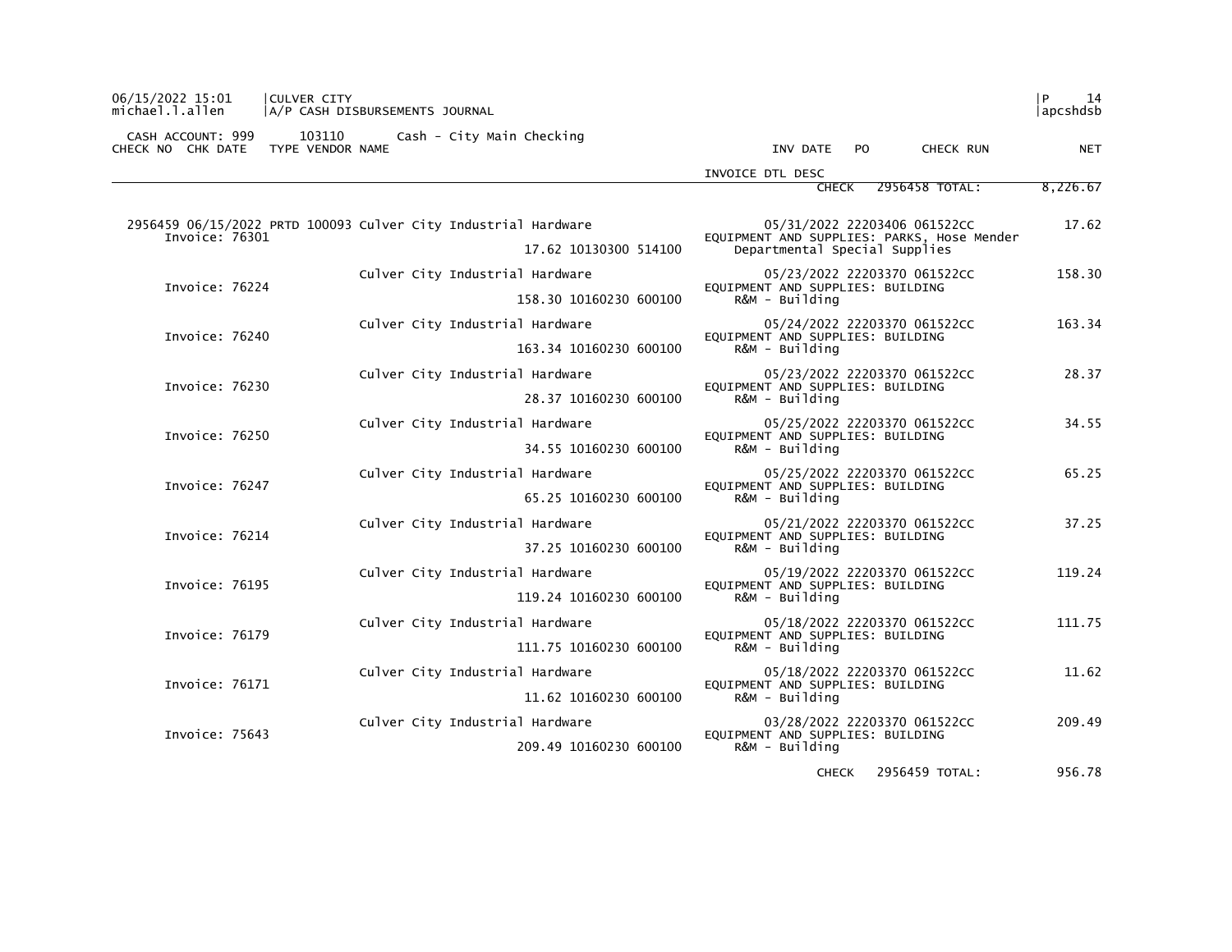06/15/2022 15:01 | CULVER CITY
michael.l.allen | A/P CASH DISBURSEMENTS JOURNAL

CASH ACCOUNT: 999 103110 Cash - City Main Checking

| CHECK NO | CHK DATE | TYPE | VENDOR NAME | | INV DATE | PO | CHECK RUN | NET |
|---|---|---|---|---|---|---|---|---|
| | | | | | INVOICE DTL DESC | | | |
| | | | | | CHECK 2956458 TOTAL: | | | 8,226.67 |
| 2956459 | 06/15/2022 | PRTD | 100093 Culver City Industrial Hardware | | 05/31/2022 | 22203406 | 061522CC | 17.62 |
| Invoice: 76301 | | | | 17.62 10130300 514100 | EQUIPMENT AND SUPPLIES: PARKS, Hose Mender / Departmental Special Supplies | | | |
| | | | Culver City Industrial Hardware | | 05/23/2022 | 22203370 | 061522CC | 158.30 |
| Invoice: 76224 | | | | 158.30 10160230 600100 | EQUIPMENT AND SUPPLIES: BUILDING / R&M - Building | | | |
| | | | Culver City Industrial Hardware | | 05/24/2022 | 22203370 | 061522CC | 163.34 |
| Invoice: 76240 | | | | 163.34 10160230 600100 | EQUIPMENT AND SUPPLIES: BUILDING / R&M - Building | | | |
| | | | Culver City Industrial Hardware | | 05/23/2022 | 22203370 | 061522CC | 28.37 |
| Invoice: 76230 | | | | 28.37 10160230 600100 | EQUIPMENT AND SUPPLIES: BUILDING / R&M - Building | | | |
| | | | Culver City Industrial Hardware | | 05/25/2022 | 22203370 | 061522CC | 34.55 |
| Invoice: 76250 | | | | 34.55 10160230 600100 | EQUIPMENT AND SUPPLIES: BUILDING / R&M - Building | | | |
| | | | Culver City Industrial Hardware | | 05/25/2022 | 22203370 | 061522CC | 65.25 |
| Invoice: 76247 | | | | 65.25 10160230 600100 | EQUIPMENT AND SUPPLIES: BUILDING / R&M - Building | | | |
| | | | Culver City Industrial Hardware | | 05/21/2022 | 22203370 | 061522CC | 37.25 |
| Invoice: 76214 | | | | 37.25 10160230 600100 | EQUIPMENT AND SUPPLIES: BUILDING / R&M - Building | | | |
| | | | Culver City Industrial Hardware | | 05/19/2022 | 22203370 | 061522CC | 119.24 |
| Invoice: 76195 | | | | 119.24 10160230 600100 | EQUIPMENT AND SUPPLIES: BUILDING / R&M - Building | | | |
| | | | Culver City Industrial Hardware | | 05/18/2022 | 22203370 | 061522CC | 111.75 |
| Invoice: 76179 | | | | 111.75 10160230 600100 | EQUIPMENT AND SUPPLIES: BUILDING / R&M - Building | | | |
| | | | Culver City Industrial Hardware | | 05/18/2022 | 22203370 | 061522CC | 11.62 |
| Invoice: 76171 | | | | 11.62 10160230 600100 | EQUIPMENT AND SUPPLIES: BUILDING / R&M - Building | | | |
| | | | Culver City Industrial Hardware | | 03/28/2022 | 22203370 | 061522CC | 209.49 |
| Invoice: 75643 | | | | 209.49 10160230 600100 | EQUIPMENT AND SUPPLIES: BUILDING / R&M - Building | | | |
| | | | | | CHECK 2956459 TOTAL: | | | 956.78 |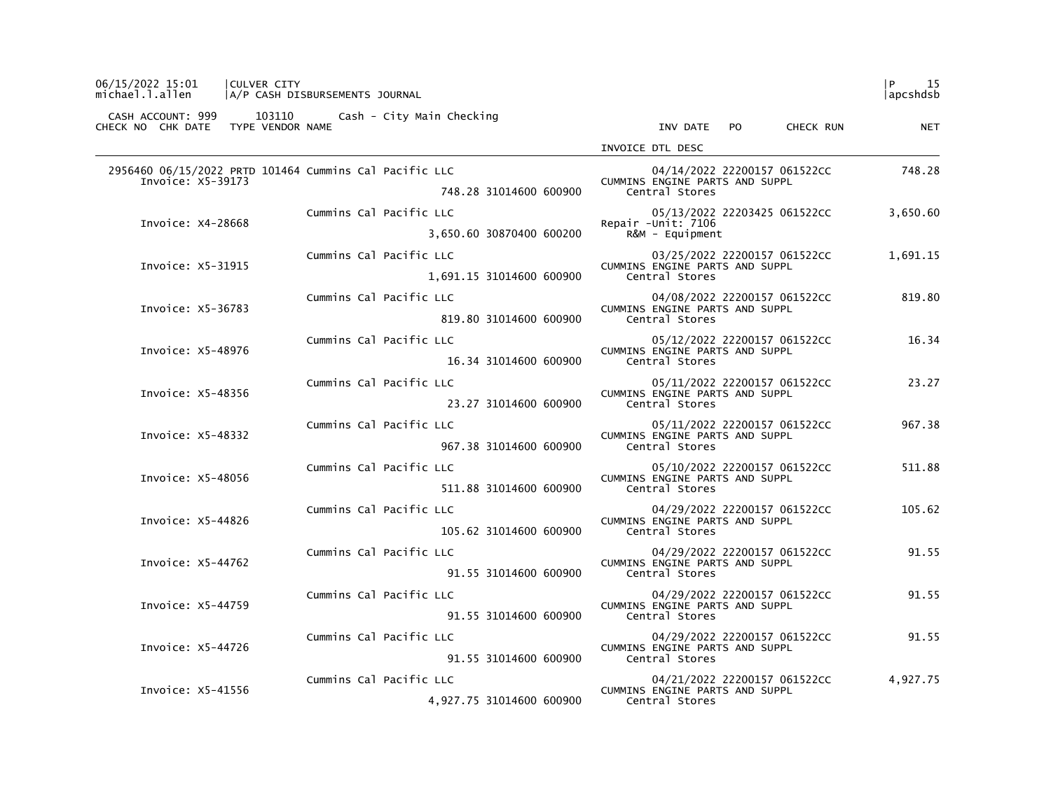06/15/2022 15:01 | CULVER CITY
michael.l.allen | A/P CASH DISBURSEMENTS JOURNAL

CASH ACCOUNT: 999 103110 Cash - City Main Checking

| CHECK NO | CHK DATE | TYPE | VENDOR NAME | | INV DATE | PO | CHECK RUN | NET |
|---|---|---|---|---|---|---|---|---|
| | | | | INVOICE DTL DESC | | | | |
| 2956460 | 06/15/2022 | PRTD | 101464 Cummins Cal Pacific LLC | | 04/14/2022 | 22200157 | 061522CC | 748.28 |
| Invoice: X5-39173 | | | 748.28 31014600 600900 | CUMMINS ENGINE PARTS AND SUPPL Central Stores | | | | |
| | | | Cummins Cal Pacific LLC | | 05/13/2022 | 22203425 | 061522CC | 3,650.60 |
| Invoice: X4-28668 | | | 3,650.60 30870400 600200 | Repair -Unit: 7106 R&M - Equipment | | | | |
| | | | Cummins Cal Pacific LLC | | 03/25/2022 | 22200157 | 061522CC | 1,691.15 |
| Invoice: X5-31915 | | | 1,691.15 31014600 600900 | CUMMINS ENGINE PARTS AND SUPPL Central Stores | | | | |
| | | | Cummins Cal Pacific LLC | | 04/08/2022 | 22200157 | 061522CC | 819.80 |
| Invoice: X5-36783 | | | 819.80 31014600 600900 | CUMMINS ENGINE PARTS AND SUPPL Central Stores | | | | |
| | | | Cummins Cal Pacific LLC | | 05/12/2022 | 22200157 | 061522CC | 16.34 |
| Invoice: X5-48976 | | | 16.34 31014600 600900 | CUMMINS ENGINE PARTS AND SUPPL Central Stores | | | | |
| | | | Cummins Cal Pacific LLC | | 05/11/2022 | 22200157 | 061522CC | 23.27 |
| Invoice: X5-48356 | | | 23.27 31014600 600900 | CUMMINS ENGINE PARTS AND SUPPL Central Stores | | | | |
| | | | Cummins Cal Pacific LLC | | 05/11/2022 | 22200157 | 061522CC | 967.38 |
| Invoice: X5-48332 | | | 967.38 31014600 600900 | CUMMINS ENGINE PARTS AND SUPPL Central Stores | | | | |
| | | | Cummins Cal Pacific LLC | | 05/10/2022 | 22200157 | 061522CC | 511.88 |
| Invoice: X5-48056 | | | 511.88 31014600 600900 | CUMMINS ENGINE PARTS AND SUPPL Central Stores | | | | |
| | | | Cummins Cal Pacific LLC | | 04/29/2022 | 22200157 | 061522CC | 105.62 |
| Invoice: X5-44826 | | | 105.62 31014600 600900 | CUMMINS ENGINE PARTS AND SUPPL Central Stores | | | | |
| | | | Cummins Cal Pacific LLC | | 04/29/2022 | 22200157 | 061522CC | 91.55 |
| Invoice: X5-44762 | | | 91.55 31014600 600900 | CUMMINS ENGINE PARTS AND SUPPL Central Stores | | | | |
| | | | Cummins Cal Pacific LLC | | 04/29/2022 | 22200157 | 061522CC | 91.55 |
| Invoice: X5-44759 | | | 91.55 31014600 600900 | CUMMINS ENGINE PARTS AND SUPPL Central Stores | | | | |
| | | | Cummins Cal Pacific LLC | | 04/29/2022 | 22200157 | 061522CC | 91.55 |
| Invoice: X5-44726 | | | 91.55 31014600 600900 | CUMMINS ENGINE PARTS AND SUPPL Central Stores | | | | |
| | | | Cummins Cal Pacific LLC | | 04/21/2022 | 22200157 | 061522CC | 4,927.75 |
| Invoice: X5-41556 | | | 4,927.75 31014600 600900 | CUMMINS ENGINE PARTS AND SUPPL Central Stores | | | | |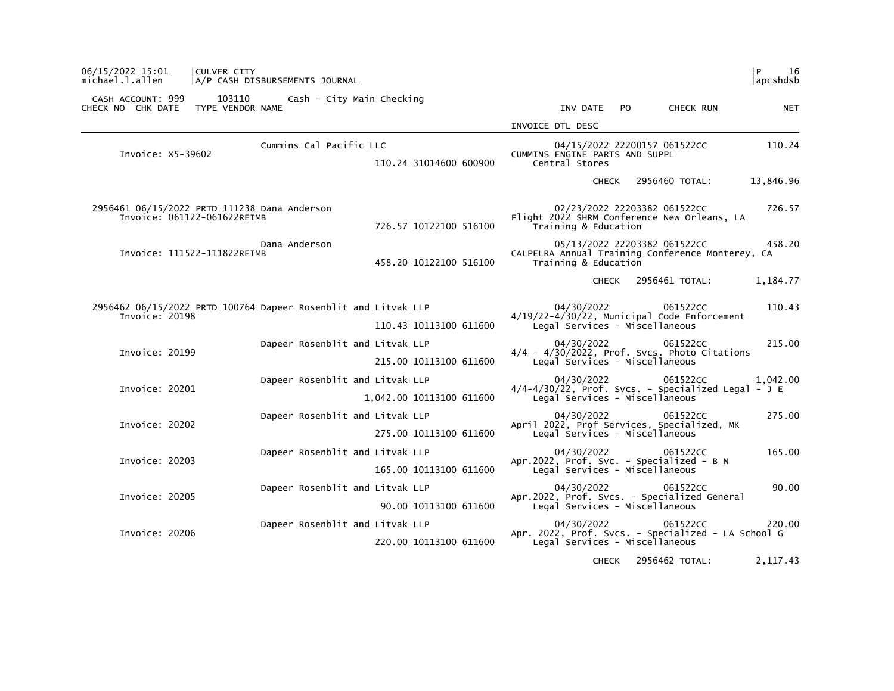06/15/2022 15:01 | CULVER CITY | P 16
michael.l.allen | A/P CASH DISBURSEMENTS JOURNAL | apcshdsb

CASH ACCOUNT: 999 103110 Cash - City Main Checking

| CHECK NO | CHK DATE | TYPE | VENDOR NAME | | INV DATE / INVOICE DTL DESC | PO | CHECK RUN | NET |
|---|---|---|---|---|---|---|---|---|
| Invoice: X5-39602 | | | Cummins Cal Pacific LLC | 110.24 31014600 600900 | 04/15/2022 CUMMINS ENGINE PARTS AND SUPPL Central Stores | 22200157 | 061522CC | 110.24 |
| | | | | | CHECK 2956460 TOTAL: | | | 13,846.96 |
| 2956461 | 06/15/2022 | PRTD | 111238 Dana Anderson | | | | | |
| Invoice: 061122-061622REIMB | | | | 726.57 10122100 516100 | 02/23/2022 Flight 2022 SHRM Conference New Orleans, LA Training & Education | 22203382 | 061522CC | 726.57 |
| Invoice: 111522-111822REIMB | | | Dana Anderson | 458.20 10122100 516100 | 05/13/2022 CALPELRA Annual Training Conference Monterey, CA Training & Education | 22203382 | 061522CC | 458.20 |
| | | | | | CHECK 2956461 TOTAL: | | | 1,184.77 |
| 2956462 | 06/15/2022 | PRTD | 100764 Dapeer Rosenblit and Litvak LLP | | | | | |
| Invoice: 20198 | | | | 110.43 10113100 611600 | 04/30/2022 4/19/22-4/30/22, Municipal Code Enforcement Legal Services - Miscellaneous | | 061522CC | 110.43 |
| Invoice: 20199 | | | Dapeer Rosenblit and Litvak LLP | 215.00 10113100 611600 | 04/30/2022 4/4 - 4/30/2022, Prof. Svcs. Photo Citations Legal Services - Miscellaneous | | 061522CC | 215.00 |
| Invoice: 20201 | | | Dapeer Rosenblit and Litvak LLP | 1,042.00 10113100 611600 | 04/30/2022 4/4-4/30/22, Prof. Svcs. - Specialized Legal - J E Legal Services - Miscellaneous | | 061522CC | 1,042.00 |
| Invoice: 20202 | | | Dapeer Rosenblit and Litvak LLP | 275.00 10113100 611600 | 04/30/2022 April 2022, Prof Services, Specialized, MK Legal Services - Miscellaneous | | 061522CC | 275.00 |
| Invoice: 20203 | | | Dapeer Rosenblit and Litvak LLP | 165.00 10113100 611600 | 04/30/2022 Apr.2022, Prof. Svc. - Specialized - B N Legal Services - Miscellaneous | | 061522CC | 165.00 |
| Invoice: 20205 | | | Dapeer Rosenblit and Litvak LLP | 90.00 10113100 611600 | 04/30/2022 Apr.2022, Prof. Svcs. - Specialized General Legal Services - Miscellaneous | | 061522CC | 90.00 |
| Invoice: 20206 | | | Dapeer Rosenblit and Litvak LLP | 220.00 10113100 611600 | 04/30/2022 Apr. 2022, Prof. Svcs. - Specialized - LA School G Legal Services - Miscellaneous | | 061522CC | 220.00 |
| | | | | | CHECK 2956462 TOTAL: | | | 2,117.43 |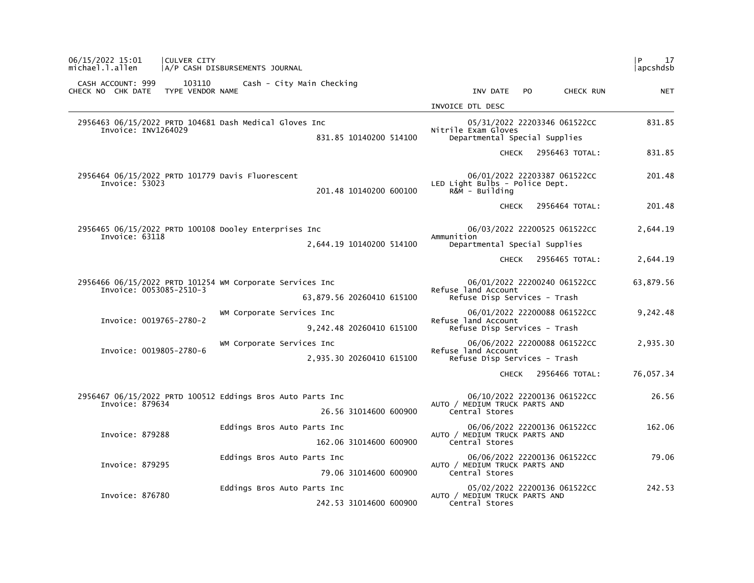06/15/2022 15:01 | CULVER CITY
michael.l.allen | A/P CASH DISBURSEMENTS JOURNAL

CASH ACCOUNT: 999 103110 Cash - City Main Checking

| CHECK NO | CHK DATE | TYPE | VENDOR NAME | | | INV DATE | PO | CHECK RUN | NET |
|---|---|---|---|---|---|---|---|---|---|
| | | | | | INVOICE DTL DESC | | | | |
| 2956463 | 06/15/2022 | PRTD | 104681 Dash Medical Gloves Inc | | | 05/31/2022 | 22203346 | 061522CC | 831.85 |
| Invoice: INV1264029 | | | | 831.85 10140200 514100 | Nitrile Exam Gloves / Departmental Special Supplies | | | | |
| | | | | | | | CHECK | 2956463 TOTAL: | 831.85 |
| 2956464 | 06/15/2022 | PRTD | 101779 Davis Fluorescent | | | 06/01/2022 | 22203387 | 061522CC | 201.48 |
| Invoice: 53023 | | | | 201.48 10140200 600100 | LED Light Bulbs - Police Dept. / R&M - Building | | | | |
| | | | | | | | CHECK | 2956464 TOTAL: | 201.48 |
| 2956465 | 06/15/2022 | PRTD | 100108 Dooley Enterprises Inc | | | 06/03/2022 | 22200525 | 061522CC | 2,644.19 |
| Invoice: 63118 | | | | 2,644.19 10140200 514100 | Ammunition / Departmental Special Supplies | | | | |
| | | | | | | | CHECK | 2956465 TOTAL: | 2,644.19 |
| 2956466 | 06/15/2022 | PRTD | 101254 WM Corporate Services Inc | | | 06/01/2022 | 22200240 | 061522CC | 63,879.56 |
| Invoice: 0053085-2510-3 | | | | 63,879.56 20260410 615100 | Refuse land Account / Refuse Disp Services - Trash | | | | |
| | | | WM Corporate Services Inc | | | 06/01/2022 | 22200088 | 061522CC | 9,242.48 |
| Invoice: 0019765-2780-2 | | | | 9,242.48 20260410 615100 | Refuse land Account / Refuse Disp Services - Trash | | | | |
| | | | WM Corporate Services Inc | | | 06/06/2022 | 22200088 | 061522CC | 2,935.30 |
| Invoice: 0019805-2780-6 | | | | 2,935.30 20260410 615100 | Refuse land Account / Refuse Disp Services - Trash | | | | |
| | | | | | | | CHECK | 2956466 TOTAL: | 76,057.34 |
| 2956467 | 06/15/2022 | PRTD | 100512 Eddings Bros Auto Parts Inc | | | 06/10/2022 | 22200136 | 061522CC | 26.56 |
| Invoice: 879634 | | | | 26.56 31014600 600900 | AUTO / MEDIUM TRUCK PARTS AND / Central Stores | | | | |
| | | | Eddings Bros Auto Parts Inc | | | 06/06/2022 | 22200136 | 061522CC | 162.06 |
| Invoice: 879288 | | | | 162.06 31014600 600900 | AUTO / MEDIUM TRUCK PARTS AND / Central Stores | | | | |
| | | | Eddings Bros Auto Parts Inc | | | 06/06/2022 | 22200136 | 061522CC | 79.06 |
| Invoice: 879295 | | | | 79.06 31014600 600900 | AUTO / MEDIUM TRUCK PARTS AND / Central Stores | | | | |
| | | | Eddings Bros Auto Parts Inc | | | 05/02/2022 | 22200136 | 061522CC | 242.53 |
| Invoice: 876780 | | | | 242.53 31014600 600900 | AUTO / MEDIUM TRUCK PARTS AND / Central Stores | | | | |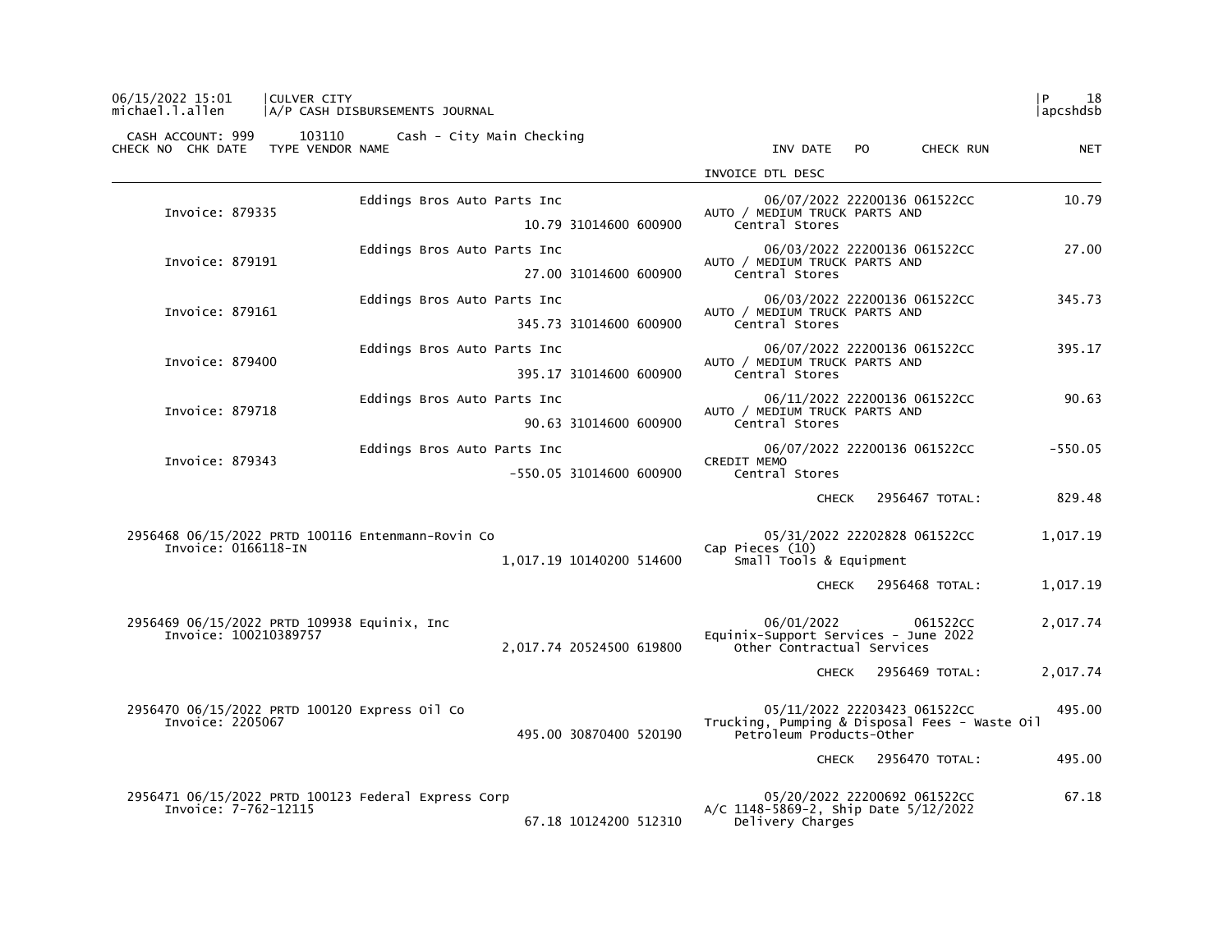CASH ACCOUNT: 999 103110 Cash - City Main Checking

| CHECK NO | CHK DATE | TYPE | VENDOR NAME | | | INV DATE / INVOICE DTL DESC | PO | CHECK RUN | NET |
|---|---|---|---|---|---|---|---|---|---|
| Invoice: 879335 | | | Eddings Bros Auto Parts Inc | | | 06/07/2022 | 22200136 | 061522CC | 10.79 |
| | | | | 10.79 | 31014600 600900 | AUTO / MEDIUM TRUCK PARTS AND<br>Central Stores | | | |
| Invoice: 879191 | | | Eddings Bros Auto Parts Inc | | | 06/03/2022 | 22200136 | 061522CC | 27.00 |
| | | | | 27.00 | 31014600 600900 | AUTO / MEDIUM TRUCK PARTS AND<br>Central Stores | | | |
| Invoice: 879161 | | | Eddings Bros Auto Parts Inc | | | 06/03/2022 | 22200136 | 061522CC | 345.73 |
| | | | | 345.73 | 31014600 600900 | AUTO / MEDIUM TRUCK PARTS AND<br>Central Stores | | | |
| Invoice: 879400 | | | Eddings Bros Auto Parts Inc | | | 06/07/2022 | 22200136 | 061522CC | 395.17 |
| | | | | 395.17 | 31014600 600900 | AUTO / MEDIUM TRUCK PARTS AND<br>Central Stores | | | |
| Invoice: 879718 | | | Eddings Bros Auto Parts Inc | | | 06/11/2022 | 22200136 | 061522CC | 90.63 |
| | | | | 90.63 | 31014600 600900 | AUTO / MEDIUM TRUCK PARTS AND<br>Central Stores | | | |
| Invoice: 879343 | | | Eddings Bros Auto Parts Inc | | | 06/07/2022 | 22200136 | 061522CC | -550.05 |
| | | | | -550.05 | 31014600 600900 | CREDIT MEMO<br>Central Stores | | | |
| | | | | | | | CHECK | 2956467 TOTAL: | 829.48 |
| 2956468 | 06/15/2022 | PRTD | 100116 Entenmann-Rovin Co | | | 05/31/2022 | 22202828 | 061522CC | 1,017.19 |
| Invoice: 0166118-IN | | | | 1,017.19 | 10140200 514600 | Cap Pieces (10)<br>Small Tools & Equipment | | | |
| | | | | | | | CHECK | 2956468 TOTAL: | 1,017.19 |
| 2956469 | 06/15/2022 | PRTD | 109938 Equinix, Inc | | | 06/01/2022 | | 061522CC | 2,017.74 |
| Invoice: 100210389757 | | | | 2,017.74 | 20524500 619800 | Equinix-Support Services - June 2022<br>Other Contractual Services | | | |
| | | | | | | | CHECK | 2956469 TOTAL: | 2,017.74 |
| 2956470 | 06/15/2022 | PRTD | 100120 Express Oil Co | | | 05/11/2022 | 22203423 | 061522CC | 495.00 |
| Invoice: 2205067 | | | | 495.00 | 30870400 520190 | Trucking, Pumping & Disposal Fees - Waste Oil<br>Petroleum Products-Other | | | |
| | | | | | | | CHECK | 2956470 TOTAL: | 495.00 |
| 2956471 | 06/15/2022 | PRTD | 100123 Federal Express Corp | | | 05/20/2022 | 22200692 | 061522CC | 67.18 |
| Invoice: 7-762-12115 | | | | 67.18 | 10124200 512310 | A/C 1148-5869-2, Ship Date 5/12/2022<br>Delivery Charges | | | |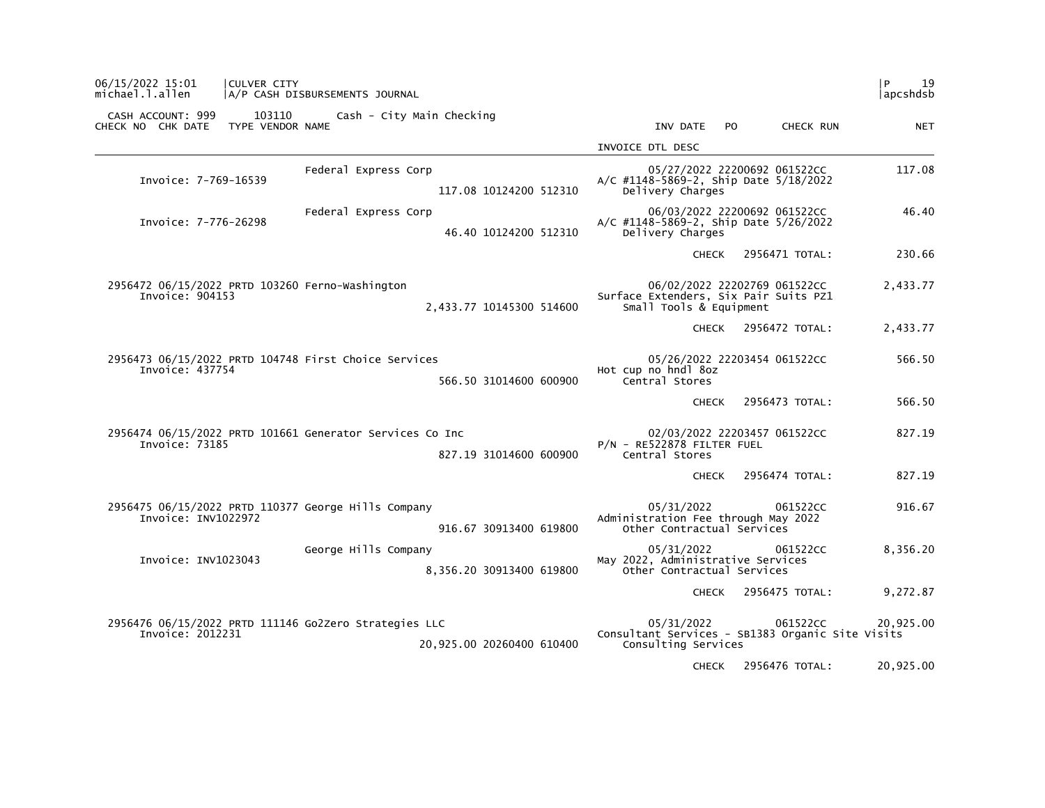06/15/2022 15:01 | CULVER CITY
michael.l.allen | A/P CASH DISBURSEMENTS JOURNAL

CASH ACCOUNT: 999 103110 Cash - City Main Checking

| CHECK NO | CHK DATE | TYPE | VENDOR NAME | | INV DATE | PO | CHECK RUN | NET |
|---|---|---|---|---|---|---|---|---|
| | | | | | INVOICE DTL DESC | | | |
| | | | Federal Express Corp | | 05/27/2022 | 22200692 | 061522CC | 117.08 |
| Invoice: 7-769-16539 | | | | 117.08 10124200 512310 | A/C #1148-5869-2, Ship Date 5/18/2022 | | | |
| | | | | | Delivery Charges | | | |
| | | | Federal Express Corp | | 06/03/2022 | 22200692 | 061522CC | 46.40 |
| Invoice: 7-776-26298 | | | | 46.40 10124200 512310 | A/C #1148-5869-2, Ship Date 5/26/2022 | | | |
| | | | | | Delivery Charges | | | |
| | | | | | CHECK | | 2956471 TOTAL: | 230.66 |
| 2956472 | 06/15/2022 | PRTD | 103260 Ferno-Washington | | 06/02/2022 | 22202769 | 061522CC | 2,433.77 |
| Invoice: 904153 | | | | 2,433.77 10145300 514600 | Surface Extenders, Six Pair Suits PZ1 | | | |
| | | | | | Small Tools & Equipment | | | |
| | | | | | CHECK | | 2956472 TOTAL: | 2,433.77 |
| 2956473 | 06/15/2022 | PRTD | 104748 First Choice Services | | 05/26/2022 | 22203454 | 061522CC | 566.50 |
| Invoice: 437754 | | | | 566.50 31014600 600900 | Hot cup no hndl 8oz | | | |
| | | | | | Central Stores | | | |
| | | | | | CHECK | | 2956473 TOTAL: | 566.50 |
| 2956474 | 06/15/2022 | PRTD | 101661 Generator Services Co Inc | | 02/03/2022 | 22203457 | 061522CC | 827.19 |
| Invoice: 73185 | | | | 827.19 31014600 600900 | P/N - RE522878 FILTER FUEL | | | |
| | | | | | Central Stores | | | |
| | | | | | CHECK | | 2956474 TOTAL: | 827.19 |
| 2956475 | 06/15/2022 | PRTD | 110377 George Hills Company | | 05/31/2022 | | 061522CC | 916.67 |
| Invoice: INV1022972 | | | | 916.67 30913400 619800 | Administration Fee through May 2022 | | | |
| | | | | | Other Contractual Services | | | |
| | | | George Hills Company | | 05/31/2022 | | 061522CC | 8,356.20 |
| Invoice: INV1023043 | | | | 8,356.20 30913400 619800 | May 2022, Administrative Services | | | |
| | | | | | Other Contractual Services | | | |
| | | | | | CHECK | | 2956475 TOTAL: | 9,272.87 |
| 2956476 | 06/15/2022 | PRTD | 111146 Go2Zero Strategies LLC | | 05/31/2022 | | 061522CC | 20,925.00 |
| Invoice: 2012231 | | | | 20,925.00 20260400 610400 | Consultant Services - SB1383 Organic Site Visits | | | |
| | | | | | Consulting Services | | | |
| | | | | | CHECK | | 2956476 TOTAL: | 20,925.00 |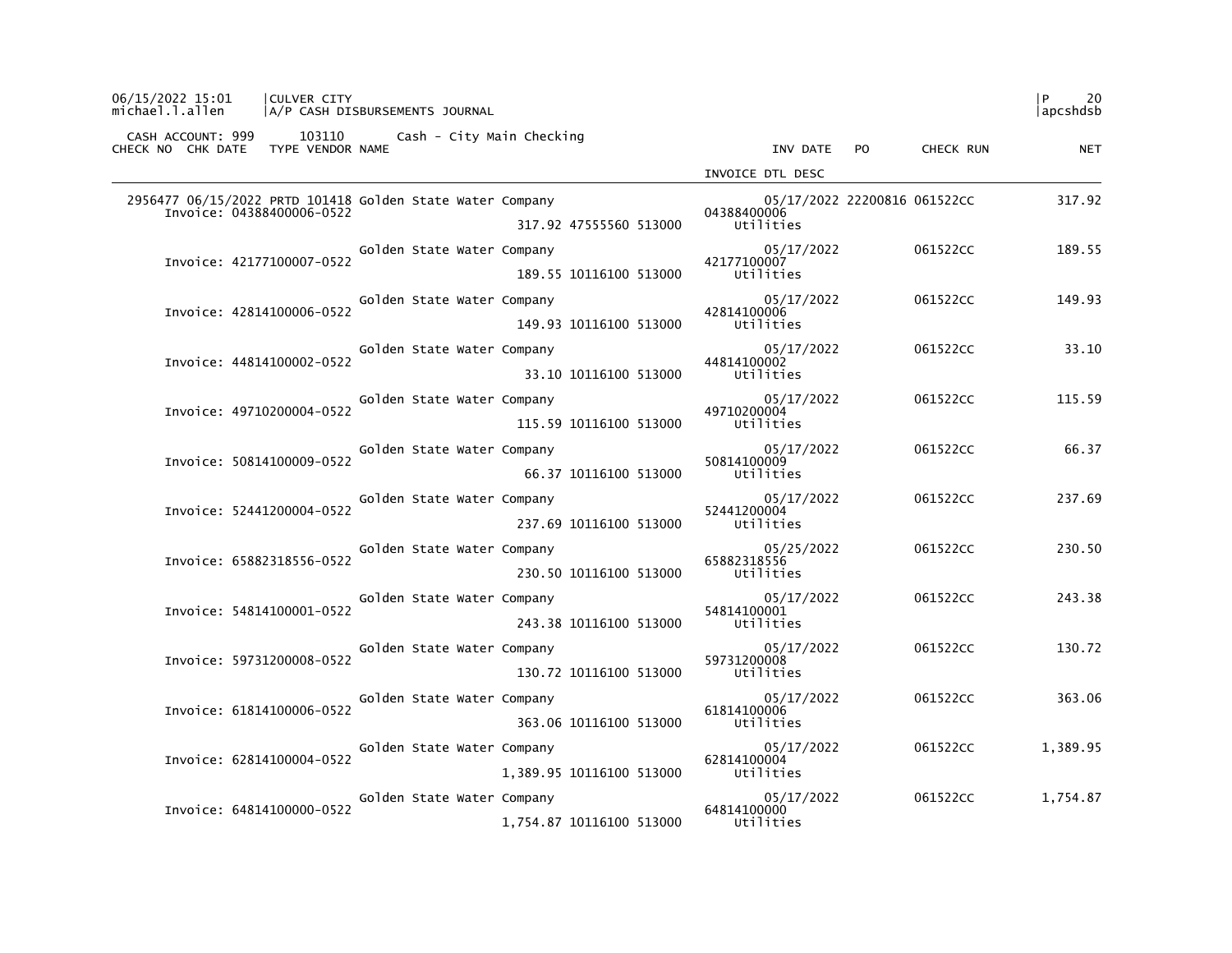CULVER CITY
A/P CASH DISBURSEMENTS JOURNAL

CASH ACCOUNT: 999 103110 Cash - City Main Checking

| CHECK NO | CHK DATE | TYPE | VENDOR | NAME | | INV DATE | PO | CHECK RUN | NET |
|---|---|---|---|---|---|---|---|---|---|
| | | | | | | INVOICE DTL DESC | | | |
| 2956477 | 06/15/2022 | PRTD | 101418 | Golden State Water Company | | 05/17/2022 | 22200816 | 061522CC | 317.92 |
| | Invoice: 04388400006-0522 | | | | 317.92 47555560 513000 | 04388400006 Utilities | | | |
| | | | | Golden State Water Company | | 05/17/2022 | | 061522CC | 189.55 |
| | Invoice: 42177100007-0522 | | | | 189.55 10116100 513000 | 42177100007 Utilities | | | |
| | | | | Golden State Water Company | | 05/17/2022 | | 061522CC | 149.93 |
| | Invoice: 42814100006-0522 | | | | 149.93 10116100 513000 | 42814100006 Utilities | | | |
| | | | | Golden State Water Company | | 05/17/2022 | | 061522CC | 33.10 |
| | Invoice: 44814100002-0522 | | | | 33.10 10116100 513000 | 44814100002 Utilities | | | |
| | | | | Golden State Water Company | | 05/17/2022 | | 061522CC | 115.59 |
| | Invoice: 49710200004-0522 | | | | 115.59 10116100 513000 | 49710200004 Utilities | | | |
| | | | | Golden State Water Company | | 05/17/2022 | | 061522CC | 66.37 |
| | Invoice: 50814100009-0522 | | | | 66.37 10116100 513000 | 50814100009 Utilities | | | |
| | | | | Golden State Water Company | | 05/17/2022 | | 061522CC | 237.69 |
| | Invoice: 52441200004-0522 | | | | 237.69 10116100 513000 | 52441200004 Utilities | | | |
| | | | | Golden State Water Company | | 05/25/2022 | | 061522CC | 230.50 |
| | Invoice: 65882318556-0522 | | | | 230.50 10116100 513000 | 65882318556 Utilities | | | |
| | | | | Golden State Water Company | | 05/17/2022 | | 061522CC | 243.38 |
| | Invoice: 54814100001-0522 | | | | 243.38 10116100 513000 | 54814100001 Utilities | | | |
| | | | | Golden State Water Company | | 05/17/2022 | | 061522CC | 130.72 |
| | Invoice: 59731200008-0522 | | | | 130.72 10116100 513000 | 59731200008 Utilities | | | |
| | | | | Golden State Water Company | | 05/17/2022 | | 061522CC | 363.06 |
| | Invoice: 61814100006-0522 | | | | 363.06 10116100 513000 | 61814100006 Utilities | | | |
| | | | | Golden State Water Company | | 05/17/2022 | | 061522CC | 1,389.95 |
| | Invoice: 62814100004-0522 | | | | 1,389.95 10116100 513000 | 62814100004 Utilities | | | |
| | | | | Golden State Water Company | | 05/17/2022 | | 061522CC | 1,754.87 |
| | Invoice: 64814100000-0522 | | | | 1,754.87 10116100 513000 | 64814100000 Utilities | | | |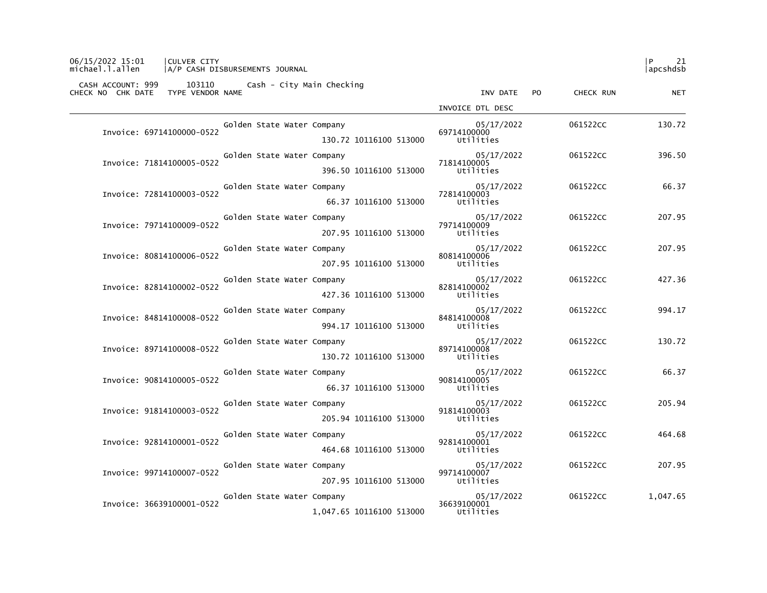06/15/2022 15:01 | CULVER CITY
michael.l.allen | A/P CASH DISBURSEMENTS JOURNAL

CASH ACCOUNT: 999 103110 Cash - City Main Checking

| CHECK NO | CHK DATE | TYPE | VENDOR NAME | | INV DATE | PO | CHECK RUN | NET |
|---|---|---|---|---|---|---|---|---|
| | | | | | INVOICE DTL DESC | | | |
| | Invoice: 69714100000-0522 | | Golden State Water Company | | 05/17/2022 | | 061522CC | 130.72 |
| | | | | 130.72 10116100 513000 | 69714100000 Utilities | | | |
| | Invoice: 71814100005-0522 | | Golden State Water Company | | 05/17/2022 | | 061522CC | 396.50 |
| | | | | 396.50 10116100 513000 | 71814100005 Utilities | | | |
| | Invoice: 72814100003-0522 | | Golden State Water Company | | 05/17/2022 | | 061522CC | 66.37 |
| | | | | 66.37 10116100 513000 | 72814100003 Utilities | | | |
| | Invoice: 79714100009-0522 | | Golden State Water Company | | 05/17/2022 | | 061522CC | 207.95 |
| | | | | 207.95 10116100 513000 | 79714100009 Utilities | | | |
| | Invoice: 80814100006-0522 | | Golden State Water Company | | 05/17/2022 | | 061522CC | 207.95 |
| | | | | 207.95 10116100 513000 | 80814100006 Utilities | | | |
| | Invoice: 82814100002-0522 | | Golden State Water Company | | 05/17/2022 | | 061522CC | 427.36 |
| | | | | 427.36 10116100 513000 | 82814100002 Utilities | | | |
| | Invoice: 84814100008-0522 | | Golden State Water Company | | 05/17/2022 | | 061522CC | 994.17 |
| | | | | 994.17 10116100 513000 | 84814100008 Utilities | | | |
| | Invoice: 89714100008-0522 | | Golden State Water Company | | 05/17/2022 | | 061522CC | 130.72 |
| | | | | 130.72 10116100 513000 | 89714100008 Utilities | | | |
| | Invoice: 90814100005-0522 | | Golden State Water Company | | 05/17/2022 | | 061522CC | 66.37 |
| | | | | 66.37 10116100 513000 | 90814100005 Utilities | | | |
| | Invoice: 91814100003-0522 | | Golden State Water Company | | 05/17/2022 | | 061522CC | 205.94 |
| | | | | 205.94 10116100 513000 | 91814100003 Utilities | | | |
| | Invoice: 92814100001-0522 | | Golden State Water Company | | 05/17/2022 | | 061522CC | 464.68 |
| | | | | 464.68 10116100 513000 | 92814100001 Utilities | | | |
| | Invoice: 99714100007-0522 | | Golden State Water Company | | 05/17/2022 | | 061522CC | 207.95 |
| | | | | 207.95 10116100 513000 | 99714100007 Utilities | | | |
| | Invoice: 36639100001-0522 | | Golden State Water Company | | 05/17/2022 | | 061522CC | 1,047.65 |
| | | | | 1,047.65 10116100 513000 | 36639100001 Utilities | | | |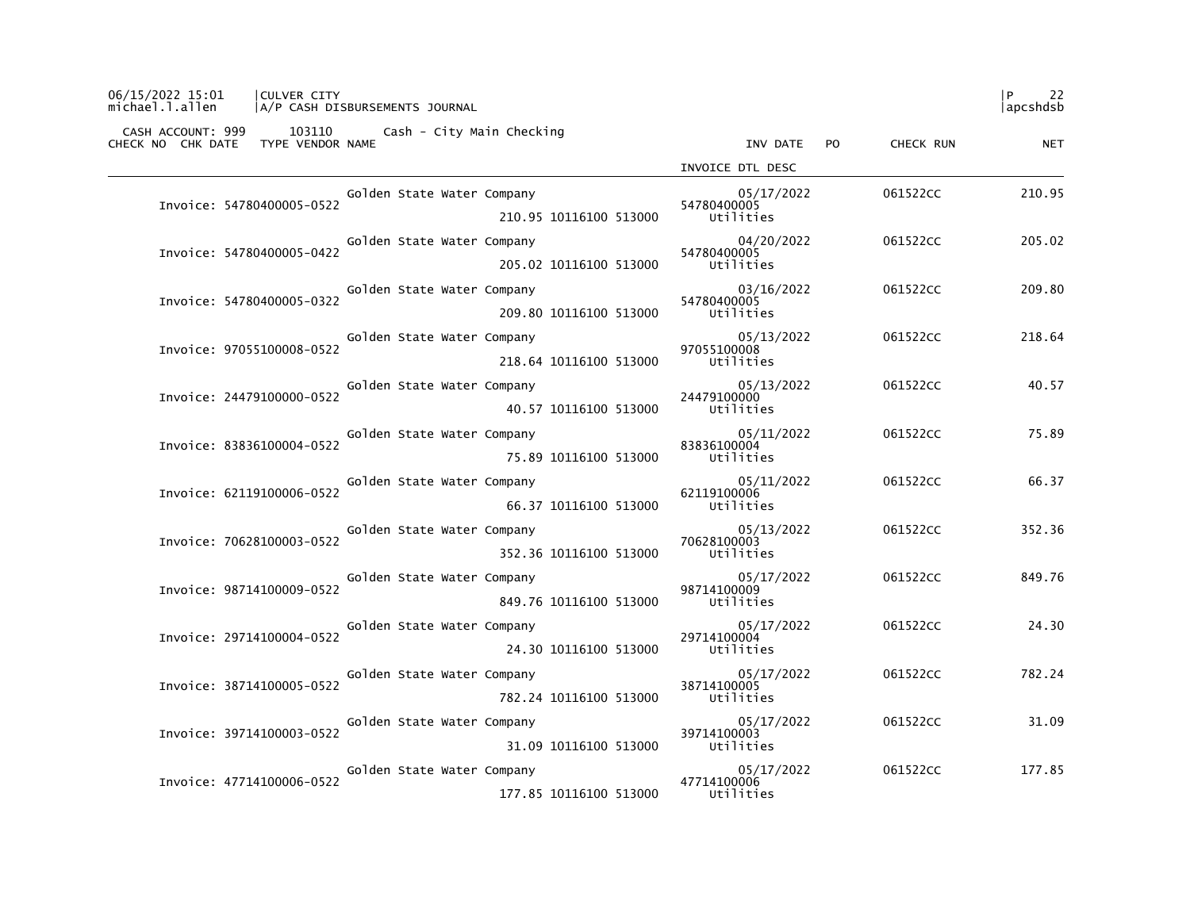CULVER CITY
A/P CASH DISBURSEMENTS JOURNAL

CASH ACCOUNT: 999 103110 Cash - City Main Checking

| CHECK NO | CHK DATE | TYPE | VENDOR NAME | | INV DATE / INVOICE DTL DESC | PO | CHECK RUN | NET |
|---|---|---|---|---|---|---|---|---|
| Invoice: 54780400005-0522 | | | Golden State Water Company | 210.95 10116100 513000 | 05/17/2022 54780400005 Utilities | | 061522CC | 210.95 |
| Invoice: 54780400005-0422 | | | Golden State Water Company | 205.02 10116100 513000 | 04/20/2022 54780400005 Utilities | | 061522CC | 205.02 |
| Invoice: 54780400005-0322 | | | Golden State Water Company | 209.80 10116100 513000 | 03/16/2022 54780400005 Utilities | | 061522CC | 209.80 |
| Invoice: 97055100008-0522 | | | Golden State Water Company | 218.64 10116100 513000 | 05/13/2022 97055100008 Utilities | | 061522CC | 218.64 |
| Invoice: 24479100000-0522 | | | Golden State Water Company | 40.57 10116100 513000 | 05/13/2022 24479100000 Utilities | | 061522CC | 40.57 |
| Invoice: 83836100004-0522 | | | Golden State Water Company | 75.89 10116100 513000 | 05/11/2022 83836100004 Utilities | | 061522CC | 75.89 |
| Invoice: 62119100006-0522 | | | Golden State Water Company | 66.37 10116100 513000 | 05/11/2022 62119100006 Utilities | | 061522CC | 66.37 |
| Invoice: 70628100003-0522 | | | Golden State Water Company | 352.36 10116100 513000 | 05/13/2022 70628100003 Utilities | | 061522CC | 352.36 |
| Invoice: 98714100009-0522 | | | Golden State Water Company | 849.76 10116100 513000 | 05/17/2022 98714100009 Utilities | | 061522CC | 849.76 |
| Invoice: 29714100004-0522 | | | Golden State Water Company | 24.30 10116100 513000 | 05/17/2022 29714100004 Utilities | | 061522CC | 24.30 |
| Invoice: 38714100005-0522 | | | Golden State Water Company | 782.24 10116100 513000 | 05/17/2022 38714100005 Utilities | | 061522CC | 782.24 |
| Invoice: 39714100003-0522 | | | Golden State Water Company | 31.09 10116100 513000 | 05/17/2022 39714100003 Utilities | | 061522CC | 31.09 |
| Invoice: 47714100006-0522 | | | Golden State Water Company | 177.85 10116100 513000 | 05/17/2022 47714100006 Utilities | | 061522CC | 177.85 |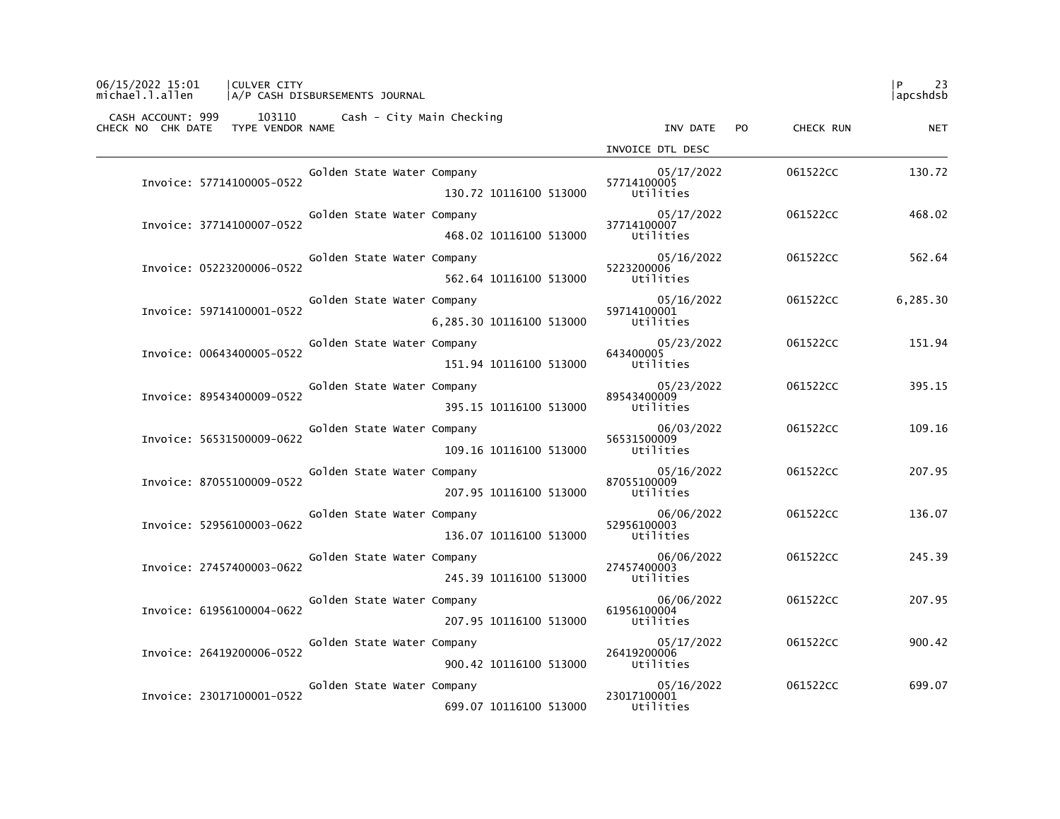CASH ACCOUNT: 999 103110 Cash - City Main Checking

| CHECK NO | CHK DATE | TYPE | VENDOR NAME | | INV DATE / INVOICE DTL DESC | PO | CHECK RUN | NET |
|---|---|---|---|---|---|---|---|---|
| | | | Invoice: 57714100005-0522 Golden State Water Company | 130.72 10116100 513000 | 05/17/2022 57714100005 Utilities | | 061522CC | 130.72 |
| | | | Invoice: 37714100007-0522 Golden State Water Company | 468.02 10116100 513000 | 05/17/2022 37714100007 Utilities | | 061522CC | 468.02 |
| | | | Invoice: 05223200006-0522 Golden State Water Company | 562.64 10116100 513000 | 05/16/2022 5223200006 Utilities | | 061522CC | 562.64 |
| | | | Invoice: 59714100001-0522 Golden State Water Company | 6,285.30 10116100 513000 | 05/16/2022 59714100001 Utilities | | 061522CC | 6,285.30 |
| | | | Invoice: 00643400005-0522 Golden State Water Company | 151.94 10116100 513000 | 05/23/2022 643400005 Utilities | | 061522CC | 151.94 |
| | | | Invoice: 89543400009-0522 Golden State Water Company | 395.15 10116100 513000 | 05/23/2022 89543400009 Utilities | | 061522CC | 395.15 |
| | | | Invoice: 56531500009-0622 Golden State Water Company | 109.16 10116100 513000 | 06/03/2022 56531500009 Utilities | | 061522CC | 109.16 |
| | | | Invoice: 87055100009-0522 Golden State Water Company | 207.95 10116100 513000 | 05/16/2022 87055100009 Utilities | | 061522CC | 207.95 |
| | | | Invoice: 52956100003-0622 Golden State Water Company | 136.07 10116100 513000 | 06/06/2022 52956100003 Utilities | | 061522CC | 136.07 |
| | | | Invoice: 27457400003-0622 Golden State Water Company | 245.39 10116100 513000 | 06/06/2022 27457400003 Utilities | | 061522CC | 245.39 |
| | | | Invoice: 61956100004-0622 Golden State Water Company | 207.95 10116100 513000 | 06/06/2022 61956100004 Utilities | | 061522CC | 207.95 |
| | | | Invoice: 26419200006-0522 Golden State Water Company | 900.42 10116100 513000 | 05/17/2022 26419200006 Utilities | | 061522CC | 900.42 |
| | | | Invoice: 23017100001-0522 Golden State Water Company | 699.07 10116100 513000 | 05/16/2022 23017100001 Utilities | | 061522CC | 699.07 |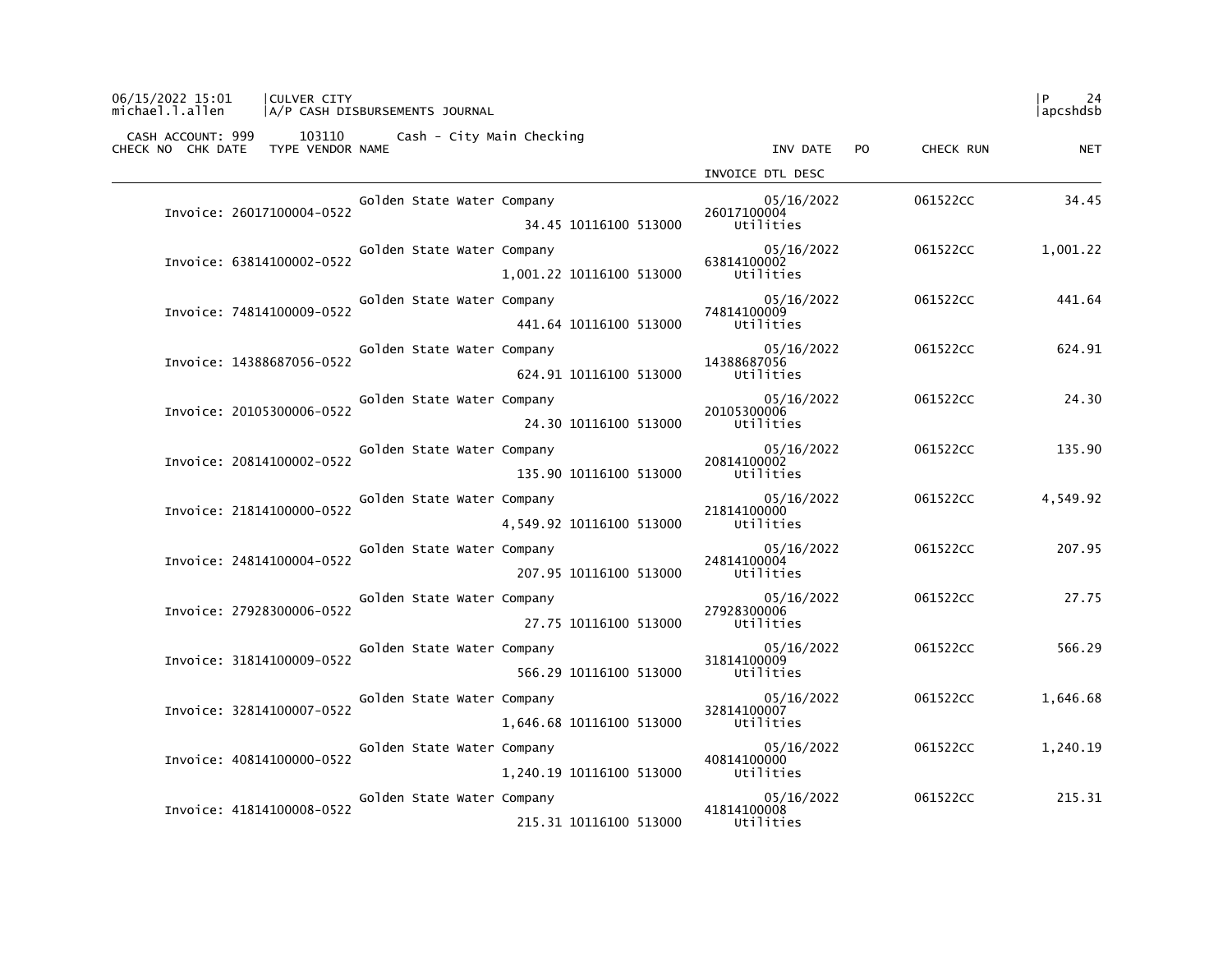CULVER CITY
A/P CASH DISBURSEMENTS JOURNAL

CASH ACCOUNT: 999 103110 Cash - City Main Checking

| CHECK NO | CHK DATE | TYPE VENDOR NAME | | INV DATE / INVOICE DTL DESC | PO | CHECK RUN | NET |
|---|---|---|---|---|---|---|---|
| Invoice: 26017100004-0522 | | Golden State Water Company | 34.45 10116100 513000 | 05/16/2022 26017100004 Utilities | | 061522CC | 34.45 |
| Invoice: 63814100002-0522 | | Golden State Water Company | 1,001.22 10116100 513000 | 05/16/2022 63814100002 Utilities | | 061522CC | 1,001.22 |
| Invoice: 74814100009-0522 | | Golden State Water Company | 441.64 10116100 513000 | 05/16/2022 74814100009 Utilities | | 061522CC | 441.64 |
| Invoice: 14388687056-0522 | | Golden State Water Company | 624.91 10116100 513000 | 05/16/2022 14388687056 Utilities | | 061522CC | 624.91 |
| Invoice: 20105300006-0522 | | Golden State Water Company | 24.30 10116100 513000 | 05/16/2022 20105300006 Utilities | | 061522CC | 24.30 |
| Invoice: 20814100002-0522 | | Golden State Water Company | 135.90 10116100 513000 | 05/16/2022 20814100002 Utilities | | 061522CC | 135.90 |
| Invoice: 21814100000-0522 | | Golden State Water Company | 4,549.92 10116100 513000 | 05/16/2022 21814100000 Utilities | | 061522CC | 4,549.92 |
| Invoice: 24814100004-0522 | | Golden State Water Company | 207.95 10116100 513000 | 05/16/2022 24814100004 Utilities | | 061522CC | 207.95 |
| Invoice: 27928300006-0522 | | Golden State Water Company | 27.75 10116100 513000 | 05/16/2022 27928300006 Utilities | | 061522CC | 27.75 |
| Invoice: 31814100009-0522 | | Golden State Water Company | 566.29 10116100 513000 | 05/16/2022 31814100009 Utilities | | 061522CC | 566.29 |
| Invoice: 32814100007-0522 | | Golden State Water Company | 1,646.68 10116100 513000 | 05/16/2022 32814100007 Utilities | | 061522CC | 1,646.68 |
| Invoice: 40814100000-0522 | | Golden State Water Company | 1,240.19 10116100 513000 | 05/16/2022 40814100000 Utilities | | 061522CC | 1,240.19 |
| Invoice: 41814100008-0522 | | Golden State Water Company | 215.31 10116100 513000 | 05/16/2022 41814100008 Utilities | | 061522CC | 215.31 |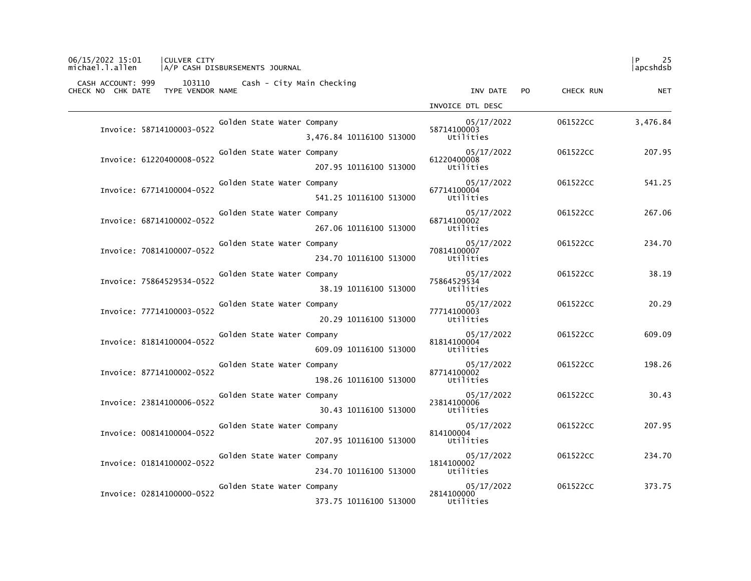06/15/2022 15:01 | CULVER CITY
michael.l.allen | A/P CASH DISBURSEMENTS JOURNAL

CASH ACCOUNT: 999 103110 Cash - City Main Checking

| CHECK NO | CHK DATE | TYPE VENDOR NAME | | INV DATE / INVOICE DTL DESC | PO | CHECK RUN | NET |
|---|---|---|---|---|---|---|---|
| Invoice: 58714100003-0522 | | Golden State Water Company | 3,476.84 10116100 513000 | 05/17/2022 58714100003 Utilities | | 061522CC | 3,476.84 |
| Invoice: 61220400008-0522 | | Golden State Water Company | 207.95 10116100 513000 | 05/17/2022 61220400008 Utilities | | 061522CC | 207.95 |
| Invoice: 67714100004-0522 | | Golden State Water Company | 541.25 10116100 513000 | 05/17/2022 67714100004 Utilities | | 061522CC | 541.25 |
| Invoice: 68714100002-0522 | | Golden State Water Company | 267.06 10116100 513000 | 05/17/2022 68714100002 Utilities | | 061522CC | 267.06 |
| Invoice: 70814100007-0522 | | Golden State Water Company | 234.70 10116100 513000 | 05/17/2022 70814100007 Utilities | | 061522CC | 234.70 |
| Invoice: 75864529534-0522 | | Golden State Water Company | 38.19 10116100 513000 | 05/17/2022 75864529534 Utilities | | 061522CC | 38.19 |
| Invoice: 77714100003-0522 | | Golden State Water Company | 20.29 10116100 513000 | 05/17/2022 77714100003 Utilities | | 061522CC | 20.29 |
| Invoice: 81814100004-0522 | | Golden State Water Company | 609.09 10116100 513000 | 05/17/2022 81814100004 Utilities | | 061522CC | 609.09 |
| Invoice: 87714100002-0522 | | Golden State Water Company | 198.26 10116100 513000 | 05/17/2022 87714100002 Utilities | | 061522CC | 198.26 |
| Invoice: 23814100006-0522 | | Golden State Water Company | 30.43 10116100 513000 | 05/17/2022 23814100006 Utilities | | 061522CC | 30.43 |
| Invoice: 00814100004-0522 | | Golden State Water Company | 207.95 10116100 513000 | 05/17/2022 814100004 Utilities | | 061522CC | 207.95 |
| Invoice: 01814100002-0522 | | Golden State Water Company | 234.70 10116100 513000 | 05/17/2022 1814100002 Utilities | | 061522CC | 234.70 |
| Invoice: 02814100000-0522 | | Golden State Water Company | 373.75 10116100 513000 | 05/17/2022 2814100000 Utilities | | 061522CC | 373.75 |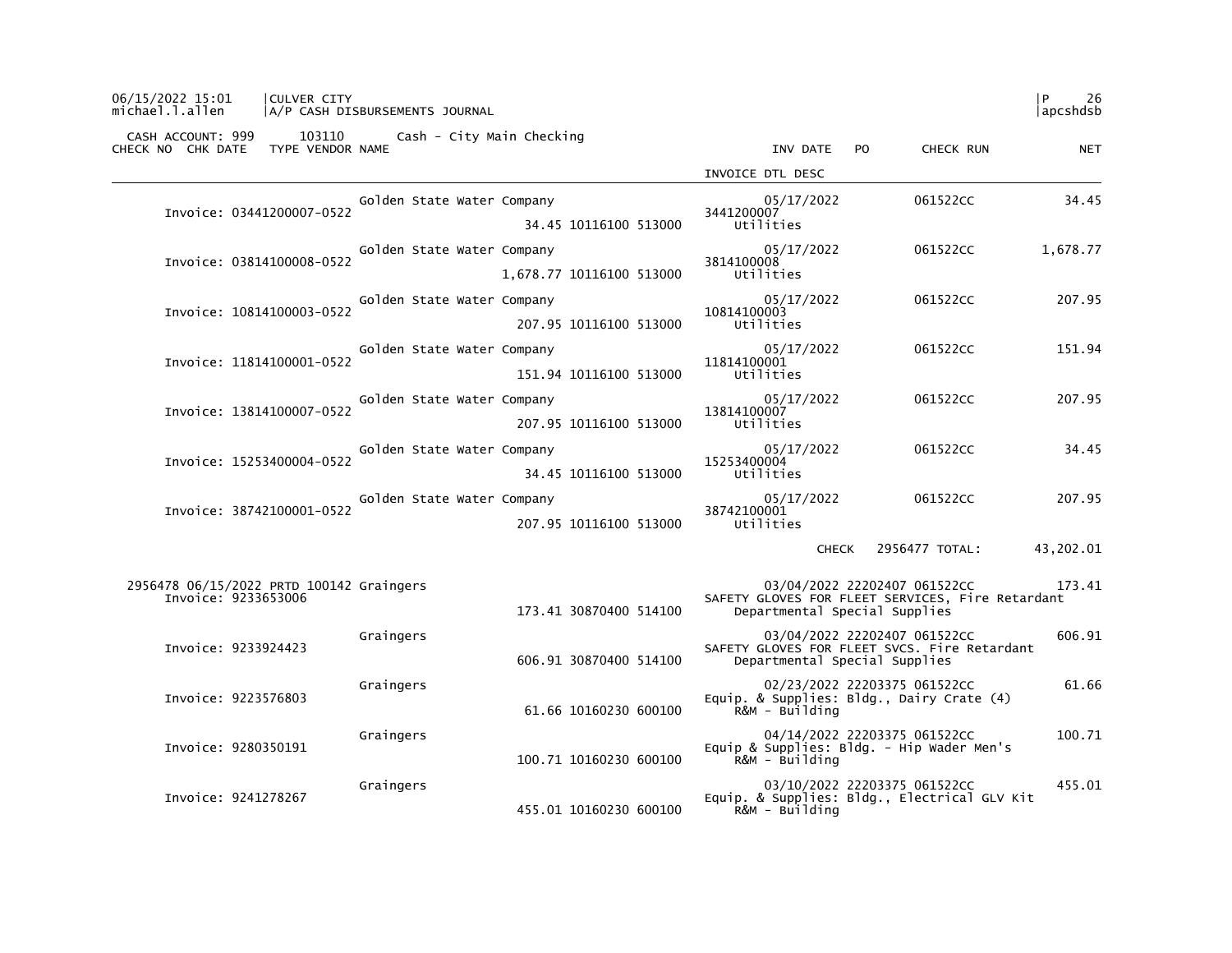CULVER CITY
A/P CASH DISBURSEMENTS JOURNAL

CASH ACCOUNT: 999 103110 Cash - City Main Checking

| CHECK NO | CHK DATE | TYPE | VENDOR NAME | | INV DATE | PO | CHECK RUN | NET |
|---|---|---|---|---|---|---|---|---|
| | | | | | INVOICE DTL DESC | | | |
| Invoice: 03441200007-0522 | | | Golden State Water Company | | 05/17/2022 | | 061522CC | 34.45 |
| | | | | 34.45 10116100 513000 | 3441200007 Utilities | | | |
| Invoice: 03814100008-0522 | | | Golden State Water Company | | 05/17/2022 | | 061522CC | 1,678.77 |
| | | | | 1,678.77 10116100 513000 | 3814100008 Utilities | | | |
| Invoice: 10814100003-0522 | | | Golden State Water Company | | 05/17/2022 | | 061522CC | 207.95 |
| | | | | 207.95 10116100 513000 | 10814100003 Utilities | | | |
| Invoice: 11814100001-0522 | | | Golden State Water Company | | 05/17/2022 | | 061522CC | 151.94 |
| | | | | 151.94 10116100 513000 | 11814100001 Utilities | | | |
| Invoice: 13814100007-0522 | | | Golden State Water Company | | 05/17/2022 | | 061522CC | 207.95 |
| | | | | 207.95 10116100 513000 | 13814100007 Utilities | | | |
| Invoice: 15253400004-0522 | | | Golden State Water Company | | 05/17/2022 | | 061522CC | 34.45 |
| | | | | 34.45 10116100 513000 | 15253400004 Utilities | | | |
| Invoice: 38742100001-0522 | | | Golden State Water Company | | 05/17/2022 | | 061522CC | 207.95 |
| | | | | 207.95 10116100 513000 | 38742100001 Utilities | | | |
| | | | | | CHECK | | 2956477 TOTAL: | 43,202.01 |
| 2956478 | 06/15/2022 | PRTD | 100142 Graingers | | 03/04/2022 | 22202407 | 061522CC | 173.41 |
| Invoice: 9233653006 | | | | 173.41 30870400 514100 | SAFETY GLOVES FOR FLEET SERVICES, Fire Retardant Departmental Special Supplies | | | |
| Invoice: 9233924423 | | | Graingers | | 03/04/2022 | 22202407 | 061522CC | 606.91 |
| | | | | 606.91 30870400 514100 | SAFETY GLOVES FOR FLEET SVCS. Fire Retardant Departmental Special Supplies | | | |
| Invoice: 9223576803 | | | Graingers | | 02/23/2022 | 22203375 | 061522CC | 61.66 |
| | | | | 61.66 10160230 600100 | Equip. & Supplies: Bldg., Dairy Crate (4) R&M - Building | | | |
| Invoice: 9280350191 | | | Graingers | | 04/14/2022 | 22203375 | 061522CC | 100.71 |
| | | | | 100.71 10160230 600100 | Equip & Supplies: Bldg. - Hip Wader Men's R&M - Building | | | |
| Invoice: 9241278267 | | | Graingers | | 03/10/2022 | 22203375 | 061522CC | 455.01 |
| | | | | 455.01 10160230 600100 | Equip. & Supplies: Bldg., Electrical GLV Kit R&M - Building | | | |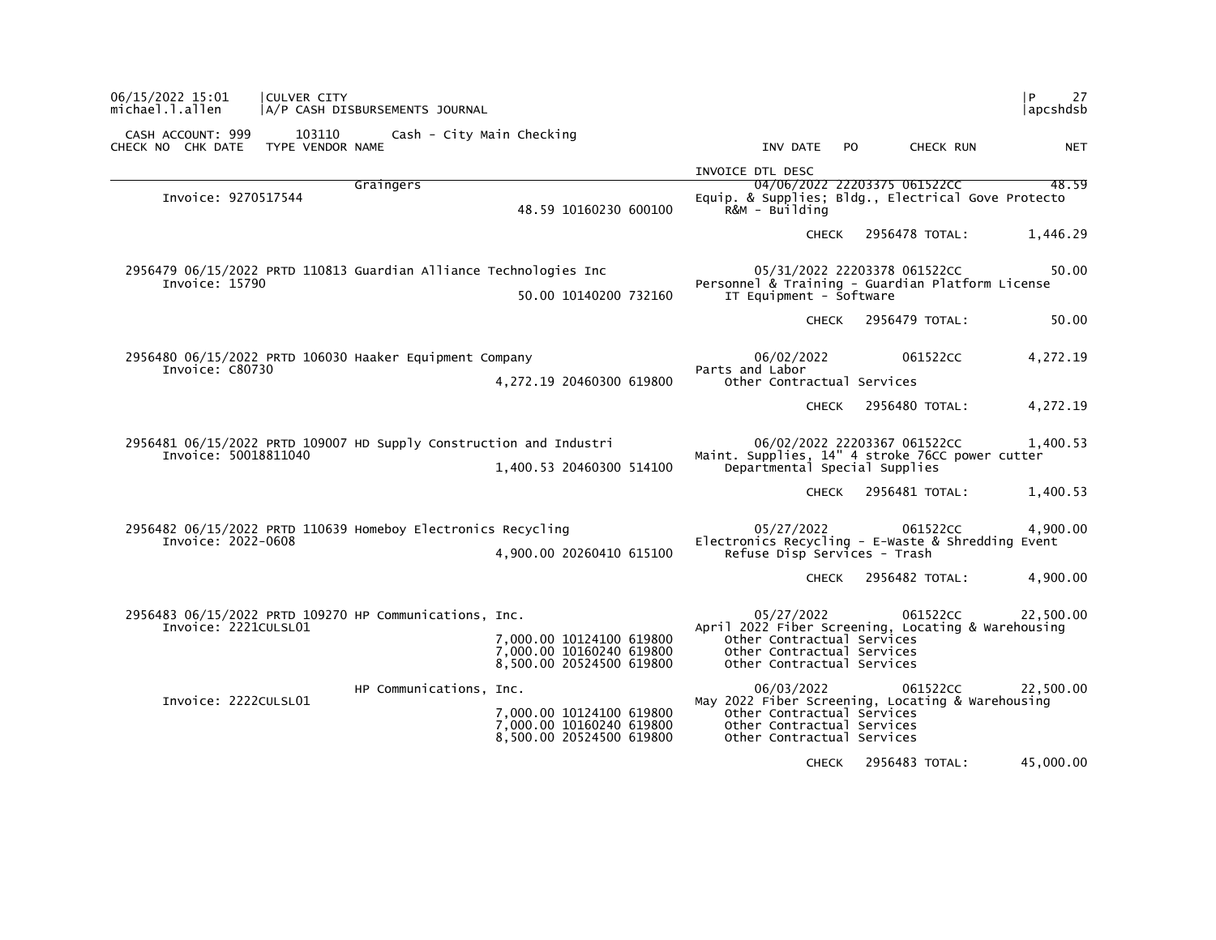CASH ACCOUNT: 999 103110 Cash - City Main Checking

| CHECK NO | CHK DATE | TYPE | VENDOR NAME | | INV DATE | PO | CHECK RUN | NET |
|---|---|---|---|---|---|---|---|---|
| | | | | | INVOICE DTL DESC | | | |
| | | | Graingers | | 04/06/2022 | 22203375 | 061522CC | 48.59 |
| Invoice: 9270517544 | | | | 48.59 10160230 600100 | Equip. & Supplies; Bldg., Electrical Gove Protecto | | | |
| | | | | | R&M - Building | | | |
| | | | | | CHECK | | 2956478 TOTAL: | 1,446.29 |
| 2956479 | 06/15/2022 | PRTD | 110813 Guardian Alliance Technologies Inc | | 05/31/2022 | 22203378 | 061522CC | 50.00 |
| Invoice: 15790 | | | | 50.00 10140200 732160 | Personnel & Training - Guardian Platform License | | | |
| | | | | | IT Equipment - Software | | | |
| | | | | | CHECK | | 2956479 TOTAL: | 50.00 |
| 2956480 | 06/15/2022 | PRTD | 106030 Haaker Equipment Company | | 06/02/2022 | | 061522CC | 4,272.19 |
| Invoice: C80730 | | | | 4,272.19 20460300 619800 | Parts and Labor | | | |
| | | | | | Other Contractual Services | | | |
| | | | | | CHECK | | 2956480 TOTAL: | 4,272.19 |
| 2956481 | 06/15/2022 | PRTD | 109007 HD Supply Construction and Industri | | 06/02/2022 | 22203367 | 061522CC | 1,400.53 |
| Invoice: 50018811040 | | | | 1,400.53 20460300 514100 | Maint. Supplies, 14" 4 stroke 76CC power cutter | | | |
| | | | | | Departmental Special Supplies | | | |
| | | | | | CHECK | | 2956481 TOTAL: | 1,400.53 |
| 2956482 | 06/15/2022 | PRTD | 110639 Homeboy Electronics Recycling | | 05/27/2022 | | 061522CC | 4,900.00 |
| Invoice: 2022-0608 | | | | 4,900.00 20260410 615100 | Electronics Recycling - E-Waste & Shredding Event | | | |
| | | | | | Refuse Disp Services - Trash | | | |
| | | | | | CHECK | | 2956482 TOTAL: | 4,900.00 |
| 2956483 | 06/15/2022 | PRTD | 109270 HP Communications, Inc. | | 05/27/2022 | | 061522CC | 22,500.00 |
| Invoice: 2221CULSL01 | | | | 7,000.00 10124100 619800 | April 2022 Fiber Screening, Locating & Warehousing | | | |
| | | | | | Other Contractual Services | | | |
| | | | | 7,000.00 10160240 619800 | Other Contractual Services | | | |
| | | | | 8,500.00 20524500 619800 | Other Contractual Services | | | |
| | | | HP Communications, Inc. | | 06/03/2022 | | 061522CC | 22,500.00 |
| Invoice: 2222CULSL01 | | | | 7,000.00 10124100 619800 | May 2022 Fiber Screening, Locating & Warehousing | | | |
| | | | | | Other Contractual Services | | | |
| | | | | 7,000.00 10160240 619800 | Other Contractual Services | | | |
| | | | | 8,500.00 20524500 619800 | Other Contractual Services | | | |
| | | | | | CHECK | | 2956483 TOTAL: | 45,000.00 |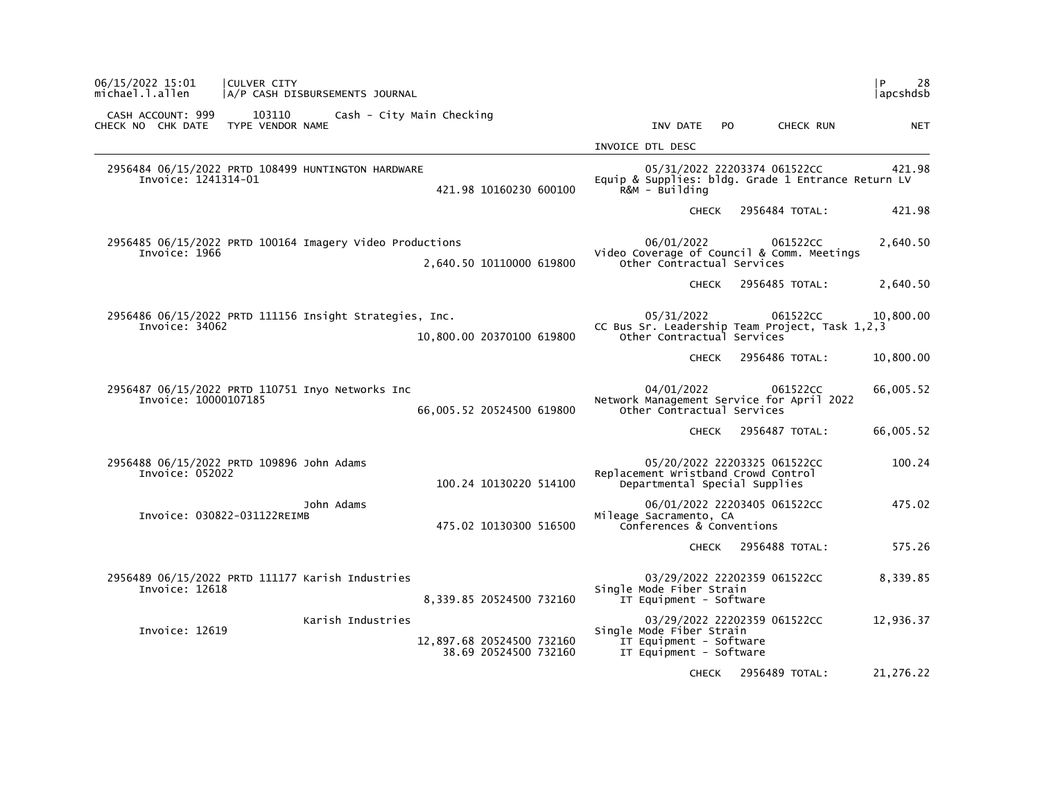06/15/2022 15:01 | CULVER CITY | P 28
michael.l.allen | A/P CASH DISBURSEMENTS JOURNAL | apcshdsb

CASH ACCOUNT: 999 103110 Cash - City Main Checking

| CHECK NO | CHK DATE | TYPE | VENDOR NAME | | | INV DATE | PO | CHECK RUN | NET |
|---|---|---|---|---|---|---|---|---|---|
| | | | | | | INVOICE DTL DESC | | | |
| 2956484 | 06/15/2022 | PRTD | 108499 HUNTINGTON HARDWARE | | | 05/31/2022 | 22203374 | 061522CC | 421.98 |
| | Invoice: 1241314-01 | | | | | Equip & Supplies: bldg. Grade 1 Entrance Return LV | | | |
| | | | | 421.98 | 10160230 600100 | R&M - Building | | | |
| | | | | | | CHECK | | 2956484 TOTAL: | 421.98 |
| 2956485 | 06/15/2022 | PRTD | 100164 Imagery Video Productions | | | 06/01/2022 | | 061522CC | 2,640.50 |
| | Invoice: 1966 | | | | | Video Coverage of Council & Comm. Meetings | | | |
| | | | | 2,640.50 | 10110000 619800 | Other Contractual Services | | | |
| | | | | | | CHECK | | 2956485 TOTAL: | 2,640.50 |
| 2956486 | 06/15/2022 | PRTD | 111156 Insight Strategies, Inc. | | | 05/31/2022 | | 061522CC | 10,800.00 |
| | Invoice: 34062 | | | | | CC Bus Sr. Leadership Team Project, Task 1,2,3 | | | |
| | | | | 10,800.00 | 20370100 619800 | Other Contractual Services | | | |
| | | | | | | CHECK | | 2956486 TOTAL: | 10,800.00 |
| 2956487 | 06/15/2022 | PRTD | 110751 Inyo Networks Inc | | | 04/01/2022 | | 061522CC | 66,005.52 |
| | Invoice: 10000107185 | | | | | Network Management Service for April 2022 | | | |
| | | | | 66,005.52 | 20524500 619800 | Other Contractual Services | | | |
| | | | | | | CHECK | | 2956487 TOTAL: | 66,005.52 |
| 2956488 | 06/15/2022 | PRTD | 109896 John Adams | | | 05/20/2022 | 22203325 | 061522CC | 100.24 |
| | Invoice: 052022 | | | | | Replacement Wristband Crowd Control | | | |
| | | | | 100.24 | 10130220 514100 | Departmental Special Supplies | | | |
| | | | John Adams | | | 06/01/2022 | 22203405 | 061522CC | 475.02 |
| | Invoice: 030822-031122REIMB | | | | | Mileage Sacramento, CA | | | |
| | | | | 475.02 | 10130300 516500 | Conferences & Conventions | | | |
| | | | | | | CHECK | | 2956488 TOTAL: | 575.26 |
| 2956489 | 06/15/2022 | PRTD | 111177 Karish Industries | | | 03/29/2022 | 22202359 | 061522CC | 8,339.85 |
| | Invoice: 12618 | | | | | Single Mode Fiber Strain | | | |
| | | | | 8,339.85 | 20524500 732160 | IT Equipment - Software | | | |
| | | | Karish Industries | | | 03/29/2022 | 22202359 | 061522CC | 12,936.37 |
| | Invoice: 12619 | | | | | Single Mode Fiber Strain | | | |
| | | | | 12,897.68 | 20524500 732160 | IT Equipment - Software | | | |
| | | | | 38.69 | 20524500 732160 | IT Equipment - Software | | | |
| | | | | | | CHECK | | 2956489 TOTAL: | 21,276.22 |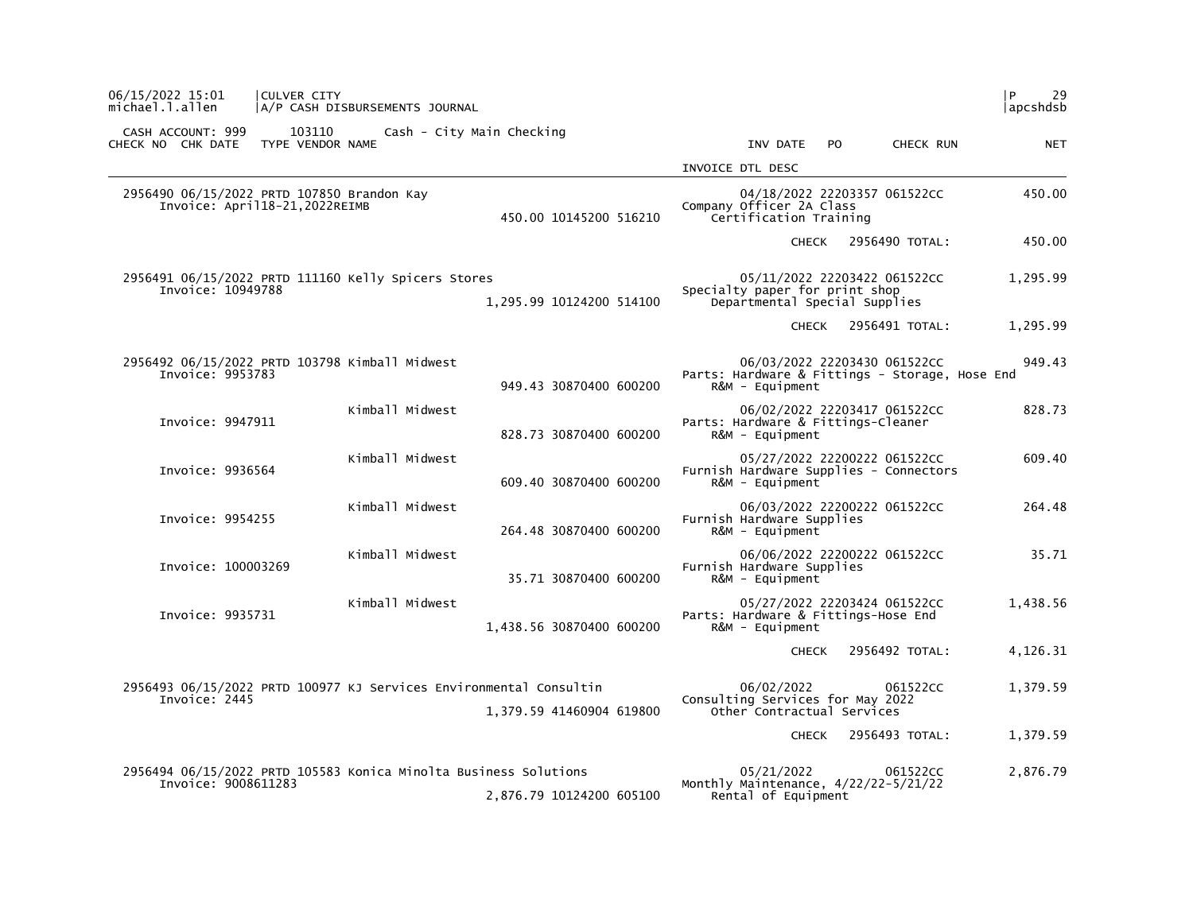06/15/2022 15:01 | CULVER CITY | P 29
michael.l.allen | A/P CASH DISBURSEMENTS JOURNAL | apcshdsb

CASH ACCOUNT: 999 103110 Cash - City Main Checking

| CHECK NO | CHK DATE | TYPE | VENDOR NAME | | | INV DATE | PO | CHECK RUN | NET |
|---|---|---|---|---|---|---|---|---|---|
| | | | | | | INVOICE DTL DESC | | | |
| 2956490 | 06/15/2022 | PRTD | 107850 Brandon Kay | | | 04/18/2022 | 22203357 | 061522CC | 450.00 |
| | Invoice: April18-21,2022REIMB | | | 450.00 | 10145200 516210 | Company Officer 2A Class Certification Training | | | |
| | | | | | | | CHECK | 2956490 TOTAL: | 450.00 |
| 2956491 | 06/15/2022 | PRTD | 111160 Kelly Spicers Stores | | | 05/11/2022 | 22203422 | 061522CC | 1,295.99 |
| | Invoice: 10949788 | | | 1,295.99 | 10124200 514100 | Specialty paper for print shop Departmental Special Supplies | | | |
| | | | | | | | CHECK | 2956491 TOTAL: | 1,295.99 |
| 2956492 | 06/15/2022 | PRTD | 103798 Kimball Midwest | | | 06/03/2022 | 22203430 | 061522CC | 949.43 |
| | Invoice: 9953783 | | | 949.43 | 30870400 600200 | Parts: Hardware & Fittings - Storage, Hose End R&M - Equipment | | | |
| | Invoice: 9947911 | | Kimball Midwest | 828.73 | 30870400 600200 | 06/02/2022 Parts: Hardware & Fittings-Cleaner R&M - Equipment | 22203417 | 061522CC | 828.73 |
| | Invoice: 9936564 | | Kimball Midwest | 609.40 | 30870400 600200 | 05/27/2022 Furnish Hardware Supplies - Connectors R&M - Equipment | 22200222 | 061522CC | 609.40 |
| | Invoice: 9954255 | | Kimball Midwest | 264.48 | 30870400 600200 | 06/03/2022 Furnish Hardware Supplies R&M - Equipment | 22200222 | 061522CC | 264.48 |
| | Invoice: 100003269 | | Kimball Midwest | 35.71 | 30870400 600200 | 06/06/2022 Furnish Hardware Supplies R&M - Equipment | 22200222 | 061522CC | 35.71 |
| | Invoice: 9935731 | | Kimball Midwest | 1,438.56 | 30870400 600200 | 05/27/2022 Parts: Hardware & Fittings-Hose End R&M - Equipment | 22203424 | 061522CC | 1,438.56 |
| | | | | | | | CHECK | 2956492 TOTAL: | 4,126.31 |
| 2956493 | 06/15/2022 | PRTD | 100977 KJ Services Environmental Consultin | | | 06/02/2022 | | 061522CC | 1,379.59 |
| | Invoice: 2445 | | | 1,379.59 | 41460904 619800 | Consulting Services for May 2022 Other Contractual Services | | | |
| | | | | | | | CHECK | 2956493 TOTAL: | 1,379.59 |
| 2956494 | 06/15/2022 | PRTD | 105583 Konica Minolta Business Solutions | | | 05/21/2022 | | 061522CC | 2,876.79 |
| | Invoice: 9008611283 | | | 2,876.79 | 10124200 605100 | Monthly Maintenance, 4/22/22-5/21/22 Rental of Equipment | | | |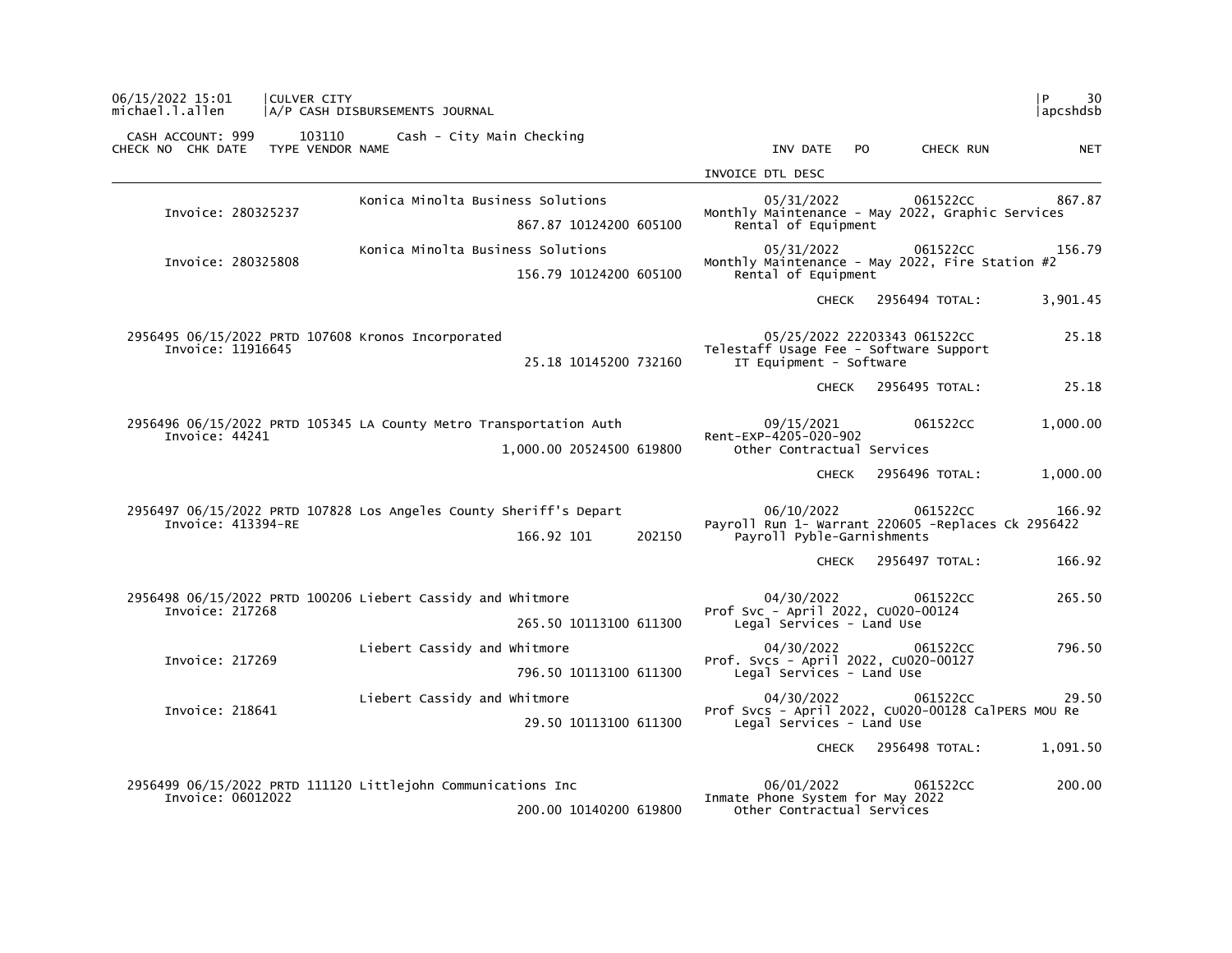CULVER CITY
A/P CASH DISBURSEMENTS JOURNAL

CASH ACCOUNT: 999 103110 Cash - City Main Checking

| CHECK NO | CHK DATE | TYPE | VENDOR | NAME | | INV DATE | PO | CHECK RUN | NET |
|---|---|---|---|---|---|---|---|---|---|
| | | | | | | INVOICE DTL DESC | | | |
| Invoice: 280325237 | | | | Konica Minolta Business Solutions | | 05/31/2022 | | 061522CC | 867.87 |
| | | | | | 867.87 10124200 605100 | Monthly Maintenance - May 2022, Graphic Services<br>Rental of Equipment | | | |
| Invoice: 280325808 | | | | Konica Minolta Business Solutions | | 05/31/2022 | | 061522CC | 156.79 |
| | | | | | 156.79 10124200 605100 | Monthly Maintenance - May 2022, Fire Station #2<br>Rental of Equipment | | | |
| | | | | | | CHECK | | 2956494 TOTAL: | 3,901.45 |
| 2956495 | 06/15/2022 | PRTD | 107608 | Kronos Incorporated | | 05/25/2022 | 22203343 | 061522CC | 25.18 |
| Invoice: 11916645 | | | | | 25.18 10145200 732160 | Telestaff Usage Fee - Software Support<br>IT Equipment - Software | | | |
| | | | | | | CHECK | | 2956495 TOTAL: | 25.18 |
| 2956496 | 06/15/2022 | PRTD | 105345 | LA County Metro Transportation Auth | | 09/15/2021 | | 061522CC | 1,000.00 |
| Invoice: 44241 | | | | | 1,000.00 20524500 619800 | Rent-EXP-4205-020-902<br>Other Contractual Services | | | |
| | | | | | | CHECK | | 2956496 TOTAL: | 1,000.00 |
| 2956497 | 06/15/2022 | PRTD | 107828 | Los Angeles County Sheriff's Depart | | 06/10/2022 | | 061522CC | 166.92 |
| Invoice: 413394-RE | | | | | 166.92 101 202150 | Payroll Run 1- Warrant 220605 -Replaces Ck 2956422<br>Payroll Pyble-Garnishments | | | |
| | | | | | | CHECK | | 2956497 TOTAL: | 166.92 |
| 2956498 | 06/15/2022 | PRTD | 100206 | Liebert Cassidy and Whitmore | | 04/30/2022 | | 061522CC | 265.50 |
| Invoice: 217268 | | | | | 265.50 10113100 611300 | Prof Svc - April 2022, CU020-00124<br>Legal Services - Land Use | | | |
| Invoice: 217269 | | | | Liebert Cassidy and Whitmore | | 04/30/2022 | | 061522CC | 796.50 |
| | | | | | 796.50 10113100 611300 | Prof. Svcs - April 2022, CU020-00127<br>Legal Services - Land Use | | | |
| Invoice: 218641 | | | | Liebert Cassidy and Whitmore | | 04/30/2022 | | 061522CC | 29.50 |
| | | | | | 29.50 10113100 611300 | Prof Svcs - April 2022, CU020-00128 CalPERS MOU Re<br>Legal Services - Land Use | | | |
| | | | | | | CHECK | | 2956498 TOTAL: | 1,091.50 |
| 2956499 | 06/15/2022 | PRTD | 111120 | Littlejohn Communications Inc | | 06/01/2022 | | 061522CC | 200.00 |
| Invoice: 06012022 | | | | | 200.00 10140200 619800 | Inmate Phone System for May 2022<br>Other Contractual Services | | | |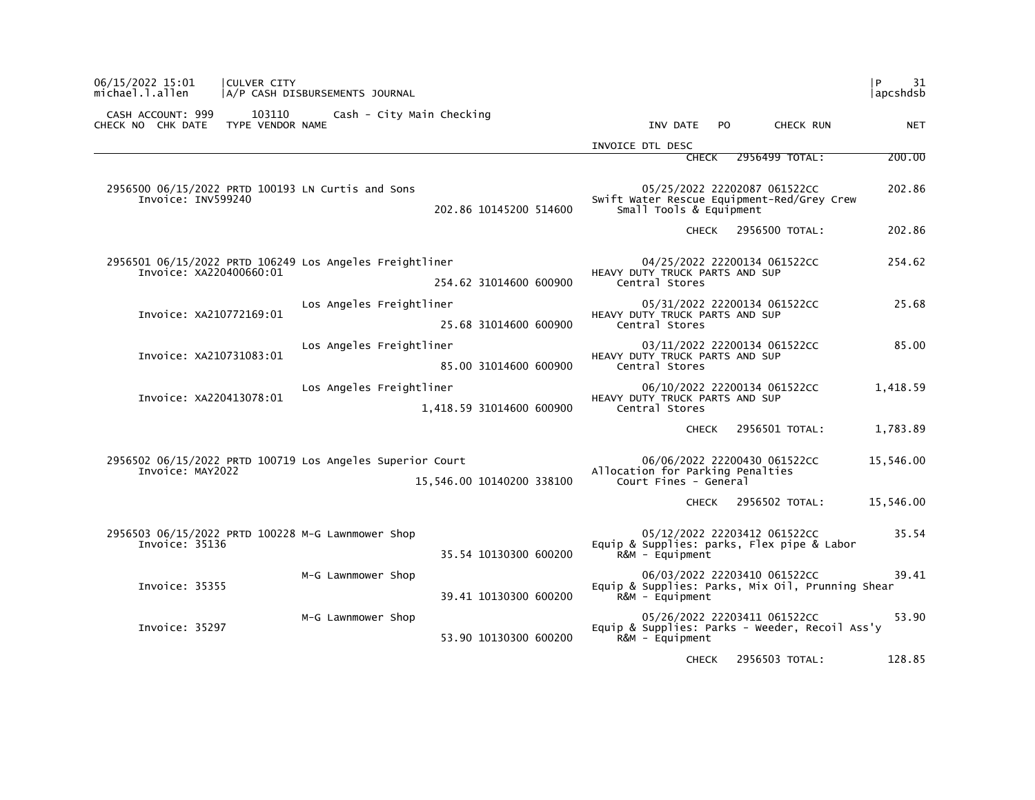06/15/2022 15:01 | CULVER CITY
michael.l.allen | A/P CASH DISBURSEMENTS JOURNAL

CASH ACCOUNT: 999 103110 Cash - City Main Checking

| CHECK NO | CHK DATE | TYPE | VENDOR NAME | | | INV DATE | PO | CHECK RUN | NET |
|---|---|---|---|---|---|---|---|---|---|
| | | | | | | INVOICE DTL DESC | | | |
| | | | | | | CHECK | | 2956499 TOTAL: | 200.00 |
| 2956500 | 06/15/2022 | PRTD | 100193 LN Curtis and Sons | | | 05/25/2022 | 22202087 | 061522CC | 202.86 |
| Invoice: INV599240 | | | | 202.86 10145200 514600 | | Swift Water Rescue Equipment-Red/Grey Crew | | | |
| | | | | | | Small Tools & Equipment | | | |
| | | | | | | CHECK | | 2956500 TOTAL: | 202.86 |
| 2956501 | 06/15/2022 | PRTD | 106249 Los Angeles Freightliner | | | 04/25/2022 | 22200134 | 061522CC | 254.62 |
| Invoice: XA220400660:01 | | | | 254.62 31014600 600900 | | HEAVY DUTY TRUCK PARTS AND SUP | | | |
| | | | | | | Central Stores | | | |
| | | | Los Angeles Freightliner | | | 05/31/2022 | 22200134 | 061522CC | 25.68 |
| Invoice: XA210772169:01 | | | | 25.68 31014600 600900 | | HEAVY DUTY TRUCK PARTS AND SUP | | | |
| | | | | | | Central Stores | | | |
| | | | Los Angeles Freightliner | | | 03/11/2022 | 22200134 | 061522CC | 85.00 |
| Invoice: XA210731083:01 | | | | 85.00 31014600 600900 | | HEAVY DUTY TRUCK PARTS AND SUP | | | |
| | | | | | | Central Stores | | | |
| | | | Los Angeles Freightliner | | | 06/10/2022 | 22200134 | 061522CC | 1,418.59 |
| Invoice: XA220413078:01 | | | | 1,418.59 31014600 600900 | | HEAVY DUTY TRUCK PARTS AND SUP | | | |
| | | | | | | Central Stores | | | |
| | | | | | | CHECK | | 2956501 TOTAL: | 1,783.89 |
| 2956502 | 06/15/2022 | PRTD | 100719 Los Angeles Superior Court | | | 06/06/2022 | 22200430 | 061522CC | 15,546.00 |
| Invoice: MAY2022 | | | | 15,546.00 10140200 338100 | | Allocation for Parking Penalties | | | |
| | | | | | | Court Fines - General | | | |
| | | | | | | CHECK | | 2956502 TOTAL: | 15,546.00 |
| 2956503 | 06/15/2022 | PRTD | 100228 M-G Lawnmower Shop | | | 05/12/2022 | 22203412 | 061522CC | 35.54 |
| Invoice: 35136 | | | | 35.54 10130300 600200 | | Equip & Supplies: parks, Flex pipe & Labor | | | |
| | | | | | | R&M - Equipment | | | |
| | | | M-G Lawnmower Shop | | | 06/03/2022 | 22203410 | 061522CC | 39.41 |
| Invoice: 35355 | | | | 39.41 10130300 600200 | | Equip & Supplies: Parks, Mix Oil, Prunning Shear | | | |
| | | | | | | R&M - Equipment | | | |
| | | | M-G Lawnmower Shop | | | 05/26/2022 | 22203411 | 061522CC | 53.90 |
| Invoice: 35297 | | | | 53.90 10130300 600200 | | Equip & Supplies: Parks - Weeder, Recoil Ass'y | | | |
| | | | | | | R&M - Equipment | | | |
| | | | | | | CHECK | | 2956503 TOTAL: | 128.85 |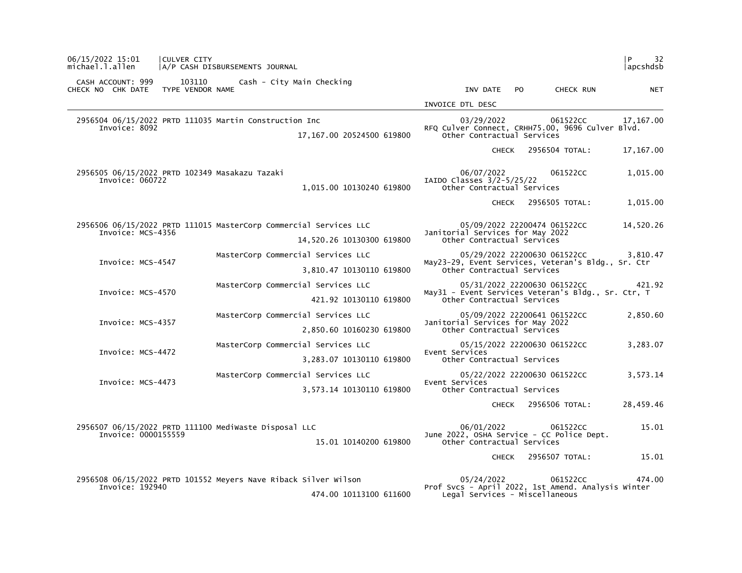CASH ACCOUNT: 999 103110 Cash - City Main Checking

| CHECK NO | CHK DATE | TYPE | VENDOR NAME | | INV DATE | PO | CHECK RUN | NET |
|---|---|---|---|---|---|---|---|---|
| | | | | | INVOICE DTL DESC | | | |
| 2956504 | 06/15/2022 | PRTD | 111035 Martin Construction Inc | | 03/29/2022 | | 061522CC | 17,167.00 |
| | Invoice: 8092 | | | 17,167.00 20524500 619800 | RFQ Culver Connect, CRHH75.00, 9696 Culver Blvd. Other Contractual Services | | | |
| | | | | | | CHECK | 2956504 TOTAL: | 17,167.00 |
| 2956505 | 06/15/2022 | PRTD | 102349 Masakazu Tazaki | | 06/07/2022 | | 061522CC | 1,015.00 |
| | Invoice: 060722 | | | 1,015.00 10130240 619800 | IAIDO Classes 3/2-5/25/22 Other Contractual Services | | | |
| | | | | | | CHECK | 2956505 TOTAL: | 1,015.00 |
| 2956506 | 06/15/2022 | PRTD | 111015 MasterCorp Commercial Services LLC | | 05/09/2022 | 22200474 | 061522CC | 14,520.26 |
| | Invoice: MCS-4356 | | | 14,520.26 10130300 619800 | Janitorial Services for May 2022 Other Contractual Services | | | |
| | | | MasterCorp Commercial Services LLC | | 05/29/2022 | 22200630 | 061522CC | 3,810.47 |
| | Invoice: MCS-4547 | | | 3,810.47 10130110 619800 | May23-29, Event Services, Veteran's Bldg., Sr. Ctr Other Contractual Services | | | |
| | | | MasterCorp Commercial Services LLC | | 05/31/2022 | 22200630 | 061522CC | 421.92 |
| | Invoice: MCS-4570 | | | 421.92 10130110 619800 | May31 - Event Services Veteran's Bldg., Sr. Ctr, T Other Contractual Services | | | |
| | | | MasterCorp Commercial Services LLC | | 05/09/2022 | 22200641 | 061522CC | 2,850.60 |
| | Invoice: MCS-4357 | | | 2,850.60 10160230 619800 | Janitorial Services for May 2022 Other Contractual Services | | | |
| | | | MasterCorp Commercial Services LLC | | 05/15/2022 | 22200630 | 061522CC | 3,283.07 |
| | Invoice: MCS-4472 | | | 3,283.07 10130110 619800 | Event Services Other Contractual Services | | | |
| | | | MasterCorp Commercial Services LLC | | 05/22/2022 | 22200630 | 061522CC | 3,573.14 |
| | Invoice: MCS-4473 | | | 3,573.14 10130110 619800 | Event Services Other Contractual Services | | | |
| | | | | | | CHECK | 2956506 TOTAL: | 28,459.46 |
| 2956507 | 06/15/2022 | PRTD | 111100 MediWaste Disposal LLC | | 06/01/2022 | | 061522CC | 15.01 |
| | Invoice: 0000155559 | | | 15.01 10140200 619800 | June 2022, OSHA Service - CC Police Dept. Other Contractual Services | | | |
| | | | | | | CHECK | 2956507 TOTAL: | 15.01 |
| 2956508 | 06/15/2022 | PRTD | 101552 Meyers Nave Riback Silver Wilson | | 05/24/2022 | | 061522CC | 474.00 |
| | Invoice: 192940 | | | 474.00 10113100 611600 | Prof Svcs - April 2022, 1st Amend. Analysis Winter Legal Services - Miscellaneous | | | |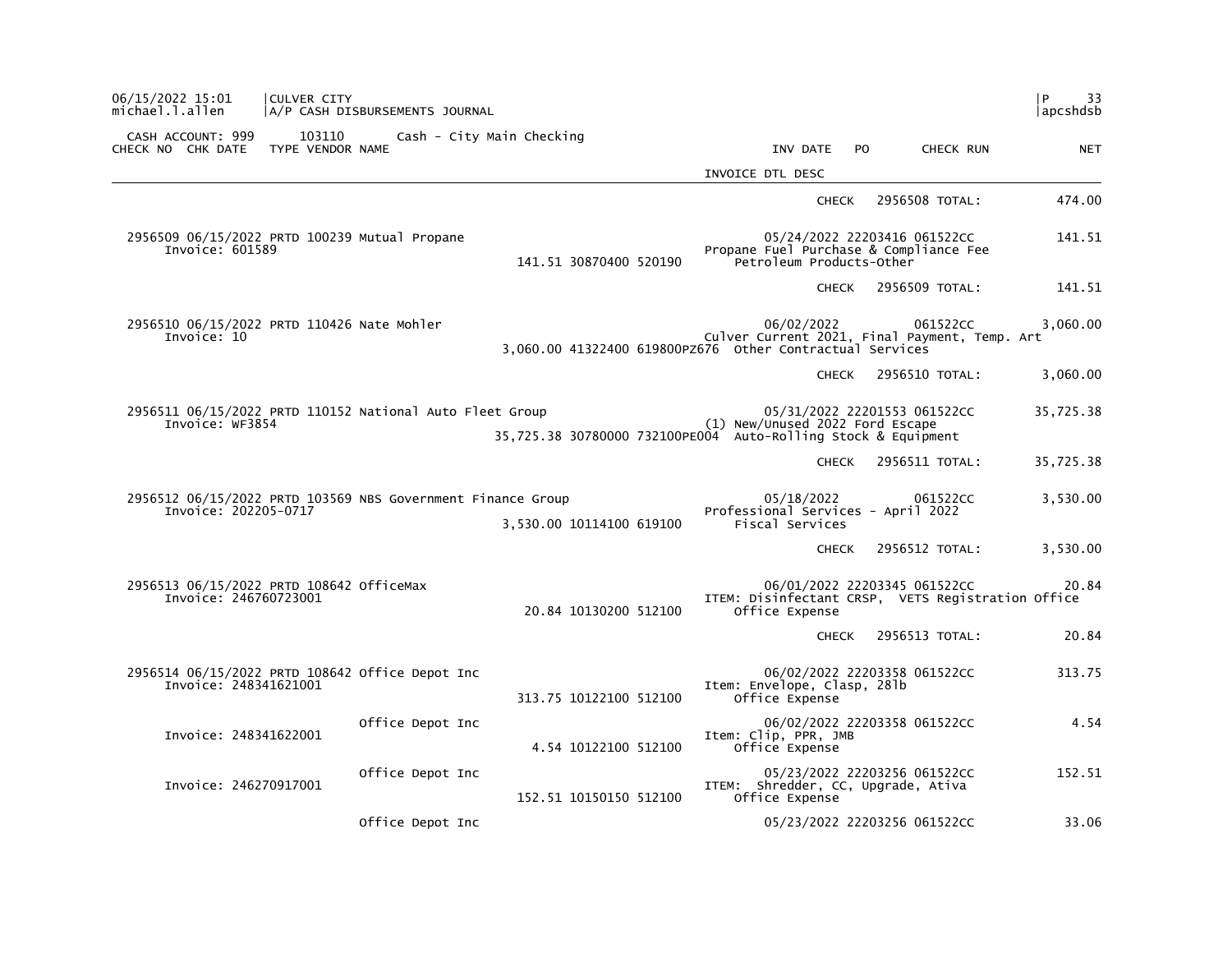CASH ACCOUNT: 999 103110 Cash - City Main Checking

| CHECK NO | CHK DATE | TYPE | VENDOR NAME | | INV DATE | PO | CHECK RUN | NET |
|---|---|---|---|---|---|---|---|---|
| | | | | | INVOICE DTL DESC | | | |
| | | | | | CHECK | | 2956508 TOTAL: | 474.00 |
| 2956509 | 06/15/2022 | PRTD | 100239 Mutual Propane | | 05/24/2022 | 22203416 | 061522CC | 141.51 |
| Invoice: 601589 | | | | 141.51 30870400 520190 | Propane Fuel Purchase & Compliance Fee<br>Petroleum Products-Other | | | |
| | | | | | CHECK | | 2956509 TOTAL: | 141.51 |
| 2956510 | 06/15/2022 | PRTD | 110426 Nate Mohler | | 06/02/2022 | | 061522CC | 3,060.00 |
| Invoice: 10 | | | | 3,060.00 41322400 619800PZ676 | Culver Current 2021, Final Payment, Temp. Art<br>Other Contractual Services | | | |
| | | | | | CHECK | | 2956510 TOTAL: | 3,060.00 |
| 2956511 | 06/15/2022 | PRTD | 110152 National Auto Fleet Group | | 05/31/2022 | 22201553 | 061522CC | 35,725.38 |
| Invoice: WF3854 | | | | 35,725.38 30780000 732100PE004 | (1) New/Unused 2022 Ford Escape<br>Auto-Rolling Stock & Equipment | | | |
| | | | | | CHECK | | 2956511 TOTAL: | 35,725.38 |
| 2956512 | 06/15/2022 | PRTD | 103569 NBS Government Finance Group | | 05/18/2022 | | 061522CC | 3,530.00 |
| Invoice: 202205-0717 | | | | 3,530.00 10114100 619100 | Professional Services - April 2022<br>Fiscal Services | | | |
| | | | | | CHECK | | 2956512 TOTAL: | 3,530.00 |
| 2956513 | 06/15/2022 | PRTD | 108642 OfficeMax | | 06/01/2022 | 22203345 | 061522CC | 20.84 |
| Invoice: 246760723001 | | | | 20.84 10130200 512100 | ITEM: Disinfectant CRSP, VETS Registration Office<br>Office Expense | | | |
| | | | | | CHECK | | 2956513 TOTAL: | 20.84 |
| 2956514 | 06/15/2022 | PRTD | 108642 Office Depot Inc | | 06/02/2022 | 22203358 | 061522CC | 313.75 |
| Invoice: 248341621001 | | | | 313.75 10122100 512100 | Item: Envelope, Clasp, 28lb<br>Office Expense | | | |
| | | | Office Depot Inc | | 06/02/2022 | 22203358 | 061522CC | 4.54 |
| Invoice: 248341622001 | | | | 4.54 10122100 512100 | Item: Clip, PPR, JMB<br>Office Expense | | | |
| | | | Office Depot Inc | | 05/23/2022 | 22203256 | 061522CC | 152.51 |
| Invoice: 246270917001 | | | | 152.51 10150150 512100 | ITEM: Shredder, CC, Upgrade, Ativa<br>Office Expense | | | |
| | | | Office Depot Inc | | 05/23/2022 | 22203256 | 061522CC | 33.06 |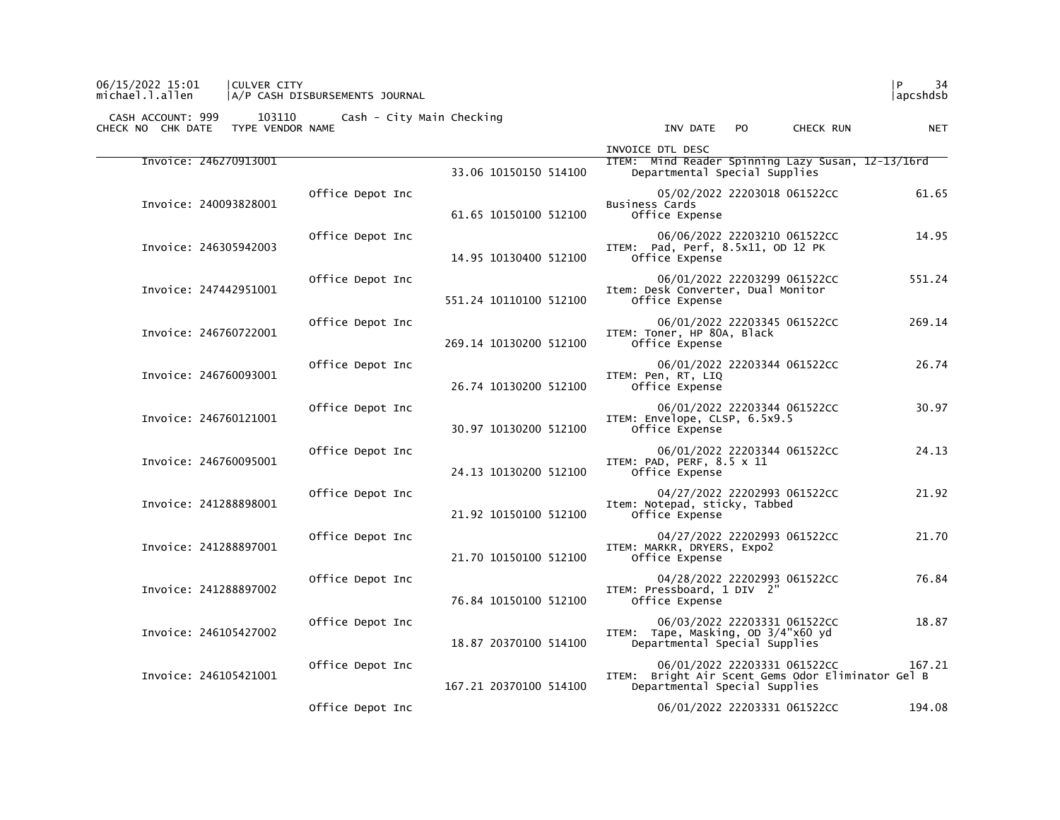CASH ACCOUNT: 999 103110 Cash - City Main Checking

| CHECK NO | CHK DATE | TYPE | VENDOR NAME | | INV DATE | PO | CHECK RUN | NET |
|---|---|---|---|---|---|---|---|---|
| | | | | | INVOICE DTL DESC | | | |
| Invoice: 246270913001 | | | | 33.06 10150150 514100 | ITEM: Mind Reader Spinning Lazy Susan, 12-13/16rd<br>Departmental Special Supplies | | | |
| | | | Office Depot Inc | | 05/02/2022 | 22203018 | 061522CC | 61.65 |
| Invoice: 240093828001 | | | | 61.65 10150100 512100 | Business Cards<br>Office Expense | | | |
| | | | Office Depot Inc | | 06/06/2022 | 22203210 | 061522CC | 14.95 |
| Invoice: 246305942003 | | | | 14.95 10130400 512100 | ITEM: Pad, Perf, 8.5x11, OD 12 PK<br>Office Expense | | | |
| | | | Office Depot Inc | | 06/01/2022 | 22203299 | 061522CC | 551.24 |
| Invoice: 247442951001 | | | | 551.24 10110100 512100 | Item: Desk Converter, Dual Monitor<br>Office Expense | | | |
| | | | Office Depot Inc | | 06/01/2022 | 22203345 | 061522CC | 269.14 |
| Invoice: 246760722001 | | | | 269.14 10130200 512100 | ITEM: Toner, HP 80A, Black<br>Office Expense | | | |
| | | | Office Depot Inc | | 06/01/2022 | 22203344 | 061522CC | 26.74 |
| Invoice: 246760093001 | | | | 26.74 10130200 512100 | ITEM: Pen, RT, LIQ<br>Office Expense | | | |
| | | | Office Depot Inc | | 06/01/2022 | 22203344 | 061522CC | 30.97 |
| Invoice: 246760121001 | | | | 30.97 10130200 512100 | ITEM: Envelope, CLSP, 6.5x9.5<br>Office Expense | | | |
| | | | Office Depot Inc | | 06/01/2022 | 22203344 | 061522CC | 24.13 |
| Invoice: 246760095001 | | | | 24.13 10130200 512100 | ITEM: PAD, PERF, 8.5 x 11<br>Office Expense | | | |
| | | | Office Depot Inc | | 04/27/2022 | 22202993 | 061522CC | 21.92 |
| Invoice: 241288898001 | | | | 21.92 10150100 512100 | Item: Notepad, sticky, Tabbed<br>Office Expense | | | |
| | | | Office Depot Inc | | 04/27/2022 | 22202993 | 061522CC | 21.70 |
| Invoice: 241288897001 | | | | 21.70 10150100 512100 | ITEM: MARKR, DRYERS, Expo2<br>Office Expense | | | |
| | | | Office Depot Inc | | 04/28/2022 | 22202993 | 061522CC | 76.84 |
| Invoice: 241288897002 | | | | 76.84 10150100 512100 | ITEM: Pressboard, 1 DIV 2"<br>Office Expense | | | |
| | | | Office Depot Inc | | 06/03/2022 | 22203331 | 061522CC | 18.87 |
| Invoice: 246105427002 | | | | 18.87 20370100 514100 | ITEM: Tape, Masking, OD 3/4"x60 yd<br>Departmental Special Supplies | | | |
| | | | Office Depot Inc | | 06/01/2022 | 22203331 | 061522CC | 167.21 |
| Invoice: 246105421001 | | | | 167.21 20370100 514100 | ITEM: Bright Air Scent Gems Odor Eliminator Gel B<br>Departmental Special Supplies | | | |
| | | | Office Depot Inc | | 06/01/2022 | 22203331 | 061522CC | 194.08 |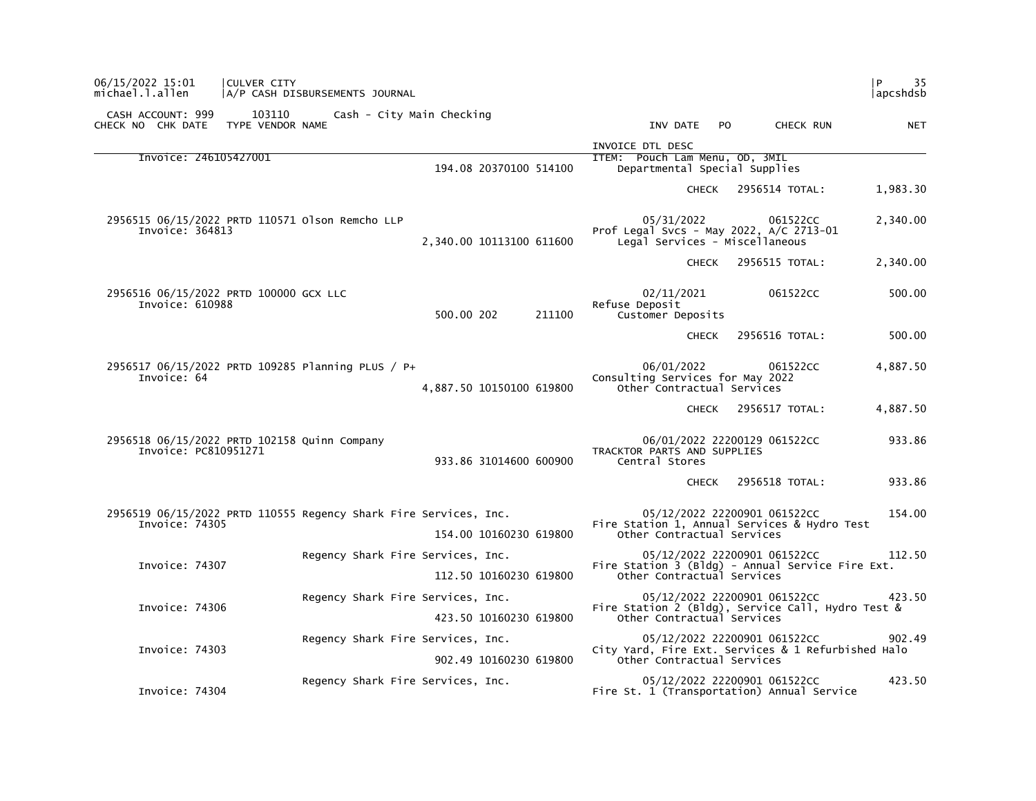CASH ACCOUNT: 999 103110 Cash - City Main Checking

| CHECK NO | CHK DATE | TYPE | VENDOR NAME | | INV DATE | PO | CHECK RUN | NET |
|---|---|---|---|---|---|---|---|---|
| | | | | | INVOICE DTL DESC | | | |
| Invoice: 246105427001 | | | | 194.08 20370100 514100 | ITEM: Pouch Lam Menu, OD, 3MIL<br>Departmental Special Supplies | | | |
| | | | | | CHECK | | 2956514 TOTAL: | 1,983.30 |
| 2956515 | 06/15/2022 | PRTD | 110571 Olson Remcho LLP | | 05/31/2022 | | 061522CC | 2,340.00 |
| Invoice: 364813 | | | | 2,340.00 10113100 611600 | Prof Legal Svcs - May 2022, A/C 2713-01<br>Legal Services - Miscellaneous | | | |
| | | | | | CHECK | | 2956515 TOTAL: | 2,340.00 |
| 2956516 | 06/15/2022 | PRTD | 100000 GCX LLC | | 02/11/2021 | | 061522CC | 500.00 |
| Invoice: 610988 | | | | 500.00 202 211100 | Refuse Deposit<br>Customer Deposits | | | |
| | | | | | CHECK | | 2956516 TOTAL: | 500.00 |
| 2956517 | 06/15/2022 | PRTD | 109285 Planning PLUS / P+ | | 06/01/2022 | | 061522CC | 4,887.50 |
| Invoice: 64 | | | | 4,887.50 10150100 619800 | Consulting Services for May 2022<br>Other Contractual Services | | | |
| | | | | | CHECK | | 2956517 TOTAL: | 4,887.50 |
| 2956518 | 06/15/2022 | PRTD | 102158 Quinn Company | | 06/01/2022 | 22200129 | 061522CC | 933.86 |
| Invoice: PC810951271 | | | | 933.86 31014600 600900 | TRACKTOR PARTS AND SUPPLIES<br>Central Stores | | | |
| | | | | | CHECK | | 2956518 TOTAL: | 933.86 |
| 2956519 | 06/15/2022 | PRTD | 110555 Regency Shark Fire Services, Inc. | | 05/12/2022 | 22200901 | 061522CC | 154.00 |
| Invoice: 74305 | | | | 154.00 10160230 619800 | Fire Station 1, Annual Services & Hydro Test<br>Other Contractual Services | | | |
| | | | Regency Shark Fire Services, Inc. | | 05/12/2022 | 22200901 | 061522CC | 112.50 |
| Invoice: 74307 | | | | 112.50 10160230 619800 | Fire Station 3 (Bldg) - Annual Service Fire Ext.<br>Other Contractual Services | | | |
| | | | Regency Shark Fire Services, Inc. | | 05/12/2022 | 22200901 | 061522CC | 423.50 |
| Invoice: 74306 | | | | 423.50 10160230 619800 | Fire Station 2 (Bldg), Service Call, Hydro Test &<br>Other Contractual Services | | | |
| | | | Regency Shark Fire Services, Inc. | | 05/12/2022 | 22200901 | 061522CC | 902.49 |
| Invoice: 74303 | | | | 902.49 10160230 619800 | City Yard, Fire Ext. Services & 1 Refurbished Halo<br>Other Contractual Services | | | |
| | | | Regency Shark Fire Services, Inc. | | 05/12/2022 | 22200901 | 061522CC | 423.50 |
| Invoice: 74304 | | | | | Fire St. 1 (Transportation) Annual Service | | | |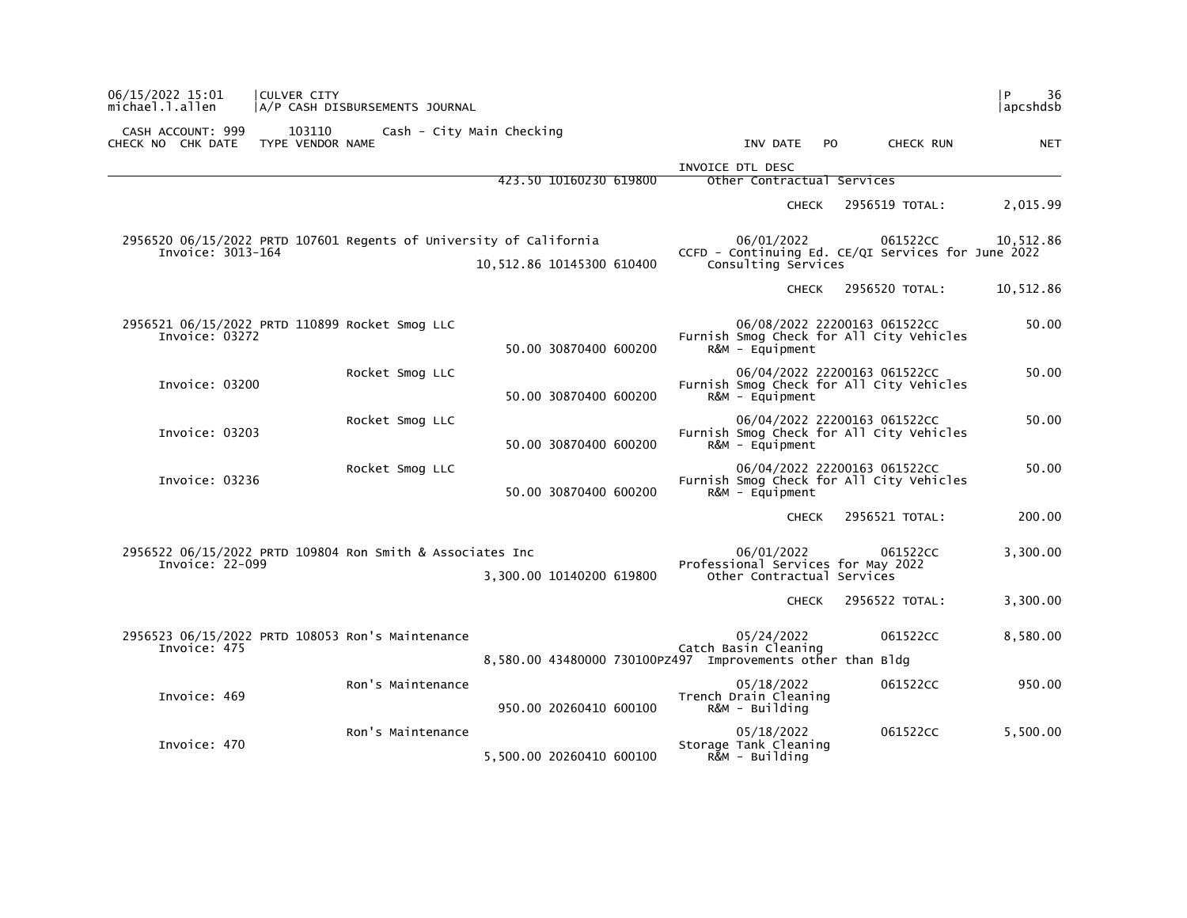CASH ACCOUNT: 999 103110 Cash - City Main Checking

| CHECK NO | CHK DATE | TYPE | VENDOR NAME | AMOUNT / ACCOUNT | INV DATE / INVOICE DTL DESC | PO | CHECK RUN | NET |
|---|---|---|---|---|---|---|---|---|
| | | | | 423.50 10160230 619800 | Other Contractual Services | | | |
| | | | | | CHECK | | 2956519 TOTAL: | 2,015.99 |
| 2956520 | 06/15/2022 | PRTD | 107601 Regents of University of California | | 06/01/2022 | | 061522CC | 10,512.86 |
| Invoice: 3013-164 | | | | | CCFD - Continuing Ed. CE/QI Services for June 2022 | | | |
| | | | | 10,512.86 10145300 610400 | Consulting Services | | | |
| | | | | | CHECK | | 2956520 TOTAL: | 10,512.86 |
| 2956521 | 06/15/2022 | PRTD | 110899 Rocket Smog LLC | | 06/08/2022 | 22200163 | 061522CC | 50.00 |
| Invoice: 03272 | | | | | Furnish Smog Check for All City Vehicles | | | |
| | | | | 50.00 30870400 600200 | R&M - Equipment | | | |
| | | | Rocket Smog LLC | | 06/04/2022 | 22200163 | 061522CC | 50.00 |
| Invoice: 03200 | | | | | Furnish Smog Check for All City Vehicles | | | |
| | | | | 50.00 30870400 600200 | R&M - Equipment | | | |
| | | | Rocket Smog LLC | | 06/04/2022 | 22200163 | 061522CC | 50.00 |
| Invoice: 03203 | | | | | Furnish Smog Check for All City Vehicles | | | |
| | | | | 50.00 30870400 600200 | R&M - Equipment | | | |
| | | | Rocket Smog LLC | | 06/04/2022 | 22200163 | 061522CC | 50.00 |
| Invoice: 03236 | | | | | Furnish Smog Check for All City Vehicles | | | |
| | | | | 50.00 30870400 600200 | R&M - Equipment | | | |
| | | | | | CHECK | | 2956521 TOTAL: | 200.00 |
| 2956522 | 06/15/2022 | PRTD | 109804 Ron Smith & Associates Inc | | 06/01/2022 | | 061522CC | 3,300.00 |
| Invoice: 22-099 | | | | | Professional Services for May 2022 | | | |
| | | | | 3,300.00 10140200 619800 | Other Contractual Services | | | |
| | | | | | CHECK | | 2956522 TOTAL: | 3,300.00 |
| 2956523 | 06/15/2022 | PRTD | 108053 Ron's Maintenance | | 05/24/2022 | | 061522CC | 8,580.00 |
| Invoice: 475 | | | | | Catch Basin Cleaning | | | |
| | | | | 8,580.00 43480000 730100PZ497 | Improvements other than Bldg | | | |
| | | | Ron's Maintenance | | 05/18/2022 | | 061522CC | 950.00 |
| Invoice: 469 | | | | | Trench Drain Cleaning | | | |
| | | | | 950.00 20260410 600100 | R&M - Building | | | |
| | | | Ron's Maintenance | | 05/18/2022 | | 061522CC | 5,500.00 |
| Invoice: 470 | | | | | Storage Tank Cleaning | | | |
| | | | | 5,500.00 20260410 600100 | R&M - Building | | | |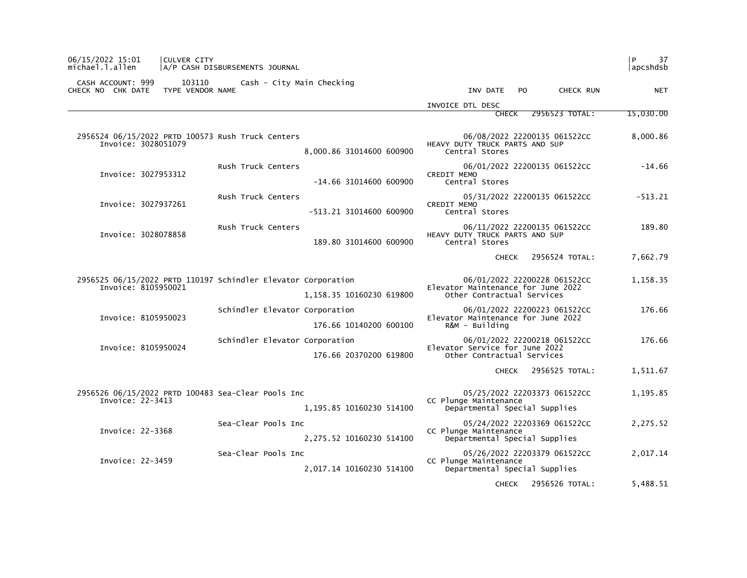06/15/2022 15:01 | CULVER CITY
michael.l.allen | A/P CASH DISBURSEMENTS JOURNAL

CASH ACCOUNT: 999 103110 Cash - City Main Checking

| CHECK NO | CHK DATE | TYPE | VENDOR | NAME | AMOUNT | ACCOUNT | OBJECT | INV DATE | PO | CHECK RUN | NET |
|---|---|---|---|---|---|---|---|---|---|---|---|
| | | | | | | | | INVOICE DTL DESC | | | |
| | | | | | | | | CHECK | | 2956523 TOTAL: | 15,030.00 |
| 2956524 | 06/15/2022 | PRTD | 100573 | Rush Truck Centers | | | | 06/08/2022 | 22200135 | 061522CC | 8,000.86 |
| Invoice: 3028051079 | | | | | 8,000.86 | 31014600 | 600900 | HEAVY DUTY TRUCK PARTS AND SUP / Central Stores | | | |
| | | | | Rush Truck Centers | | | | 06/01/2022 | 22200135 | 061522CC | -14.66 |
| Invoice: 3027953312 | | | | | -14.66 | 31014600 | 600900 | CREDIT MEMO / Central Stores | | | |
| | | | | Rush Truck Centers | | | | 05/31/2022 | 22200135 | 061522CC | -513.21 |
| Invoice: 3027937261 | | | | | -513.21 | 31014600 | 600900 | CREDIT MEMO / Central Stores | | | |
| | | | | Rush Truck Centers | | | | 06/11/2022 | 22200135 | 061522CC | 189.80 |
| Invoice: 3028078858 | | | | | 189.80 | 31014600 | 600900 | HEAVY DUTY TRUCK PARTS AND SUP / Central Stores | | | |
| | | | | | | | | CHECK | | 2956524 TOTAL: | 7,662.79 |
| 2956525 | 06/15/2022 | PRTD | 110197 | Schindler Elevator Corporation | | | | 06/01/2022 | 22200228 | 061522CC | 1,158.35 |
| Invoice: 8105950021 | | | | | 1,158.35 | 10160230 | 619800 | Elevator Maintenance for June 2022 / Other Contractual Services | | | |
| | | | | Schindler Elevator Corporation | | | | 06/01/2022 | 22200223 | 061522CC | 176.66 |
| Invoice: 8105950023 | | | | | 176.66 | 10140200 | 600100 | Elevator Maintenance for June 2022 / R&M - Building | | | |
| | | | | Schindler Elevator Corporation | | | | 06/01/2022 | 22200218 | 061522CC | 176.66 |
| Invoice: 8105950024 | | | | | 176.66 | 20370200 | 619800 | Elevator Service for June 2022 / Other Contractual Services | | | |
| | | | | | | | | CHECK | | 2956525 TOTAL: | 1,511.67 |
| 2956526 | 06/15/2022 | PRTD | 100483 | Sea-Clear Pools Inc | | | | 05/25/2022 | 22203373 | 061522CC | 1,195.85 |
| Invoice: 22-3413 | | | | | 1,195.85 | 10160230 | 514100 | CC Plunge Maintenance / Departmental Special Supplies | | | |
| | | | | Sea-Clear Pools Inc | | | | 05/24/2022 | 22203369 | 061522CC | 2,275.52 |
| Invoice: 22-3368 | | | | | 2,275.52 | 10160230 | 514100 | CC Plunge Maintenance / Departmental Special Supplies | | | |
| | | | | Sea-Clear Pools Inc | | | | 05/26/2022 | 22203379 | 061522CC | 2,017.14 |
| Invoice: 22-3459 | | | | | 2,017.14 | 10160230 | 514100 | CC Plunge Maintenance / Departmental Special Supplies | | | |
| | | | | | | | | CHECK | | 2956526 TOTAL: | 5,488.51 |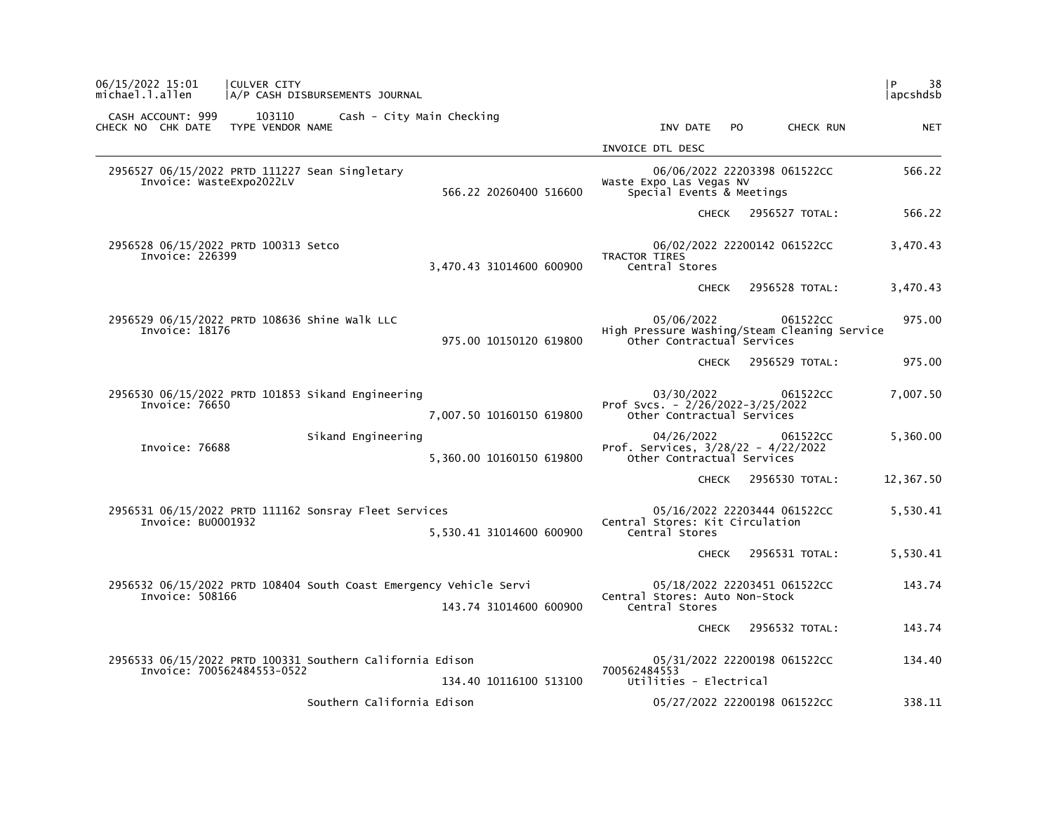CASH ACCOUNT: 999 103110 Cash - City Main Checking

| CHECK NO | CHK DATE | TYPE | VENDOR NAME | | | | INV DATE | PO | CHECK RUN | NET |
|---|---|---|---|---|---|---|---|---|---|---|
| | | | | | | | INVOICE DTL DESC | | | |
| 2956527 | 06/15/2022 | PRTD | 111227 Sean Singletary | | | | 06/06/2022 | 22203398 | 061522CC | 566.22 |
| | Invoice: WasteExpo2022LV | | | 566.22 | 20260400 | 516600 | Waste Expo Las Vegas NV<br>Special Events & Meetings | | | |
| | | | | | | | | CHECK | 2956527 TOTAL: | 566.22 |
| 2956528 | 06/15/2022 | PRTD | 100313 Setco | | | | 06/02/2022 | 22200142 | 061522CC | 3,470.43 |
| | Invoice: 226399 | | | 3,470.43 | 31014600 | 600900 | TRACTOR TIRES<br>Central Stores | | | |
| | | | | | | | | CHECK | 2956528 TOTAL: | 3,470.43 |
| 2956529 | 06/15/2022 | PRTD | 108636 Shine Walk LLC | | | | 05/06/2022 | | 061522CC | 975.00 |
| | Invoice: 18176 | | | 975.00 | 10150120 | 619800 | High Pressure Washing/Steam Cleaning Service<br>Other Contractual Services | | | |
| | | | | | | | | CHECK | 2956529 TOTAL: | 975.00 |
| 2956530 | 06/15/2022 | PRTD | 101853 Sikand Engineering | | | | 03/30/2022 | | 061522CC | 7,007.50 |
| | Invoice: 76650 | | | 7,007.50 | 10160150 | 619800 | Prof Svcs. - 2/26/2022-3/25/2022<br>Other Contractual Services | | | |
| | | | Sikand Engineering | | | | 04/26/2022 | | 061522CC | 5,360.00 |
| | Invoice: 76688 | | | 5,360.00 | 10160150 | 619800 | Prof. Services, 3/28/22 - 4/22/2022<br>Other Contractual Services | | | |
| | | | | | | | | CHECK | 2956530 TOTAL: | 12,367.50 |
| 2956531 | 06/15/2022 | PRTD | 111162 Sonsray Fleet Services | | | | 05/16/2022 | 22203444 | 061522CC | 5,530.41 |
| | Invoice: BU0001932 | | | 5,530.41 | 31014600 | 600900 | Central Stores: Kit Circulation<br>Central Stores | | | |
| | | | | | | | | CHECK | 2956531 TOTAL: | 5,530.41 |
| 2956532 | 06/15/2022 | PRTD | 108404 South Coast Emergency Vehicle Servi | | | | 05/18/2022 | 22203451 | 061522CC | 143.74 |
| | Invoice: 508166 | | | 143.74 | 31014600 | 600900 | Central Stores: Auto Non-Stock<br>Central Stores | | | |
| | | | | | | | | CHECK | 2956532 TOTAL: | 143.74 |
| 2956533 | 06/15/2022 | PRTD | 100331 Southern California Edison | | | | 05/31/2022 | 22200198 | 061522CC | 134.40 |
| | Invoice: 700562484553-0522 | | | 134.40 | 10116100 | 513100 | 700562484553<br>Utilities - Electrical | | | |
| | | | Southern California Edison | | | | 05/27/2022 | 22200198 | 061522CC | 338.11 |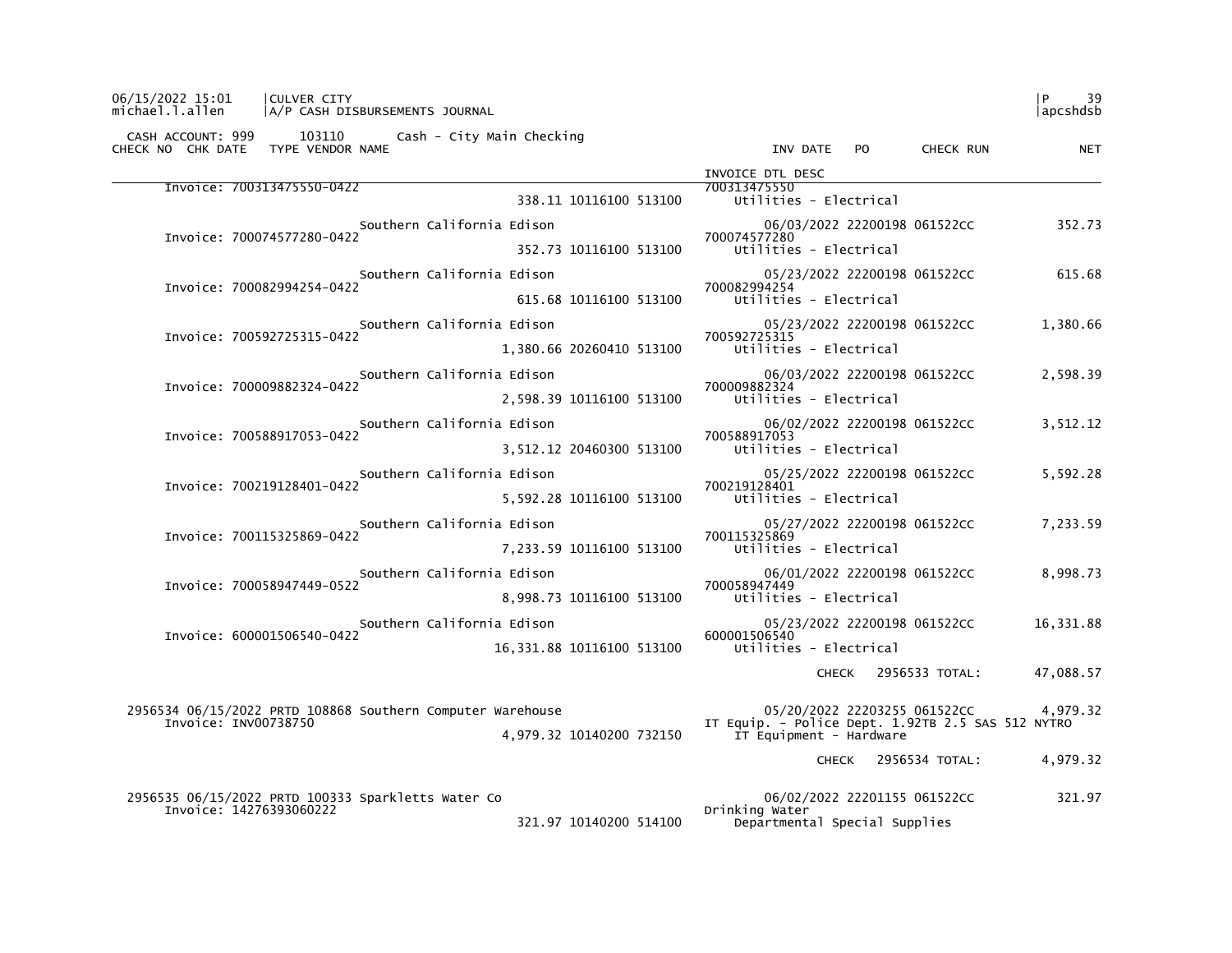CULVER CITY
A/P CASH DISBURSEMENTS JOURNAL

CASH ACCOUNT: 999 103110 Cash - City Main Checking

| CHECK NO | CHK DATE | TYPE | VENDOR NAME | AMOUNT | ACCOUNT | INV DATE / INVOICE DTL DESC | PO | CHECK RUN | NET |
|---|---|---|---|---|---|---|---|---|---|
| | | | Invoice: 700313475550-0422 | 338.11 | 10116100 513100 | 700313475550 Utilities - Electrical | | | |
| | | | Southern California Edison | | | 06/03/2022 | 22200198 | 061522CC | 352.73 |
| | | | Invoice: 700074577280-0422 | 352.73 | 10116100 513100 | 700074577280 Utilities - Electrical | | | |
| | | | Southern California Edison | | | 05/23/2022 | 22200198 | 061522CC | 615.68 |
| | | | Invoice: 700082994254-0422 | 615.68 | 10116100 513100 | 700082994254 Utilities - Electrical | | | |
| | | | Southern California Edison | | | 05/23/2022 | 22200198 | 061522CC | 1,380.66 |
| | | | Invoice: 700592725315-0422 | 1,380.66 | 20260410 513100 | 700592725315 Utilities - Electrical | | | |
| | | | Southern California Edison | | | 06/03/2022 | 22200198 | 061522CC | 2,598.39 |
| | | | Invoice: 700009882324-0422 | 2,598.39 | 10116100 513100 | 700009882324 Utilities - Electrical | | | |
| | | | Southern California Edison | | | 06/02/2022 | 22200198 | 061522CC | 3,512.12 |
| | | | Invoice: 700588917053-0422 | 3,512.12 | 20460300 513100 | 700588917053 Utilities - Electrical | | | |
| | | | Southern California Edison | | | 05/25/2022 | 22200198 | 061522CC | 5,592.28 |
| | | | Invoice: 700219128401-0422 | 5,592.28 | 10116100 513100 | 700219128401 Utilities - Electrical | | | |
| | | | Southern California Edison | | | 05/27/2022 | 22200198 | 061522CC | 7,233.59 |
| | | | Invoice: 700115325869-0422 | 7,233.59 | 10116100 513100 | 700115325869 Utilities - Electrical | | | |
| | | | Southern California Edison | | | 06/01/2022 | 22200198 | 061522CC | 8,998.73 |
| | | | Invoice: 700058947449-0522 | 8,998.73 | 10116100 513100 | 700058947449 Utilities - Electrical | | | |
| | | | Southern California Edison | | | 05/23/2022 | 22200198 | 061522CC | 16,331.88 |
| | | | Invoice: 600001506540-0422 | 16,331.88 | 10116100 513100 | 600001506540 Utilities - Electrical | | | |
| | | | | | | CHECK 2956533 TOTAL: | | | 47,088.57 |
| 2956534 | 06/15/2022 | PRTD | 108868 Southern Computer Warehouse | | | 05/20/2022 | 22203255 | 061522CC | 4,979.32 |
| | | | Invoice: INV00738750 | 4,979.32 | 10140200 732150 | IT Equip. - Police Dept. 1.92TB 2.5 SAS 512 NYTRO IT Equipment - Hardware | | | |
| | | | | | | CHECK 2956534 TOTAL: | | | 4,979.32 |
| 2956535 | 06/15/2022 | PRTD | 100333 Sparkletts Water Co | | | 06/02/2022 | 22201155 | 061522CC | 321.97 |
| | | | Invoice: 14276393060222 | 321.97 | 10140200 514100 | Drinking Water Departmental Special Supplies | | | |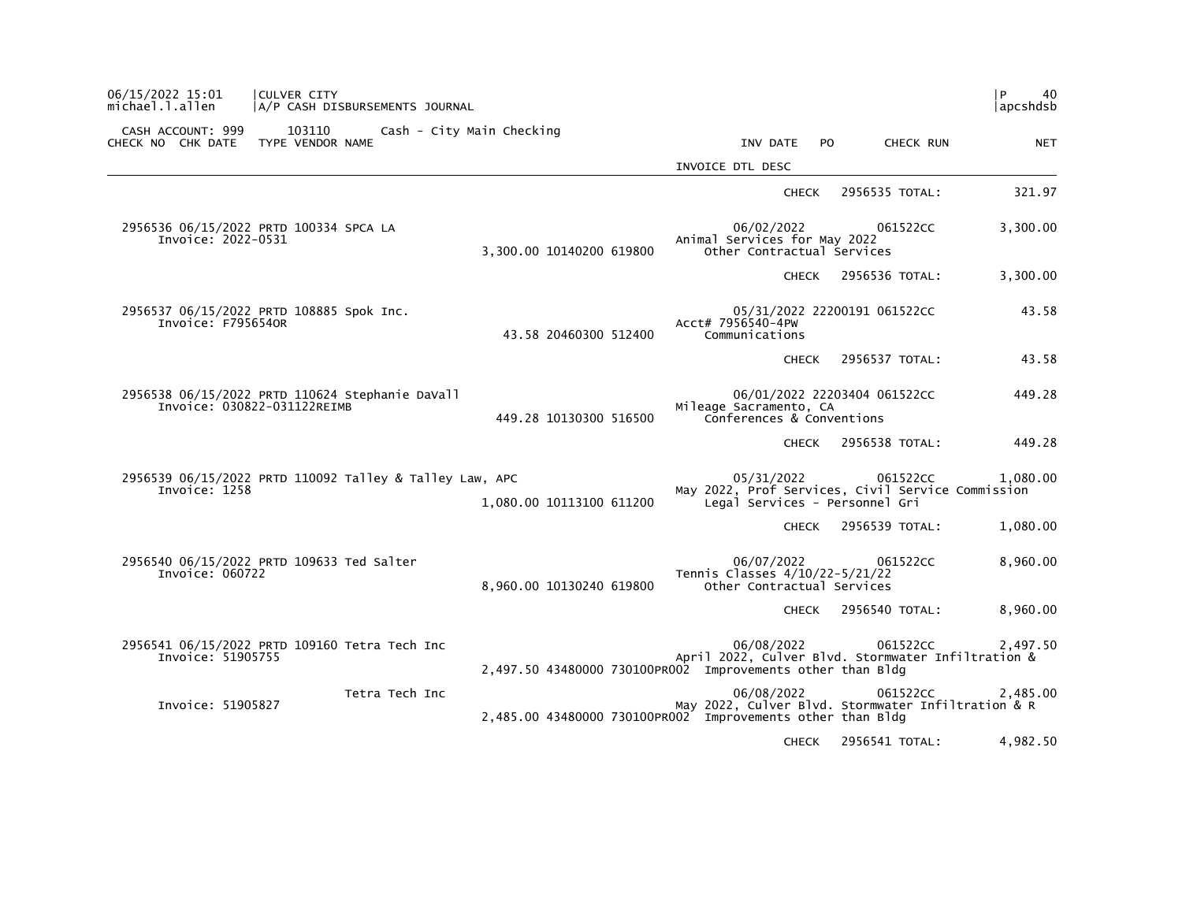06/15/2022 15:01 | CULVER CITY
michael.l.allen | A/P CASH DISBURSEMENTS JOURNAL

CASH ACCOUNT: 999 103110 Cash - City Main Checking

| CHECK NO | CHK DATE | TYPE | VENDOR NAME | | | | INV DATE / INVOICE DTL DESC | PO | CHECK RUN | NET |
|---|---|---|---|---|---|---|---|---|---|---|
| | | | | | | | CHECK | | 2956535 TOTAL: | 321.97 |
| 2956536 | 06/15/2022 | PRTD | 100334 SPCA LA | | | | 06/02/2022 | | 061522CC | 3,300.00 |
| | Invoice: 2022-0531 | | | 3,300.00 | 10140200 | 619800 | Animal Services for May 2022<br>Other Contractual Services | | | |
| | | | | | | | CHECK | | 2956536 TOTAL: | 3,300.00 |
| 2956537 | 06/15/2022 | PRTD | 108885 Spok Inc. | | | | 05/31/2022 | 22200191 | 061522CC | 43.58 |
| | Invoice: F7956540R | | | 43.58 | 20460300 | 512400 | Acct# 7956540-4PW<br>Communications | | | |
| | | | | | | | CHECK | | 2956537 TOTAL: | 43.58 |
| 2956538 | 06/15/2022 | PRTD | 110624 Stephanie DaVall | | | | 06/01/2022 | 22203404 | 061522CC | 449.28 |
| | Invoice: 030822-031122REIMB | | | 449.28 | 10130300 | 516500 | Mileage Sacramento, CA<br>Conferences & Conventions | | | |
| | | | | | | | CHECK | | 2956538 TOTAL: | 449.28 |
| 2956539 | 06/15/2022 | PRTD | 110092 Talley & Talley Law, APC | | | | 05/31/2022 | | 061522CC | 1,080.00 |
| | Invoice: 1258 | | | 1,080.00 | 10113100 | 611200 | May 2022, Prof Services, Civil Service Commission<br>Legal Services - Personnel Gri | | | |
| | | | | | | | CHECK | | 2956539 TOTAL: | 1,080.00 |
| 2956540 | 06/15/2022 | PRTD | 109633 Ted Salter | | | | 06/07/2022 | | 061522CC | 8,960.00 |
| | Invoice: 060722 | | | 8,960.00 | 10130240 | 619800 | Tennis Classes 4/10/22-5/21/22<br>Other Contractual Services | | | |
| | | | | | | | CHECK | | 2956540 TOTAL: | 8,960.00 |
| 2956541 | 06/15/2022 | PRTD | 109160 Tetra Tech Inc | | | | 06/08/2022 | | 061522CC | 2,497.50 |
| | Invoice: 51905755 | | | 2,497.50 | 43480000 | 730100PR002 | April 2022, Culver Blvd. Stormwater Infiltration &<br>Improvements other than Bldg | | | |
| | | | Tetra Tech Inc | | | | 06/08/2022 | | 061522CC | 2,485.00 |
| | Invoice: 51905827 | | | 2,485.00 | 43480000 | 730100PR002 | May 2022, Culver Blvd. Stormwater Infiltration & R<br>Improvements other than Bldg | | | |
| | | | | | | | CHECK | | 2956541 TOTAL: | 4,982.50 |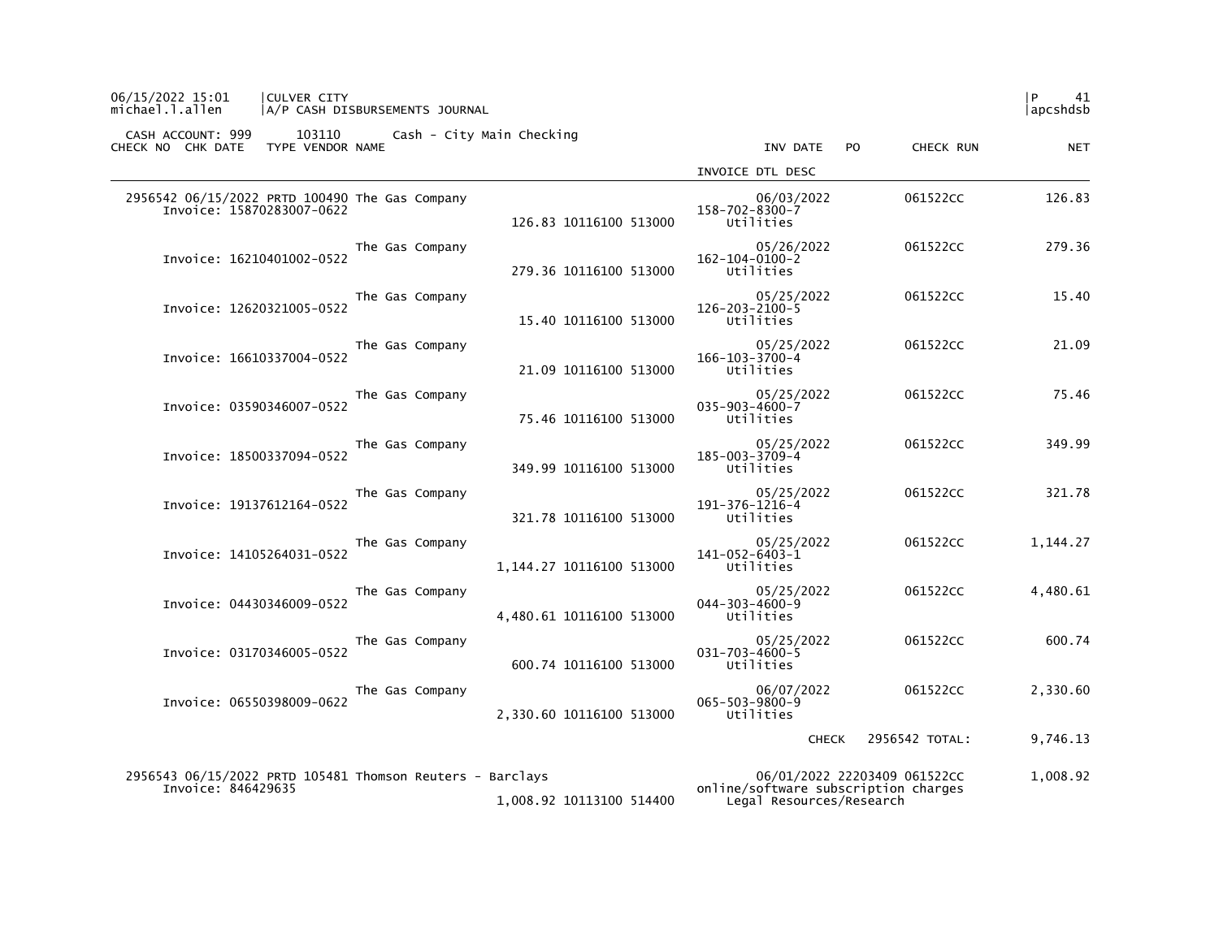CULVER CITY
A/P CASH DISBURSEMENTS JOURNAL

06/15/2022 15:01
michael.l.allen

P 41
apcshdsb

CASH ACCOUNT: 999 103110 Cash - City Main Checking

| CHECK NO | CHK DATE | TYPE | VENDOR NAME | | INV DATE | PO | CHECK RUN | NET |
|---|---|---|---|---|---|---|---|---|
| | | | | | INVOICE DTL DESC | | | |
| 2956542 | 06/15/2022 | PRTD | 100490 The Gas Company | | 06/03/2022 | | 061522CC | 126.83 |
| | Invoice: 15870283007-0622 | | | 126.83 10116100 513000 | 158-702-8300-7 Utilities | | | |
| | | | The Gas Company | | 05/26/2022 | | 061522CC | 279.36 |
| | Invoice: 16210401002-0522 | | | 279.36 10116100 513000 | 162-104-0100-2 Utilities | | | |
| | | | The Gas Company | | 05/25/2022 | | 061522CC | 15.40 |
| | Invoice: 12620321005-0522 | | | 15.40 10116100 513000 | 126-203-2100-5 Utilities | | | |
| | | | The Gas Company | | 05/25/2022 | | 061522CC | 21.09 |
| | Invoice: 16610337004-0522 | | | 21.09 10116100 513000 | 166-103-3700-4 Utilities | | | |
| | | | The Gas Company | | 05/25/2022 | | 061522CC | 75.46 |
| | Invoice: 03590346007-0522 | | | 75.46 10116100 513000 | 035-903-4600-7 Utilities | | | |
| | | | The Gas Company | | 05/25/2022 | | 061522CC | 349.99 |
| | Invoice: 18500337094-0522 | | | 349.99 10116100 513000 | 185-003-3709-4 Utilities | | | |
| | | | The Gas Company | | 05/25/2022 | | 061522CC | 321.78 |
| | Invoice: 19137612164-0522 | | | 321.78 10116100 513000 | 191-376-1216-4 Utilities | | | |
| | | | The Gas Company | | 05/25/2022 | | 061522CC | 1,144.27 |
| | Invoice: 14105264031-0522 | | | 1,144.27 10116100 513000 | 141-052-6403-1 Utilities | | | |
| | | | The Gas Company | | 05/25/2022 | | 061522CC | 4,480.61 |
| | Invoice: 04430346009-0522 | | | 4,480.61 10116100 513000 | 044-303-4600-9 Utilities | | | |
| | | | The Gas Company | | 05/25/2022 | | 061522CC | 600.74 |
| | Invoice: 03170346005-0522 | | | 600.74 10116100 513000 | 031-703-4600-5 Utilities | | | |
| | | | The Gas Company | | 06/07/2022 | | 061522CC | 2,330.60 |
| | Invoice: 06550398009-0522 | | | 2,330.60 10116100 513000 | 065-503-9800-9 Utilities | | | |
| | | | | | CHECK | | 2956542 TOTAL: | 9,746.13 |
| 2956543 | 06/15/2022 | PRTD | 105481 Thomson Reuters - Barclays | | 06/01/2022 | 22203409 | 061522CC | 1,008.92 |
| | Invoice: 846429635 | | | 1,008.92 10113100 514400 | online/software subscription charges Legal Resources/Research | | | |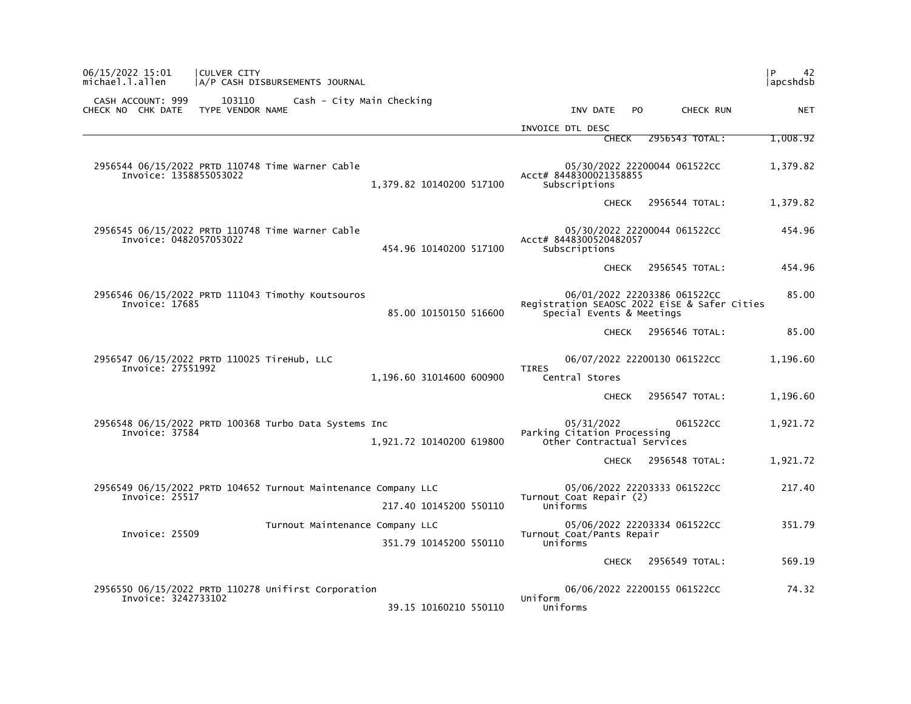CULVER CITY
A/P CASH DISBURSEMENTS JOURNAL

CASH ACCOUNT: 999 103110 Cash - City Main Checking

| CHECK NO | CHK DATE | TYPE | VENDOR NAME | | INV DATE / INVOICE DTL DESC | PO | CHECK RUN | NET |
|---|---|---|---|---|---|---|---|---|
| | | | | | CHECK | | 2956543 TOTAL: | 1,008.92 |
| 2956544 | 06/15/2022 | PRTD | 110748 Time Warner Cable | | 05/30/2022 | 22200044 | 061522CC | 1,379.82 |
| | | | Invoice: 1358855053022 | 1,379.82 10140200 517100 | Acct# 8448300021358855<br>Subscriptions | | | |
| | | | | | CHECK | | 2956544 TOTAL: | 1,379.82 |
| 2956545 | 06/15/2022 | PRTD | 110748 Time Warner Cable | | 05/30/2022 | 22200044 | 061522CC | 454.96 |
| | | | Invoice: 0482057053022 | 454.96 10140200 517100 | Acct# 8448300520482057<br>Subscriptions | | | |
| | | | | | CHECK | | 2956545 TOTAL: | 454.96 |
| 2956546 | 06/15/2022 | PRTD | 111043 Timothy Koutsouros | | 06/01/2022 | 22203386 | 061522CC | 85.00 |
| | | | Invoice: 17685 | 85.00 10150150 516600 | Registration SEAOSC 2022 EiSE & Safer Cities<br>Special Events & Meetings | | | |
| | | | | | CHECK | | 2956546 TOTAL: | 85.00 |
| 2956547 | 06/15/2022 | PRTD | 110025 TireHub, LLC | | 06/07/2022 | 22200130 | 061522CC | 1,196.60 |
| | | | Invoice: 27551992 | 1,196.60 31014600 600900 | TIRES<br>Central Stores | | | |
| | | | | | CHECK | | 2956547 TOTAL: | 1,196.60 |
| 2956548 | 06/15/2022 | PRTD | 100368 Turbo Data Systems Inc | | 05/31/2022 | | 061522CC | 1,921.72 |
| | | | Invoice: 37584 | 1,921.72 10140200 619800 | Parking Citation Processing<br>Other Contractual Services | | | |
| | | | | | CHECK | | 2956548 TOTAL: | 1,921.72 |
| 2956549 | 06/15/2022 | PRTD | 104652 Turnout Maintenance Company LLC | | 05/06/2022 | 22203333 | 061522CC | 217.40 |
| | | | Invoice: 25517 | 217.40 10145200 550110 | Turnout Coat Repair (2)<br>Uniforms | | | |
| | | | Turnout Maintenance Company LLC | | 05/06/2022 | 22203334 | 061522CC | 351.79 |
| | | | Invoice: 25509 | 351.79 10145200 550110 | Turnout Coat/Pants Repair<br>Uniforms | | | |
| | | | | | CHECK | | 2956549 TOTAL: | 569.19 |
| 2956550 | 06/15/2022 | PRTD | 110278 Unifirst Corporation | | 06/06/2022 | 22200155 | 061522CC | 74.32 |
| | | | Invoice: 3242733102 | 39.15 10160210 550110 | Uniform<br>Uniforms | | | |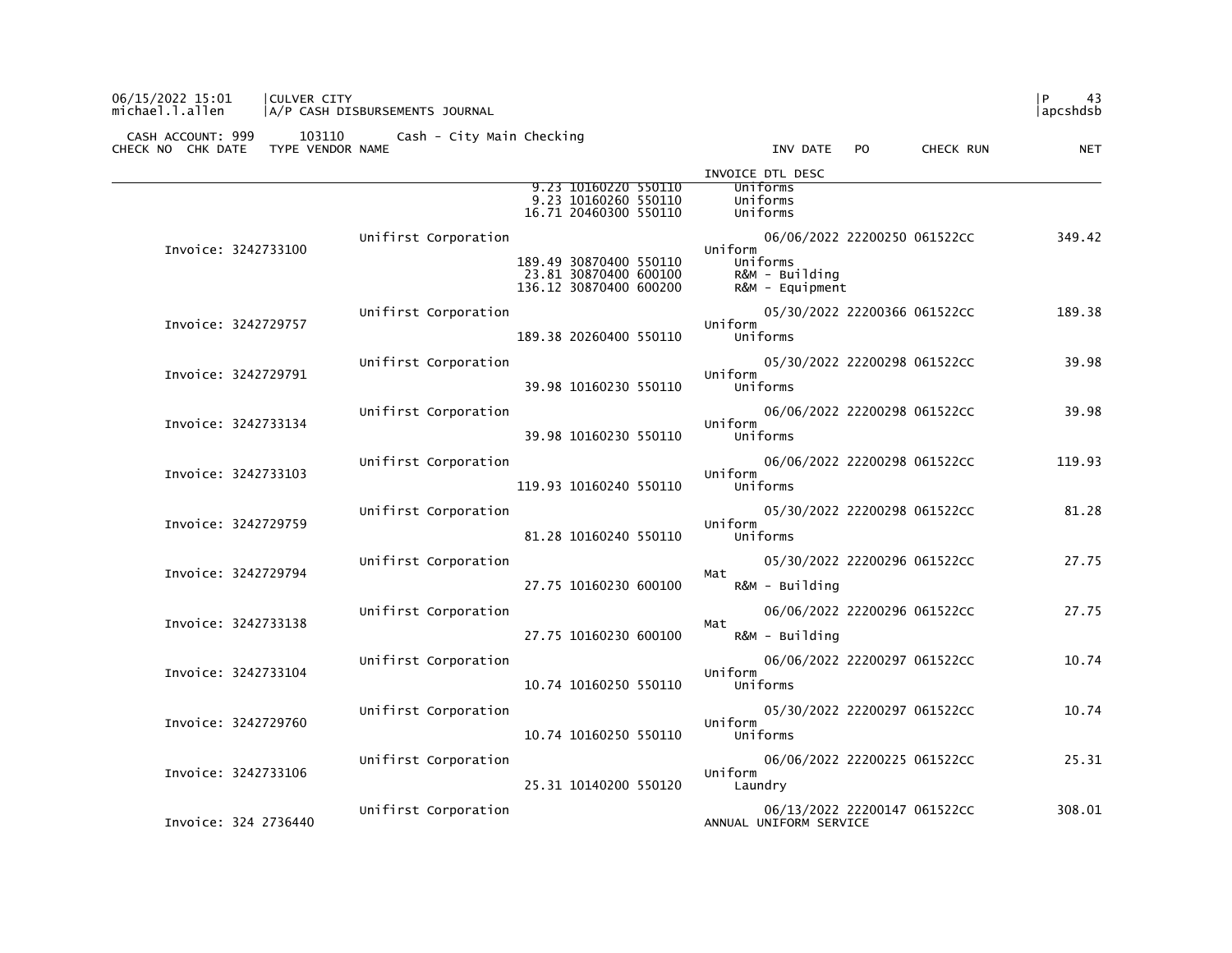CASH ACCOUNT: 999 103110 Cash - City Main Checking

| CHECK NO | CHK DATE | TYPE VENDOR NAME | | INV DATE | PO | CHECK RUN | NET |
|---|---|---|---|---|---|---|---|
| | | | | INVOICE DTL DESC | | | |
| | | | 9.23 10160220 550110 | Uniforms | | | |
| | | | 9.23 10160260 550110 | Uniforms | | | |
| | | | 16.71 20460300 550110 | Uniforms | | | |
| Invoice: 3242733100 | | Unifirst Corporation | | 06/06/2022 | 22200250 | 061522CC | 349.42 |
| | | | | Uniform | | | |
| | | | 189.49 30870400 550110 | Uniforms | | | |
| | | | 23.81 30870400 600100 | R&M - Building | | | |
| | | | 136.12 30870400 600200 | R&M - Equipment | | | |
| Invoice: 3242729757 | | Unifirst Corporation | | 05/30/2022 | 22200366 | 061522CC | 189.38 |
| | | | | Uniform | | | |
| | | | 189.38 20260400 550110 | Uniforms | | | |
| Invoice: 3242729791 | | Unifirst Corporation | | 05/30/2022 | 22200298 | 061522CC | 39.98 |
| | | | | Uniform | | | |
| | | | 39.98 10160230 550110 | Uniforms | | | |
| Invoice: 3242733134 | | Unifirst Corporation | | 06/06/2022 | 22200298 | 061522CC | 39.98 |
| | | | | Uniform | | | |
| | | | 39.98 10160230 550110 | Uniforms | | | |
| Invoice: 3242733103 | | Unifirst Corporation | | 06/06/2022 | 22200298 | 061522CC | 119.93 |
| | | | | Uniform | | | |
| | | | 119.93 10160240 550110 | Uniforms | | | |
| Invoice: 3242729759 | | Unifirst Corporation | | 05/30/2022 | 22200298 | 061522CC | 81.28 |
| | | | | Uniform | | | |
| | | | 81.28 10160240 550110 | Uniforms | | | |
| Invoice: 3242729794 | | Unifirst Corporation | | 05/30/2022 | 22200296 | 061522CC | 27.75 |
| | | | | Mat | | | |
| | | | 27.75 10160230 600100 | R&M - Building | | | |
| Invoice: 3242733138 | | Unifirst Corporation | | 06/06/2022 | 22200296 | 061522CC | 27.75 |
| | | | | Mat | | | |
| | | | 27.75 10160230 600100 | R&M - Building | | | |
| Invoice: 3242733104 | | Unifirst Corporation | | 06/06/2022 | 22200297 | 061522CC | 10.74 |
| | | | | Uniform | | | |
| | | | 10.74 10160250 550110 | Uniforms | | | |
| Invoice: 3242729760 | | Unifirst Corporation | | 05/30/2022 | 22200297 | 061522CC | 10.74 |
| | | | | Uniform | | | |
| | | | 10.74 10160250 550110 | Uniforms | | | |
| Invoice: 3242733106 | | Unifirst Corporation | | 06/06/2022 | 22200225 | 061522CC | 25.31 |
| | | | | Uniform | | | |
| | | | 25.31 10140200 550120 | Laundry | | | |
| Invoice: 324 2736440 | | Unifirst Corporation | | 06/13/2022 | 22200147 | 061522CC | 308.01 |
| | | | | ANNUAL UNIFORM SERVICE | | | |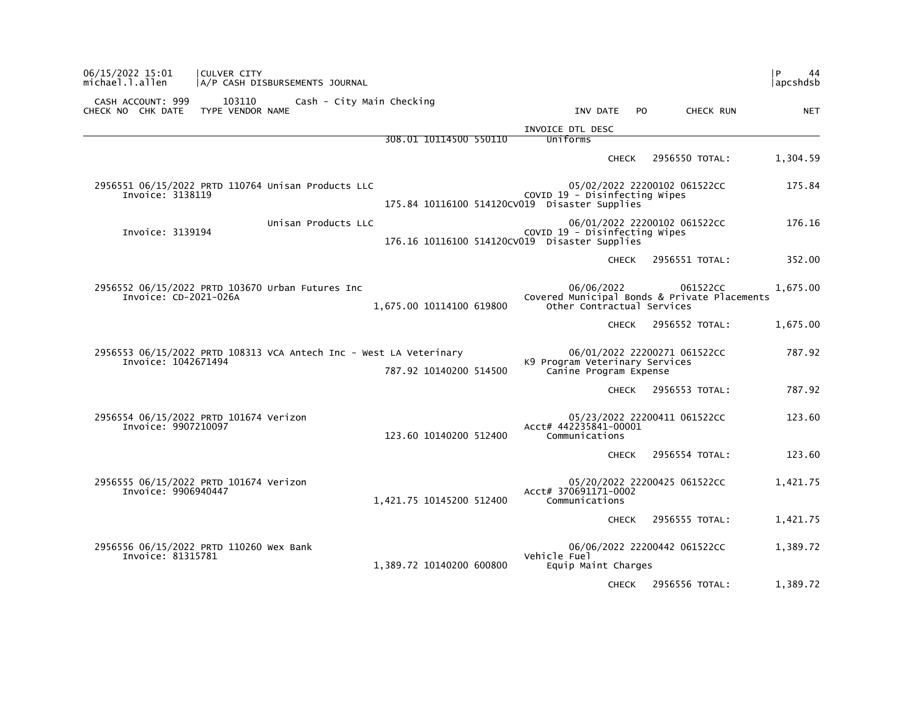CULVER CITY
A/P CASH DISBURSEMENTS JOURNAL

CASH ACCOUNT: 999 103110 Cash - City Main Checking

| CHECK NO | CHK DATE | TYPE | VENDOR NAME | AMOUNT | ACCOUNT | INVOICE DTL DESC | INV DATE | PO | CHECK RUN | NET |
|---|---|---|---|---|---|---|---|---|---|---|
| | | | | 308.01 | 10114500 550110 | Uniforms | | | | |
| | | | | | | | CHECK | | 2956550 TOTAL: | 1,304.59 |
| 2956551 | 06/15/2022 | PRTD | 110764 Unisan Products LLC | | | COVID 19 - Disinfecting Wipes | 05/02/2022 | 22200102 | 061522CC | 175.84 |
| Invoice: 3138119 | | | | 175.84 | 10116100 514120CV019 | Disaster Supplies | | | | |
| | | | Unisan Products LLC | | | COVID 19 - Disinfecting Wipes | 06/01/2022 | 22200102 | 061522CC | 176.16 |
| Invoice: 3139194 | | | | 176.16 | 10116100 514120CV019 | Disaster Supplies | | | | |
| | | | | | | | CHECK | | 2956551 TOTAL: | 352.00 |
| 2956552 | 06/15/2022 | PRTD | 103670 Urban Futures Inc | | | Covered Municipal Bonds & Private Placements | 06/06/2022 | | 061522CC | 1,675.00 |
| Invoice: CD-2021-026A | | | | 1,675.00 | 10114100 619800 | Other Contractual Services | | | | |
| | | | | | | | CHECK | | 2956552 TOTAL: | 1,675.00 |
| 2956553 | 06/15/2022 | PRTD | 108313 VCA Antech Inc - West LA Veterinary | | | K9 Program Veterinary Services | 06/01/2022 | 22200271 | 061522CC | 787.92 |
| Invoice: 1042671494 | | | | 787.92 | 10140200 514500 | Canine Program Expense | | | | |
| | | | | | | | CHECK | | 2956553 TOTAL: | 787.92 |
| 2956554 | 06/15/2022 | PRTD | 101674 Verizon | | | Acct# 442235841-00001 | 05/23/2022 | 22200411 | 061522CC | 123.60 |
| Invoice: 9907210097 | | | | 123.60 | 10140200 512400 | Communications | | | | |
| | | | | | | | CHECK | | 2956554 TOTAL: | 123.60 |
| 2956555 | 06/15/2022 | PRTD | 101674 Verizon | | | Acct# 370691171-0002 | 05/20/2022 | 22200425 | 061522CC | 1,421.75 |
| Invoice: 9906940447 | | | | 1,421.75 | 10145200 512400 | Communications | | | | |
| | | | | | | | CHECK | | 2956555 TOTAL: | 1,421.75 |
| 2956556 | 06/15/2022 | PRTD | 110260 Wex Bank | | | Vehicle Fuel | 06/06/2022 | 22200442 | 061522CC | 1,389.72 |
| Invoice: 81315781 | | | | 1,389.72 | 10140200 600800 | Equip Maint Charges | | | | |
| | | | | | | | CHECK | | 2956556 TOTAL: | 1,389.72 |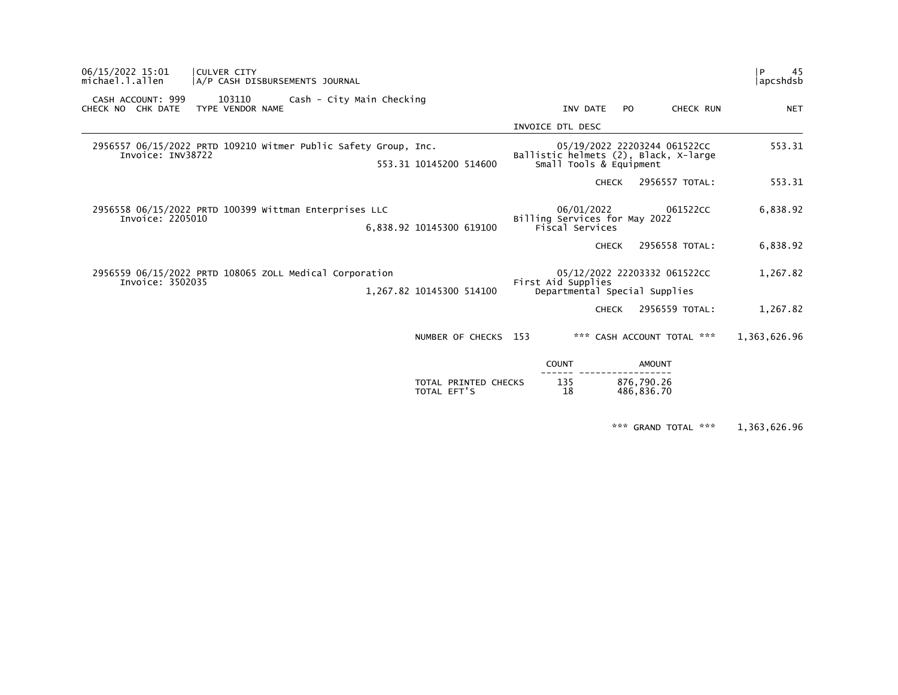06/15/2022 15:01 | CULVER CITY
michael.l.allen | A/P CASH DISBURSEMENTS JOURNAL

CASH ACCOUNT: 999 103110 Cash - City Main Checking

| CHECK NO | CHK DATE | TYPE | VENDOR NAME | | | INV DATE | PO | CHECK RUN | NET |
|---|---|---|---|---|---|---|---|---|---|
| | | | | | | INVOICE DTL DESC | | | |
| 2956557 | 06/15/2022 | PRTD | 109210 Witmer Public Safety Group, Inc. | | | 05/19/2022 | 22203244 | 061522CC | 553.31 |
| | Invoice: INV38722 | | | | | Ballistic helmets (2), Black, X-large | | | |
| | | | | 553.31 | 10145200 514600 | Small Tools & Equipment | | | |
| | | | | | | | CHECK | 2956557 TOTAL: | 553.31 |
| 2956558 | 06/15/2022 | PRTD | 100399 Wittman Enterprises LLC | | | 06/01/2022 | | 061522CC | 6,838.92 |
| | Invoice: 2205010 | | | | | Billing Services for May 2022 | | | |
| | | | | 6,838.92 | 10145300 619100 | Fiscal Services | | | |
| | | | | | | | CHECK | 2956558 TOTAL: | 6,838.92 |
| 2956559 | 06/15/2022 | PRTD | 108065 ZOLL Medical Corporation | | | 05/12/2022 | 22203332 | 061522CC | 1,267.82 |
| | Invoice: 3502035 | | | | | First Aid Supplies | | | |
| | | | | 1,267.82 | 10145300 514100 | Departmental Special Supplies | | | |
| | | | | | | | CHECK | 2956559 TOTAL: | 1,267.82 |

NUMBER OF CHECKS 153 *** CASH ACCOUNT TOTAL *** 1,363,626.96

| | COUNT | AMOUNT |
|---|---|---|
| TOTAL PRINTED CHECKS | 135 | 876,790.26 |
| TOTAL EFT'S | 18 | 486,836.70 |

*** GRAND TOTAL *** 1,363,626.96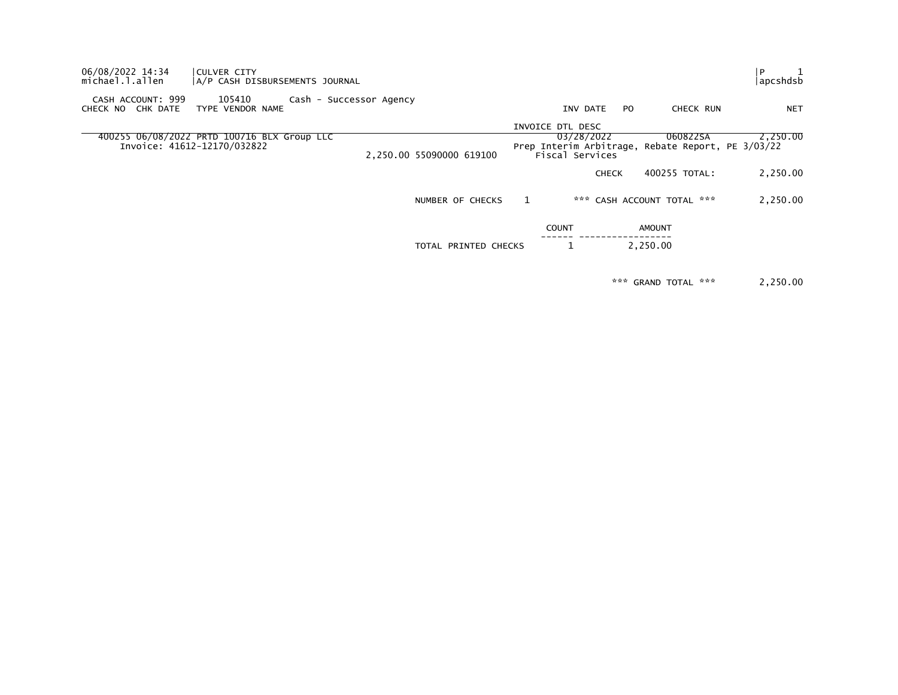06/08/2022 14:34 | CULVER CITY | P 1
michael.l.allen | A/P CASH DISBURSEMENTS JOURNAL | apcshdsb

CASH ACCOUNT: 999 105410 Cash - Successor Agency

| CHECK NO | CHK DATE | TYPE | VENDOR NAME | | INV DATE / INVOICE DTL DESC | PO | CHECK RUN | NET |
|---|---|---|---|---|---|---|---|---|
| 400255 | 06/08/2022 | PRTD | 100716 BLX Group LLC | | 03/28/2022 | | 060822SA | 2,250.00 |
| | | | Invoice: 41612-12170/032822 | 2,250.00 55090000 619100 | Prep Interim Arbitrage, Rebate Report, PE 3/03/22 Fiscal Services | | | |
| | | | | | CHECK | | 400255 TOTAL: | 2,250.00 |

NUMBER OF CHECKS 1 *** CASH ACCOUNT TOTAL *** 2,250.00

| | COUNT | AMOUNT |
|---|---|---|
| TOTAL PRINTED CHECKS | 1 | 2,250.00 |

*** GRAND TOTAL *** 2,250.00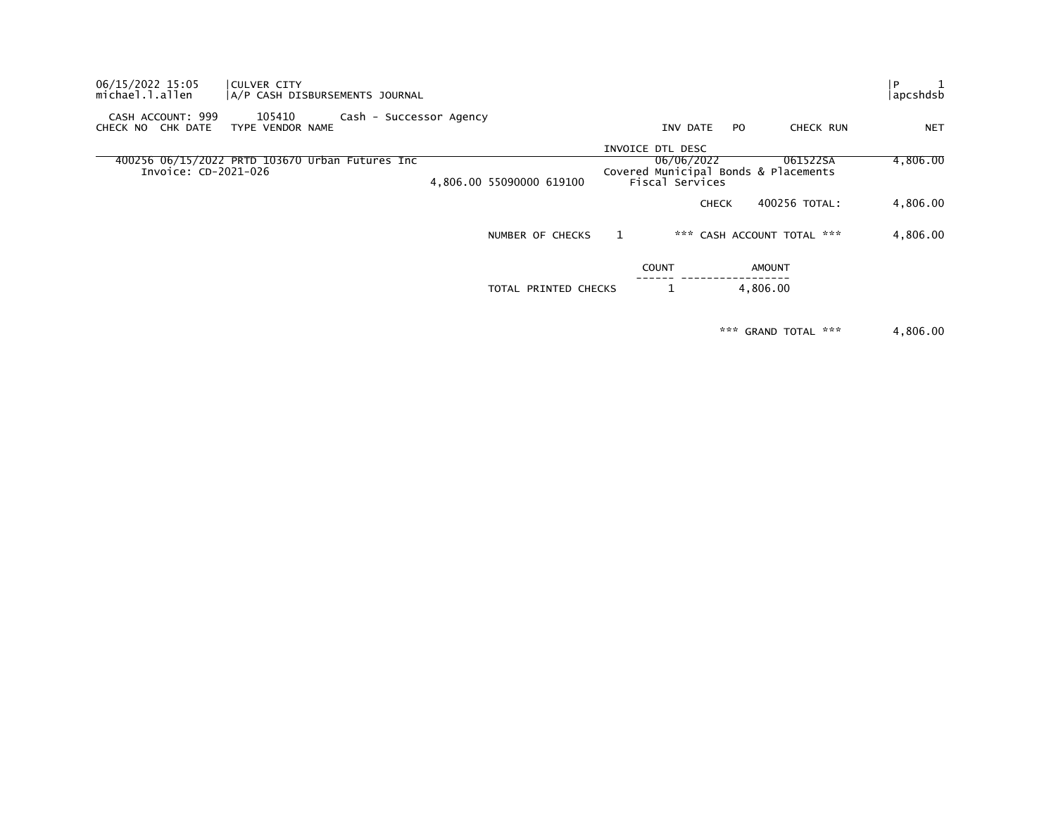06/15/2022 15:05 | CULVER CITY | P 1
michael.l.allen | A/P CASH DISBURSEMENTS JOURNAL | apcshdsb

CASH ACCOUNT: 999 105410 Cash - Successor Agency

| CHECK NO | CHK DATE | TYPE | VENDOR NAME | | | INV DATE | PO | CHECK RUN | NET |
|---|---|---|---|---|---|---|---|---|---|
| | | | | | | INVOICE DTL DESC | | | |
| 400256 | 06/15/2022 | PRTD | 103670 Urban Futures Inc | | | 06/06/2022 | | 061522SA | 4,806.00 |
| | Invoice: CD-2021-026 | | | | | Covered Municipal Bonds & Placements | | | |
| | | | | 4,806.00 | 55090000 619100 | Fiscal Services | | | |
| | | | | | | | CHECK | 400256 TOTAL: | 4,806.00 |

NUMBER OF CHECKS 1 *** CASH ACCOUNT TOTAL *** 4,806.00

| | COUNT | AMOUNT |
|---|---|---|
| TOTAL PRINTED CHECKS | 1 | 4,806.00 |

*** GRAND TOTAL *** 4,806.00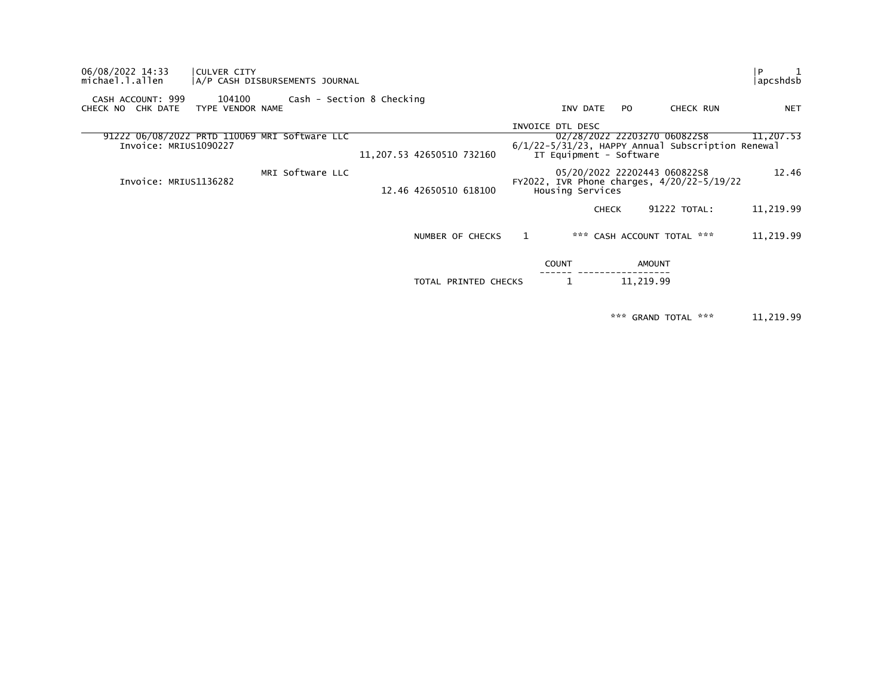06/08/2022 14:33 | CULVER CITY | P 1
michael.l.allen | A/P CASH DISBURSEMENTS JOURNAL | apcshdsb

CASH ACCOUNT: 999 104100 Cash - Section 8 Checking

| CHECK NO | CHK DATE | TYPE | VENDOR NAME | | INV DATE | PO | CHECK RUN | NET |
|---|---|---|---|---|---|---|---|---|
| | | | | | INVOICE DTL DESC | | | |
| 91222 | 06/08/2022 | PRTD | 110069 MRI Software LLC | | 02/28/2022 | 22203270 | 060822S8 | 11,207.53 |
| Invoice: MRIUS1090227 | | | | 11,207.53 42650510 732160 | 6/1/22-5/31/23, HAPPY Annual Subscription Renewal IT Equipment - Software | | | |
| | | | MRI Software LLC | | 05/20/2022 | 22202443 | 060822S8 | 12.46 |
| Invoice: MRIUS1136282 | | | | 12.46 42650510 618100 | FY2022, IVR Phone charges, 4/20/22-5/19/22 Housing Services | | | |
| | | | | | CHECK | | 91222 TOTAL: | 11,219.99 |

NUMBER OF CHECKS 1 *** CASH ACCOUNT TOTAL *** 11,219.99

| | COUNT | AMOUNT |
|---|---|---|
| TOTAL PRINTED CHECKS | 1 | 11,219.99 |

*** GRAND TOTAL *** 11,219.99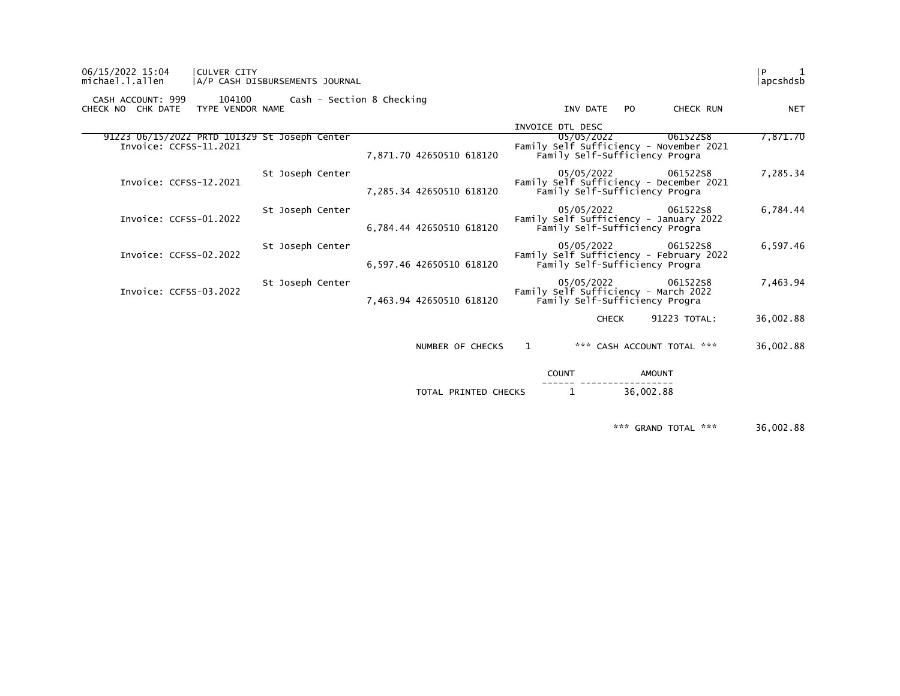06/15/2022 15:04 | CULVER CITY | P 1
michael.l.allen | A/P CASH DISBURSEMENTS JOURNAL | apcshdsb

CASH ACCOUNT: 999 104100 Cash - Section 8 Checking

| CHECK NO | CHK DATE | TYPE | VENDOR NAME | | INV DATE / INVOICE DTL DESC | PO | CHECK RUN | NET |
|---|---|---|---|---|---|---|---|---|
| 91223 | 06/15/2022 | PRTD | 101329 St Joseph Center | | 05/05/2022 | | 061522S8 | 7,871.70 |
| Invoice: CCFSS-11.2021 | | | | | Family Self Sufficiency - November 2021 | | | |
| | | | | 7,871.70 42650510 618120 | Family Self-Sufficiency Progra | | | |
| | | | St Joseph Center | | 05/05/2022 | | 061522S8 | 7,285.34 |
| Invoice: CCFSS-12.2021 | | | | | Family Self Sufficiency - December 2021 | | | |
| | | | | 7,285.34 42650510 618120 | Family Self-Sufficiency Progra | | | |
| | | | St Joseph Center | | 05/05/2022 | | 061522S8 | 6,784.44 |
| Invoice: CCFSS-01.2022 | | | | | Family Self Sufficiency - January 2022 | | | |
| | | | | 6,784.44 42650510 618120 | Family Self-Sufficiency Progra | | | |
| | | | St Joseph Center | | 05/05/2022 | | 061522S8 | 6,597.46 |
| Invoice: CCFSS-02.2022 | | | | | Family Self Sufficiency - February 2022 | | | |
| | | | | 6,597.46 42650510 618120 | Family Self-Sufficiency Progra | | | |
| | | | St Joseph Center | | 05/05/2022 | | 061522S8 | 7,463.94 |
| Invoice: CCFSS-03.2022 | | | | | Family Self Sufficiency - March 2022 | | | |
| | | | | 7,463.94 42650510 618120 | Family Self-Sufficiency Progra | | | |
| | | | | | CHECK | | 91223 TOTAL: | 36,002.88 |

NUMBER OF CHECKS 1 *** CASH ACCOUNT TOTAL *** 36,002.88

| | COUNT | AMOUNT |
|---|---|---|
| TOTAL PRINTED CHECKS | 1 | 36,002.88 |

*** GRAND TOTAL *** 36,002.88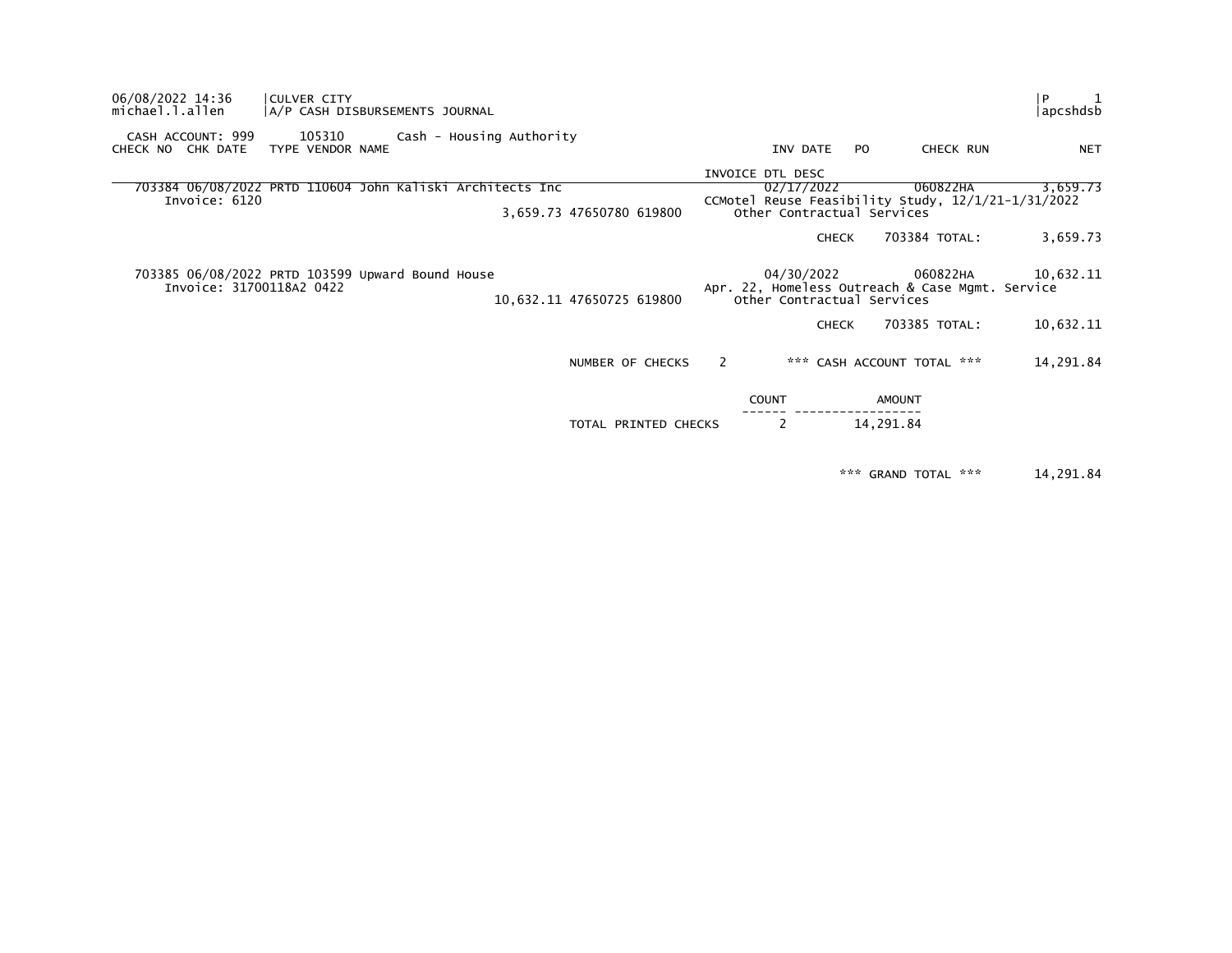06/08/2022 14:36 | CULVER CITY
michael.l.allen | A/P CASH DISBURSEMENTS JOURNAL

P 1
apcshdsb

CASH ACCOUNT: 999 105310 Cash - Housing Authority

| CHECK NO | CHK DATE | TYPE | VENDOR NAME | | | | INV DATE | PO | CHECK RUN | NET |
|---|---|---|---|---|---|---|---|---|---|---|
| | | | | | | | INVOICE DTL DESC | | | |
| 703384 | 06/08/2022 | PRTD | 110604 John Kaliski Architects Inc | | | | 02/17/2022 | | 060822HA | 3,659.73 |
| Invoice: 6120 | | | | | | | CCMotel Reuse Feasibility Study, 12/1/21-1/31/2022 | | | |
| | | | | 3,659.73 | 47650780 | 619800 | Other Contractual Services | | | |
| | | | | | | | CHECK | | 703384 TOTAL: | 3,659.73 |
| 703385 | 06/08/2022 | PRTD | 103599 Upward Bound House | | | | 04/30/2022 | | 060822HA | 10,632.11 |
| Invoice: 31700118A2 0422 | | | | | | | Apr. 22, Homeless Outreach & Case Mgmt. Service | | | |
| | | | | 10,632.11 | 47650725 | 619800 | Other Contractual Services | | | |
| | | | | | | | CHECK | | 703385 TOTAL: | 10,632.11 |

NUMBER OF CHECKS 2 *** CASH ACCOUNT TOTAL *** 14,291.84

| | COUNT | AMOUNT |
|---|---|---|
| TOTAL PRINTED CHECKS | 2 | 14,291.84 |

*** GRAND TOTAL *** 14,291.84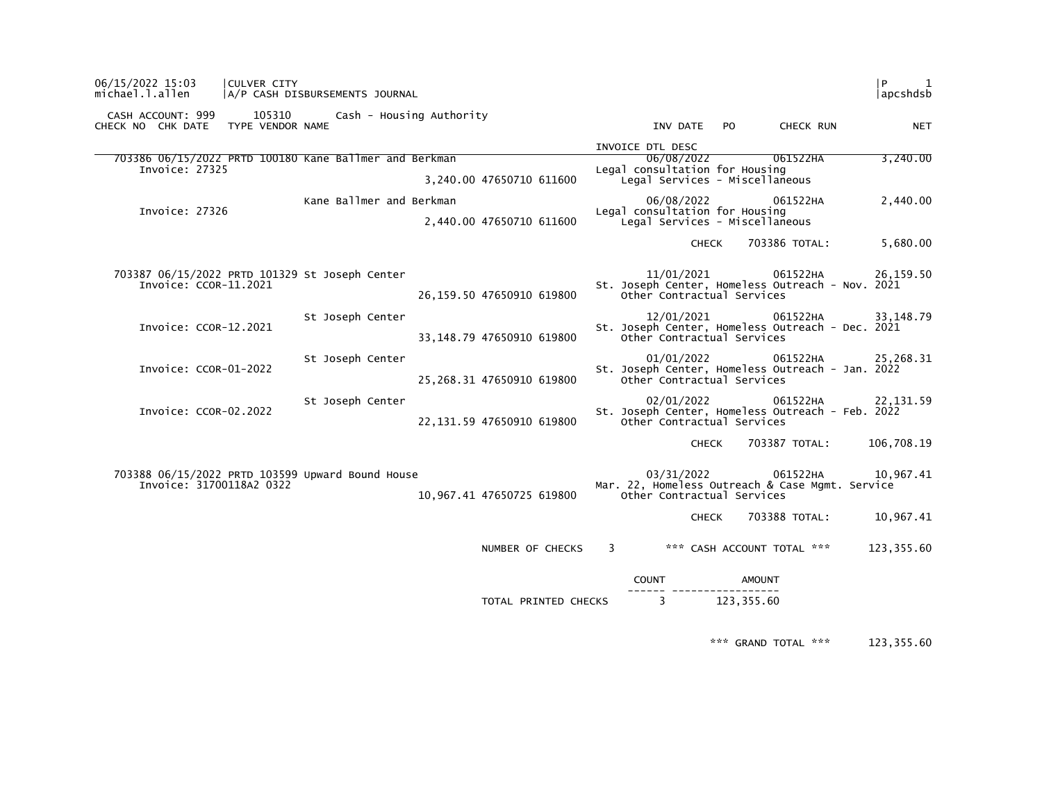06/15/2022 15:03 | CULVER CITY
michael.l.allen | A/P CASH DISBURSEMENTS JOURNAL

CASH ACCOUNT: 999 105310 Cash - Housing Authority

| CHECK NO | CHK DATE | TYPE | VENDOR NAME | | | | INV DATE / INVOICE DTL DESC | PO | CHECK RUN | NET |
|---|---|---|---|---|---|---|---|---|---|---|
| 703386 | 06/15/2022 | PRTD | 100180 Kane Ballmer and Berkman | | | | 06/08/2022 | | 061522HA | 3,240.00 |
| Invoice: 27325 | | | | 3,240.00 | 47650710 | 611600 | Legal consultation for Housing / Legal Services - Miscellaneous | | | |
| | | | Kane Ballmer and Berkman | | | | 06/08/2022 | | 061522HA | 2,440.00 |
| Invoice: 27326 | | | | 2,440.00 | 47650710 | 611600 | Legal consultation for Housing / Legal Services - Miscellaneous | | | |
| | | | | | | | CHECK | | 703386 TOTAL: | 5,680.00 |
| 703387 | 06/15/2022 | PRTD | 101329 St Joseph Center | | | | 11/01/2021 | | 061522HA | 26,159.50 |
| Invoice: CCOR-11.2021 | | | | 26,159.50 | 47650910 | 619800 | St. Joseph Center, Homeless Outreach - Nov. 2021 / Other Contractual Services | | | |
| | | | St Joseph Center | | | | 12/01/2021 | | 061522HA | 33,148.79 |
| Invoice: CCOR-12.2021 | | | | 33,148.79 | 47650910 | 619800 | St. Joseph Center, Homeless Outreach - Dec. 2021 / Other Contractual Services | | | |
| | | | St Joseph Center | | | | 01/01/2022 | | 061522HA | 25,268.31 |
| Invoice: CCOR-01-2022 | | | | 25,268.31 | 47650910 | 619800 | St. Joseph Center, Homeless Outreach - Jan. 2022 / Other Contractual Services | | | |
| | | | St Joseph Center | | | | 02/01/2022 | | 061522HA | 22,131.59 |
| Invoice: CCOR-02.2022 | | | | 22,131.59 | 47650910 | 619800 | St. Joseph Center, Homeless Outreach - Feb. 2022 / Other Contractual Services | | | |
| | | | | | | | CHECK | | 703387 TOTAL: | 106,708.19 |
| 703388 | 06/15/2022 | PRTD | 103599 Upward Bound House | | | | 03/31/2022 | | 061522HA | 10,967.41 |
| Invoice: 31700118A2 0322 | | | | 10,967.41 | 47650725 | 619800 | Mar. 22, Homeless Outreach & Case Mgmt. Service / Other Contractual Services | | | |
| | | | | | | | CHECK | | 703388 TOTAL: | 10,967.41 |

NUMBER OF CHECKS 3 *** CASH ACCOUNT TOTAL *** 123,355.60

| | COUNT | AMOUNT |
|---|---|---|
| TOTAL PRINTED CHECKS | 3 | 123,355.60 |

*** GRAND TOTAL *** 123,355.60